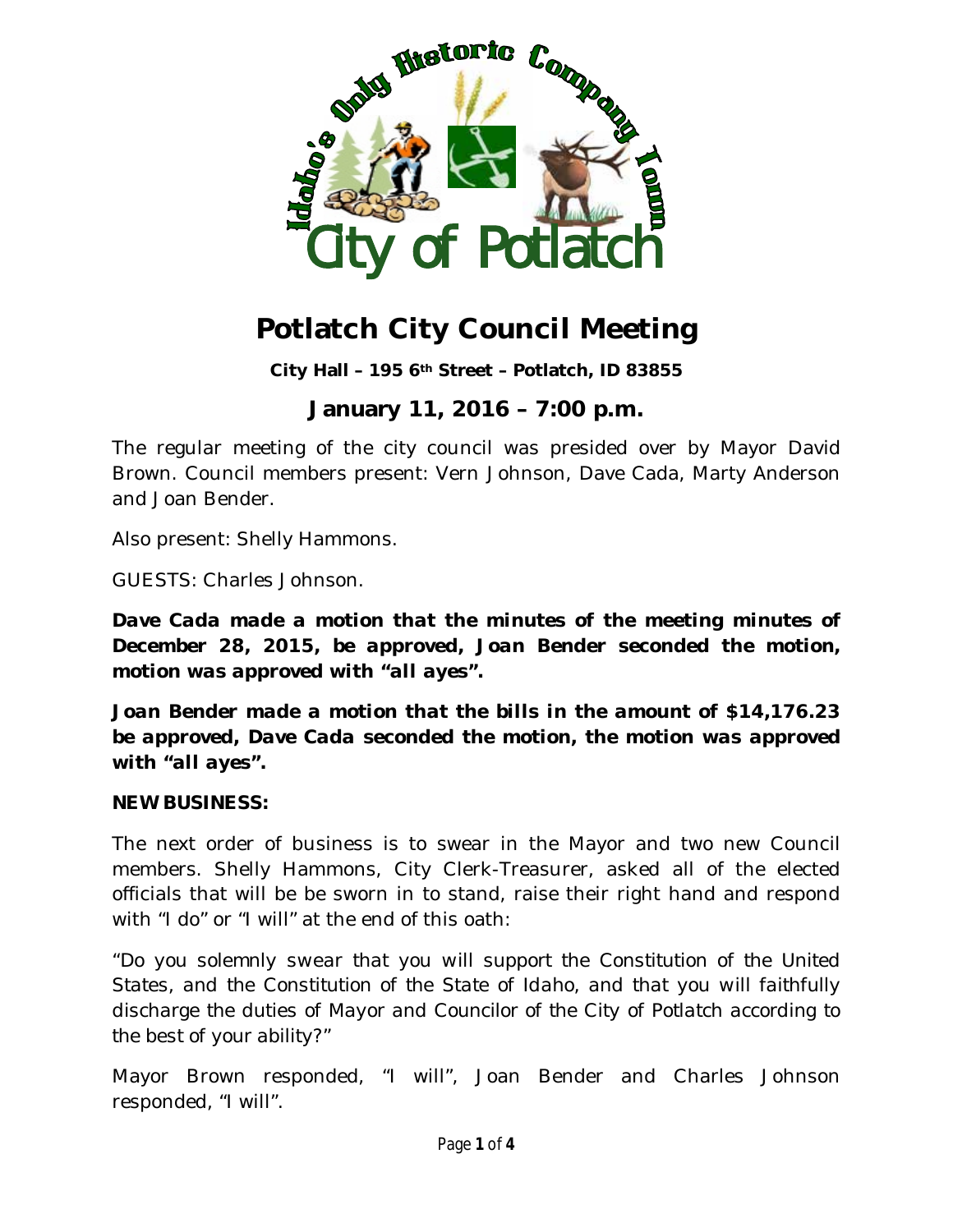# Potlatch City Council Meeting

**City Hall – 195 6th Street – Potlatch, ID 83855**

## January 11, 2016 – 7:00 p.m.

The regular meeting of the city council was presided over by Mayor David Brown. Council members present: Vern Johnson, Dave Cada, Marty Anderson and Joan Bender.

Also present: Shelly Hammons.

GUESTS: Charles Johnson.

***Dave Cada made a motion that the minutes of the meeting minutes of December 28, 2015, be approved, Joan Bender seconded the motion, motion was approved with "all ayes".***

***Joan Bender made a motion that the bills in the amount of $14,176.23 be approved, Dave Cada seconded the motion, the motion was approved with "all ayes".***

**NEW BUSINESS:**

The next order of business is to swear in the Mayor and two new Council members. Shelly Hammons, City Clerk-Treasurer, asked all of the elected officials that will be be sworn in to stand, raise their right hand and respond with "I do" or "I will" at the end of this oath:

"Do you solemnly swear that you will support the Constitution of the United States, and the Constitution of the State of Idaho, and that you will faithfully discharge the duties of Mayor and Councilor of the City of Potlatch according to the best of your ability?"

Mayor Brown responded, "I will", Joan Bender and Charles Johnson responded, "I will".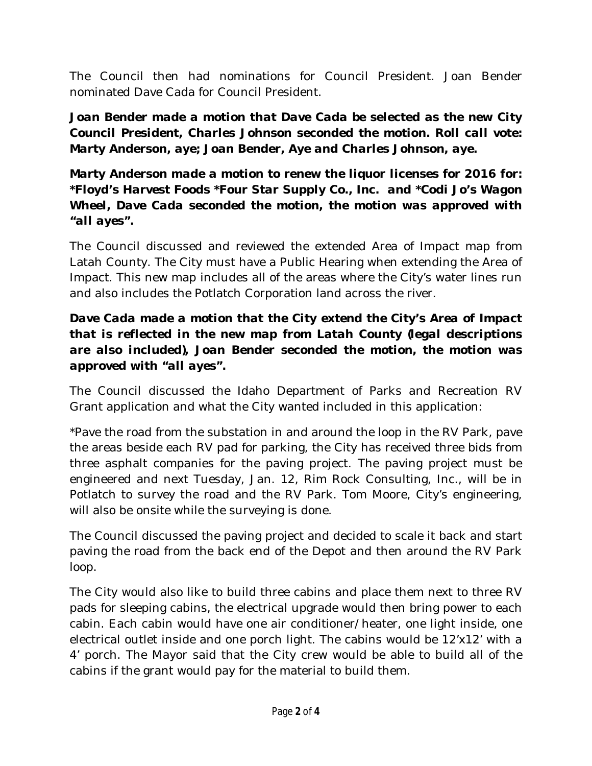The Council then had nominations for Council President. Joan Bender nominated Dave Cada for Council President.

***Joan Bender made a motion that Dave Cada be selected as the new City Council President, Charles Johnson seconded the motion. Roll call vote: Marty Anderson, aye; Joan Bender, Aye and Charles Johnson, aye.***

***Marty Anderson made a motion to renew the liquor licenses for 2016 for: *Floyd's Harvest Foods *Four Star Supply Co., Inc. and *Codi Jo's Wagon Wheel, Dave Cada seconded the motion, the motion was approved with "all ayes".***

The Council discussed and reviewed the extended Area of Impact map from Latah County. The City must have a Public Hearing when extending the Area of Impact. This new map includes all of the areas where the City's water lines run and also includes the Potlatch Corporation land across the river.

***Dave Cada made a motion that the City extend the City's Area of Impact that is reflected in the new map from Latah County (legal descriptions are also included), Joan Bender seconded the motion, the motion was approved with "all ayes".***

The Council discussed the Idaho Department of Parks and Recreation RV Grant application and what the City wanted included in this application:

*Pave the road from the substation in and around the loop in the RV Park, pave the areas beside each RV pad for parking, the City has received three bids from three asphalt companies for the paving project. The paving project must be engineered and next Tuesday, Jan. 12, Rim Rock Consulting, Inc., will be in Potlatch to survey the road and the RV Park. Tom Moore, City's engineering, will also be onsite while the surveying is done.

The Council discussed the paving project and decided to scale it back and start paving the road from the back end of the Depot and then around the RV Park loop.

The City would also like to build three cabins and place them next to three RV pads for sleeping cabins, the electrical upgrade would then bring power to each cabin. Each cabin would have one air conditioner/heater, one light inside, one electrical outlet inside and one porch light. The cabins would be 12'x12' with a 4' porch. The Mayor said that the City crew would be able to build all of the cabins if the grant would pay for the material to build them.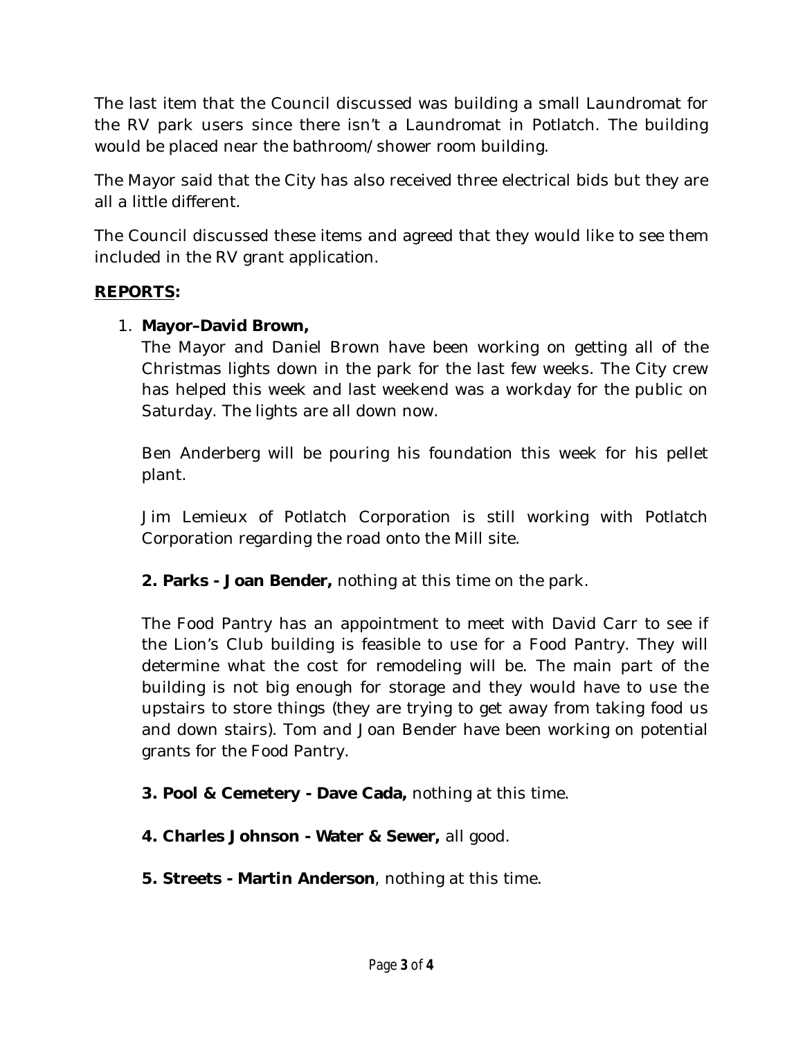The last item that the Council discussed was building a small Laundromat for the RV park users since there isn't a Laundromat in Potlatch. The building would be placed near the bathroom/shower room building.

The Mayor said that the City has also received three electrical bids but they are all a little different.

The Council discussed these items and agreed that they would like to see them included in the RV grant application.

**<u>REPORTS</u>:**

1. **Mayor–David Brown,**
   The Mayor and Daniel Brown have been working on getting all of the Christmas lights down in the park for the last few weeks. The City crew has helped this week and last weekend was a workday for the public on Saturday. The lights are all down now.

   Ben Anderberg will be pouring his foundation this week for his pellet plant.

   Jim Lemieux of Potlatch Corporation is still working with Potlatch Corporation regarding the road onto the Mill site.

   **2. Parks - Joan Bender,** nothing at this time on the park.

   The Food Pantry has an appointment to meet with David Carr to see if the Lion's Club building is feasible to use for a Food Pantry. They will determine what the cost for remodeling will be. The main part of the building is not big enough for storage and they would have to use the upstairs to store things (they are trying to get away from taking food us and down stairs). Tom and Joan Bender have been working on potential grants for the Food Pantry.

   **3. Pool & Cemetery - Dave Cada,** nothing at this time.

   **4. Charles Johnson - Water & Sewer,** all good.

   **5. Streets - Martin Anderson**, nothing at this time.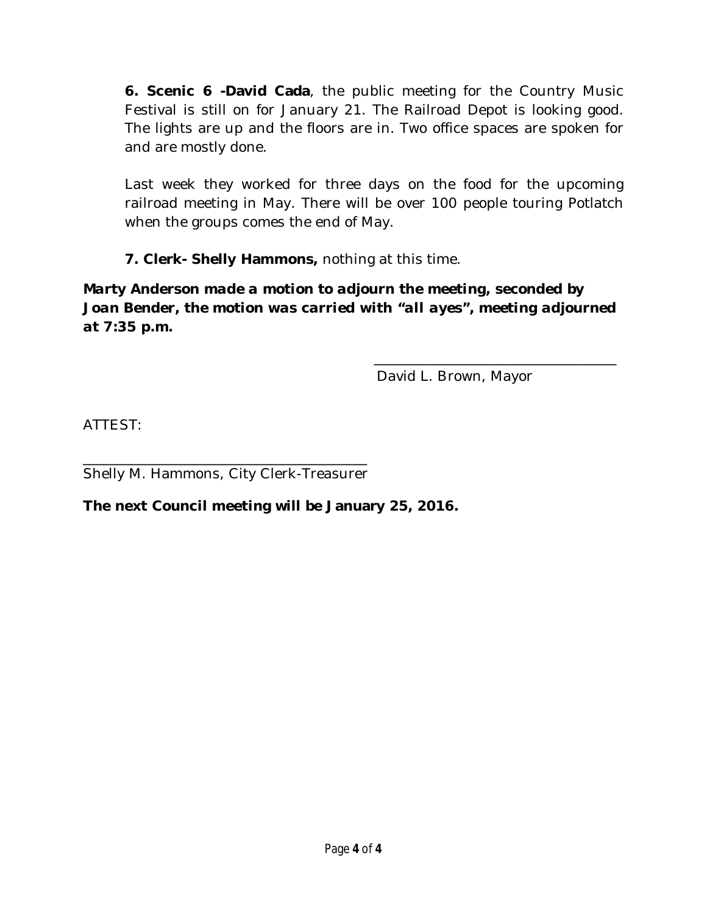**6. Scenic 6 -David Cada**, the public meeting for the Country Music Festival is still on for January 21. The Railroad Depot is looking good. The lights are up and the floors are in. Two office spaces are spoken for and are mostly done.

Last week they worked for three days on the food for the upcoming railroad meeting in May. There will be over 100 people touring Potlatch when the groups comes the end of May.

**7. Clerk- Shelly Hammons,** nothing at this time.

***Marty Anderson made a motion to adjourn the meeting, seconded by Joan Bender, the motion was carried with "all ayes", meeting adjourned at 7:35 p.m.***

\_\_\_\_\_\_\_\_\_\_\_\_\_\_\_\_\_\_\_\_\_\_\_\_\_\_\_\_\_\_\_\_\_\_
David L. Brown, Mayor

ATTEST:

\_\_\_\_\_\_\_\_\_\_\_\_\_\_\_\_\_\_\_\_\_\_\_\_\_\_\_\_\_\_\_\_\_\_\_\_\_\_
Shelly M. Hammons, City Clerk-Treasurer

**The next Council meeting will be January 25, 2016.**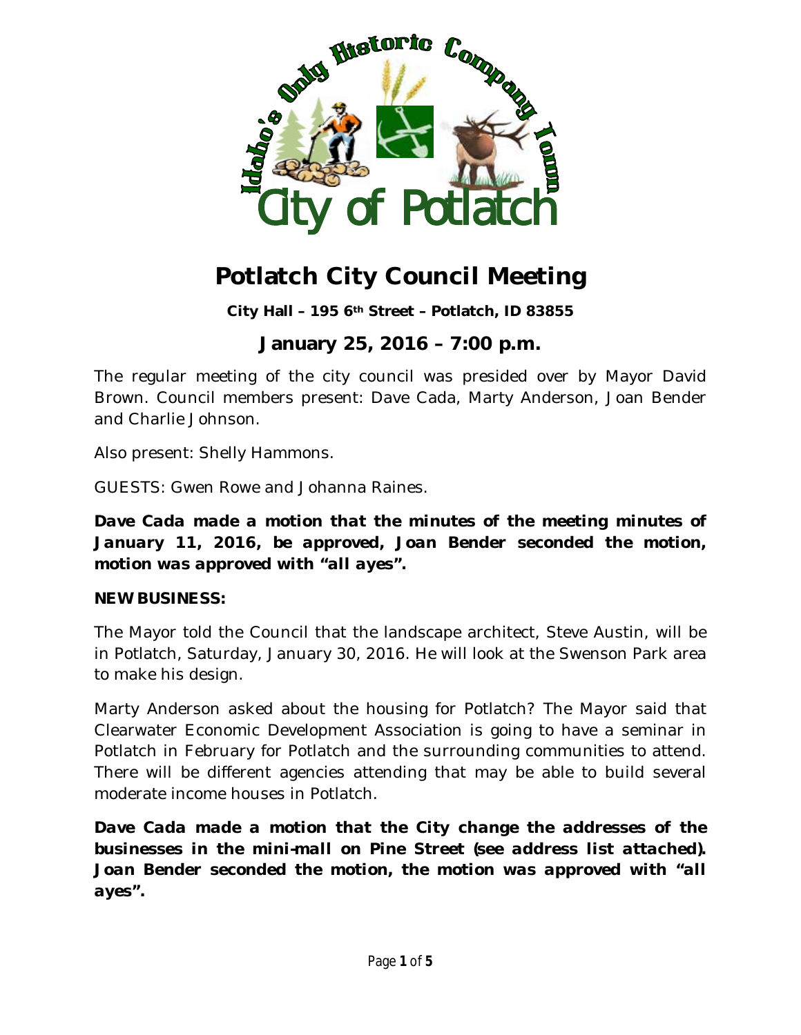# Potlatch City Council Meeting

**City Hall – 195 6th Street – Potlatch, ID 83855**

## January 25, 2016 – 7:00 p.m.

The regular meeting of the city council was presided over by Mayor David Brown. Council members present: Dave Cada, Marty Anderson, Joan Bender and Charlie Johnson.

Also present: Shelly Hammons.

GUESTS: Gwen Rowe and Johanna Raines.

***Dave Cada made a motion that the minutes of the meeting minutes of January 11, 2016, be approved, Joan Bender seconded the motion, motion was approved with "all ayes".***

**NEW BUSINESS:**

The Mayor told the Council that the landscape architect, Steve Austin, will be in Potlatch, Saturday, January 30, 2016. He will look at the Swenson Park area to make his design.

Marty Anderson asked about the housing for Potlatch? The Mayor said that Clearwater Economic Development Association is going to have a seminar in Potlatch in February for Potlatch and the surrounding communities to attend. There will be different agencies attending that may be able to build several moderate income houses in Potlatch.

***Dave Cada made a motion that the City change the addresses of the businesses in the mini-mall on Pine Street (see address list attached). Joan Bender seconded the motion, the motion was approved with "all ayes".***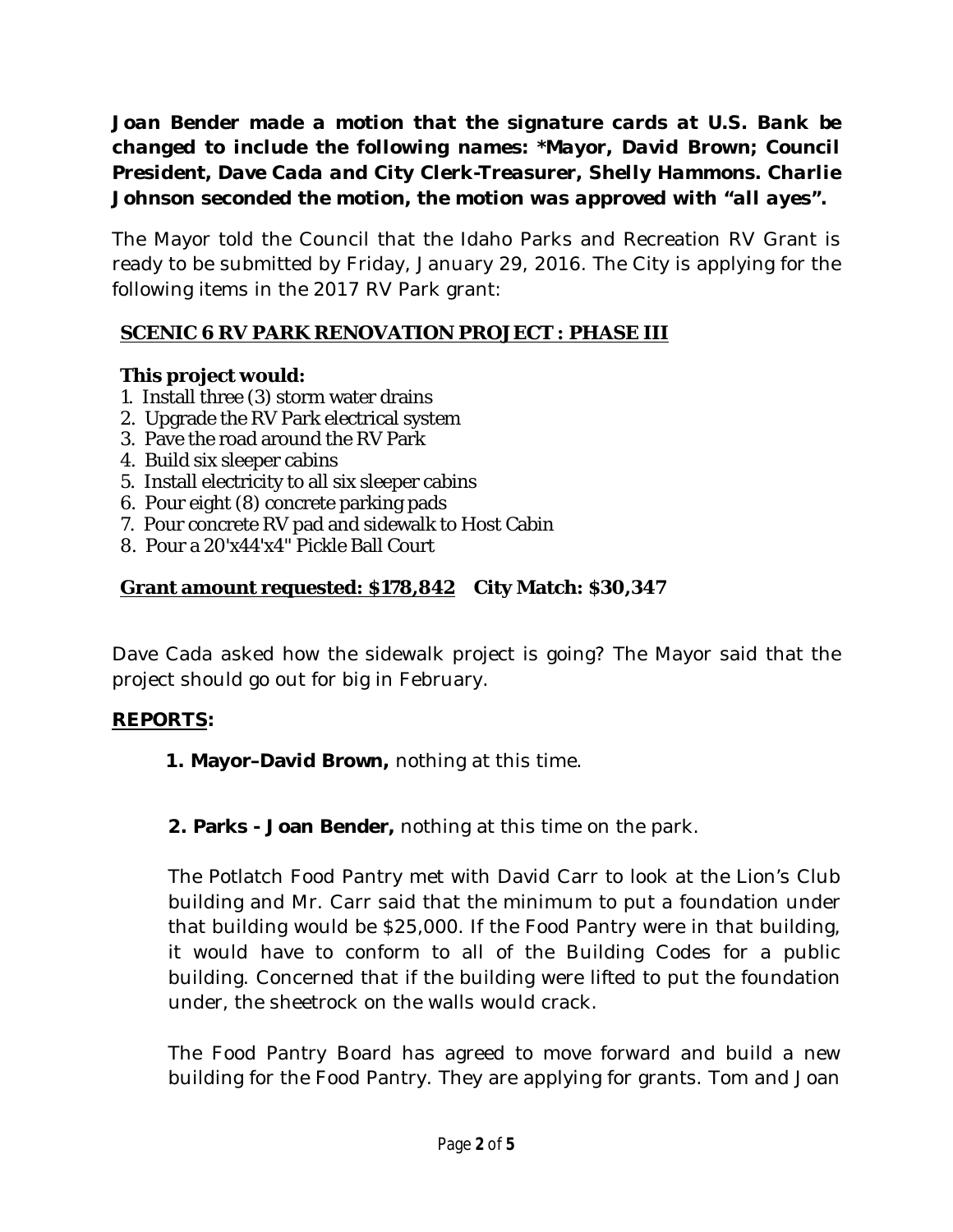**Joan Bender made a motion that the signature cards at U.S. Bank be changed to include the following names: *Mayor, David Brown; Council President, Dave Cada and City Clerk-Treasurer, Shelly Hammons. Charlie Johnson seconded the motion, the motion was approved with "all ayes".**

The Mayor told the Council that the Idaho Parks and Recreation RV Grant is ready to be submitted by Friday, January 29, 2016. The City is applying for the following items in the 2017 RV Park grant:

**SCENIC 6 RV PARK RENOVATION PROJECT : PHASE III**

**This project would:**

1. Install three (3) storm water drains
2. Upgrade the RV Park electrical system
3. Pave the road around the RV Park
4. Build six sleeper cabins
5. Install electricity to all six sleeper cabins
6. Pour eight (8) concrete parking pads
7. Pour concrete RV pad and sidewalk to Host Cabin
8. Pour a 20'x44'x4" Pickle Ball Court

**Grant amount requested: $178,842 City Match: $30,347**

Dave Cada asked how the sidewalk project is going? The Mayor said that the project should go out for big in February.

**REPORTS:**

**1. Mayor–David Brown,** nothing at this time.

**2. Parks - Joan Bender,** nothing at this time on the park.

The Potlatch Food Pantry met with David Carr to look at the Lion's Club building and Mr. Carr said that the minimum to put a foundation under that building would be $25,000. If the Food Pantry were in that building, it would have to conform to all of the Building Codes for a public building. Concerned that if the building were lifted to put the foundation under, the sheetrock on the walls would crack.

The Food Pantry Board has agreed to move forward and build a new building for the Food Pantry. They are applying for grants. Tom and Joan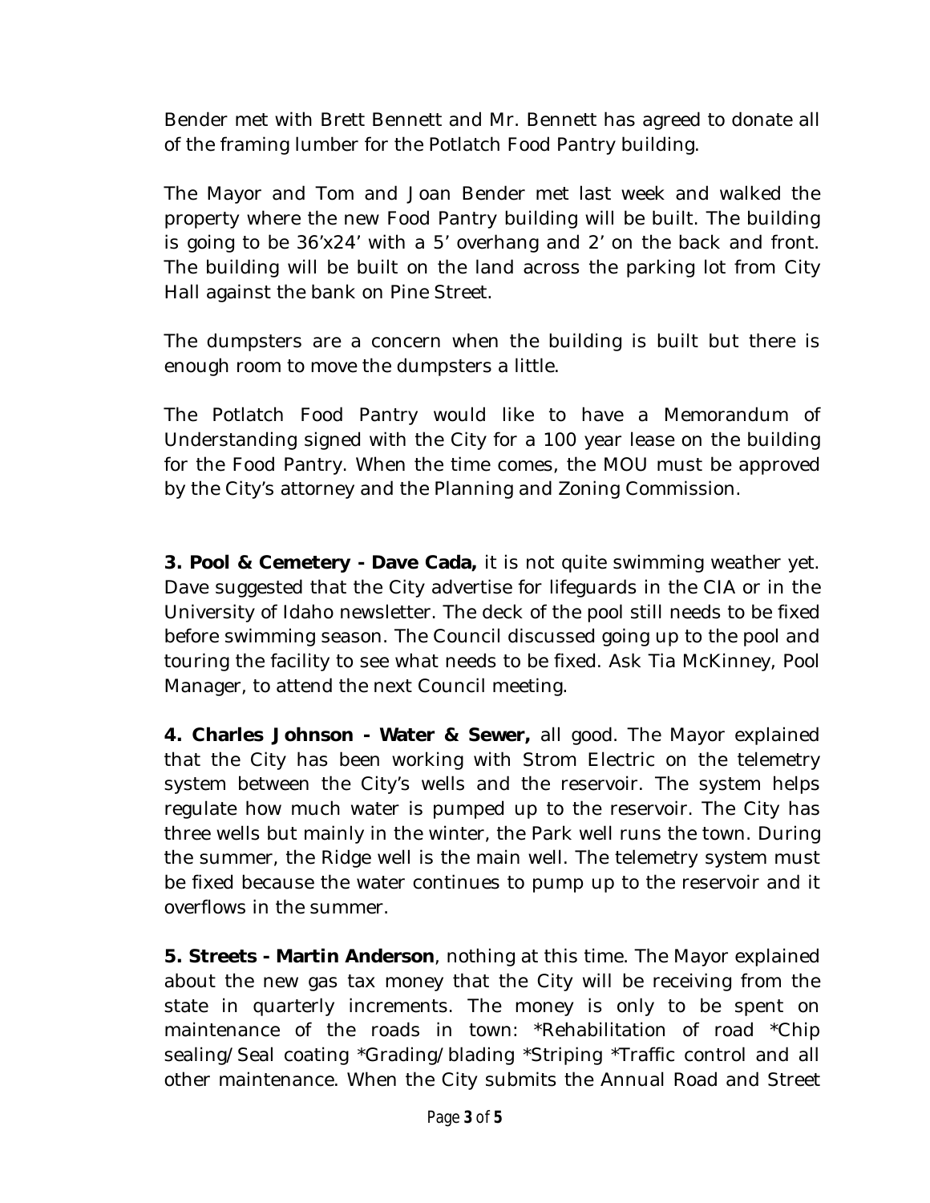Bender met with Brett Bennett and Mr. Bennett has agreed to donate all of the framing lumber for the Potlatch Food Pantry building.

The Mayor and Tom and Joan Bender met last week and walked the property where the new Food Pantry building will be built. The building is going to be 36'x24' with a 5' overhang and 2' on the back and front. The building will be built on the land across the parking lot from City Hall against the bank on Pine Street.

The dumpsters are a concern when the building is built but there is enough room to move the dumpsters a little.

The Potlatch Food Pantry would like to have a Memorandum of Understanding signed with the City for a 100 year lease on the building for the Food Pantry. When the time comes, the MOU must be approved by the City's attorney and the Planning and Zoning Commission.

**3. Pool & Cemetery - Dave Cada,** it is not quite swimming weather yet. Dave suggested that the City advertise for lifeguards in the CIA or in the University of Idaho newsletter. The deck of the pool still needs to be fixed before swimming season. The Council discussed going up to the pool and touring the facility to see what needs to be fixed. Ask Tia McKinney, Pool Manager, to attend the next Council meeting.

**4. Charles Johnson - Water & Sewer,** all good. The Mayor explained that the City has been working with Strom Electric on the telemetry system between the City's wells and the reservoir. The system helps regulate how much water is pumped up to the reservoir. The City has three wells but mainly in the winter, the Park well runs the town. During the summer, the Ridge well is the main well. The telemetry system must be fixed because the water continues to pump up to the reservoir and it overflows in the summer.

**5. Streets - Martin Anderson**, nothing at this time. The Mayor explained about the new gas tax money that the City will be receiving from the state in quarterly increments. The money is only to be spent on maintenance of the roads in town: *Rehabilitation of road *Chip sealing/Seal coating *Grading/blading *Striping *Traffic control and all other maintenance. When the City submits the Annual Road and Street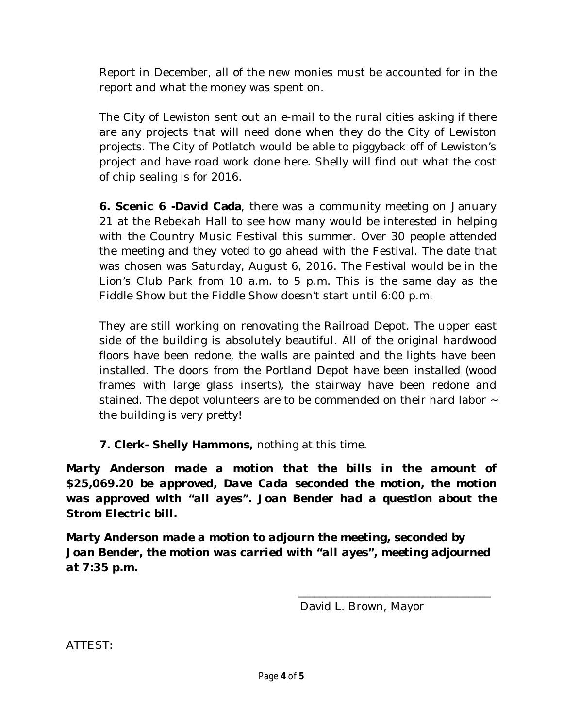Report in December, all of the new monies must be accounted for in the report and what the money was spent on.

The City of Lewiston sent out an e-mail to the rural cities asking if there are any projects that will need done when they do the City of Lewiston projects. The City of Potlatch would be able to piggyback off of Lewiston's project and have road work done here. Shelly will find out what the cost of chip sealing is for 2016.

**6. Scenic 6 -David Cada**, there was a community meeting on January 21 at the Rebekah Hall to see how many would be interested in helping with the Country Music Festival this summer. Over 30 people attended the meeting and they voted to go ahead with the Festival. The date that was chosen was Saturday, August 6, 2016. The Festival would be in the Lion's Club Park from 10 a.m. to 5 p.m. This is the same day as the Fiddle Show but the Fiddle Show doesn't start until 6:00 p.m.

They are still working on renovating the Railroad Depot. The upper east side of the building is absolutely beautiful. All of the original hardwood floors have been redone, the walls are painted and the lights have been installed. The doors from the Portland Depot have been installed (wood frames with large glass inserts), the stairway have been redone and stained. The depot volunteers are to be commended on their hard labor ~ the building is very pretty!

**7. Clerk- Shelly Hammons,** nothing at this time.

***Marty Anderson made a motion that the bills in the amount of $25,069.20 be approved, Dave Cada seconded the motion, the motion was approved with "all ayes". Joan Bender had a question about the Strom Electric bill.***

***Marty Anderson made a motion to adjourn the meeting, seconded by Joan Bender, the motion was carried with "all ayes", meeting adjourned at 7:35 p.m.***

\_\_\_\_\_\_\_\_\_\_\_\_\_\_\_\_\_\_\_\_\_\_\_\_\_\_\_\_\_\_\_\_\_\_

David L. Brown, Mayor

ATTEST: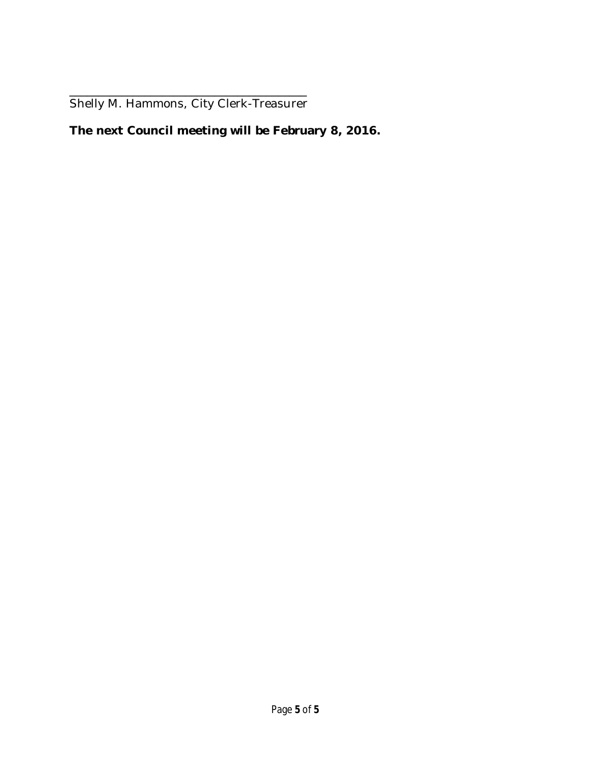\_\_\_\_\_\_\_\_\_\_\_\_\_\_\_\_\_\_\_\_\_\_\_\_\_\_\_\_\_\_\_\_\_\_\_\_

Shelly M. Hammons, City Clerk-Treasurer

**The next Council meeting will be February 8, 2016.**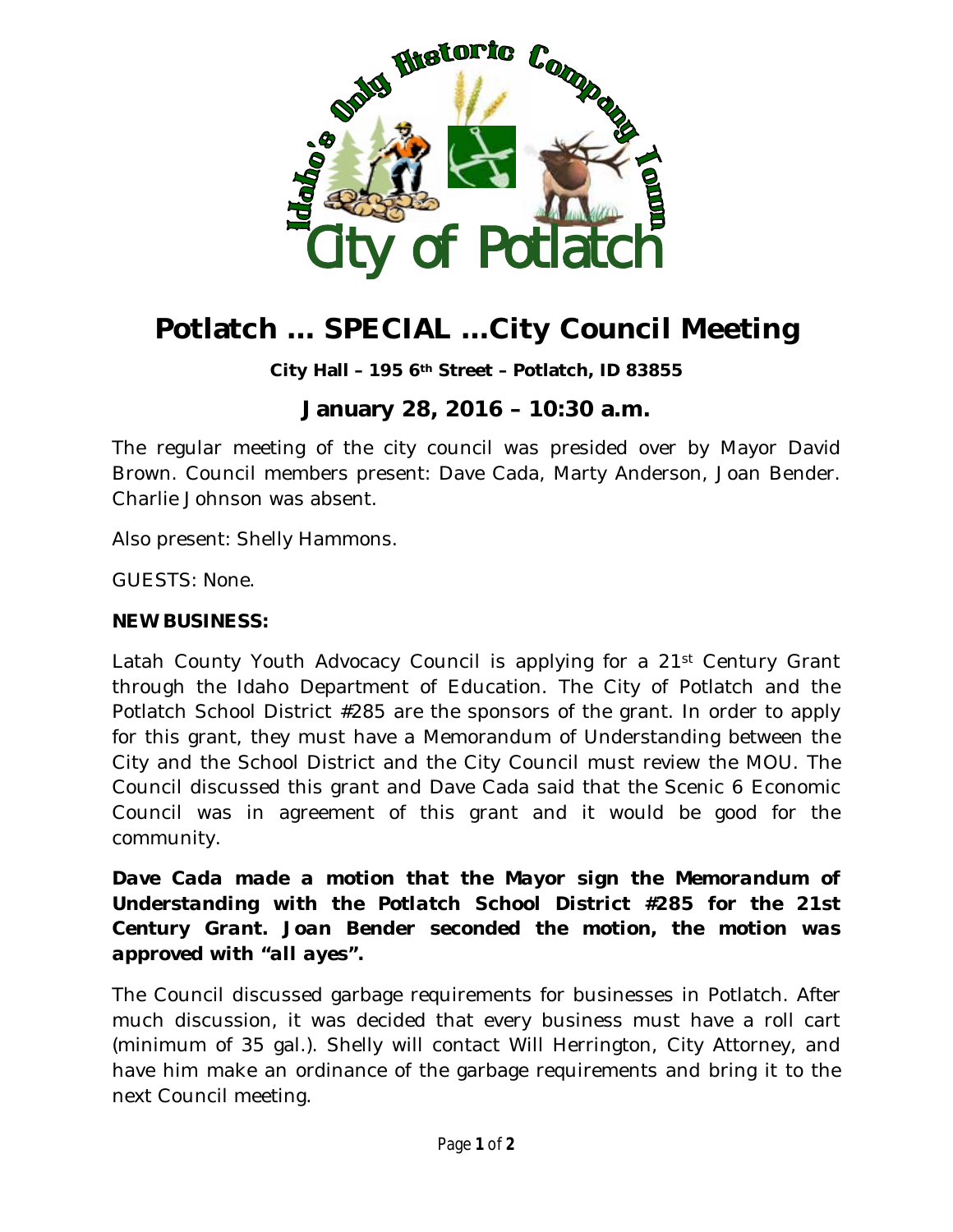# Potlatch … SPECIAL …City Council Meeting

**City Hall – 195 6th Street – Potlatch, ID 83855**

## January 28, 2016 – 10:30 a.m.

The regular meeting of the city council was presided over by Mayor David Brown. Council members present: Dave Cada, Marty Anderson, Joan Bender. Charlie Johnson was absent.

Also present: Shelly Hammons.

GUESTS: None.

**NEW BUSINESS:**

Latah County Youth Advocacy Council is applying for a 21st Century Grant through the Idaho Department of Education. The City of Potlatch and the Potlatch School District #285 are the sponsors of the grant. In order to apply for this grant, they must have a Memorandum of Understanding between the City and the School District and the City Council must review the MOU. The Council discussed this grant and Dave Cada said that the Scenic 6 Economic Council was in agreement of this grant and it would be good for the community.

***Dave Cada made a motion that the Mayor sign the Memorandum of Understanding with the Potlatch School District #285 for the 21st Century Grant. Joan Bender seconded the motion, the motion was approved with "all ayes".***

The Council discussed garbage requirements for businesses in Potlatch. After much discussion, it was decided that every business must have a roll cart (minimum of 35 gal.). Shelly will contact Will Herrington, City Attorney, and have him make an ordinance of the garbage requirements and bring it to the next Council meeting.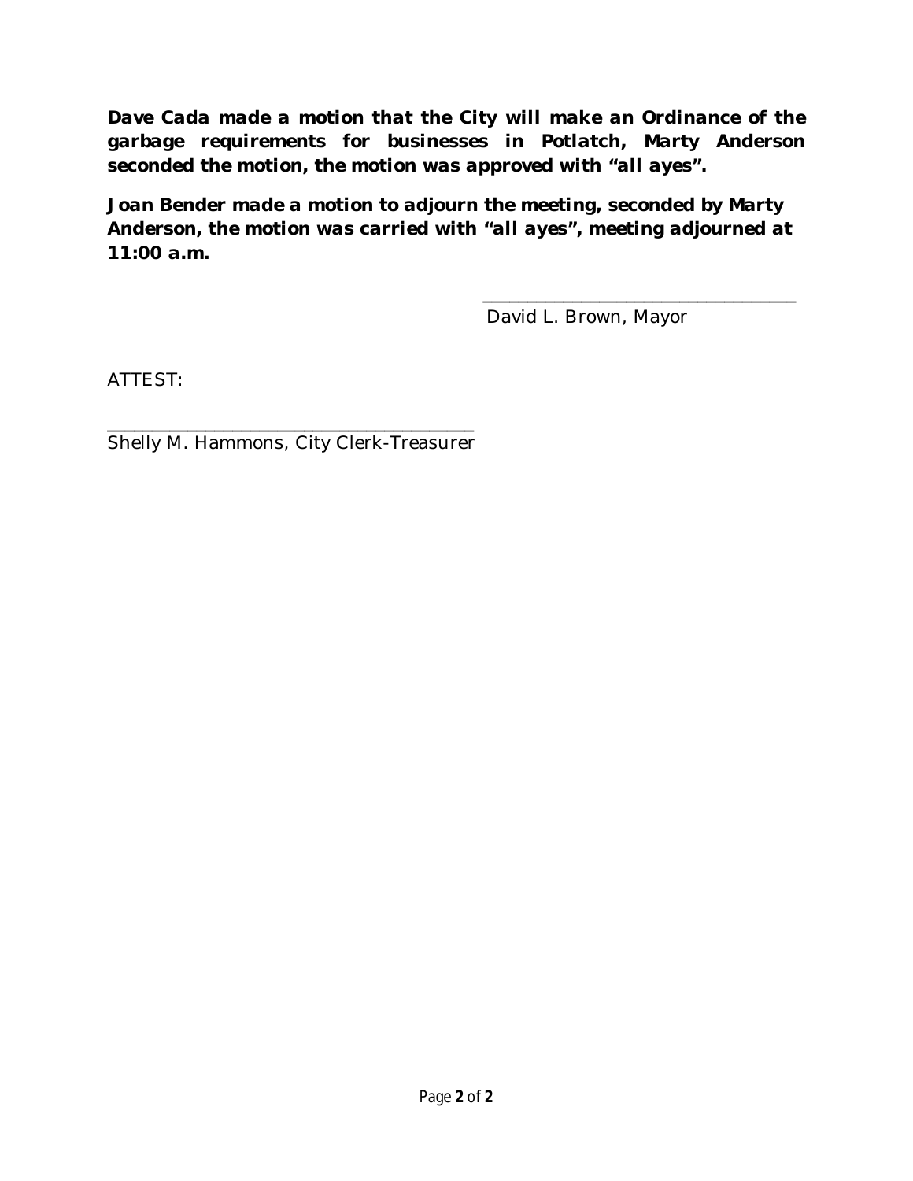**Dave Cada made a motion that the City will make an Ordinance of the garbage requirements for businesses in Potlatch, Marty Anderson seconded the motion, the motion was approved with "all ayes".**

**Joan Bender made a motion to adjourn the meeting, seconded by Marty Anderson, the motion was carried with "all ayes", meeting adjourned at 11:00 a.m.**

\_\_\_\_\_\_\_\_\_\_\_\_\_\_\_\_\_\_\_\_\_\_\_\_\_\_\_\_\_\_\_\_\_\_\_\_

David L. Brown, Mayor

ATTEST:

\_\_\_\_\_\_\_\_\_\_\_\_\_\_\_\_\_\_\_\_\_\_\_\_\_\_\_\_\_\_\_\_\_\_\_\_\_\_\_\_

Shelly M. Hammons, City Clerk-Treasurer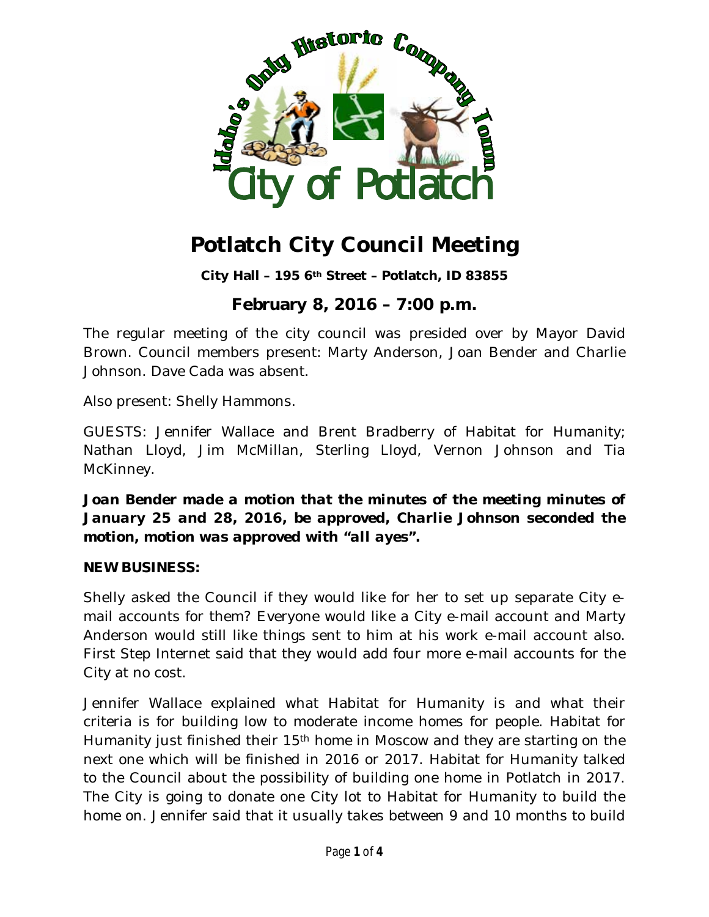# Potlatch City Council Meeting

**City Hall – 195 6th Street – Potlatch, ID 83855**

## February 8, 2016 – 7:00 p.m.

The regular meeting of the city council was presided over by Mayor David Brown. Council members present: Marty Anderson, Joan Bender and Charlie Johnson. Dave Cada was absent.

Also present: Shelly Hammons.

GUESTS: Jennifer Wallace and Brent Bradberry of Habitat for Humanity; Nathan Lloyd, Jim McMillan, Sterling Lloyd, Vernon Johnson and Tia McKinney.

***Joan Bender made a motion that the minutes of the meeting minutes of January 25 and 28, 2016, be approved, Charlie Johnson seconded the motion, motion was approved with "all ayes".***

**NEW BUSINESS:**

Shelly asked the Council if they would like for her to set up separate City e-mail accounts for them? Everyone would like a City e-mail account and Marty Anderson would still like things sent to him at his work e-mail account also. First Step Internet said that they would add four more e-mail accounts for the City at no cost.

Jennifer Wallace explained what Habitat for Humanity is and what their criteria is for building low to moderate income homes for people. Habitat for Humanity just finished their 15th home in Moscow and they are starting on the next one which will be finished in 2016 or 2017. Habitat for Humanity talked to the Council about the possibility of building one home in Potlatch in 2017. The City is going to donate one City lot to Habitat for Humanity to build the home on. Jennifer said that it usually takes between 9 and 10 months to build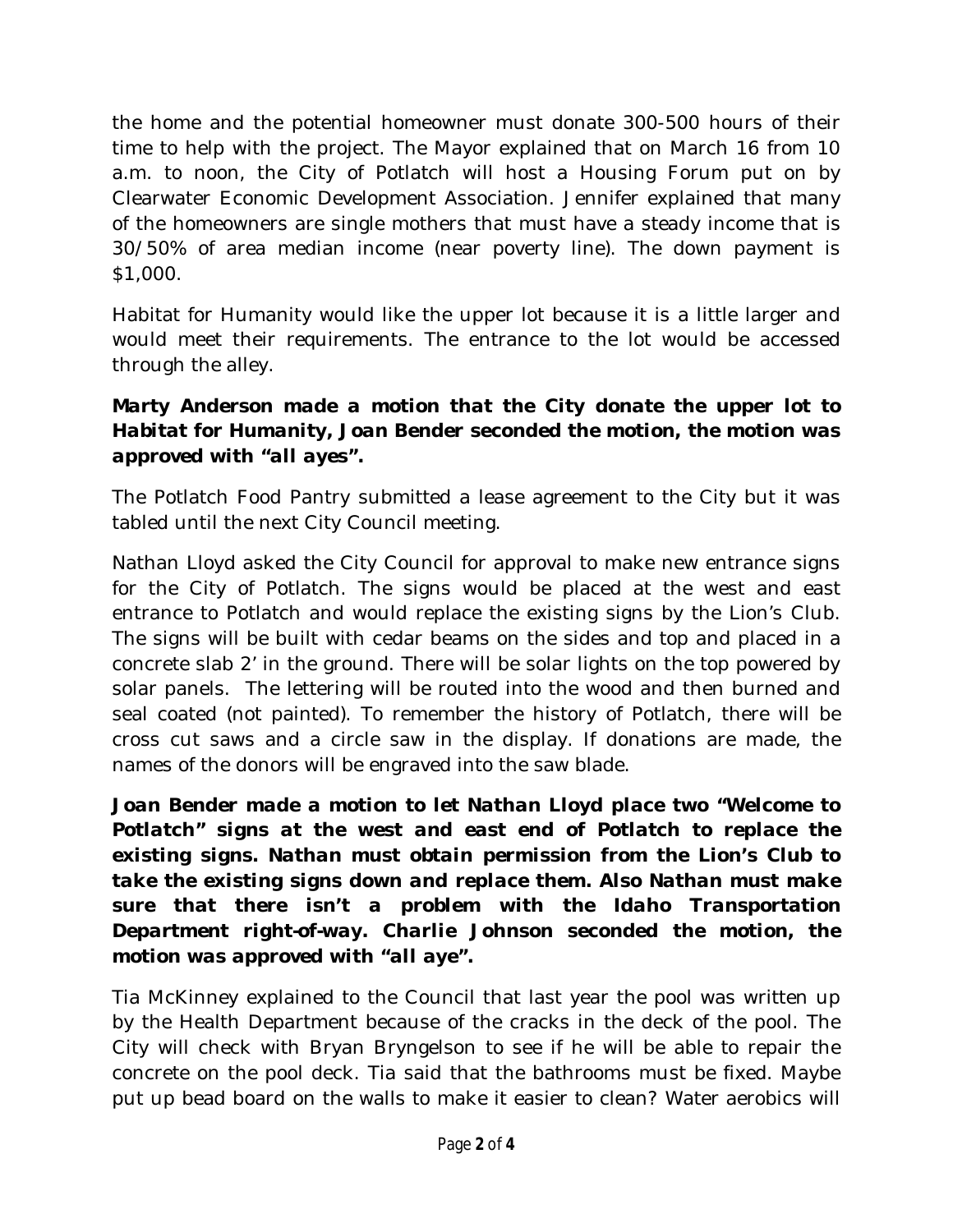the home and the potential homeowner must donate 300-500 hours of their time to help with the project. The Mayor explained that on March 16 from 10 a.m. to noon, the City of Potlatch will host a Housing Forum put on by Clearwater Economic Development Association. Jennifer explained that many of the homeowners are single mothers that must have a steady income that is 30/50% of area median income (near poverty line). The down payment is $1,000.

Habitat for Humanity would like the upper lot because it is a little larger and would meet their requirements. The entrance to the lot would be accessed through the alley.

***Marty Anderson made a motion that the City donate the upper lot to Habitat for Humanity, Joan Bender seconded the motion, the motion was approved with "all ayes".***

The Potlatch Food Pantry submitted a lease agreement to the City but it was tabled until the next City Council meeting.

Nathan Lloyd asked the City Council for approval to make new entrance signs for the City of Potlatch. The signs would be placed at the west and east entrance to Potlatch and would replace the existing signs by the Lion's Club. The signs will be built with cedar beams on the sides and top and placed in a concrete slab 2' in the ground. There will be solar lights on the top powered by solar panels. The lettering will be routed into the wood and then burned and seal coated (not painted). To remember the history of Potlatch, there will be cross cut saws and a circle saw in the display. If donations are made, the names of the donors will be engraved into the saw blade.

***Joan Bender made a motion to let Nathan Lloyd place two "Welcome to Potlatch" signs at the west and east end of Potlatch to replace the existing signs. Nathan must obtain permission from the Lion's Club to take the existing signs down and replace them. Also Nathan must make sure that there isn't a problem with the Idaho Transportation Department right-of-way. Charlie Johnson seconded the motion, the motion was approved with "all aye".***

Tia McKinney explained to the Council that last year the pool was written up by the Health Department because of the cracks in the deck of the pool. The City will check with Bryan Bryngelson to see if he will be able to repair the concrete on the pool deck. Tia said that the bathrooms must be fixed. Maybe put up bead board on the walls to make it easier to clean? Water aerobics will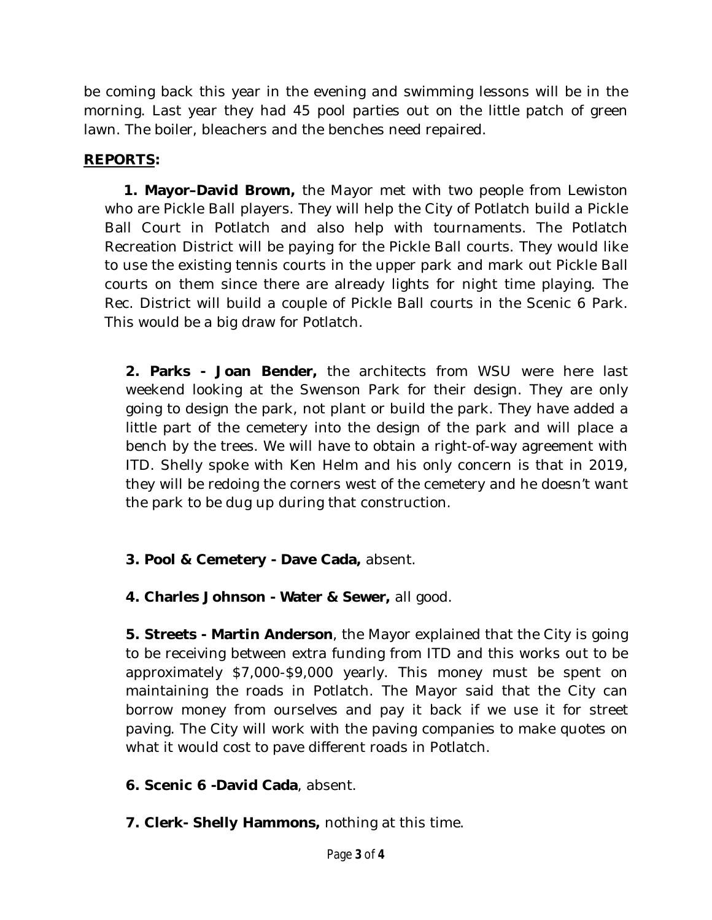be coming back this year in the evening and swimming lessons will be in the morning. Last year they had 45 pool parties out on the little patch of green lawn. The boiler, bleachers and the benches need repaired.

**REPORTS:**

**1. Mayor–David Brown,** the Mayor met with two people from Lewiston who are Pickle Ball players. They will help the City of Potlatch build a Pickle Ball Court in Potlatch and also help with tournaments. The Potlatch Recreation District will be paying for the Pickle Ball courts. They would like to use the existing tennis courts in the upper park and mark out Pickle Ball courts on them since there are already lights for night time playing. The Rec. District will build a couple of Pickle Ball courts in the Scenic 6 Park. This would be a big draw for Potlatch.

**2. Parks - Joan Bender,** the architects from WSU were here last weekend looking at the Swenson Park for their design. They are only going to design the park, not plant or build the park. They have added a little part of the cemetery into the design of the park and will place a bench by the trees. We will have to obtain a right-of-way agreement with ITD. Shelly spoke with Ken Helm and his only concern is that in 2019, they will be redoing the corners west of the cemetery and he doesn't want the park to be dug up during that construction.

**3. Pool & Cemetery - Dave Cada,** absent.

**4. Charles Johnson - Water & Sewer,** all good.

**5. Streets - Martin Anderson**, the Mayor explained that the City is going to be receiving between extra funding from ITD and this works out to be approximately $7,000-$9,000 yearly. This money must be spent on maintaining the roads in Potlatch. The Mayor said that the City can borrow money from ourselves and pay it back if we use it for street paving. The City will work with the paving companies to make quotes on what it would cost to pave different roads in Potlatch.

**6. Scenic 6 -David Cada**, absent.

**7. Clerk- Shelly Hammons,** nothing at this time.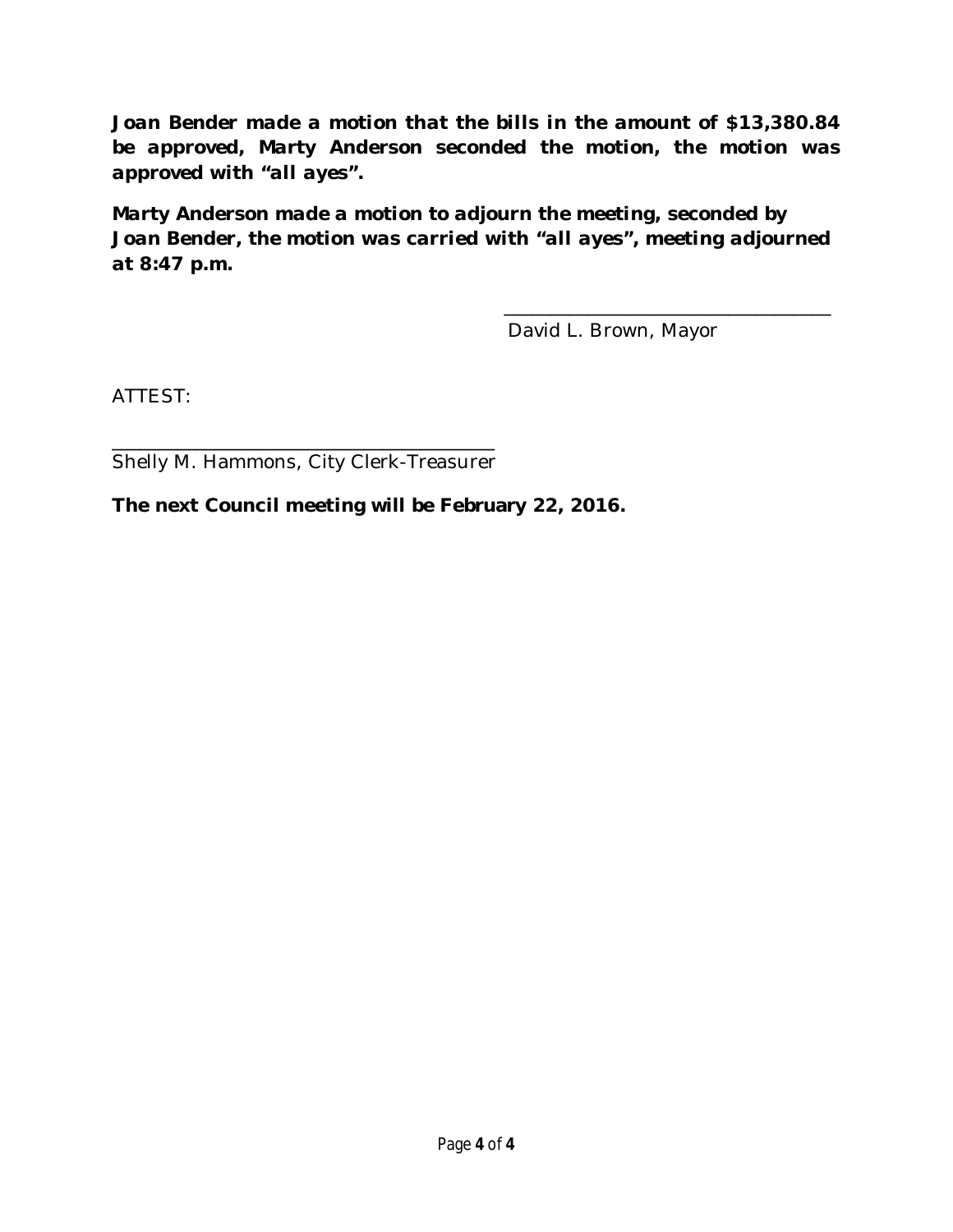**Joan Bender made a motion that the bills in the amount of $13,380.84 be approved, Marty Anderson seconded the motion, the motion was approved with "all ayes".**

**Marty Anderson made a motion to adjourn the meeting, seconded by Joan Bender, the motion was carried with "all ayes", meeting adjourned at 8:47 p.m.**

\_\_\_\_\_\_\_\_\_\_\_\_\_\_\_\_\_\_\_\_\_\_\_\_\_\_\_\_\_\_\_\_\_\_

David L. Brown, Mayor

ATTEST:

\_\_\_\_\_\_\_\_\_\_\_\_\_\_\_\_\_\_\_\_\_\_\_\_\_\_\_\_\_\_\_\_\_\_\_\_\_\_\_\_

Shelly M. Hammons, City Clerk-Treasurer

**The next Council meeting will be February 22, 2016.**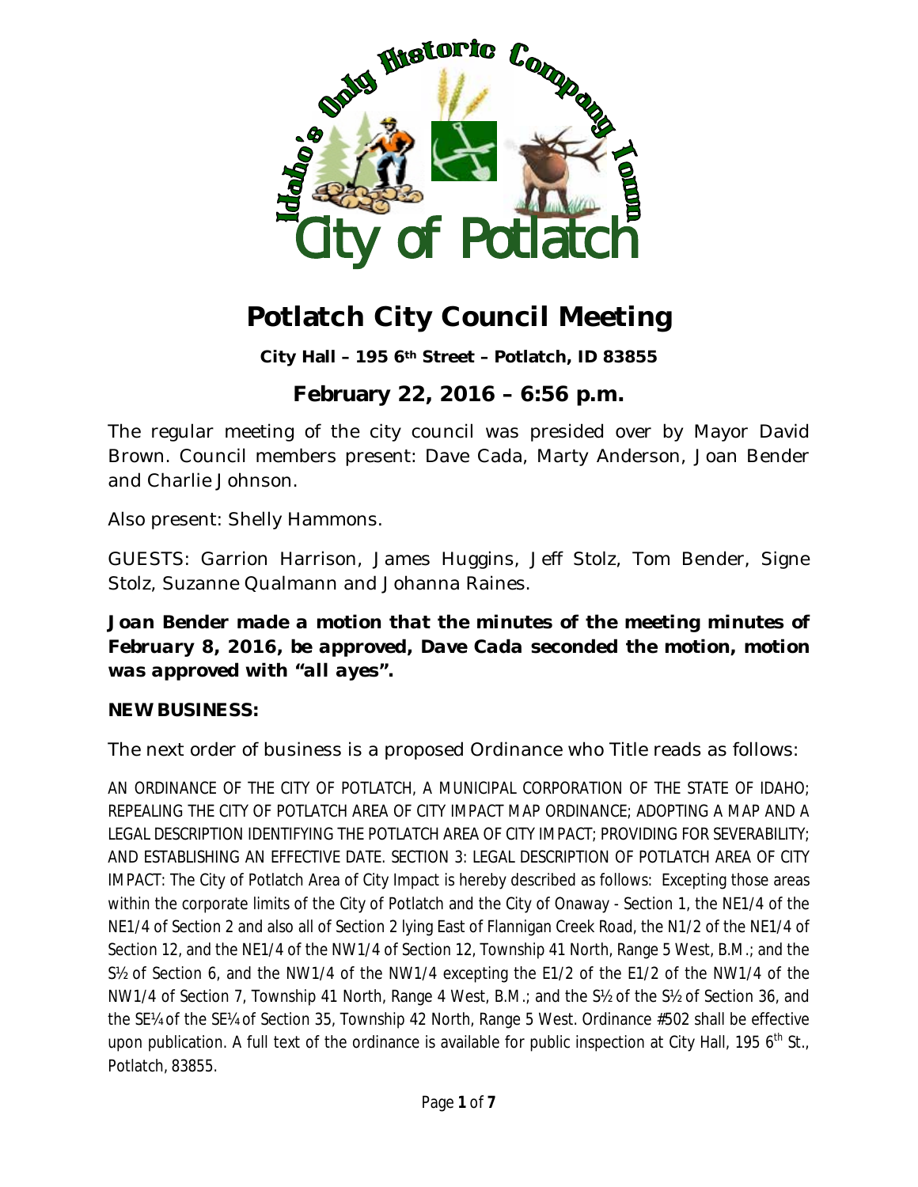# Potlatch City Council Meeting

**City Hall – 195 6th Street – Potlatch, ID 83855**

## February 22, 2016 – 6:56 p.m.

The regular meeting of the city council was presided over by Mayor David Brown. Council members present: Dave Cada, Marty Anderson, Joan Bender and Charlie Johnson.

Also present: Shelly Hammons.

GUESTS: Garrion Harrison, James Huggins, Jeff Stolz, Tom Bender, Signe Stolz, Suzanne Qualmann and Johanna Raines.

***Joan Bender made a motion that the minutes of the meeting minutes of February 8, 2016, be approved, Dave Cada seconded the motion, motion was approved with "all ayes".***

**NEW BUSINESS:**

The next order of business is a proposed Ordinance who Title reads as follows:

AN ORDINANCE OF THE CITY OF POTLATCH, A MUNICIPAL CORPORATION OF THE STATE OF IDAHO; REPEALING THE CITY OF POTLATCH AREA OF CITY IMPACT MAP ORDINANCE; ADOPTING A MAP AND A LEGAL DESCRIPTION IDENTIFYING THE POTLATCH AREA OF CITY IMPACT; PROVIDING FOR SEVERABILITY; AND ESTABLISHING AN EFFECTIVE DATE. SECTION 3: LEGAL DESCRIPTION OF POTLATCH AREA OF CITY IMPACT: The City of Potlatch Area of City Impact is hereby described as follows: Excepting those areas within the corporate limits of the City of Potlatch and the City of Onaway - Section 1, the NE1/4 of the NE1/4 of Section 2 and also all of Section 2 lying East of Flannigan Creek Road, the N1/2 of the NE1/4 of Section 12, and the NE1/4 of the NW1/4 of Section 12, Township 41 North, Range 5 West, B.M.; and the S½ of Section 6, and the NW1/4 of the NW1/4 excepting the E1/2 of the E1/2 of the NW1/4 of the NW1/4 of Section 7, Township 41 North, Range 4 West, B.M.; and the S½ of the S½ of Section 36, and the SE¼ of the SE¼ of Section 35, Township 42 North, Range 5 West. Ordinance #502 shall be effective upon publication. A full text of the ordinance is available for public inspection at City Hall, 195 6th St., Potlatch, 83855.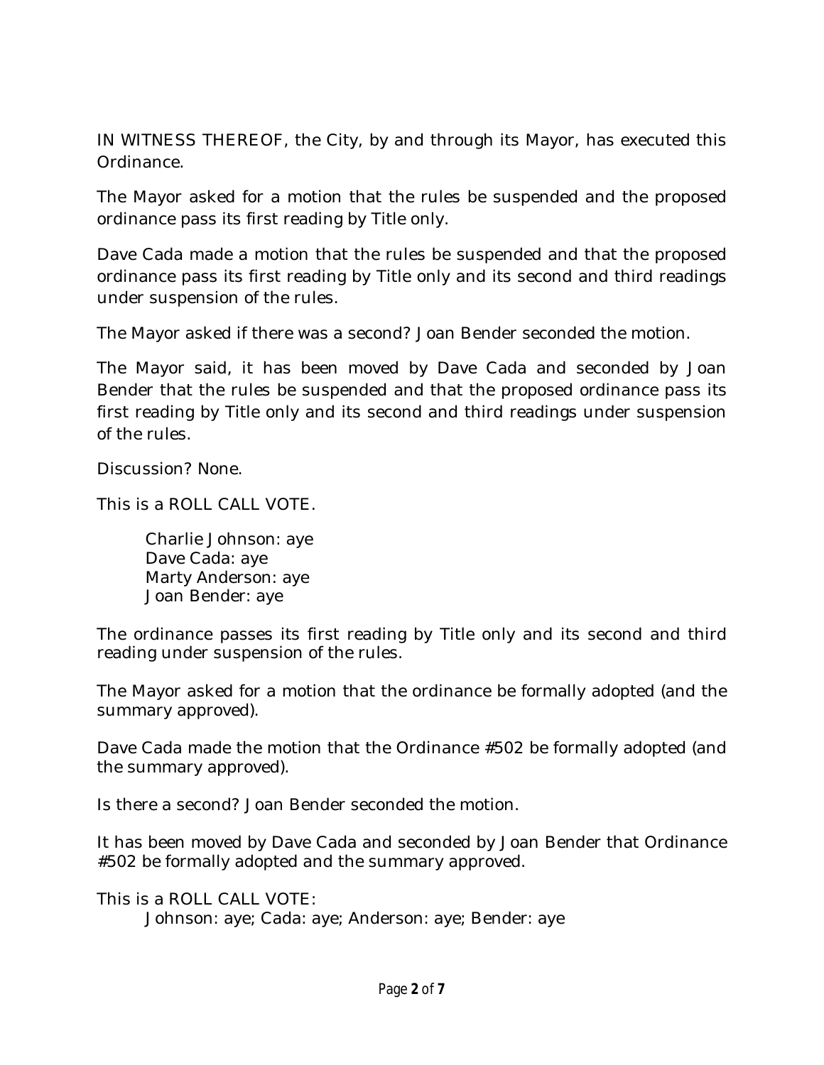IN WITNESS THEREOF, the City, by and through its Mayor, has executed this Ordinance.

The Mayor asked for a motion that the rules be suspended and the proposed ordinance pass its first reading by Title only.

Dave Cada made a motion that the rules be suspended and that the proposed ordinance pass its first reading by Title only and its second and third readings under suspension of the rules.

The Mayor asked if there was a second? Joan Bender seconded the motion.

The Mayor said, it has been moved by Dave Cada and seconded by Joan Bender that the rules be suspended and that the proposed ordinance pass its first reading by Title only and its second and third readings under suspension of the rules.

Discussion? None.

This is a ROLL CALL VOTE.

Charlie Johnson: aye
Dave Cada: aye
Marty Anderson: aye
Joan Bender: aye

The ordinance passes its first reading by Title only and its second and third reading under suspension of the rules.

The Mayor asked for a motion that the ordinance be formally adopted (and the summary approved).

Dave Cada made the motion that the Ordinance #502 be formally adopted (and the summary approved).

Is there a second? Joan Bender seconded the motion.

It has been moved by Dave Cada and seconded by Joan Bender that Ordinance #502 be formally adopted and the summary approved.

This is a ROLL CALL VOTE:
Johnson: aye; Cada: aye; Anderson: aye; Bender: aye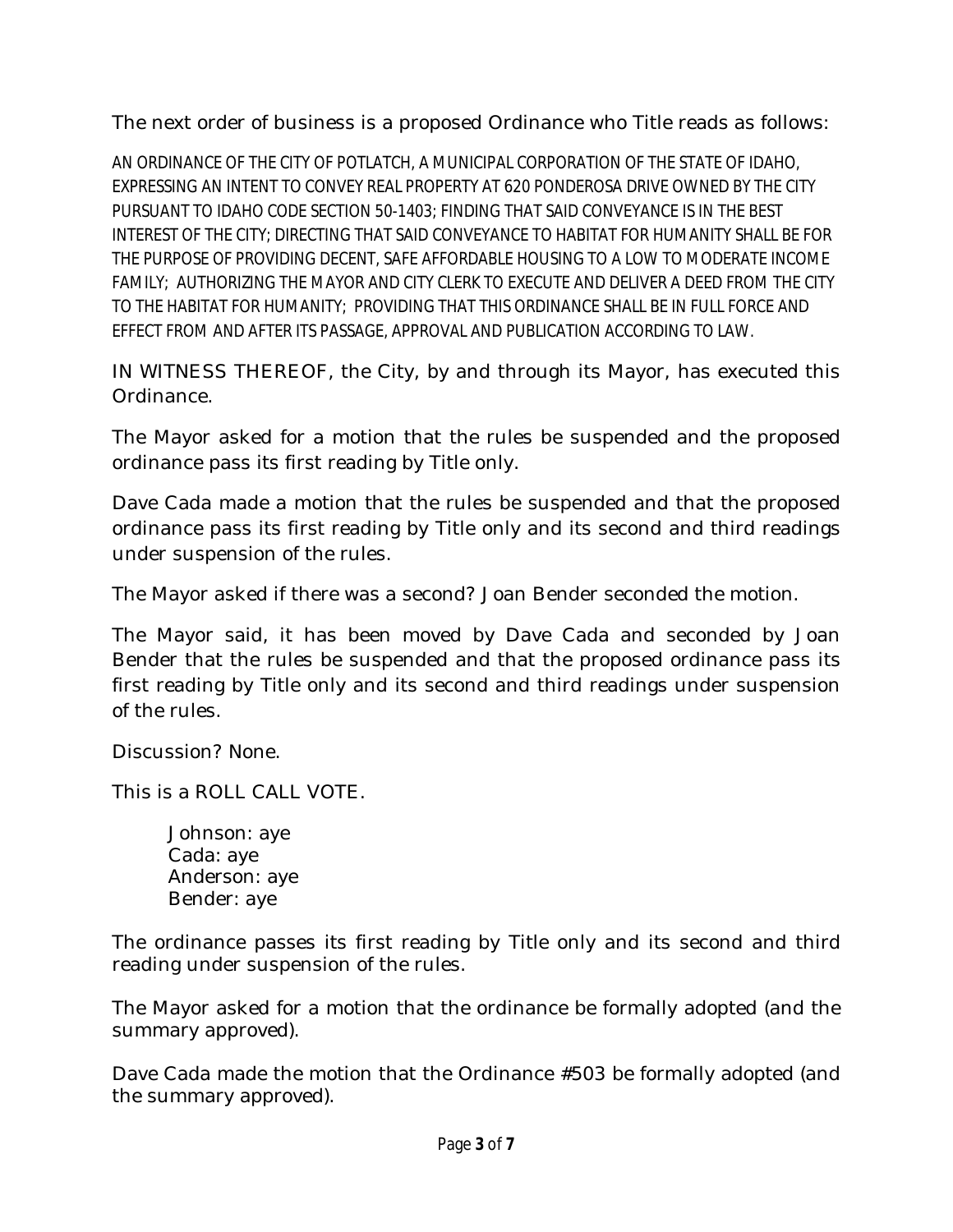The next order of business is a proposed Ordinance who Title reads as follows:

AN ORDINANCE OF THE CITY OF POTLATCH, A MUNICIPAL CORPORATION OF THE STATE OF IDAHO, EXPRESSING AN INTENT TO CONVEY REAL PROPERTY AT 620 PONDEROSA DRIVE OWNED BY THE CITY PURSUANT TO IDAHO CODE SECTION 50-1403; FINDING THAT SAID CONVEYANCE IS IN THE BEST INTEREST OF THE CITY; DIRECTING THAT SAID CONVEYANCE TO HABITAT FOR HUMANITY SHALL BE FOR THE PURPOSE OF PROVIDING DECENT, SAFE AFFORDABLE HOUSING TO A LOW TO MODERATE INCOME FAMILY; AUTHORIZING THE MAYOR AND CITY CLERK TO EXECUTE AND DELIVER A DEED FROM THE CITY TO THE HABITAT FOR HUMANITY; PROVIDING THAT THIS ORDINANCE SHALL BE IN FULL FORCE AND EFFECT FROM AND AFTER ITS PASSAGE, APPROVAL AND PUBLICATION ACCORDING TO LAW.

IN WITNESS THEREOF, the City, by and through its Mayor, has executed this Ordinance.

The Mayor asked for a motion that the rules be suspended and the proposed ordinance pass its first reading by Title only.

Dave Cada made a motion that the rules be suspended and that the proposed ordinance pass its first reading by Title only and its second and third readings under suspension of the rules.

The Mayor asked if there was a second? Joan Bender seconded the motion.

The Mayor said, it has been moved by Dave Cada and seconded by Joan Bender that the rules be suspended and that the proposed ordinance pass its first reading by Title only and its second and third readings under suspension of the rules.

Discussion? None.

This is a ROLL CALL VOTE.

Johnson: aye
Cada: aye
Anderson: aye
Bender: aye

The ordinance passes its first reading by Title only and its second and third reading under suspension of the rules.

The Mayor asked for a motion that the ordinance be formally adopted (and the summary approved).

Dave Cada made the motion that the Ordinance #503 be formally adopted (and the summary approved).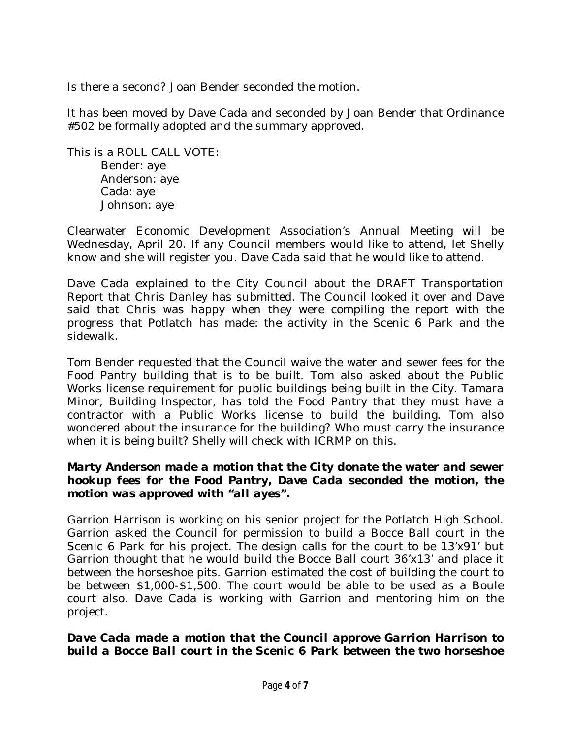Is there a second? Joan Bender seconded the motion.

It has been moved by Dave Cada and seconded by Joan Bender that Ordinance #502 be formally adopted and the summary approved.

This is a ROLL CALL VOTE:

Bender: aye
Anderson: aye
Cada: aye
Johnson: aye

Clearwater Economic Development Association's Annual Meeting will be Wednesday, April 20. If any Council members would like to attend, let Shelly know and she will register you. Dave Cada said that he would like to attend.

Dave Cada explained to the City Council about the DRAFT Transportation Report that Chris Danley has submitted. The Council looked it over and Dave said that Chris was happy when they were compiling the report with the progress that Potlatch has made: the activity in the Scenic 6 Park and the sidewalk.

Tom Bender requested that the Council waive the water and sewer fees for the Food Pantry building that is to be built. Tom also asked about the Public Works license requirement for public buildings being built in the City. Tamara Minor, Building Inspector, has told the Food Pantry that they must have a contractor with a Public Works license to build the building. Tom also wondered about the insurance for the building? Who must carry the insurance when it is being built? Shelly will check with ICRMP on this.

***Marty Anderson made a motion that the City donate the water and sewer hookup fees for the Food Pantry, Dave Cada seconded the motion, the motion was approved with "all ayes".***

Garrion Harrison is working on his senior project for the Potlatch High School. Garrion asked the Council for permission to build a Bocce Ball court in the Scenic 6 Park for his project. The design calls for the court to be 13'x91' but Garrion thought that he would build the Bocce Ball court 36'x13' and place it between the horseshoe pits. Garrion estimated the cost of building the court to be between $1,000-$1,500. The court would be able to be used as a Boule court also. Dave Cada is working with Garrion and mentoring him on the project.

***Dave Cada made a motion that the Council approve Garrion Harrison to build a Bocce Ball court in the Scenic 6 Park between the two horseshoe***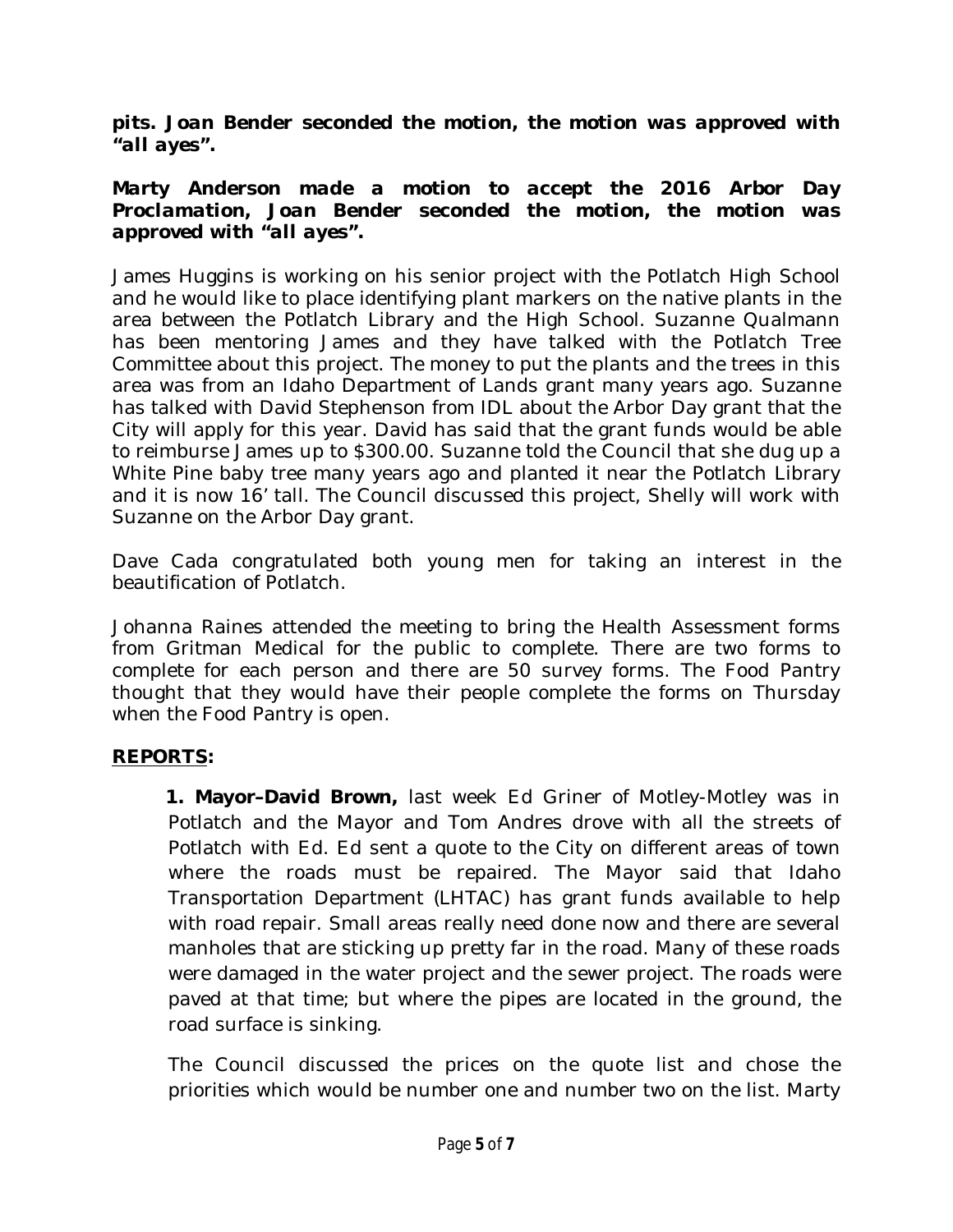***pits. Joan Bender seconded the motion, the motion was approved with "all ayes".***

***Marty Anderson made a motion to accept the 2016 Arbor Day Proclamation, Joan Bender seconded the motion, the motion was approved with "all ayes".***

James Huggins is working on his senior project with the Potlatch High School and he would like to place identifying plant markers on the native plants in the area between the Potlatch Library and the High School. Suzanne Qualmann has been mentoring James and they have talked with the Potlatch Tree Committee about this project. The money to put the plants and the trees in this area was from an Idaho Department of Lands grant many years ago. Suzanne has talked with David Stephenson from IDL about the Arbor Day grant that the City will apply for this year. David has said that the grant funds would be able to reimburse James up to $300.00. Suzanne told the Council that she dug up a White Pine baby tree many years ago and planted it near the Potlatch Library and it is now 16' tall. The Council discussed this project, Shelly will work with Suzanne on the Arbor Day grant.

Dave Cada congratulated both young men for taking an interest in the beautification of Potlatch.

Johanna Raines attended the meeting to bring the Health Assessment forms from Gritman Medical for the public to complete. There are two forms to complete for each person and there are 50 survey forms. The Food Pantry thought that they would have their people complete the forms on Thursday when the Food Pantry is open.

**REPORTS:**

**1. Mayor–David Brown,** last week Ed Griner of Motley-Motley was in Potlatch and the Mayor and Tom Andres drove with all the streets of Potlatch with Ed. Ed sent a quote to the City on different areas of town where the roads must be repaired. The Mayor said that Idaho Transportation Department (LHTAC) has grant funds available to help with road repair. Small areas really need done now and there are several manholes that are sticking up pretty far in the road. Many of these roads were damaged in the water project and the sewer project. The roads were paved at that time; but where the pipes are located in the ground, the road surface is sinking.

The Council discussed the prices on the quote list and chose the priorities which would be number one and number two on the list. Marty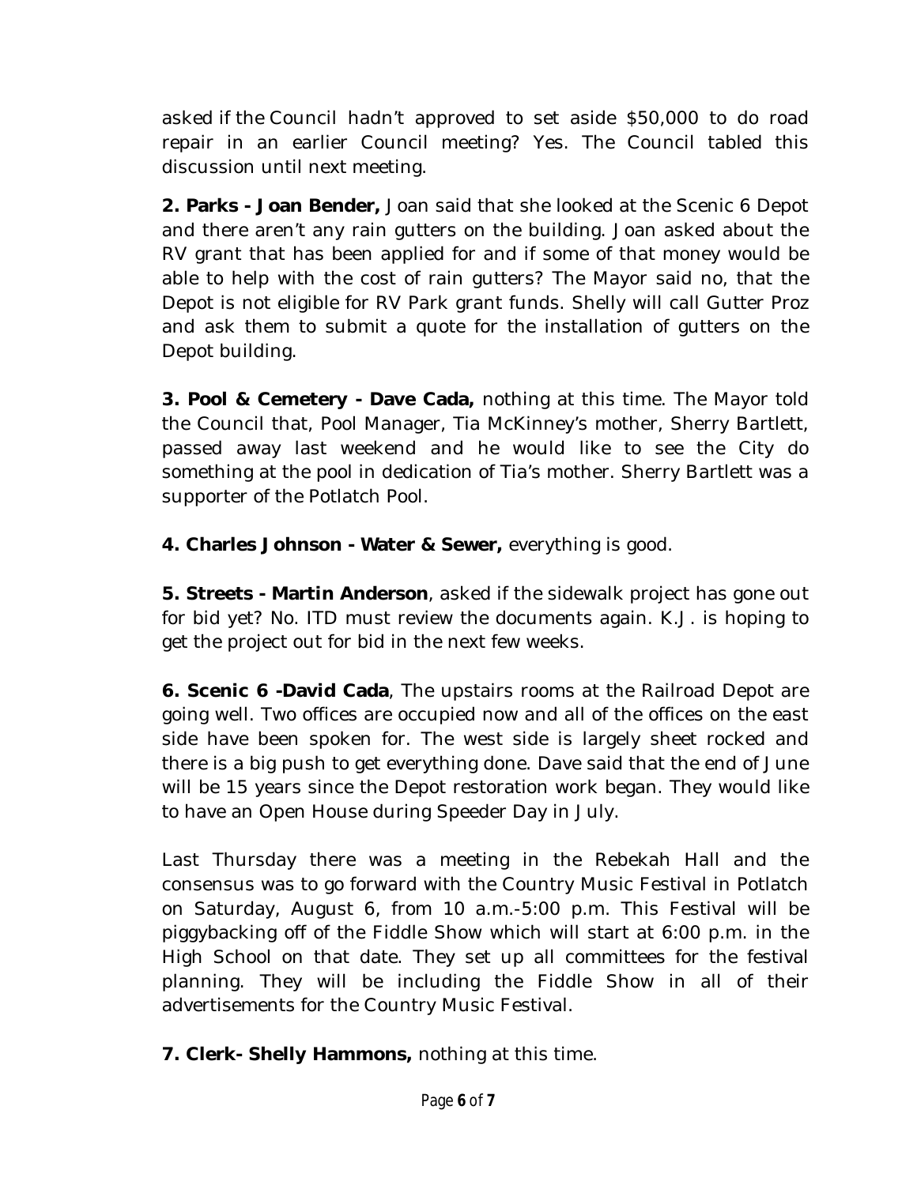asked if the Council hadn't approved to set aside $50,000 to do road repair in an earlier Council meeting? Yes. The Council tabled this discussion until next meeting.

**2. Parks - Joan Bender,** Joan said that she looked at the Scenic 6 Depot and there aren't any rain gutters on the building. Joan asked about the RV grant that has been applied for and if some of that money would be able to help with the cost of rain gutters? The Mayor said no, that the Depot is not eligible for RV Park grant funds. Shelly will call Gutter Proz and ask them to submit a quote for the installation of gutters on the Depot building.

**3. Pool & Cemetery - Dave Cada,** nothing at this time. The Mayor told the Council that, Pool Manager, Tia McKinney's mother, Sherry Bartlett, passed away last weekend and he would like to see the City do something at the pool in dedication of Tia's mother. Sherry Bartlett was a supporter of the Potlatch Pool.

**4. Charles Johnson - Water & Sewer,** everything is good.

**5. Streets - Martin Anderson**, asked if the sidewalk project has gone out for bid yet? No. ITD must review the documents again. K.J. is hoping to get the project out for bid in the next few weeks.

**6. Scenic 6 -David Cada**, The upstairs rooms at the Railroad Depot are going well. Two offices are occupied now and all of the offices on the east side have been spoken for. The west side is largely sheet rocked and there is a big push to get everything done. Dave said that the end of June will be 15 years since the Depot restoration work began. They would like to have an Open House during Speeder Day in July.

Last Thursday there was a meeting in the Rebekah Hall and the consensus was to go forward with the Country Music Festival in Potlatch on Saturday, August 6, from 10 a.m.-5:00 p.m. This Festival will be piggybacking off of the Fiddle Show which will start at 6:00 p.m. in the High School on that date. They set up all committees for the festival planning. They will be including the Fiddle Show in all of their advertisements for the Country Music Festival.

**7. Clerk- Shelly Hammons,** nothing at this time.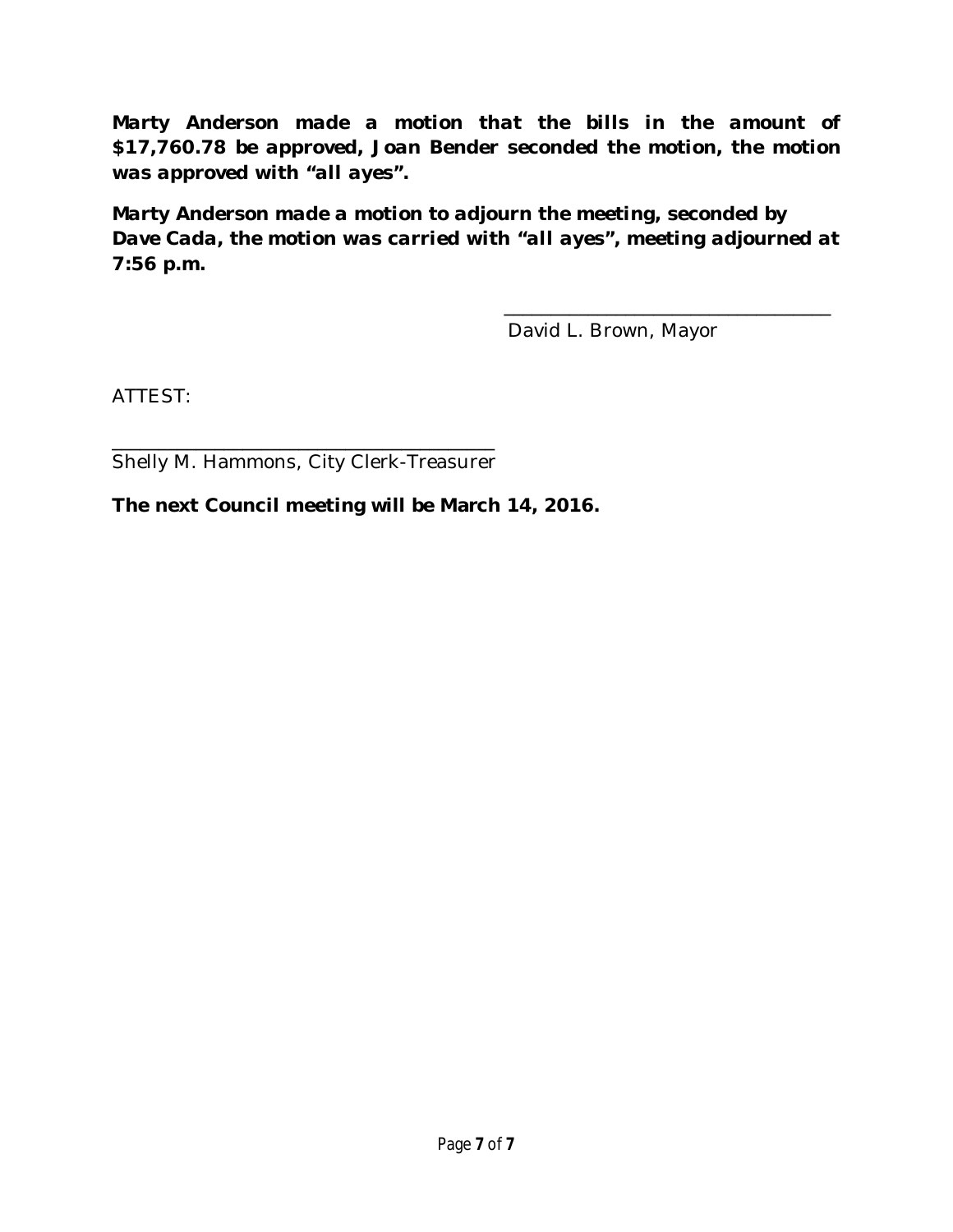**Marty Anderson made a motion that the bills in the amount of $17,760.78 be approved, Joan Bender seconded the motion, the motion was approved with "all ayes".**

**Marty Anderson made a motion to adjourn the meeting, seconded by Dave Cada, the motion was carried with "all ayes", meeting adjourned at 7:56 p.m.**

\_\_\_\_\_\_\_\_\_\_\_\_\_\_\_\_\_\_\_\_\_\_\_\_\_\_\_\_\_\_\_\_\_\_

David L. Brown, Mayor

ATTEST:

\_\_\_\_\_\_\_\_\_\_\_\_\_\_\_\_\_\_\_\_\_\_\_\_\_\_\_\_\_\_\_\_\_\_\_\_\_\_\_\_

Shelly M. Hammons, City Clerk-Treasurer

**The next Council meeting will be March 14, 2016.**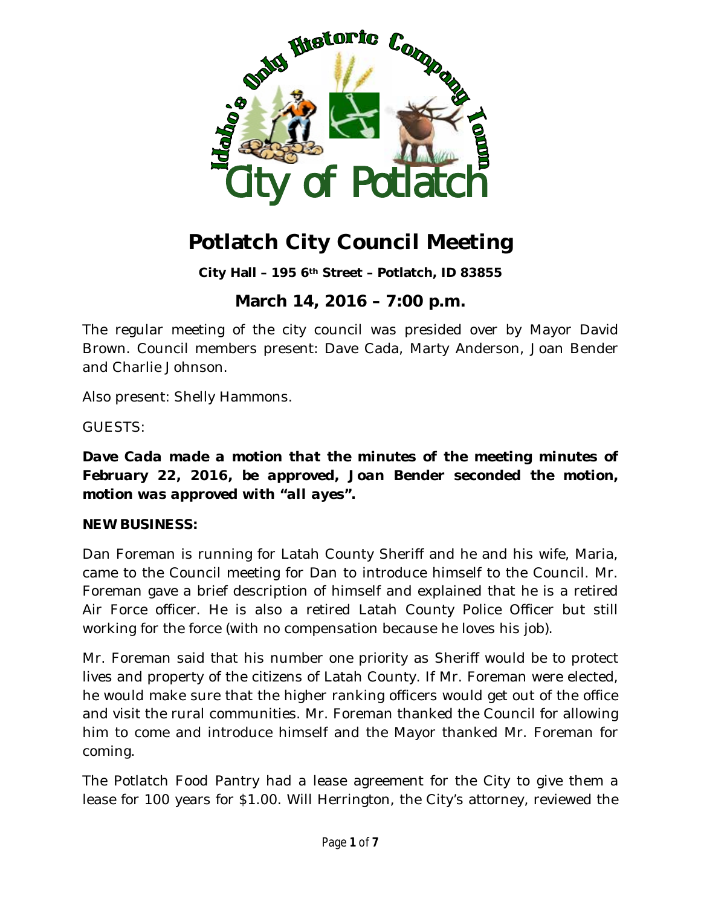# Potlatch City Council Meeting

**City Hall – 195 6th Street – Potlatch, ID 83855**

## March 14, 2016 – 7:00 p.m.

The regular meeting of the city council was presided over by Mayor David Brown. Council members present: Dave Cada, Marty Anderson, Joan Bender and Charlie Johnson.

Also present: Shelly Hammons.

GUESTS:

***Dave Cada made a motion that the minutes of the meeting minutes of February 22, 2016, be approved, Joan Bender seconded the motion, motion was approved with "all ayes".***

**NEW BUSINESS:**

Dan Foreman is running for Latah County Sheriff and he and his wife, Maria, came to the Council meeting for Dan to introduce himself to the Council. Mr. Foreman gave a brief description of himself and explained that he is a retired Air Force officer. He is also a retired Latah County Police Officer but still working for the force (with no compensation because he loves his job).

Mr. Foreman said that his number one priority as Sheriff would be to protect lives and property of the citizens of Latah County. If Mr. Foreman were elected, he would make sure that the higher ranking officers would get out of the office and visit the rural communities. Mr. Foreman thanked the Council for allowing him to come and introduce himself and the Mayor thanked Mr. Foreman for coming.

The Potlatch Food Pantry had a lease agreement for the City to give them a lease for 100 years for $1.00. Will Herrington, the City's attorney, reviewed the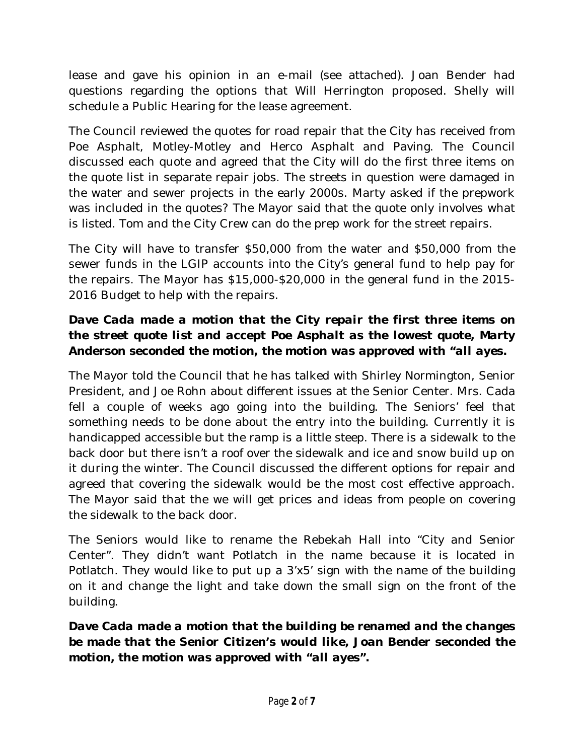lease and gave his opinion in an e-mail (see attached). Joan Bender had questions regarding the options that Will Herrington proposed. Shelly will schedule a Public Hearing for the lease agreement.

The Council reviewed the quotes for road repair that the City has received from Poe Asphalt, Motley-Motley and Herco Asphalt and Paving. The Council discussed each quote and agreed that the City will do the first three items on the quote list in separate repair jobs. The streets in question were damaged in the water and sewer projects in the early 2000s. Marty asked if the prepwork was included in the quotes? The Mayor said that the quote only involves what is listed. Tom and the City Crew can do the prep work for the street repairs.

The City will have to transfer $50,000 from the water and $50,000 from the sewer funds in the LGIP accounts into the City's general fund to help pay for the repairs. The Mayor has $15,000-$20,000 in the general fund in the 2015-2016 Budget to help with the repairs.

**Dave Cada made a motion that the City repair the first three items on the street quote list and accept Poe Asphalt as the lowest quote, Marty Anderson seconded the motion, the motion was approved with "all ayes.**

The Mayor told the Council that he has talked with Shirley Normington, Senior President, and Joe Rohn about different issues at the Senior Center. Mrs. Cada fell a couple of weeks ago going into the building. The Seniors' feel that something needs to be done about the entry into the building. Currently it is handicapped accessible but the ramp is a little steep. There is a sidewalk to the back door but there isn't a roof over the sidewalk and ice and snow build up on it during the winter. The Council discussed the different options for repair and agreed that covering the sidewalk would be the most cost effective approach. The Mayor said that the we will get prices and ideas from people on covering the sidewalk to the back door.

The Seniors would like to rename the Rebekah Hall into "City and Senior Center". They didn't want Potlatch in the name because it is located in Potlatch. They would like to put up a 3'x5' sign with the name of the building on it and change the light and take down the small sign on the front of the building.

**Dave Cada made a motion that the building be renamed and the changes be made that the Senior Citizen's would like, Joan Bender seconded the motion, the motion was approved with "all ayes".**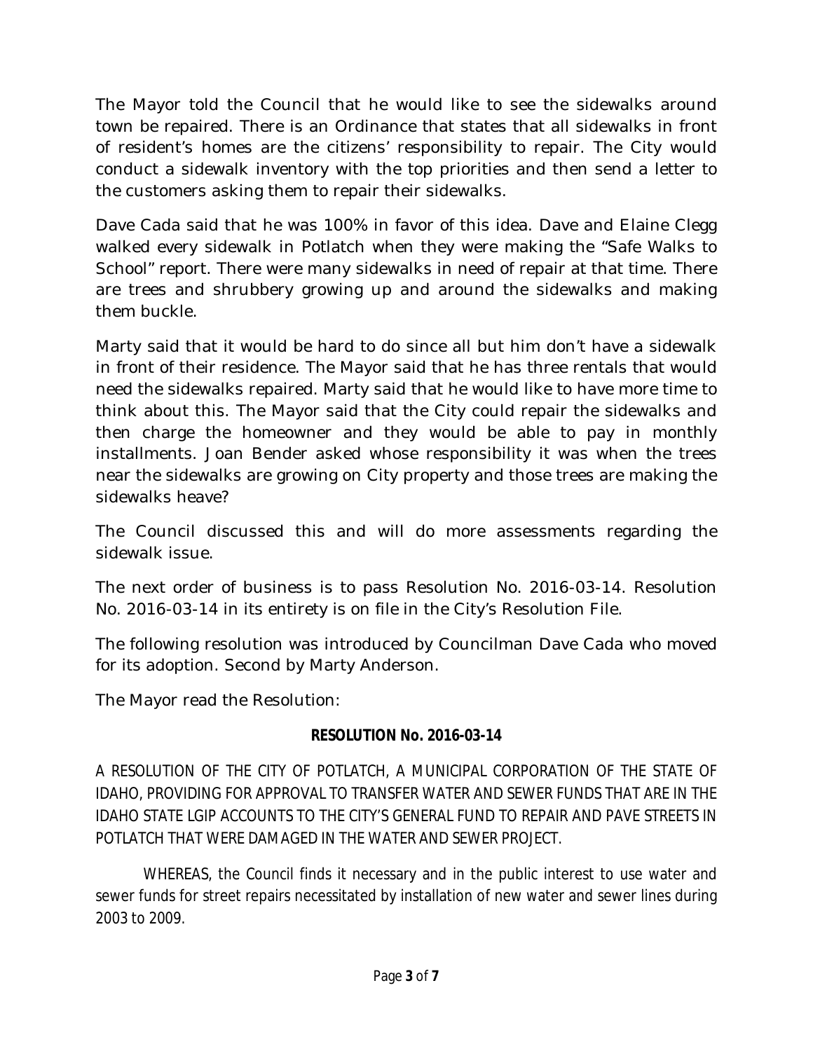The Mayor told the Council that he would like to see the sidewalks around town be repaired. There is an Ordinance that states that all sidewalks in front of resident's homes are the citizens' responsibility to repair. The City would conduct a sidewalk inventory with the top priorities and then send a letter to the customers asking them to repair their sidewalks.

Dave Cada said that he was 100% in favor of this idea. Dave and Elaine Clegg walked every sidewalk in Potlatch when they were making the "Safe Walks to School" report. There were many sidewalks in need of repair at that time. There are trees and shrubbery growing up and around the sidewalks and making them buckle.

Marty said that it would be hard to do since all but him don't have a sidewalk in front of their residence. The Mayor said that he has three rentals that would need the sidewalks repaired. Marty said that he would like to have more time to think about this. The Mayor said that the City could repair the sidewalks and then charge the homeowner and they would be able to pay in monthly installments. Joan Bender asked whose responsibility it was when the trees near the sidewalks are growing on City property and those trees are making the sidewalks heave?

The Council discussed this and will do more assessments regarding the sidewalk issue.

The next order of business is to pass Resolution No. 2016-03-14. Resolution No. 2016-03-14 in its entirety is on file in the City's Resolution File.

The following resolution was introduced by Councilman Dave Cada who moved for its adoption. Second by Marty Anderson.

The Mayor read the Resolution:

**RESOLUTION No. 2016-03-14**

A RESOLUTION OF THE CITY OF POTLATCH, A MUNICIPAL CORPORATION OF THE STATE OF IDAHO, PROVIDING FOR APPROVAL TO TRANSFER WATER AND SEWER FUNDS THAT ARE IN THE IDAHO STATE LGIP ACCOUNTS TO THE CITY'S GENERAL FUND TO REPAIR AND PAVE STREETS IN POTLATCH THAT WERE DAMAGED IN THE WATER AND SEWER PROJECT.

WHEREAS, the Council finds it necessary and in the public interest to use water and sewer funds for street repairs necessitated by installation of new water and sewer lines during 2003 to 2009.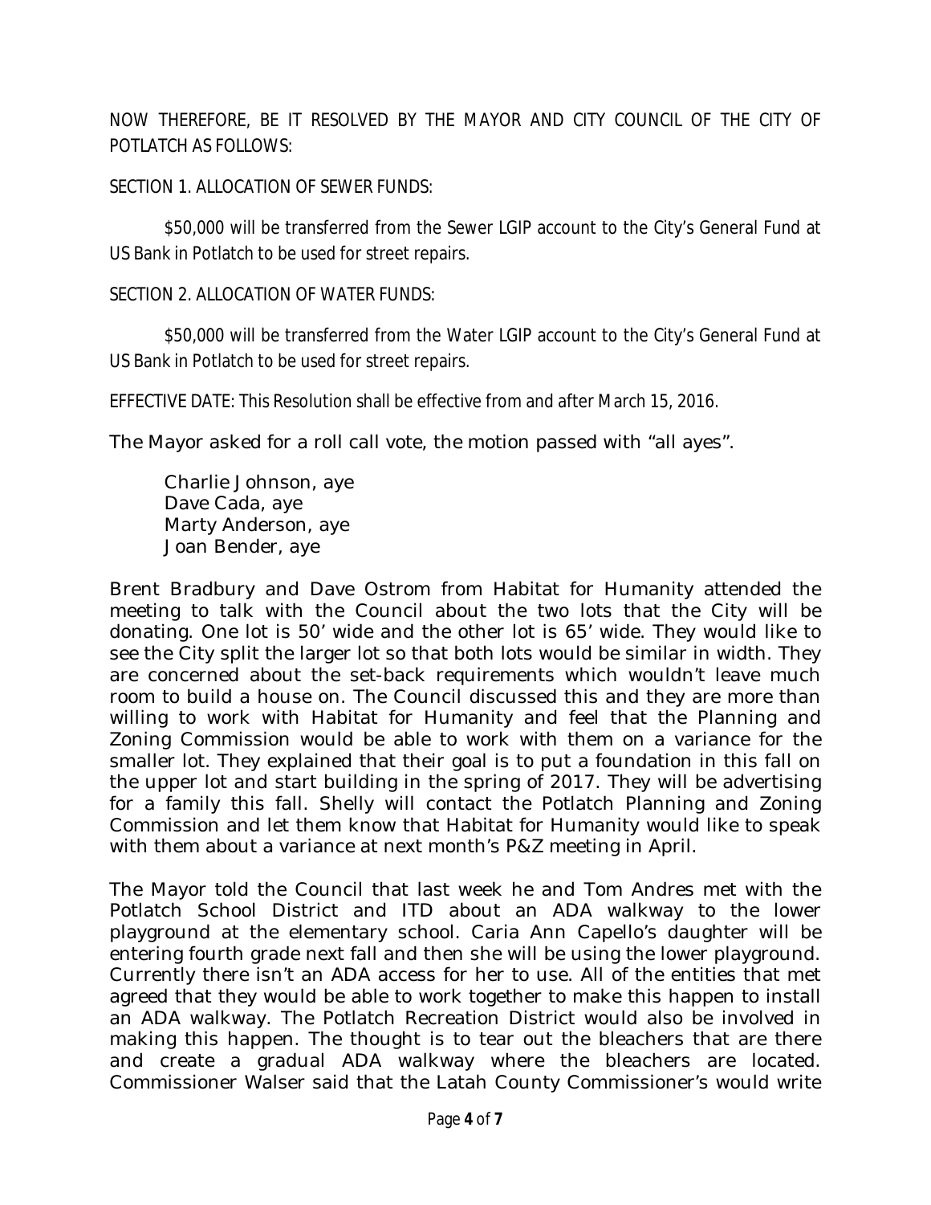NOW THEREFORE, BE IT RESOLVED BY THE MAYOR AND CITY COUNCIL OF THE CITY OF POTLATCH AS FOLLOWS:

SECTION 1. ALLOCATION OF SEWER FUNDS:

$50,000 will be transferred from the Sewer LGIP account to the City's General Fund at US Bank in Potlatch to be used for street repairs.

SECTION 2. ALLOCATION OF WATER FUNDS:

$50,000 will be transferred from the Water LGIP account to the City's General Fund at US Bank in Potlatch to be used for street repairs.

EFFECTIVE DATE: This Resolution shall be effective from and after March 15, 2016.

The Mayor asked for a roll call vote, the motion passed with "all ayes".

Charlie Johnson, aye
Dave Cada, aye
Marty Anderson, aye
Joan Bender, aye

Brent Bradbury and Dave Ostrom from Habitat for Humanity attended the meeting to talk with the Council about the two lots that the City will be donating. One lot is 50' wide and the other lot is 65' wide. They would like to see the City split the larger lot so that both lots would be similar in width. They are concerned about the set-back requirements which wouldn't leave much room to build a house on. The Council discussed this and they are more than willing to work with Habitat for Humanity and feel that the Planning and Zoning Commission would be able to work with them on a variance for the smaller lot. They explained that their goal is to put a foundation in this fall on the upper lot and start building in the spring of 2017. They will be advertising for a family this fall. Shelly will contact the Potlatch Planning and Zoning Commission and let them know that Habitat for Humanity would like to speak with them about a variance at next month's P&Z meeting in April.

The Mayor told the Council that last week he and Tom Andres met with the Potlatch School District and ITD about an ADA walkway to the lower playground at the elementary school. Caria Ann Capello's daughter will be entering fourth grade next fall and then she will be using the lower playground. Currently there isn't an ADA access for her to use. All of the entities that met agreed that they would be able to work together to make this happen to install an ADA walkway. The Potlatch Recreation District would also be involved in making this happen. The thought is to tear out the bleachers that are there and create a gradual ADA walkway where the bleachers are located. Commissioner Walser said that the Latah County Commissioner's would write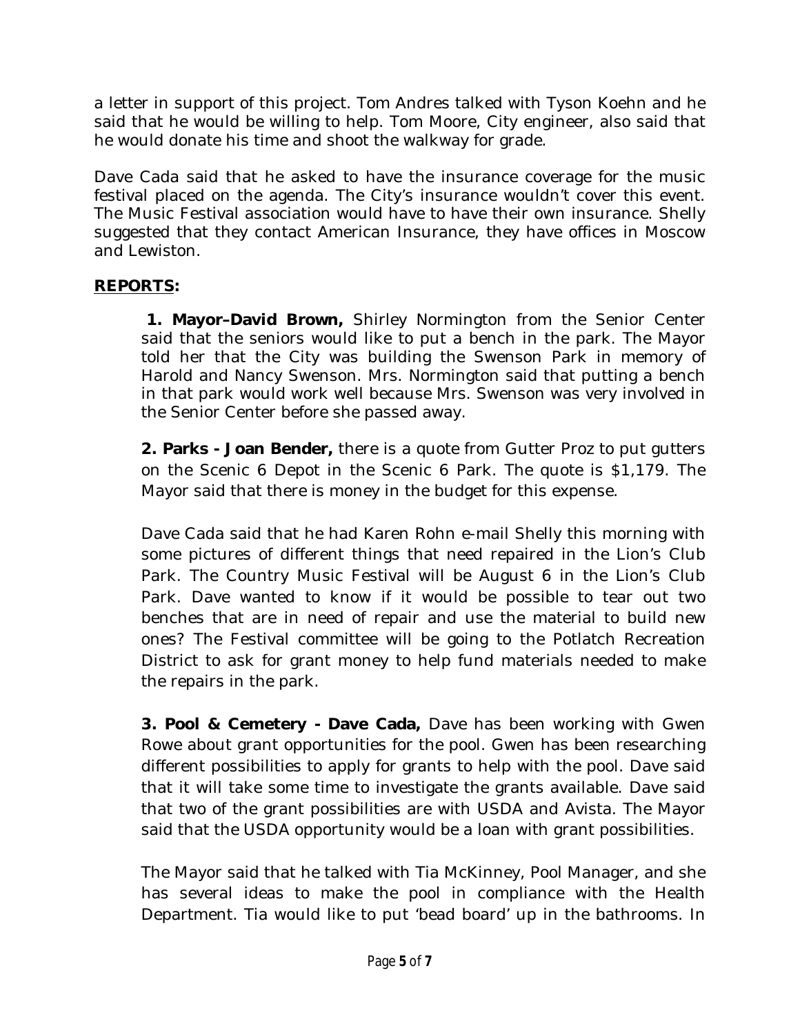a letter in support of this project. Tom Andres talked with Tyson Koehn and he said that he would be willing to help. Tom Moore, City engineer, also said that he would donate his time and shoot the walkway for grade.

Dave Cada said that he asked to have the insurance coverage for the music festival placed on the agenda. The City's insurance wouldn't cover this event. The Music Festival association would have to have their own insurance. Shelly suggested that they contact American Insurance, they have offices in Moscow and Lewiston.

**REPORTS:**

**1. Mayor–David Brown,** Shirley Normington from the Senior Center said that the seniors would like to put a bench in the park. The Mayor told her that the City was building the Swenson Park in memory of Harold and Nancy Swenson. Mrs. Normington said that putting a bench in that park would work well because Mrs. Swenson was very involved in the Senior Center before she passed away.

**2. Parks - Joan Bender,** there is a quote from Gutter Proz to put gutters on the Scenic 6 Depot in the Scenic 6 Park. The quote is $1,179. The Mayor said that there is money in the budget for this expense.

Dave Cada said that he had Karen Rohn e-mail Shelly this morning with some pictures of different things that need repaired in the Lion's Club Park. The Country Music Festival will be August 6 in the Lion's Club Park. Dave wanted to know if it would be possible to tear out two benches that are in need of repair and use the material to build new ones? The Festival committee will be going to the Potlatch Recreation District to ask for grant money to help fund materials needed to make the repairs in the park.

**3. Pool & Cemetery - Dave Cada,** Dave has been working with Gwen Rowe about grant opportunities for the pool. Gwen has been researching different possibilities to apply for grants to help with the pool. Dave said that it will take some time to investigate the grants available. Dave said that two of the grant possibilities are with USDA and Avista. The Mayor said that the USDA opportunity would be a loan with grant possibilities.

The Mayor said that he talked with Tia McKinney, Pool Manager, and she has several ideas to make the pool in compliance with the Health Department. Tia would like to put 'bead board' up in the bathrooms. In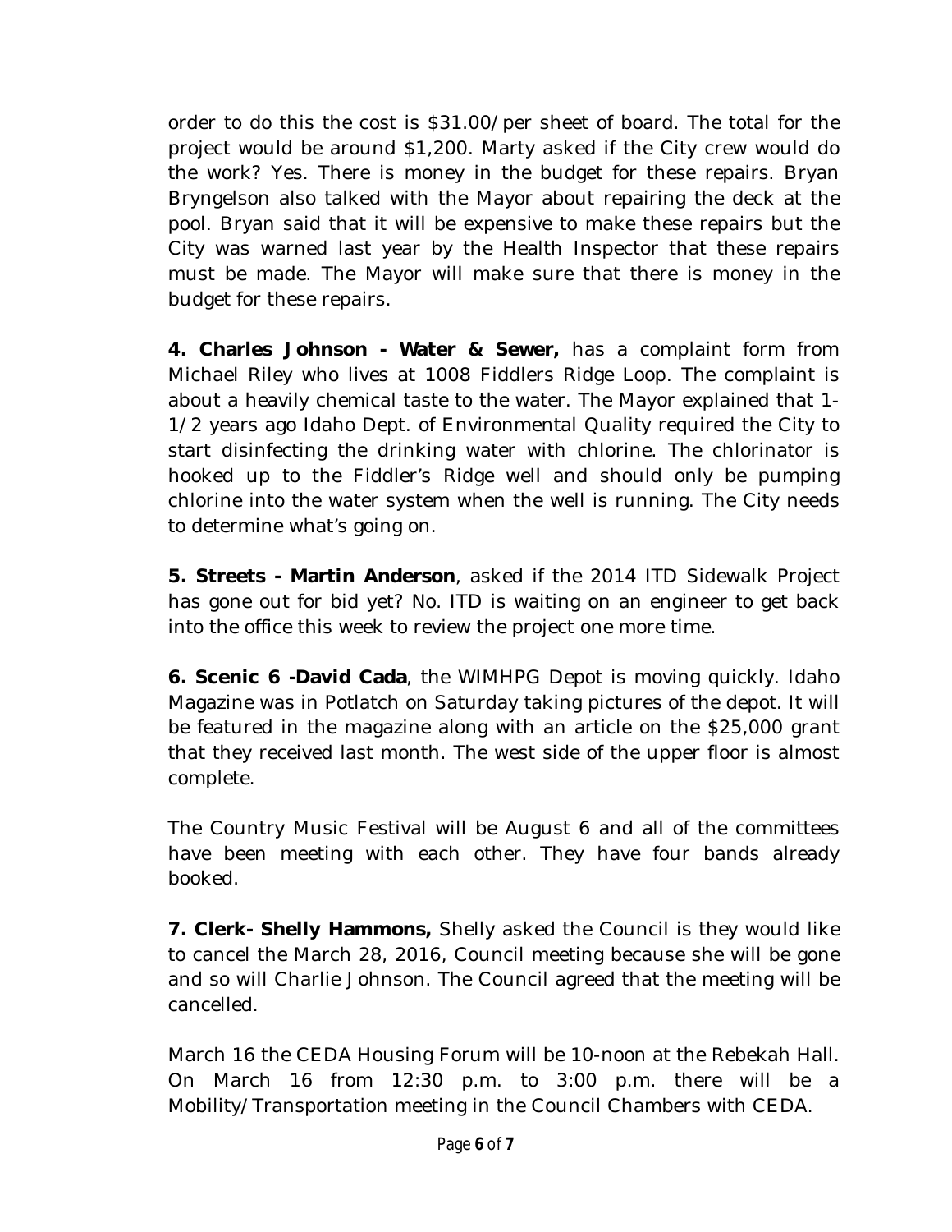order to do this the cost is $31.00/per sheet of board. The total for the project would be around $1,200. Marty asked if the City crew would do the work? Yes. There is money in the budget for these repairs. Bryan Bryngelson also talked with the Mayor about repairing the deck at the pool. Bryan said that it will be expensive to make these repairs but the City was warned last year by the Health Inspector that these repairs must be made. The Mayor will make sure that there is money in the budget for these repairs.

**4. Charles Johnson - Water & Sewer,** has a complaint form from Michael Riley who lives at 1008 Fiddlers Ridge Loop. The complaint is about a heavily chemical taste to the water. The Mayor explained that 1-1/2 years ago Idaho Dept. of Environmental Quality required the City to start disinfecting the drinking water with chlorine. The chlorinator is hooked up to the Fiddler's Ridge well and should only be pumping chlorine into the water system when the well is running. The City needs to determine what's going on.

**5. Streets - Martin Anderson**, asked if the 2014 ITD Sidewalk Project has gone out for bid yet? No. ITD is waiting on an engineer to get back into the office this week to review the project one more time.

**6. Scenic 6 -David Cada**, the WIMHPG Depot is moving quickly. Idaho Magazine was in Potlatch on Saturday taking pictures of the depot. It will be featured in the magazine along with an article on the $25,000 grant that they received last month. The west side of the upper floor is almost complete.

The Country Music Festival will be August 6 and all of the committees have been meeting with each other. They have four bands already booked.

**7. Clerk- Shelly Hammons,** Shelly asked the Council is they would like to cancel the March 28, 2016, Council meeting because she will be gone and so will Charlie Johnson. The Council agreed that the meeting will be cancelled.

March 16 the CEDA Housing Forum will be 10-noon at the Rebekah Hall. On March 16 from 12:30 p.m. to 3:00 p.m. there will be a Mobility/Transportation meeting in the Council Chambers with CEDA.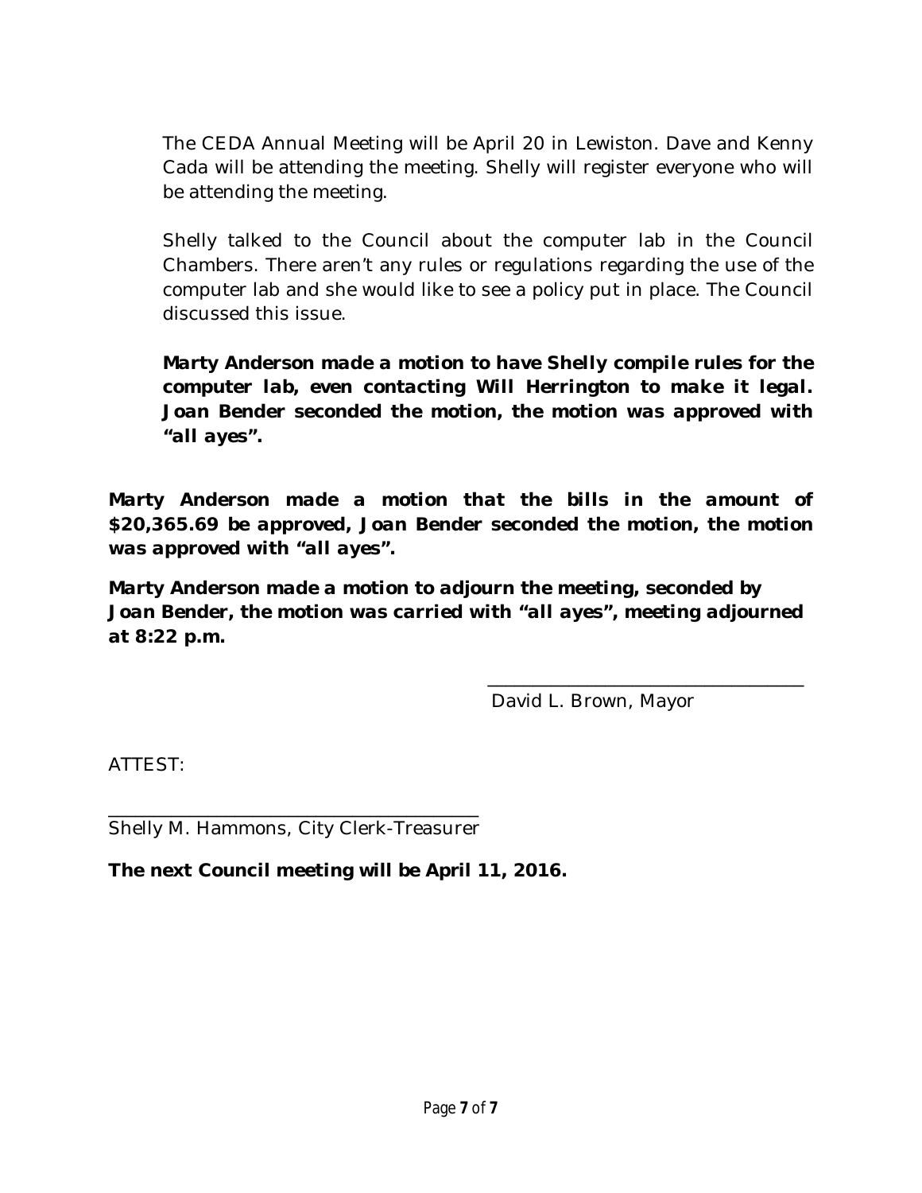The CEDA Annual Meeting will be April 20 in Lewiston. Dave and Kenny Cada will be attending the meeting. Shelly will register everyone who will be attending the meeting.

Shelly talked to the Council about the computer lab in the Council Chambers. There aren't any rules or regulations regarding the use of the computer lab and she would like to see a policy put in place. The Council discussed this issue.

**Marty Anderson made a motion to have Shelly compile rules for the computer lab, even contacting Will Herrington to make it legal. Joan Bender seconded the motion, the motion was approved with "all ayes".**

**Marty Anderson made a motion that the bills in the amount of $20,365.69 be approved, Joan Bender seconded the motion, the motion was approved with "all ayes".**

**Marty Anderson made a motion to adjourn the meeting, seconded by Joan Bender, the motion was carried with "all ayes", meeting adjourned at 8:22 p.m.**

\_\_\_\_\_\_\_\_\_\_\_\_\_\_\_\_\_\_\_\_\_\_\_\_\_\_\_\_\_\_\_\_\_\_

David L. Brown, Mayor

ATTEST:

\_\_\_\_\_\_\_\_\_\_\_\_\_\_\_\_\_\_\_\_\_\_\_\_\_\_\_\_\_\_\_\_\_\_\_\_\_\_\_\_

Shelly M. Hammons, City Clerk-Treasurer

**The next Council meeting will be April 11, 2016.**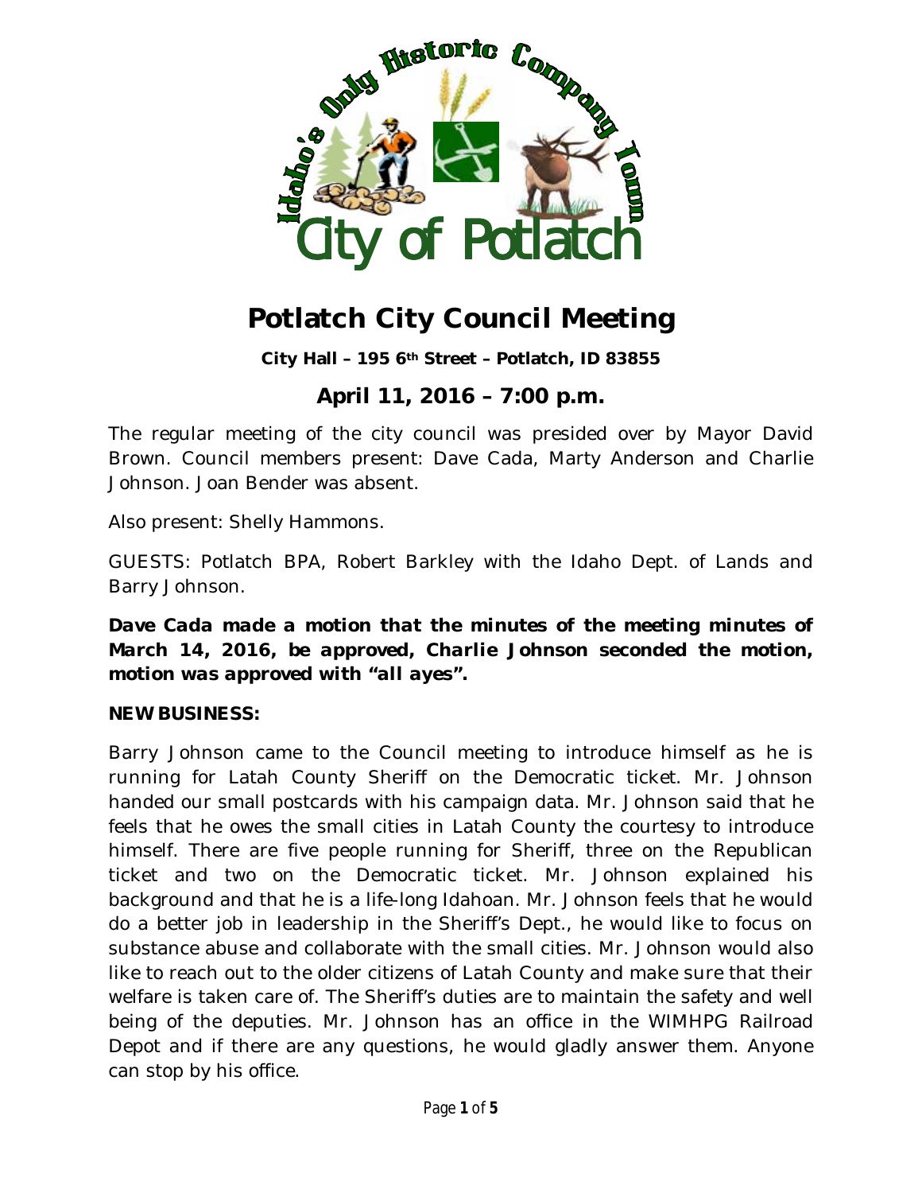# Potlatch City Council Meeting

**City Hall – 195 6th Street – Potlatch, ID 83855**

## April 11, 2016 – 7:00 p.m.

The regular meeting of the city council was presided over by Mayor David Brown. Council members present: Dave Cada, Marty Anderson and Charlie Johnson. Joan Bender was absent.

Also present: Shelly Hammons.

GUESTS: Potlatch BPA, Robert Barkley with the Idaho Dept. of Lands and Barry Johnson.

***Dave Cada made a motion that the minutes of the meeting minutes of March 14, 2016, be approved, Charlie Johnson seconded the motion, motion was approved with "all ayes".***

**NEW BUSINESS:**

Barry Johnson came to the Council meeting to introduce himself as he is running for Latah County Sheriff on the Democratic ticket. Mr. Johnson handed our small postcards with his campaign data. Mr. Johnson said that he feels that he owes the small cities in Latah County the courtesy to introduce himself. There are five people running for Sheriff, three on the Republican ticket and two on the Democratic ticket. Mr. Johnson explained his background and that he is a life-long Idahoan. Mr. Johnson feels that he would do a better job in leadership in the Sheriff's Dept., he would like to focus on substance abuse and collaborate with the small cities. Mr. Johnson would also like to reach out to the older citizens of Latah County and make sure that their welfare is taken care of. The Sheriff's duties are to maintain the safety and well being of the deputies. Mr. Johnson has an office in the WIMHPG Railroad Depot and if there are any questions, he would gladly answer them. Anyone can stop by his office.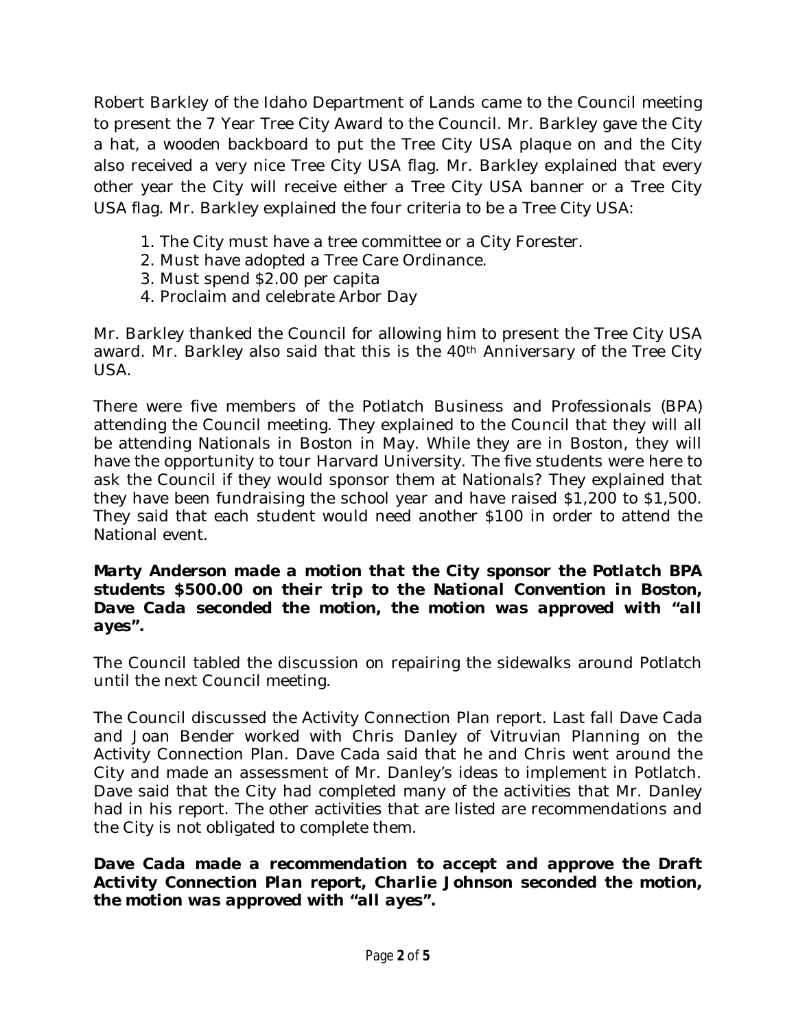Robert Barkley of the Idaho Department of Lands came to the Council meeting to present the 7 Year Tree City Award to the Council. Mr. Barkley gave the City a hat, a wooden backboard to put the Tree City USA plaque on and the City also received a very nice Tree City USA flag. Mr. Barkley explained that every other year the City will receive either a Tree City USA banner or a Tree City USA flag. Mr. Barkley explained the four criteria to be a Tree City USA:

1. The City must have a tree committee or a City Forester.
2. Must have adopted a Tree Care Ordinance.
3. Must spend $2.00 per capita
4. Proclaim and celebrate Arbor Day

Mr. Barkley thanked the Council for allowing him to present the Tree City USA award. Mr. Barkley also said that this is the 40th Anniversary of the Tree City USA.

There were five members of the Potlatch Business and Professionals (BPA) attending the Council meeting. They explained to the Council that they will all be attending Nationals in Boston in May. While they are in Boston, they will have the opportunity to tour Harvard University. The five students were here to ask the Council if they would sponsor them at Nationals? They explained that they have been fundraising the school year and have raised $1,200 to $1,500. They said that each student would need another $100 in order to attend the National event.

***Marty Anderson made a motion that the City sponsor the Potlatch BPA students $500.00 on their trip to the National Convention in Boston, Dave Cada seconded the motion, the motion was approved with "all ayes".***

The Council tabled the discussion on repairing the sidewalks around Potlatch until the next Council meeting.

The Council discussed the Activity Connection Plan report. Last fall Dave Cada and Joan Bender worked with Chris Danley of Vitruvian Planning on the Activity Connection Plan. Dave Cada said that he and Chris went around the City and made an assessment of Mr. Danley's ideas to implement in Potlatch. Dave said that the City had completed many of the activities that Mr. Danley had in his report. The other activities that are listed are recommendations and the City is not obligated to complete them.

***Dave Cada made a recommendation to accept and approve the Draft Activity Connection Plan report, Charlie Johnson seconded the motion, the motion was approved with "all ayes".***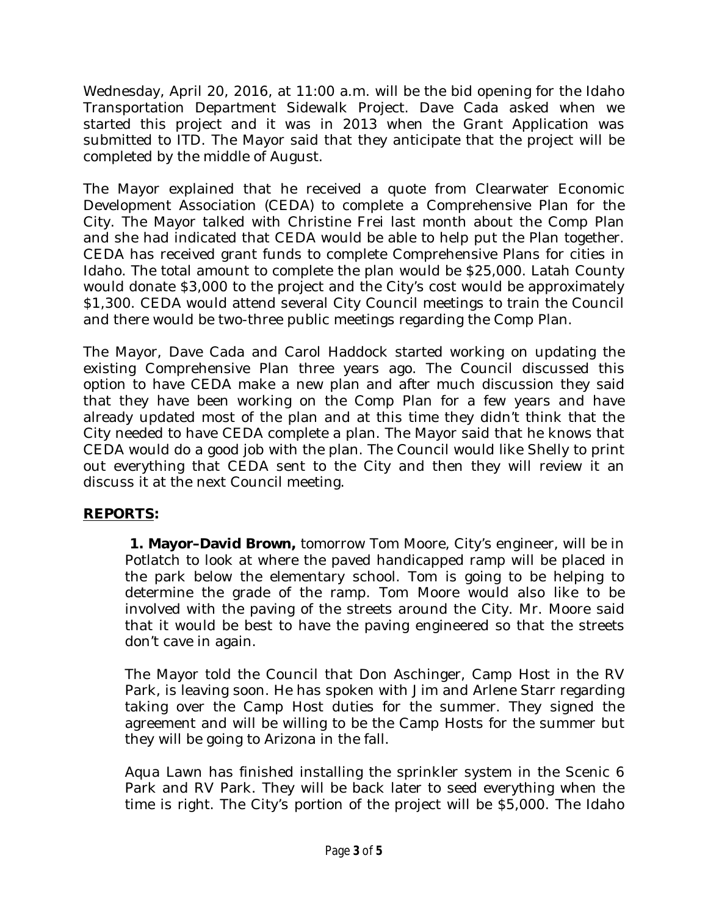Wednesday, April 20, 2016, at 11:00 a.m. will be the bid opening for the Idaho Transportation Department Sidewalk Project. Dave Cada asked when we started this project and it was in 2013 when the Grant Application was submitted to ITD. The Mayor said that they anticipate that the project will be completed by the middle of August.

The Mayor explained that he received a quote from Clearwater Economic Development Association (CEDA) to complete a Comprehensive Plan for the City. The Mayor talked with Christine Frei last month about the Comp Plan and she had indicated that CEDA would be able to help put the Plan together. CEDA has received grant funds to complete Comprehensive Plans for cities in Idaho. The total amount to complete the plan would be $25,000. Latah County would donate $3,000 to the project and the City's cost would be approximately $1,300. CEDA would attend several City Council meetings to train the Council and there would be two-three public meetings regarding the Comp Plan.

The Mayor, Dave Cada and Carol Haddock started working on updating the existing Comprehensive Plan three years ago. The Council discussed this option to have CEDA make a new plan and after much discussion they said that they have been working on the Comp Plan for a few years and have already updated most of the plan and at this time they didn't think that the City needed to have CEDA complete a plan. The Mayor said that he knows that CEDA would do a good job with the plan. The Council would like Shelly to print out everything that CEDA sent to the City and then they will review it an discuss it at the next Council meeting.

## **REPORTS:**

**1. Mayor–David Brown,** tomorrow Tom Moore, City's engineer, will be in Potlatch to look at where the paved handicapped ramp will be placed in the park below the elementary school. Tom is going to be helping to determine the grade of the ramp. Tom Moore would also like to be involved with the paving of the streets around the City. Mr. Moore said that it would be best to have the paving engineered so that the streets don't cave in again.

The Mayor told the Council that Don Aschinger, Camp Host in the RV Park, is leaving soon. He has spoken with Jim and Arlene Starr regarding taking over the Camp Host duties for the summer. They signed the agreement and will be willing to be the Camp Hosts for the summer but they will be going to Arizona in the fall.

Aqua Lawn has finished installing the sprinkler system in the Scenic 6 Park and RV Park. They will be back later to seed everything when the time is right. The City's portion of the project will be $5,000. The Idaho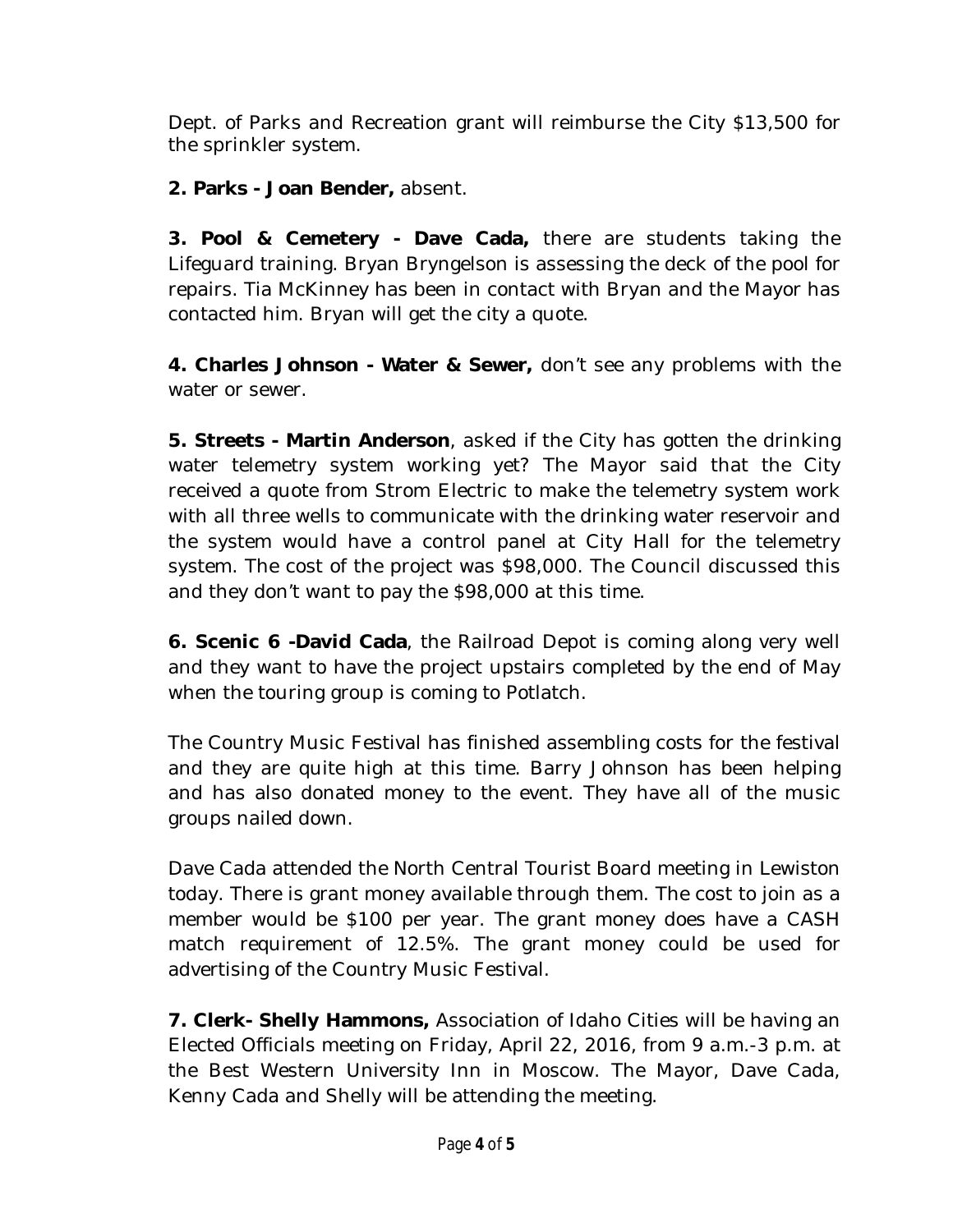Dept. of Parks and Recreation grant will reimburse the City $13,500 for the sprinkler system.

**2. Parks - Joan Bender,** absent.

**3. Pool & Cemetery - Dave Cada,** there are students taking the Lifeguard training. Bryan Bryngelson is assessing the deck of the pool for repairs. Tia McKinney has been in contact with Bryan and the Mayor has contacted him. Bryan will get the city a quote.

**4. Charles Johnson - Water & Sewer,** don't see any problems with the water or sewer.

**5. Streets - Martin Anderson**, asked if the City has gotten the drinking water telemetry system working yet? The Mayor said that the City received a quote from Strom Electric to make the telemetry system work with all three wells to communicate with the drinking water reservoir and the system would have a control panel at City Hall for the telemetry system. The cost of the project was $98,000. The Council discussed this and they don't want to pay the $98,000 at this time.

**6. Scenic 6 -David Cada**, the Railroad Depot is coming along very well and they want to have the project upstairs completed by the end of May when the touring group is coming to Potlatch.

The Country Music Festival has finished assembling costs for the festival and they are quite high at this time. Barry Johnson has been helping and has also donated money to the event. They have all of the music groups nailed down.

Dave Cada attended the North Central Tourist Board meeting in Lewiston today. There is grant money available through them. The cost to join as a member would be $100 per year. The grant money does have a CASH match requirement of 12.5%. The grant money could be used for advertising of the Country Music Festival.

**7. Clerk- Shelly Hammons,** Association of Idaho Cities will be having an Elected Officials meeting on Friday, April 22, 2016, from 9 a.m.-3 p.m. at the Best Western University Inn in Moscow. The Mayor, Dave Cada, Kenny Cada and Shelly will be attending the meeting.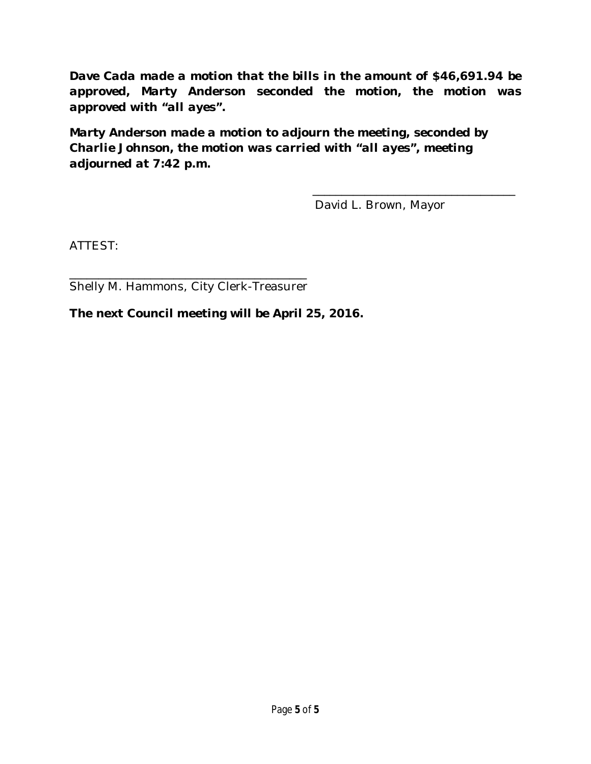**Dave Cada made a motion that the bills in the amount of $46,691.94 be approved, Marty Anderson seconded the motion, the motion was approved with "all ayes".**

**Marty Anderson made a motion to adjourn the meeting, seconded by Charlie Johnson, the motion was carried with "all ayes", meeting adjourned at 7:42 p.m.**

\_\_\_\_\_\_\_\_\_\_\_\_\_\_\_\_\_\_\_\_\_\_\_\_\_\_\_\_\_\_\_\_\_\_
David L. Brown, Mayor

ATTEST:

\_\_\_\_\_\_\_\_\_\_\_\_\_\_\_\_\_\_\_\_\_\_\_\_\_\_\_\_\_\_\_\_\_\_\_\_\_\_\_
Shelly M. Hammons, City Clerk-Treasurer

**The next Council meeting will be April 25, 2016.**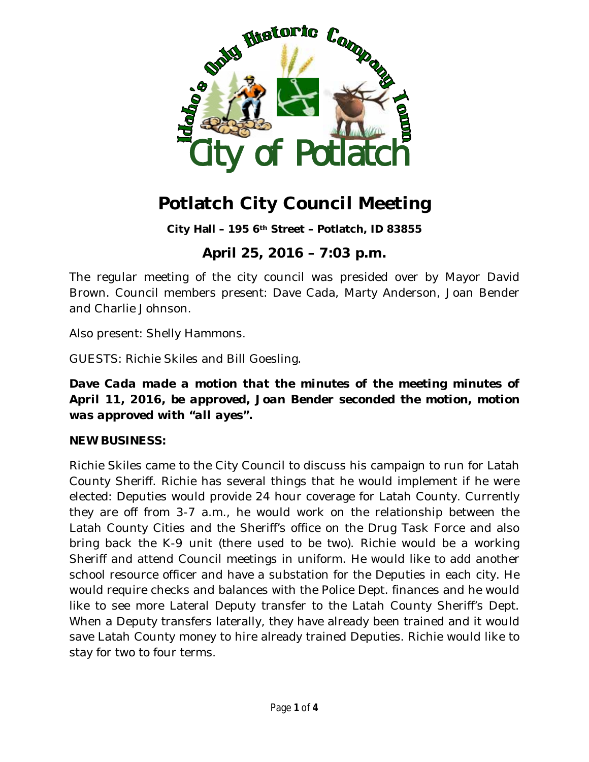# Potlatch City Council Meeting

**City Hall – 195 6th Street – Potlatch, ID 83855**

## April 25, 2016 – 7:03 p.m.

The regular meeting of the city council was presided over by Mayor David Brown. Council members present: Dave Cada, Marty Anderson, Joan Bender and Charlie Johnson.

Also present: Shelly Hammons.

GUESTS: Richie Skiles and Bill Goesling.

***Dave Cada made a motion that the minutes of the meeting minutes of April 11, 2016, be approved, Joan Bender seconded the motion, motion was approved with "all ayes".***

**NEW BUSINESS:**

Richie Skiles came to the City Council to discuss his campaign to run for Latah County Sheriff. Richie has several things that he would implement if he were elected: Deputies would provide 24 hour coverage for Latah County. Currently they are off from 3-7 a.m., he would work on the relationship between the Latah County Cities and the Sheriff's office on the Drug Task Force and also bring back the K-9 unit (there used to be two). Richie would be a working Sheriff and attend Council meetings in uniform. He would like to add another school resource officer and have a substation for the Deputies in each city. He would require checks and balances with the Police Dept. finances and he would like to see more Lateral Deputy transfer to the Latah County Sheriff's Dept. When a Deputy transfers laterally, they have already been trained and it would save Latah County money to hire already trained Deputies. Richie would like to stay for two to four terms.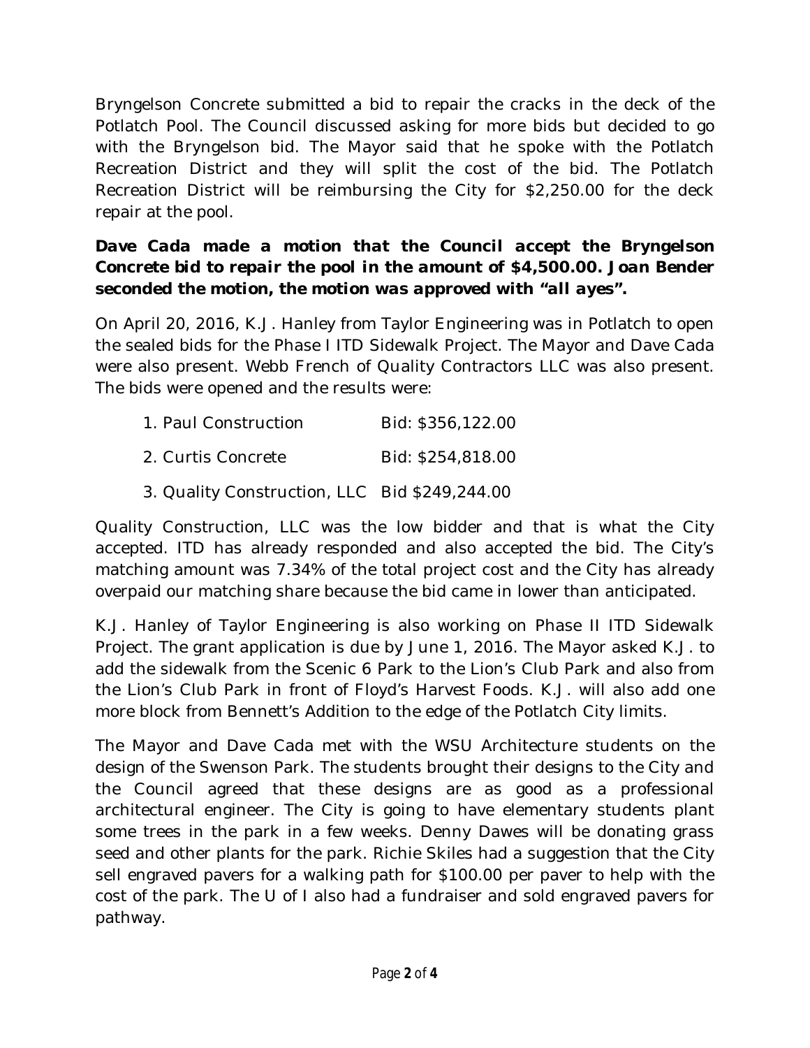Bryngelson Concrete submitted a bid to repair the cracks in the deck of the Potlatch Pool. The Council discussed asking for more bids but decided to go with the Bryngelson bid. The Mayor said that he spoke with the Potlatch Recreation District and they will split the cost of the bid. The Potlatch Recreation District will be reimbursing the City for $2,250.00 for the deck repair at the pool.

***Dave Cada made a motion that the Council accept the Bryngelson Concrete bid to repair the pool in the amount of $4,500.00. Joan Bender seconded the motion, the motion was approved with "all ayes".***

On April 20, 2016, K.J. Hanley from Taylor Engineering was in Potlatch to open the sealed bids for the Phase I ITD Sidewalk Project. The Mayor and Dave Cada were also present. Webb French of Quality Contractors LLC was also present. The bids were opened and the results were:

1. Paul Construction Bid: $356,122.00
2. Curtis Concrete Bid: $254,818.00
3. Quality Construction, LLC Bid $249,244.00

Quality Construction, LLC was the low bidder and that is what the City accepted. ITD has already responded and also accepted the bid. The City's matching amount was 7.34% of the total project cost and the City has already overpaid our matching share because the bid came in lower than anticipated.

K.J. Hanley of Taylor Engineering is also working on Phase II ITD Sidewalk Project. The grant application is due by June 1, 2016. The Mayor asked K.J. to add the sidewalk from the Scenic 6 Park to the Lion's Club Park and also from the Lion's Club Park in front of Floyd's Harvest Foods. K.J. will also add one more block from Bennett's Addition to the edge of the Potlatch City limits.

The Mayor and Dave Cada met with the WSU Architecture students on the design of the Swenson Park. The students brought their designs to the City and the Council agreed that these designs are as good as a professional architectural engineer. The City is going to have elementary students plant some trees in the park in a few weeks. Denny Dawes will be donating grass seed and other plants for the park. Richie Skiles had a suggestion that the City sell engraved pavers for a walking path for $100.00 per paver to help with the cost of the park. The U of I also had a fundraiser and sold engraved pavers for pathway.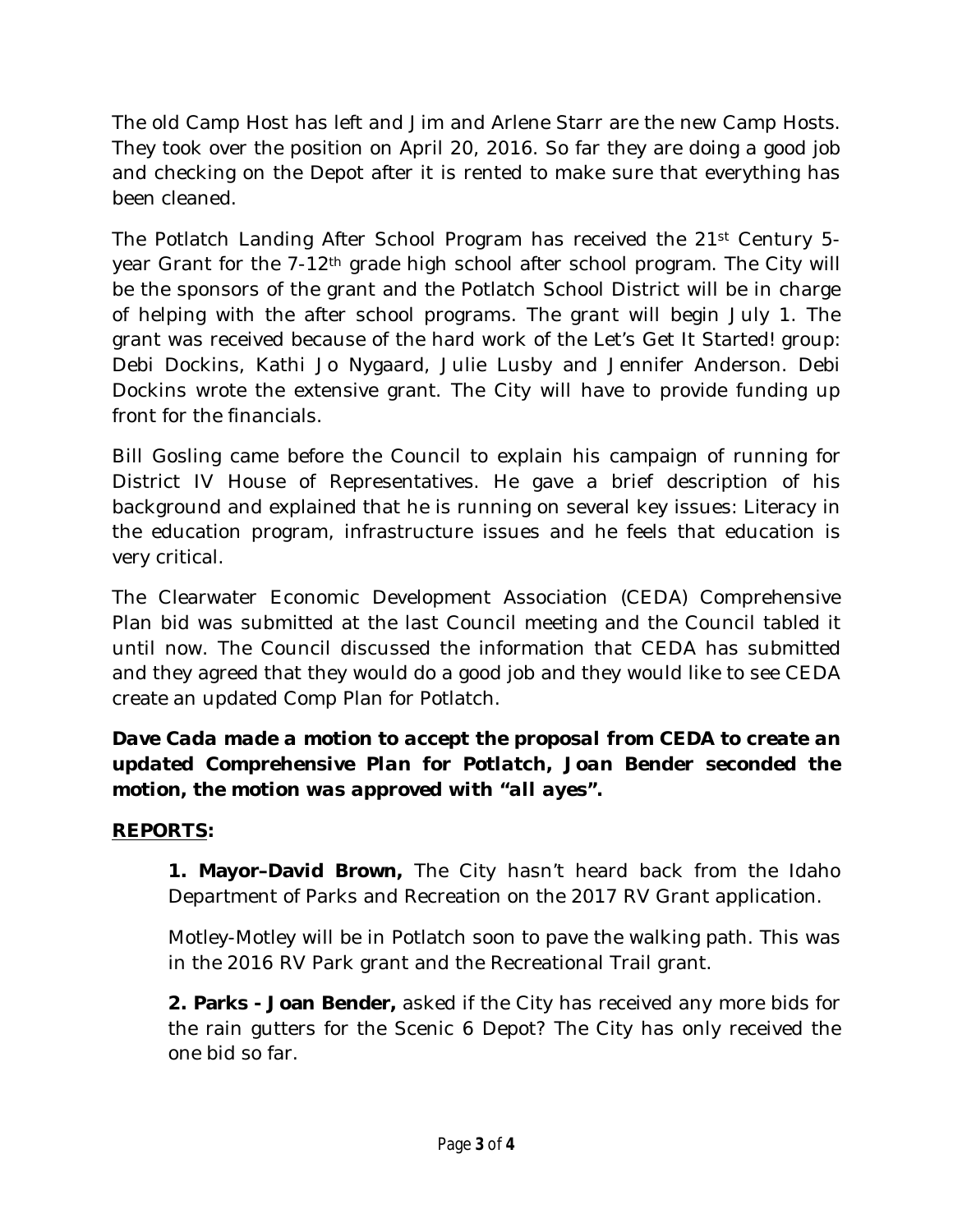The old Camp Host has left and Jim and Arlene Starr are the new Camp Hosts. They took over the position on April 20, 2016. So far they are doing a good job and checking on the Depot after it is rented to make sure that everything has been cleaned.

The Potlatch Landing After School Program has received the 21st Century 5-year Grant for the 7-12th grade high school after school program. The City will be the sponsors of the grant and the Potlatch School District will be in charge of helping with the after school programs. The grant will begin July 1. The grant was received because of the hard work of the Let's Get It Started! group: Debi Dockins, Kathi Jo Nygaard, Julie Lusby and Jennifer Anderson. Debi Dockins wrote the extensive grant. The City will have to provide funding up front for the financials.

Bill Gosling came before the Council to explain his campaign of running for District IV House of Representatives. He gave a brief description of his background and explained that he is running on several key issues: Literacy in the education program, infrastructure issues and he feels that education is very critical.

The Clearwater Economic Development Association (CEDA) Comprehensive Plan bid was submitted at the last Council meeting and the Council tabled it until now. The Council discussed the information that CEDA has submitted and they agreed that they would do a good job and they would like to see CEDA create an updated Comp Plan for Potlatch.

***Dave Cada made a motion to accept the proposal from CEDA to create an updated Comprehensive Plan for Potlatch, Joan Bender seconded the motion, the motion was approved with "all ayes".***

**REPORTS:**

**1. Mayor–David Brown,** The City hasn't heard back from the Idaho Department of Parks and Recreation on the 2017 RV Grant application.

Motley-Motley will be in Potlatch soon to pave the walking path. This was in the 2016 RV Park grant and the Recreational Trail grant.

**2. Parks - Joan Bender,** asked if the City has received any more bids for the rain gutters for the Scenic 6 Depot? The City has only received the one bid so far.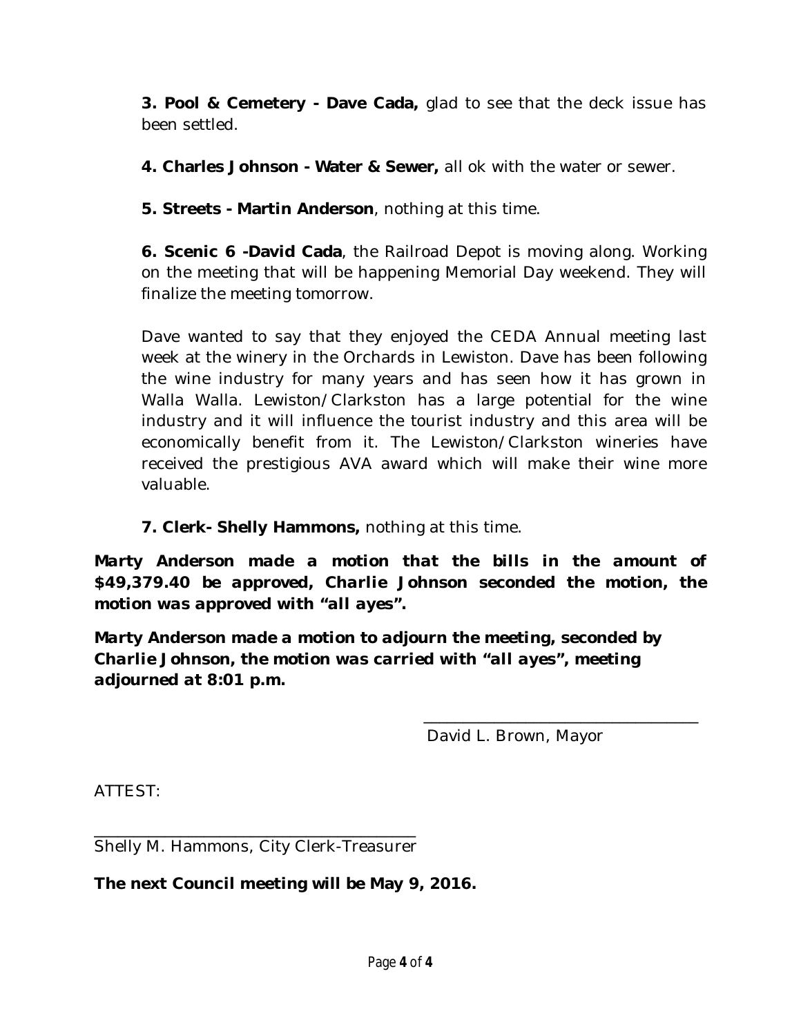**3. Pool & Cemetery - Dave Cada,** glad to see that the deck issue has been settled.

**4. Charles Johnson - Water & Sewer,** all ok with the water or sewer.

**5. Streets - Martin Anderson**, nothing at this time.

**6. Scenic 6 -David Cada**, the Railroad Depot is moving along. Working on the meeting that will be happening Memorial Day weekend. They will finalize the meeting tomorrow.

Dave wanted to say that they enjoyed the CEDA Annual meeting last week at the winery in the Orchards in Lewiston. Dave has been following the wine industry for many years and has seen how it has grown in Walla Walla. Lewiston/Clarkston has a large potential for the wine industry and it will influence the tourist industry and this area will be economically benefit from it. The Lewiston/Clarkston wineries have received the prestigious AVA award which will make their wine more valuable.

**7. Clerk- Shelly Hammons,** nothing at this time.

***Marty Anderson made a motion that the bills in the amount of $49,379.40 be approved, Charlie Johnson seconded the motion, the motion was approved with "all ayes".***

***Marty Anderson made a motion to adjourn the meeting, seconded by Charlie Johnson, the motion was carried with "all ayes", meeting adjourned at 8:01 p.m.***

\_\_\_\_\_\_\_\_\_\_\_\_\_\_\_\_\_\_\_\_\_\_\_\_\_\_\_\_\_\_\_\_\_\_

David L. Brown, Mayor

ATTEST:

\_\_\_\_\_\_\_\_\_\_\_\_\_\_\_\_\_\_\_\_\_\_\_\_\_\_\_\_\_\_\_\_\_\_\_\_\_\_

Shelly M. Hammons, City Clerk-Treasurer

**The next Council meeting will be May 9, 2016.**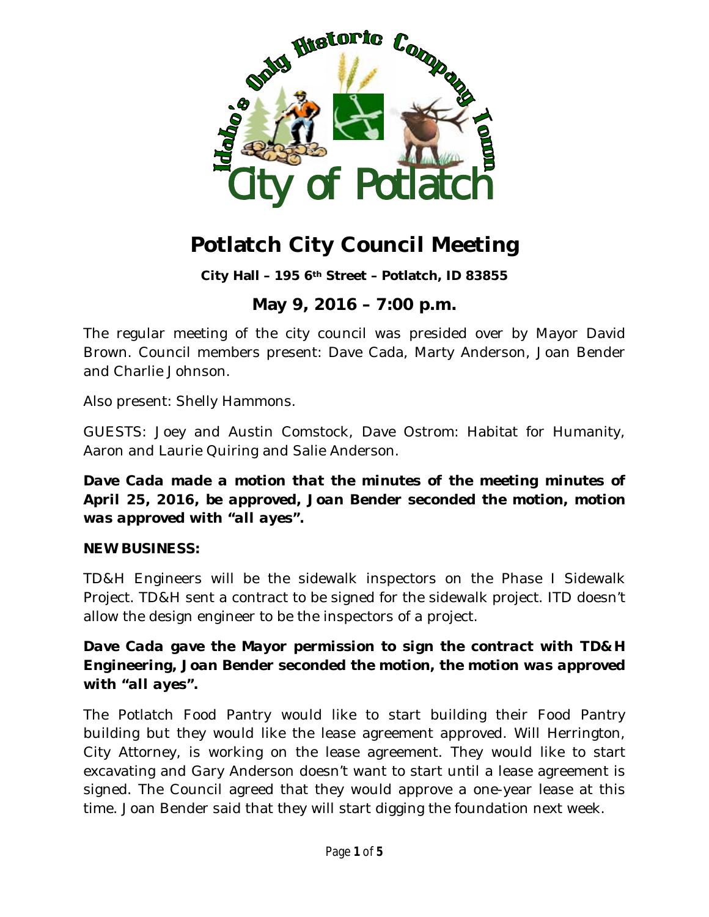# Potlatch City Council Meeting

**City Hall – 195 6th Street – Potlatch, ID 83855**

## May 9, 2016 – 7:00 p.m.

The regular meeting of the city council was presided over by Mayor David Brown. Council members present: Dave Cada, Marty Anderson, Joan Bender and Charlie Johnson.

Also present: Shelly Hammons.

GUESTS: Joey and Austin Comstock, Dave Ostrom: Habitat for Humanity, Aaron and Laurie Quiring and Salie Anderson.

***Dave Cada made a motion that the minutes of the meeting minutes of April 25, 2016, be approved, Joan Bender seconded the motion, motion was approved with "all ayes".***

**NEW BUSINESS:**

TD&H Engineers will be the sidewalk inspectors on the Phase I Sidewalk Project. TD&H sent a contract to be signed for the sidewalk project. ITD doesn't allow the design engineer to be the inspectors of a project.

***Dave Cada gave the Mayor permission to sign the contract with TD&H Engineering, Joan Bender seconded the motion, the motion was approved with "all ayes".***

The Potlatch Food Pantry would like to start building their Food Pantry building but they would like the lease agreement approved. Will Herrington, City Attorney, is working on the lease agreement. They would like to start excavating and Gary Anderson doesn't want to start until a lease agreement is signed. The Council agreed that they would approve a one-year lease at this time. Joan Bender said that they will start digging the foundation next week.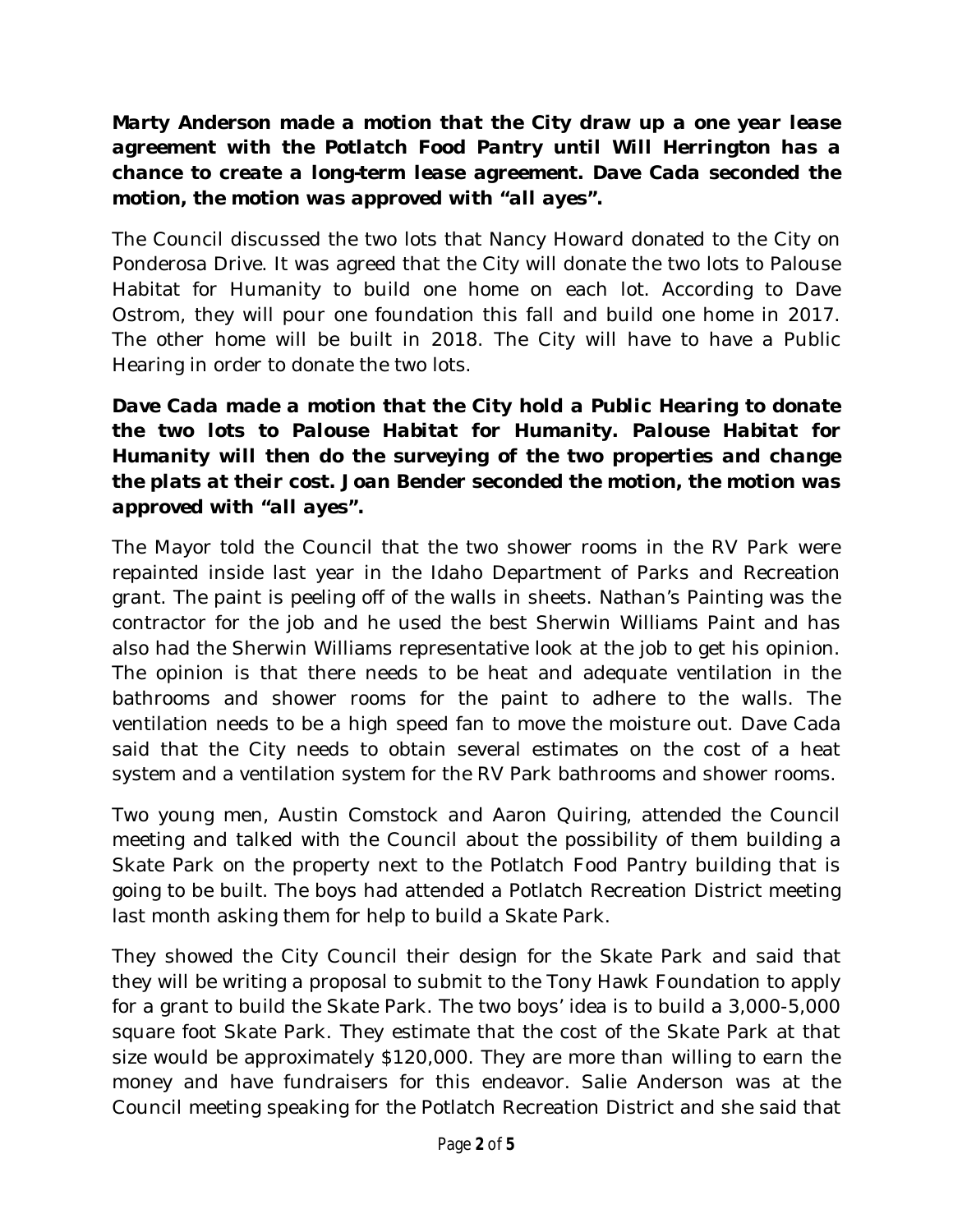**Marty Anderson made a motion that the City draw up a one year lease agreement with the Potlatch Food Pantry until Will Herrington has a chance to create a long-term lease agreement. Dave Cada seconded the motion, the motion was approved with "all ayes".**

The Council discussed the two lots that Nancy Howard donated to the City on Ponderosa Drive. It was agreed that the City will donate the two lots to Palouse Habitat for Humanity to build one home on each lot. According to Dave Ostrom, they will pour one foundation this fall and build one home in 2017. The other home will be built in 2018. The City will have to have a Public Hearing in order to donate the two lots.

**Dave Cada made a motion that the City hold a Public Hearing to donate the two lots to Palouse Habitat for Humanity. Palouse Habitat for Humanity will then do the surveying of the two properties and change the plats at their cost. Joan Bender seconded the motion, the motion was approved with "all ayes".**

The Mayor told the Council that the two shower rooms in the RV Park were repainted inside last year in the Idaho Department of Parks and Recreation grant. The paint is peeling off of the walls in sheets. Nathan's Painting was the contractor for the job and he used the best Sherwin Williams Paint and has also had the Sherwin Williams representative look at the job to get his opinion. The opinion is that there needs to be heat and adequate ventilation in the bathrooms and shower rooms for the paint to adhere to the walls. The ventilation needs to be a high speed fan to move the moisture out. Dave Cada said that the City needs to obtain several estimates on the cost of a heat system and a ventilation system for the RV Park bathrooms and shower rooms.

Two young men, Austin Comstock and Aaron Quiring, attended the Council meeting and talked with the Council about the possibility of them building a Skate Park on the property next to the Potlatch Food Pantry building that is going to be built. The boys had attended a Potlatch Recreation District meeting last month asking them for help to build a Skate Park.

They showed the City Council their design for the Skate Park and said that they will be writing a proposal to submit to the Tony Hawk Foundation to apply for a grant to build the Skate Park. The two boys' idea is to build a 3,000-5,000 square foot Skate Park. They estimate that the cost of the Skate Park at that size would be approximately $120,000. They are more than willing to earn the money and have fundraisers for this endeavor. Salie Anderson was at the Council meeting speaking for the Potlatch Recreation District and she said that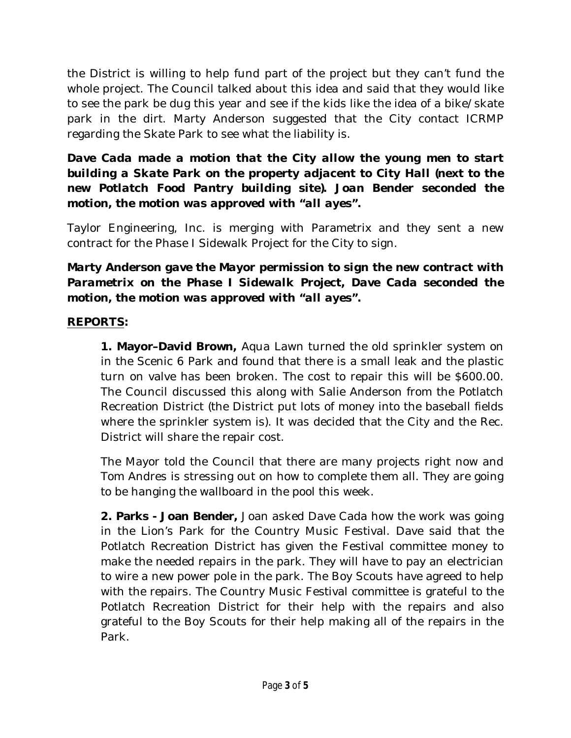the District is willing to help fund part of the project but they can't fund the whole project. The Council talked about this idea and said that they would like to see the park be dug this year and see if the kids like the idea of a bike/skate park in the dirt. Marty Anderson suggested that the City contact ICRMP regarding the Skate Park to see what the liability is.

***Dave Cada made a motion that the City allow the young men to start building a Skate Park on the property adjacent to City Hall (next to the new Potlatch Food Pantry building site). Joan Bender seconded the motion, the motion was approved with "all ayes".***

Taylor Engineering, Inc. is merging with Parametrix and they sent a new contract for the Phase I Sidewalk Project for the City to sign.

***Marty Anderson gave the Mayor permission to sign the new contract with Parametrix on the Phase I Sidewalk Project, Dave Cada seconded the motion, the motion was approved with "all ayes".***

## **REPORTS:**

**1. Mayor–David Brown,** Aqua Lawn turned the old sprinkler system on in the Scenic 6 Park and found that there is a small leak and the plastic turn on valve has been broken. The cost to repair this will be $600.00. The Council discussed this along with Salie Anderson from the Potlatch Recreation District (the District put lots of money into the baseball fields where the sprinkler system is). It was decided that the City and the Rec. District will share the repair cost.

The Mayor told the Council that there are many projects right now and Tom Andres is stressing out on how to complete them all. They are going to be hanging the wallboard in the pool this week.

**2. Parks - Joan Bender,** Joan asked Dave Cada how the work was going in the Lion's Park for the Country Music Festival. Dave said that the Potlatch Recreation District has given the Festival committee money to make the needed repairs in the park. They will have to pay an electrician to wire a new power pole in the park. The Boy Scouts have agreed to help with the repairs. The Country Music Festival committee is grateful to the Potlatch Recreation District for their help with the repairs and also grateful to the Boy Scouts for their help making all of the repairs in the Park.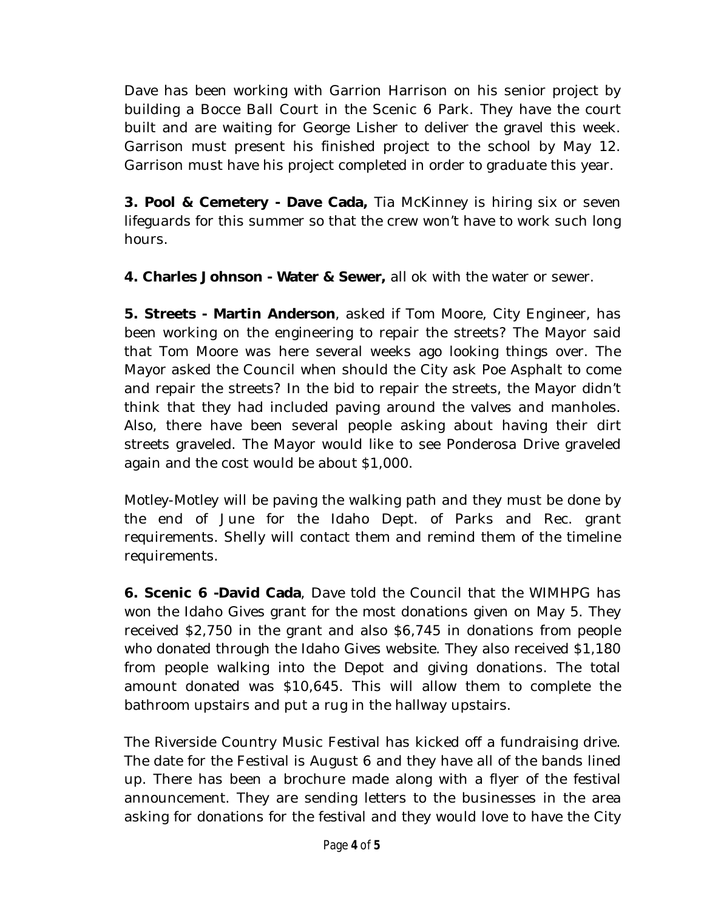Dave has been working with Garrion Harrison on his senior project by building a Bocce Ball Court in the Scenic 6 Park. They have the court built and are waiting for George Lisher to deliver the gravel this week. Garrison must present his finished project to the school by May 12. Garrison must have his project completed in order to graduate this year.

**3. Pool & Cemetery - Dave Cada,** Tia McKinney is hiring six or seven lifeguards for this summer so that the crew won't have to work such long hours.

**4. Charles Johnson - Water & Sewer,** all ok with the water or sewer.

**5. Streets - Martin Anderson**, asked if Tom Moore, City Engineer, has been working on the engineering to repair the streets? The Mayor said that Tom Moore was here several weeks ago looking things over. The Mayor asked the Council when should the City ask Poe Asphalt to come and repair the streets? In the bid to repair the streets, the Mayor didn't think that they had included paving around the valves and manholes. Also, there have been several people asking about having their dirt streets graveled. The Mayor would like to see Ponderosa Drive graveled again and the cost would be about $1,000.

Motley-Motley will be paving the walking path and they must be done by the end of June for the Idaho Dept. of Parks and Rec. grant requirements. Shelly will contact them and remind them of the timeline requirements.

**6. Scenic 6 -David Cada**, Dave told the Council that the WIMHPG has won the Idaho Gives grant for the most donations given on May 5. They received $2,750 in the grant and also $6,745 in donations from people who donated through the Idaho Gives website. They also received $1,180 from people walking into the Depot and giving donations. The total amount donated was $10,645. This will allow them to complete the bathroom upstairs and put a rug in the hallway upstairs.

The Riverside Country Music Festival has kicked off a fundraising drive. The date for the Festival is August 6 and they have all of the bands lined up. There has been a brochure made along with a flyer of the festival announcement. They are sending letters to the businesses in the area asking for donations for the festival and they would love to have the City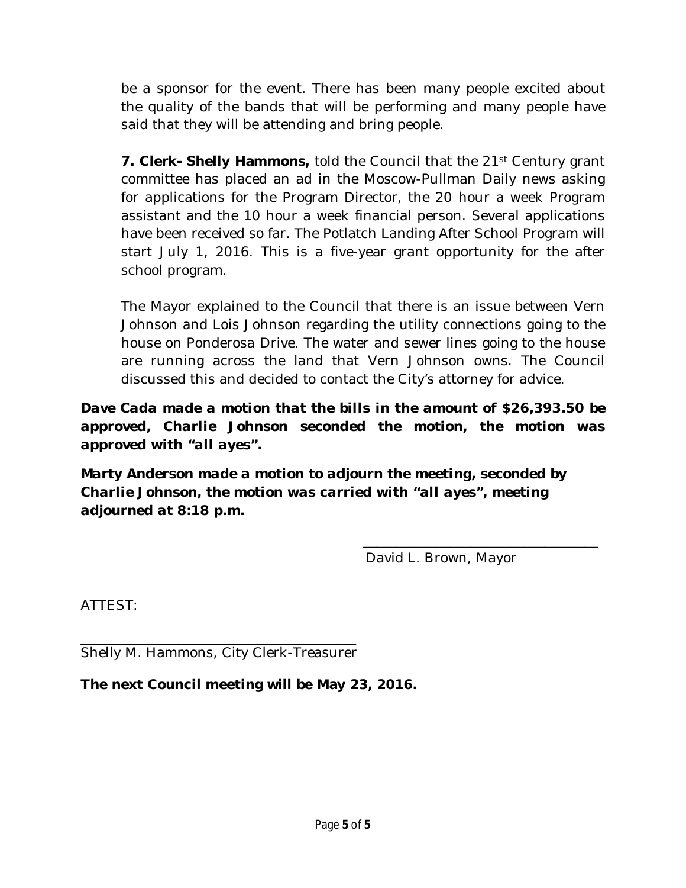be a sponsor for the event. There has been many people excited about the quality of the bands that will be performing and many people have said that they will be attending and bring people.

**7. Clerk- Shelly Hammons,** told the Council that the 21st Century grant committee has placed an ad in the Moscow-Pullman Daily news asking for applications for the Program Director, the 20 hour a week Program assistant and the 10 hour a week financial person. Several applications have been received so far. The Potlatch Landing After School Program will start July 1, 2016. This is a five-year grant opportunity for the after school program.

The Mayor explained to the Council that there is an issue between Vern Johnson and Lois Johnson regarding the utility connections going to the house on Ponderosa Drive. The water and sewer lines going to the house are running across the land that Vern Johnson owns. The Council discussed this and decided to contact the City's attorney for advice.

***Dave Cada made a motion that the bills in the amount of $26,393.50 be approved, Charlie Johnson seconded the motion, the motion was approved with "all ayes".***

***Marty Anderson made a motion to adjourn the meeting, seconded by Charlie Johnson, the motion was carried with "all ayes", meeting adjourned at 8:18 p.m.***

\_\_\_\_\_\_\_\_\_\_\_\_\_\_\_\_\_\_\_\_\_\_\_\_\_\_\_\_\_\_\_\_
David L. Brown, Mayor

ATTEST:

\_\_\_\_\_\_\_\_\_\_\_\_\_\_\_\_\_\_\_\_\_\_\_\_\_\_\_\_\_\_\_\_
Shelly M. Hammons, City Clerk-Treasurer

**The next Council meeting will be May 23, 2016.**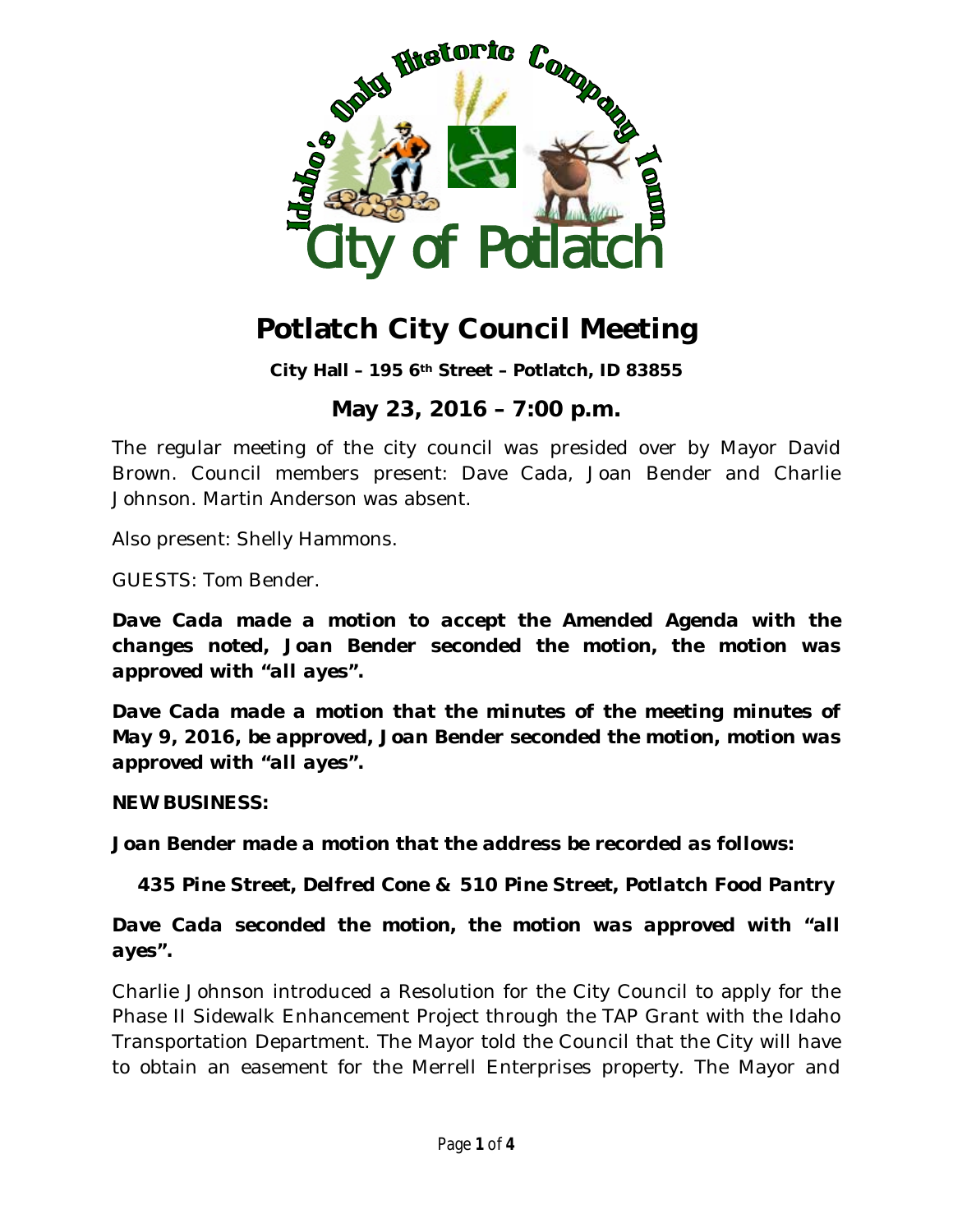# Potlatch City Council Meeting

**City Hall – 195 6th Street – Potlatch, ID 83855**

## May 23, 2016 – 7:00 p.m.

The regular meeting of the city council was presided over by Mayor David Brown. Council members present: Dave Cada, Joan Bender and Charlie Johnson. Martin Anderson was absent.

Also present: Shelly Hammons.

GUESTS: Tom Bender.

***Dave Cada made a motion to accept the Amended Agenda with the changes noted, Joan Bender seconded the motion, the motion was approved with "all ayes".***

***Dave Cada made a motion that the minutes of the meeting minutes of May 9, 2016, be approved, Joan Bender seconded the motion, motion was approved with "all ayes".***

**NEW BUSINESS:**

***Joan Bender made a motion that the address be recorded as follows:***

***435 Pine Street, Delfred Cone & 510 Pine Street, Potlatch Food Pantry***

***Dave Cada seconded the motion, the motion was approved with "all ayes".***

Charlie Johnson introduced a Resolution for the City Council to apply for the Phase II Sidewalk Enhancement Project through the TAP Grant with the Idaho Transportation Department. The Mayor told the Council that the City will have to obtain an easement for the Merrell Enterprises property. The Mayor and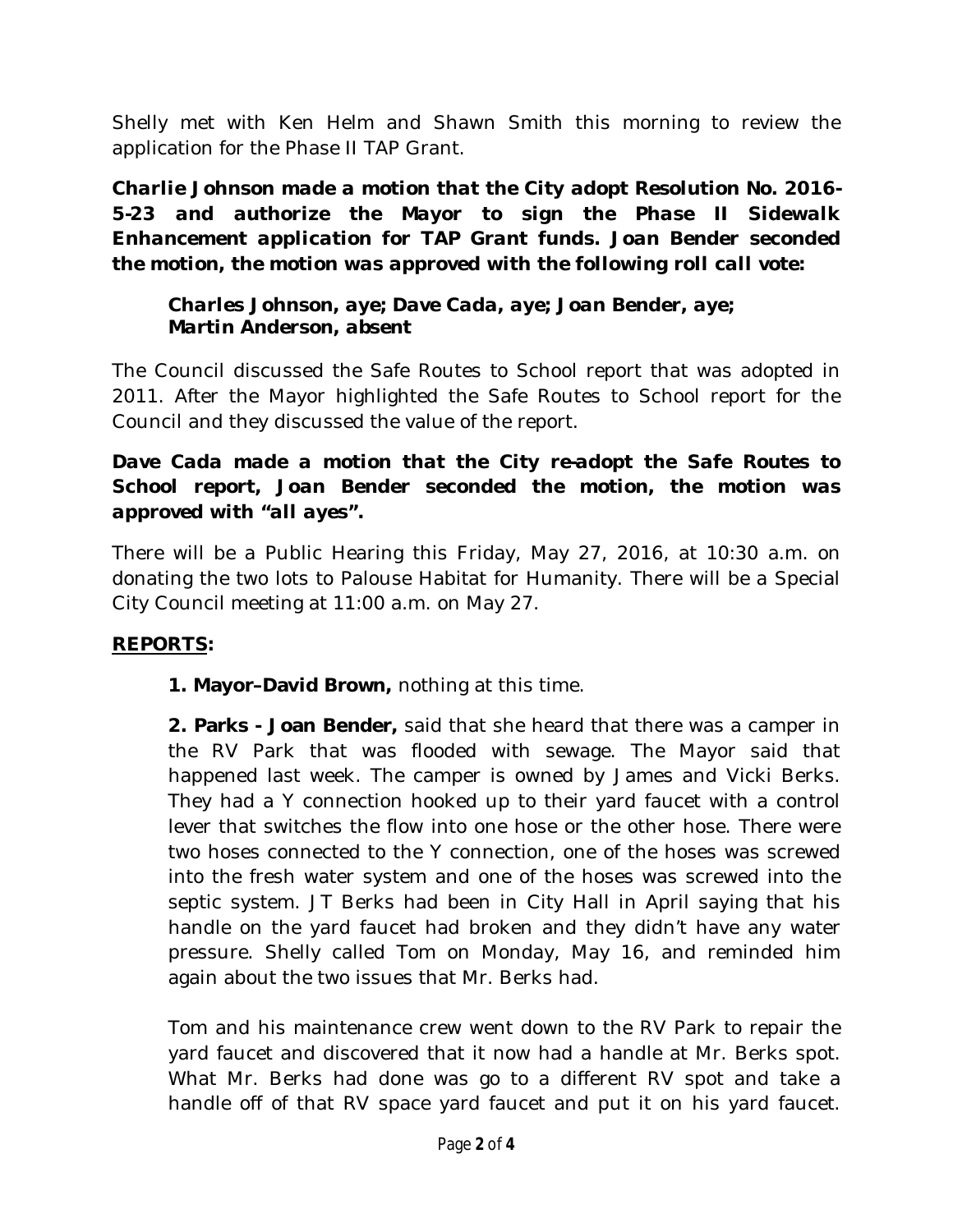Shelly met with Ken Helm and Shawn Smith this morning to review the application for the Phase II TAP Grant.

***Charlie Johnson made a motion that the City adopt Resolution No. 2016-5-23 and authorize the Mayor to sign the Phase II Sidewalk Enhancement application for TAP Grant funds. Joan Bender seconded the motion, the motion was approved with the following roll call vote:***

> ***Charles Johnson, aye; Dave Cada, aye; Joan Bender, aye; Martin Anderson, absent***

The Council discussed the Safe Routes to School report that was adopted in 2011. After the Mayor highlighted the Safe Routes to School report for the Council and they discussed the value of the report.

***Dave Cada made a motion that the City re-adopt the Safe Routes to School report, Joan Bender seconded the motion, the motion was approved with "all ayes".***

There will be a Public Hearing this Friday, May 27, 2016, at 10:30 a.m. on donating the two lots to Palouse Habitat for Humanity. There will be a Special City Council meeting at 11:00 a.m. on May 27.

**REPORTS:**

**1. Mayor–David Brown,** nothing at this time.

**2. Parks - Joan Bender,** said that she heard that there was a camper in the RV Park that was flooded with sewage. The Mayor said that happened last week. The camper is owned by James and Vicki Berks. They had a Y connection hooked up to their yard faucet with a control lever that switches the flow into one hose or the other hose. There were two hoses connected to the Y connection, one of the hoses was screwed into the fresh water system and one of the hoses was screwed into the septic system. JT Berks had been in City Hall in April saying that his handle on the yard faucet had broken and they didn't have any water pressure. Shelly called Tom on Monday, May 16, and reminded him again about the two issues that Mr. Berks had.

Tom and his maintenance crew went down to the RV Park to repair the yard faucet and discovered that it now had a handle at Mr. Berks spot. What Mr. Berks had done was go to a different RV spot and take a handle off of that RV space yard faucet and put it on his yard faucet.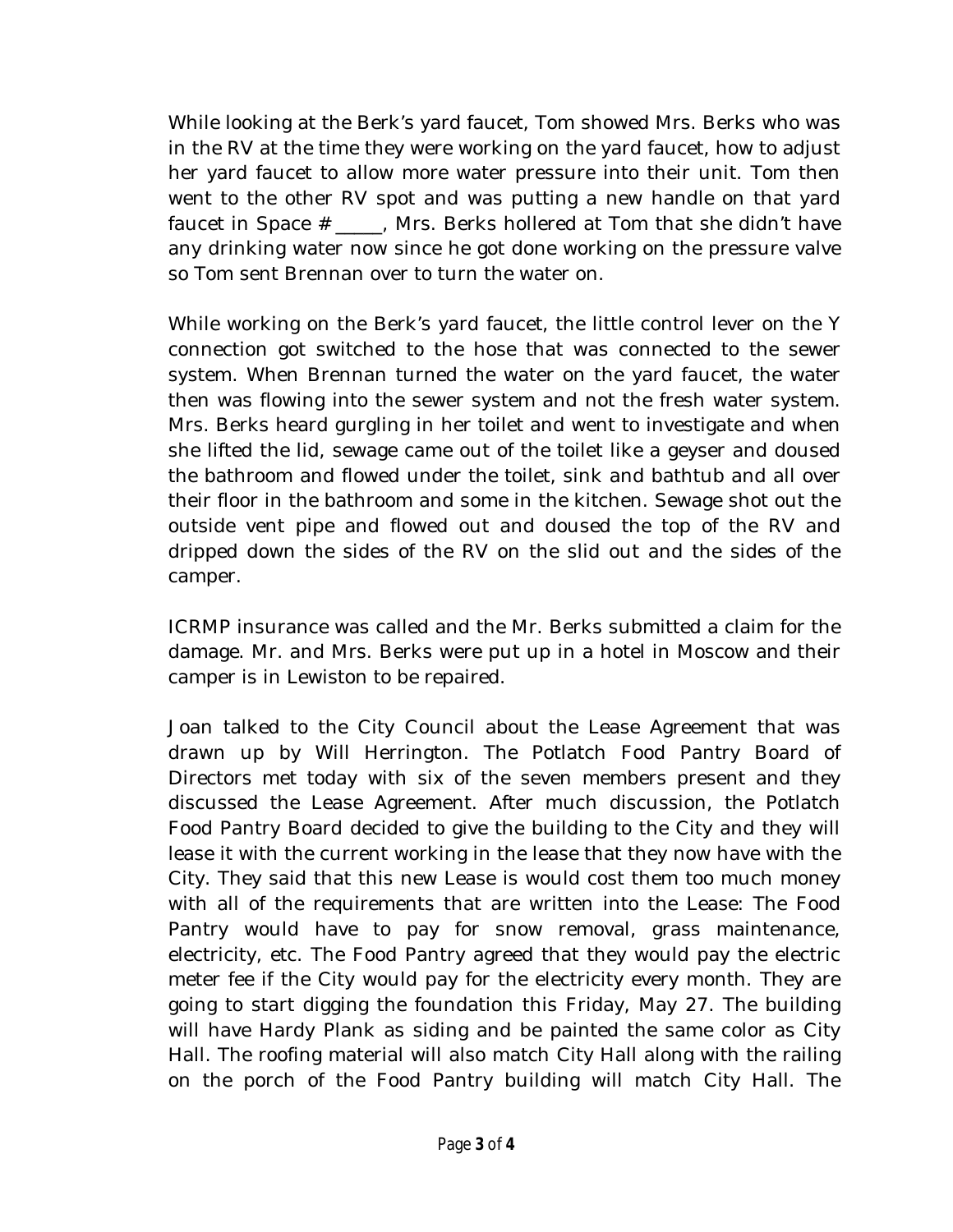While looking at the Berk's yard faucet, Tom showed Mrs. Berks who was in the RV at the time they were working on the yard faucet, how to adjust her yard faucet to allow more water pressure into their unit. Tom then went to the other RV spot and was putting a new handle on that yard faucet in Space # _____, Mrs. Berks hollered at Tom that she didn't have any drinking water now since he got done working on the pressure valve so Tom sent Brennan over to turn the water on.

While working on the Berk's yard faucet, the little control lever on the Y connection got switched to the hose that was connected to the sewer system. When Brennan turned the water on the yard faucet, the water then was flowing into the sewer system and not the fresh water system. Mrs. Berks heard gurgling in her toilet and went to investigate and when she lifted the lid, sewage came out of the toilet like a geyser and doused the bathroom and flowed under the toilet, sink and bathtub and all over their floor in the bathroom and some in the kitchen. Sewage shot out the outside vent pipe and flowed out and doused the top of the RV and dripped down the sides of the RV on the slid out and the sides of the camper.

ICRMP insurance was called and the Mr. Berks submitted a claim for the damage. Mr. and Mrs. Berks were put up in a hotel in Moscow and their camper is in Lewiston to be repaired.

Joan talked to the City Council about the Lease Agreement that was drawn up by Will Herrington. The Potlatch Food Pantry Board of Directors met today with six of the seven members present and they discussed the Lease Agreement. After much discussion, the Potlatch Food Pantry Board decided to give the building to the City and they will lease it with the current working in the lease that they now have with the City. They said that this new Lease is would cost them too much money with all of the requirements that are written into the Lease: The Food Pantry would have to pay for snow removal, grass maintenance, electricity, etc. The Food Pantry agreed that they would pay the electric meter fee if the City would pay for the electricity every month. They are going to start digging the foundation this Friday, May 27. The building will have Hardy Plank as siding and be painted the same color as City Hall. The roofing material will also match City Hall along with the railing on the porch of the Food Pantry building will match City Hall. The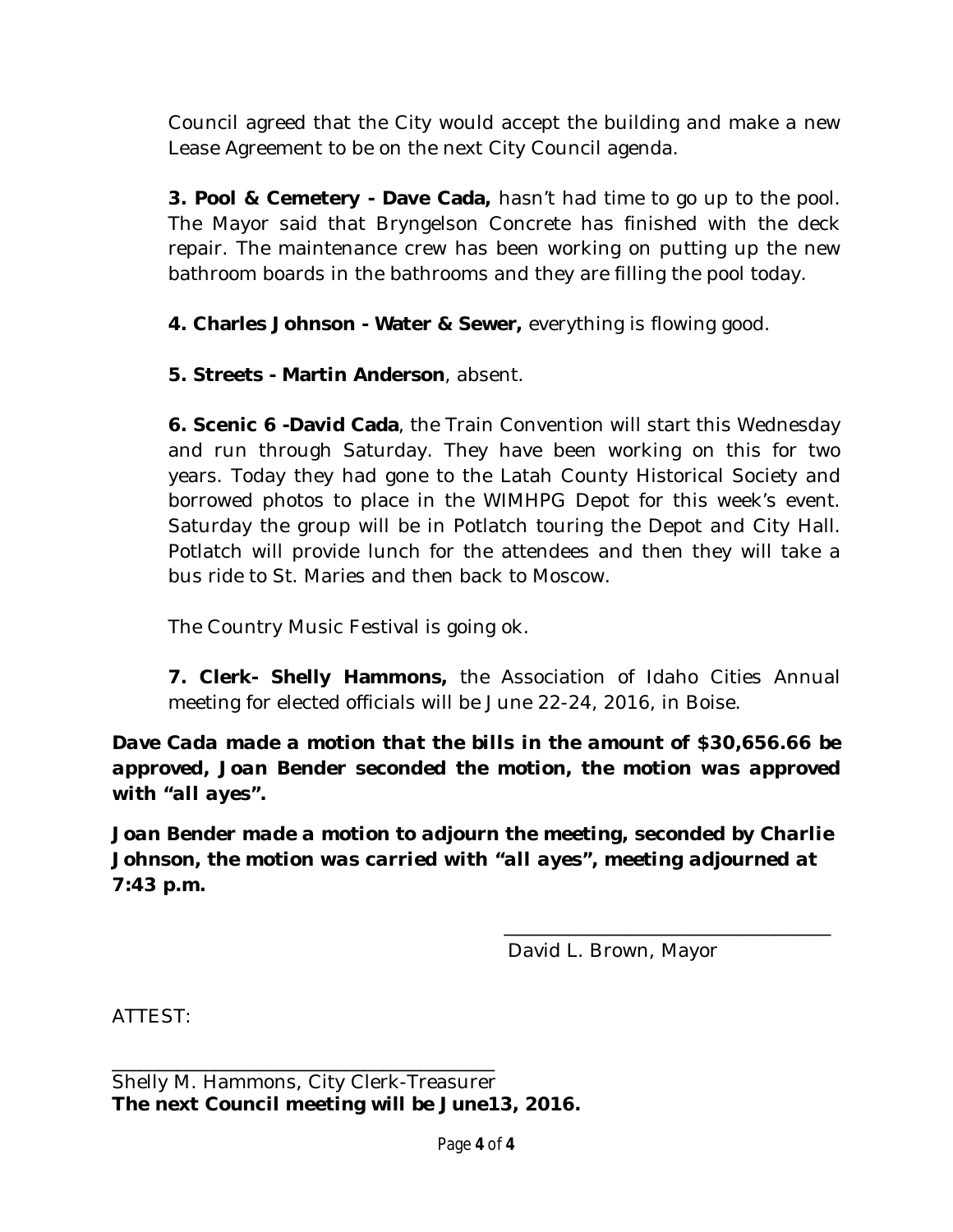Council agreed that the City would accept the building and make a new Lease Agreement to be on the next City Council agenda.

**3. Pool & Cemetery - Dave Cada,** hasn't had time to go up to the pool. The Mayor said that Bryngelson Concrete has finished with the deck repair. The maintenance crew has been working on putting up the new bathroom boards in the bathrooms and they are filling the pool today.

**4. Charles Johnson - Water & Sewer,** everything is flowing good.

**5. Streets - Martin Anderson**, absent.

**6. Scenic 6 -David Cada**, the Train Convention will start this Wednesday and run through Saturday. They have been working on this for two years. Today they had gone to the Latah County Historical Society and borrowed photos to place in the WIMHPG Depot for this week's event. Saturday the group will be in Potlatch touring the Depot and City Hall. Potlatch will provide lunch for the attendees and then they will take a bus ride to St. Maries and then back to Moscow.

The Country Music Festival is going ok.

**7. Clerk- Shelly Hammons,** the Association of Idaho Cities Annual meeting for elected officials will be June 22-24, 2016, in Boise.

***Dave Cada made a motion that the bills in the amount of $30,656.66 be approved, Joan Bender seconded the motion, the motion was approved with "all ayes".***

***Joan Bender made a motion to adjourn the meeting, seconded by Charlie Johnson, the motion was carried with "all ayes", meeting adjourned at 7:43 p.m.***

\_\_\_\_\_\_\_\_\_\_\_\_\_\_\_\_\_\_\_\_\_\_\_\_\_\_\_\_\_\_\_\_\_\_

David L. Brown, Mayor

ATTEST:

\_\_\_\_\_\_\_\_\_\_\_\_\_\_\_\_\_\_\_\_\_\_\_\_\_\_\_\_\_\_\_\_\_\_\_\_\_\_

Shelly M. Hammons, City Clerk-Treasurer

**The next Council meeting will be June13, 2016.**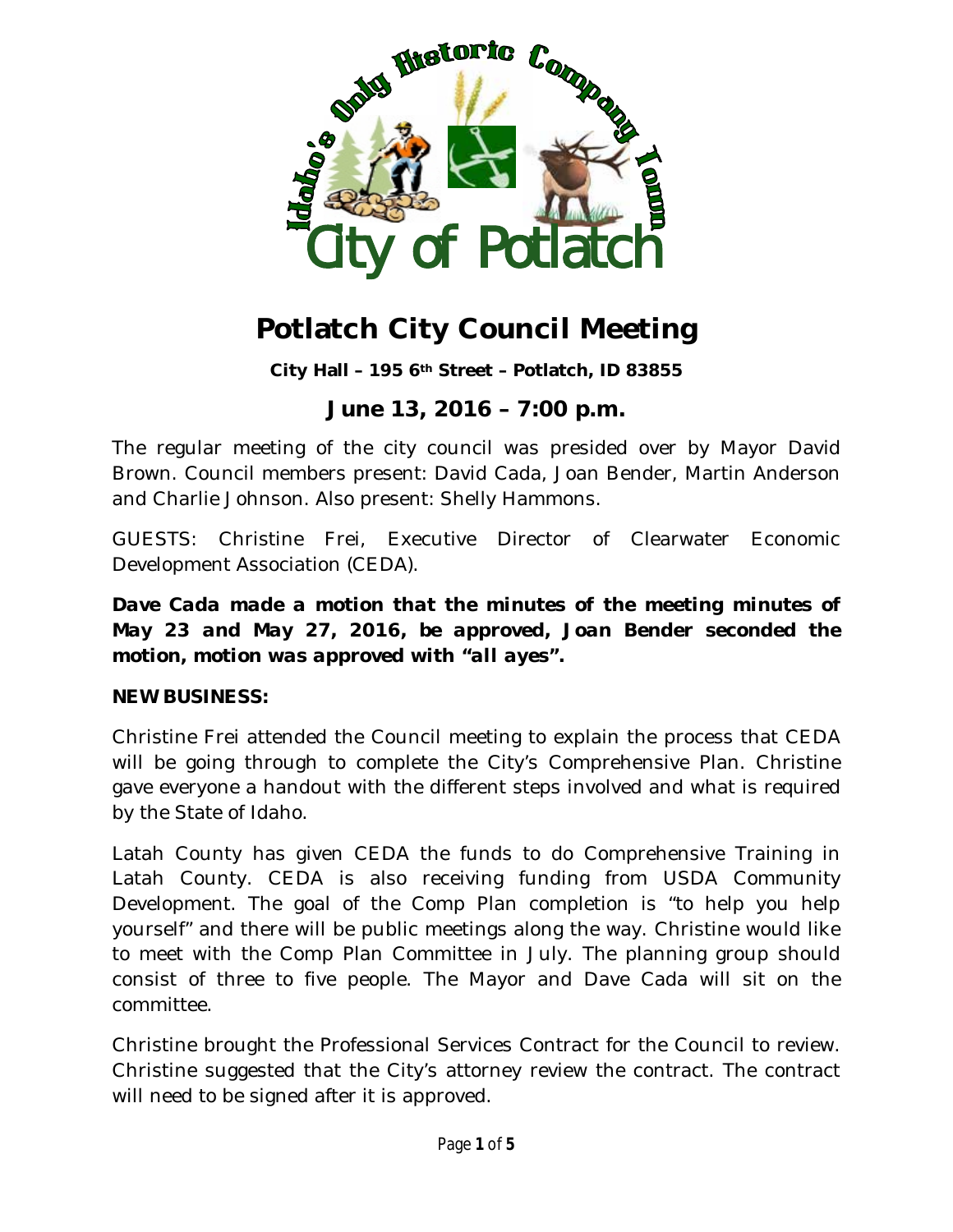# Potlatch City Council Meeting

**City Hall – 195 6th Street – Potlatch, ID 83855**

## June 13, 2016 – 7:00 p.m.

The regular meeting of the city council was presided over by Mayor David Brown. Council members present: David Cada, Joan Bender, Martin Anderson and Charlie Johnson. Also present: Shelly Hammons.

GUESTS: Christine Frei, Executive Director of Clearwater Economic Development Association (CEDA).

***Dave Cada made a motion that the minutes of the meeting minutes of May 23 and May 27, 2016, be approved, Joan Bender seconded the motion, motion was approved with "all ayes".***

**NEW BUSINESS:**

Christine Frei attended the Council meeting to explain the process that CEDA will be going through to complete the City's Comprehensive Plan. Christine gave everyone a handout with the different steps involved and what is required by the State of Idaho.

Latah County has given CEDA the funds to do Comprehensive Training in Latah County. CEDA is also receiving funding from USDA Community Development. The goal of the Comp Plan completion is "to help you help yourself" and there will be public meetings along the way. Christine would like to meet with the Comp Plan Committee in July. The planning group should consist of three to five people. The Mayor and Dave Cada will sit on the committee.

Christine brought the Professional Services Contract for the Council to review. Christine suggested that the City's attorney review the contract. The contract will need to be signed after it is approved.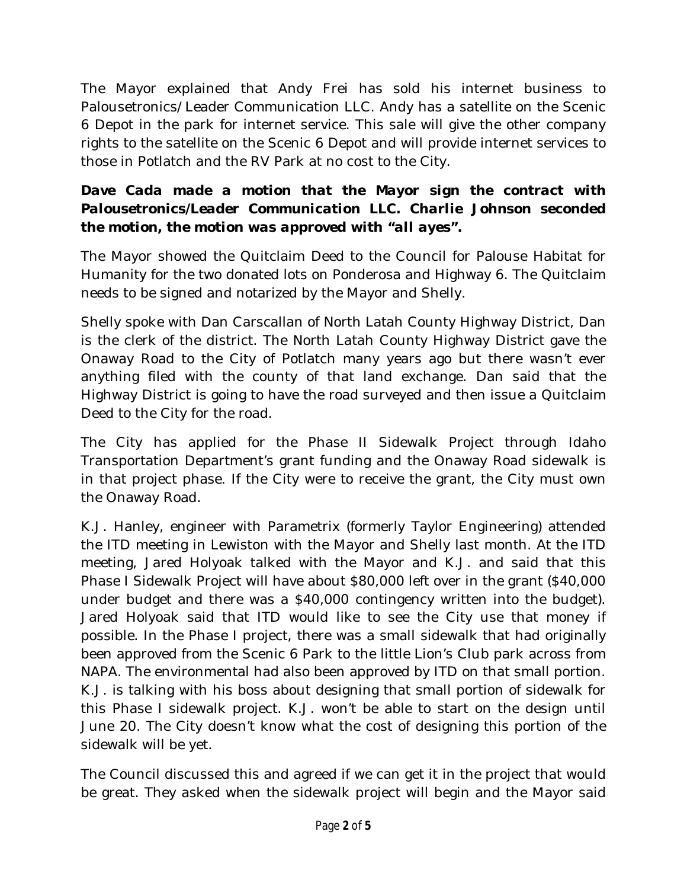The Mayor explained that Andy Frei has sold his internet business to Palousetronics/Leader Communication LLC. Andy has a satellite on the Scenic 6 Depot in the park for internet service. This sale will give the other company rights to the satellite on the Scenic 6 Depot and will provide internet services to those in Potlatch and the RV Park at no cost to the City.

***Dave Cada made a motion that the Mayor sign the contract with Palousetronics/Leader Communication LLC. Charlie Johnson seconded the motion, the motion was approved with "all ayes".***

The Mayor showed the Quitclaim Deed to the Council for Palouse Habitat for Humanity for the two donated lots on Ponderosa and Highway 6. The Quitclaim needs to be signed and notarized by the Mayor and Shelly.

Shelly spoke with Dan Carscallan of North Latah County Highway District, Dan is the clerk of the district. The North Latah County Highway District gave the Onaway Road to the City of Potlatch many years ago but there wasn't ever anything filed with the county of that land exchange. Dan said that the Highway District is going to have the road surveyed and then issue a Quitclaim Deed to the City for the road.

The City has applied for the Phase II Sidewalk Project through Idaho Transportation Department's grant funding and the Onaway Road sidewalk is in that project phase. If the City were to receive the grant, the City must own the Onaway Road.

K.J. Hanley, engineer with Parametrix (formerly Taylor Engineering) attended the ITD meeting in Lewiston with the Mayor and Shelly last month. At the ITD meeting, Jared Holyoak talked with the Mayor and K.J. and said that this Phase I Sidewalk Project will have about $80,000 left over in the grant ($40,000 under budget and there was a $40,000 contingency written into the budget). Jared Holyoak said that ITD would like to see the City use that money if possible. In the Phase I project, there was a small sidewalk that had originally been approved from the Scenic 6 Park to the little Lion's Club park across from NAPA. The environmental had also been approved by ITD on that small portion. K.J. is talking with his boss about designing that small portion of sidewalk for this Phase I sidewalk project. K.J. won't be able to start on the design until June 20. The City doesn't know what the cost of designing this portion of the sidewalk will be yet.

The Council discussed this and agreed if we can get it in the project that would be great. They asked when the sidewalk project will begin and the Mayor said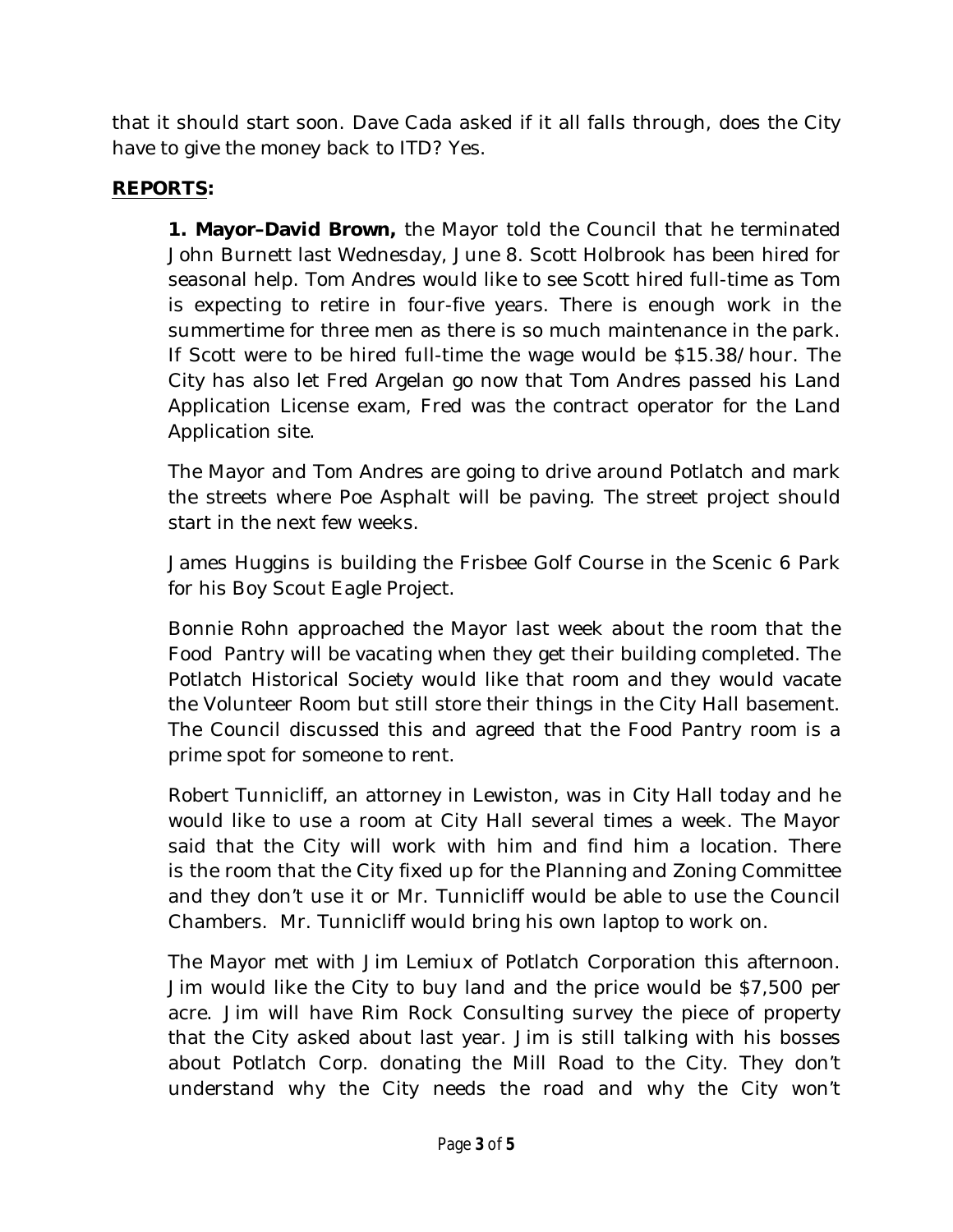that it should start soon. Dave Cada asked if it all falls through, does the City have to give the money back to ITD? Yes.

**REPORTS:**

**1. Mayor–David Brown,** the Mayor told the Council that he terminated John Burnett last Wednesday, June 8. Scott Holbrook has been hired for seasonal help. Tom Andres would like to see Scott hired full-time as Tom is expecting to retire in four-five years. There is enough work in the summertime for three men as there is so much maintenance in the park. If Scott were to be hired full-time the wage would be $15.38/hour. The City has also let Fred Argelan go now that Tom Andres passed his Land Application License exam, Fred was the contract operator for the Land Application site.

The Mayor and Tom Andres are going to drive around Potlatch and mark the streets where Poe Asphalt will be paving. The street project should start in the next few weeks.

James Huggins is building the Frisbee Golf Course in the Scenic 6 Park for his Boy Scout Eagle Project.

Bonnie Rohn approached the Mayor last week about the room that the Food Pantry will be vacating when they get their building completed. The Potlatch Historical Society would like that room and they would vacate the Volunteer Room but still store their things in the City Hall basement. The Council discussed this and agreed that the Food Pantry room is a prime spot for someone to rent.

Robert Tunnicliff, an attorney in Lewiston, was in City Hall today and he would like to use a room at City Hall several times a week. The Mayor said that the City will work with him and find him a location. There is the room that the City fixed up for the Planning and Zoning Committee and they don't use it or Mr. Tunnicliff would be able to use the Council Chambers. Mr. Tunnicliff would bring his own laptop to work on.

The Mayor met with Jim Lemiux of Potlatch Corporation this afternoon. Jim would like the City to buy land and the price would be $7,500 per acre. Jim will have Rim Rock Consulting survey the piece of property that the City asked about last year. Jim is still talking with his bosses about Potlatch Corp. donating the Mill Road to the City. They don't understand why the City needs the road and why the City won't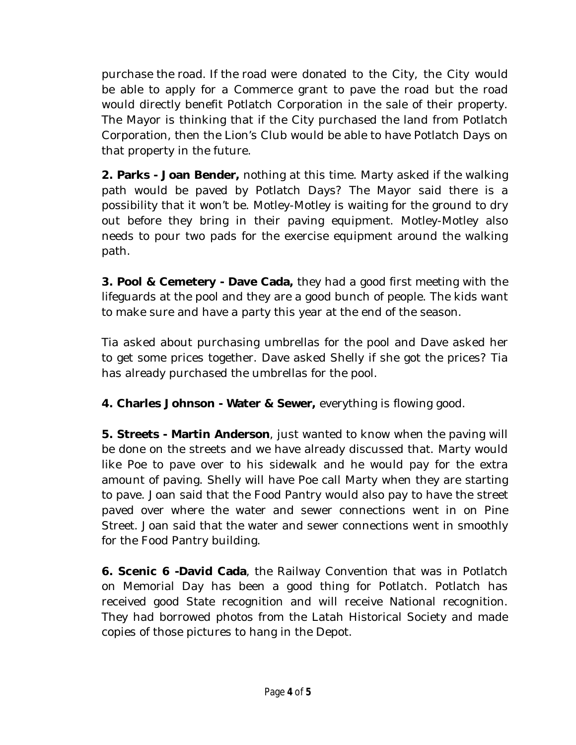purchase the road. If the road were donated to the City, the City would be able to apply for a Commerce grant to pave the road but the road would directly benefit Potlatch Corporation in the sale of their property. The Mayor is thinking that if the City purchased the land from Potlatch Corporation, then the Lion's Club would be able to have Potlatch Days on that property in the future.

**2. Parks - Joan Bender,** nothing at this time. Marty asked if the walking path would be paved by Potlatch Days? The Mayor said there is a possibility that it won't be. Motley-Motley is waiting for the ground to dry out before they bring in their paving equipment. Motley-Motley also needs to pour two pads for the exercise equipment around the walking path.

**3. Pool & Cemetery - Dave Cada,** they had a good first meeting with the lifeguards at the pool and they are a good bunch of people. The kids want to make sure and have a party this year at the end of the season.

Tia asked about purchasing umbrellas for the pool and Dave asked her to get some prices together. Dave asked Shelly if she got the prices? Tia has already purchased the umbrellas for the pool.

**4. Charles Johnson - Water & Sewer,** everything is flowing good.

**5. Streets - Martin Anderson**, just wanted to know when the paving will be done on the streets and we have already discussed that. Marty would like Poe to pave over to his sidewalk and he would pay for the extra amount of paving. Shelly will have Poe call Marty when they are starting to pave. Joan said that the Food Pantry would also pay to have the street paved over where the water and sewer connections went in on Pine Street. Joan said that the water and sewer connections went in smoothly for the Food Pantry building.

**6. Scenic 6 -David Cada**, the Railway Convention that was in Potlatch on Memorial Day has been a good thing for Potlatch. Potlatch has received good State recognition and will receive National recognition. They had borrowed photos from the Latah Historical Society and made copies of those pictures to hang in the Depot.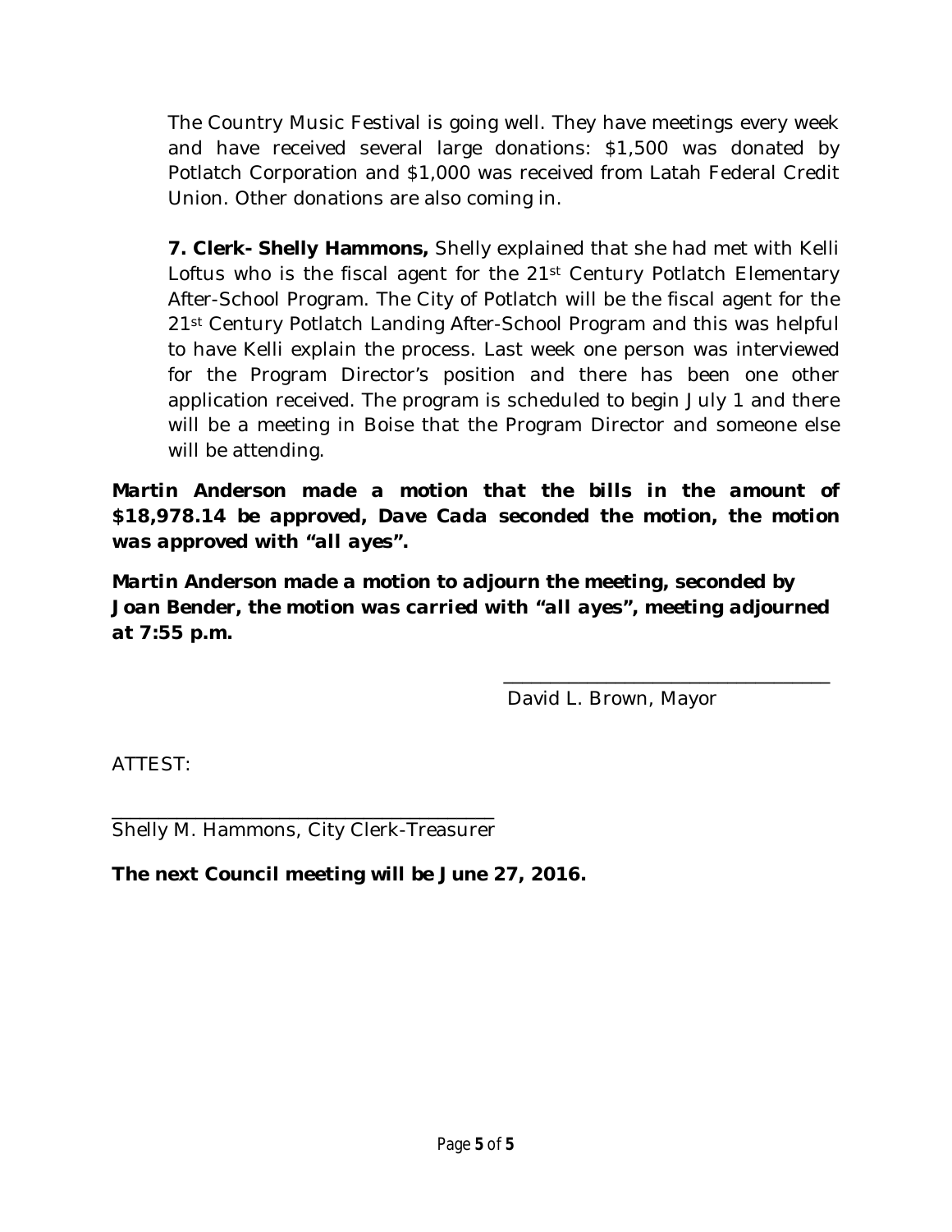The Country Music Festival is going well. They have meetings every week and have received several large donations: $1,500 was donated by Potlatch Corporation and $1,000 was received from Latah Federal Credit Union. Other donations are also coming in.

**7. Clerk- Shelly Hammons,** Shelly explained that she had met with Kelli Loftus who is the fiscal agent for the 21st Century Potlatch Elementary After-School Program. The City of Potlatch will be the fiscal agent for the 21st Century Potlatch Landing After-School Program and this was helpful to have Kelli explain the process. Last week one person was interviewed for the Program Director's position and there has been one other application received. The program is scheduled to begin July 1 and there will be a meeting in Boise that the Program Director and someone else will be attending.

***Martin Anderson made a motion that the bills in the amount of $18,978.14 be approved, Dave Cada seconded the motion, the motion was approved with "all ayes".***

***Martin Anderson made a motion to adjourn the meeting, seconded by Joan Bender, the motion was carried with "all ayes", meeting adjourned at 7:55 p.m.***

\_\_\_\_\_\_\_\_\_\_\_\_\_\_\_\_\_\_\_\_\_\_\_\_\_\_\_\_\_\_\_\_\_\_
David L. Brown, Mayor

ATTEST:

\_\_\_\_\_\_\_\_\_\_\_\_\_\_\_\_\_\_\_\_\_\_\_\_\_\_\_\_\_\_\_\_\_\_\_\_\_\_
Shelly M. Hammons, City Clerk-Treasurer

**The next Council meeting will be June 27, 2016.**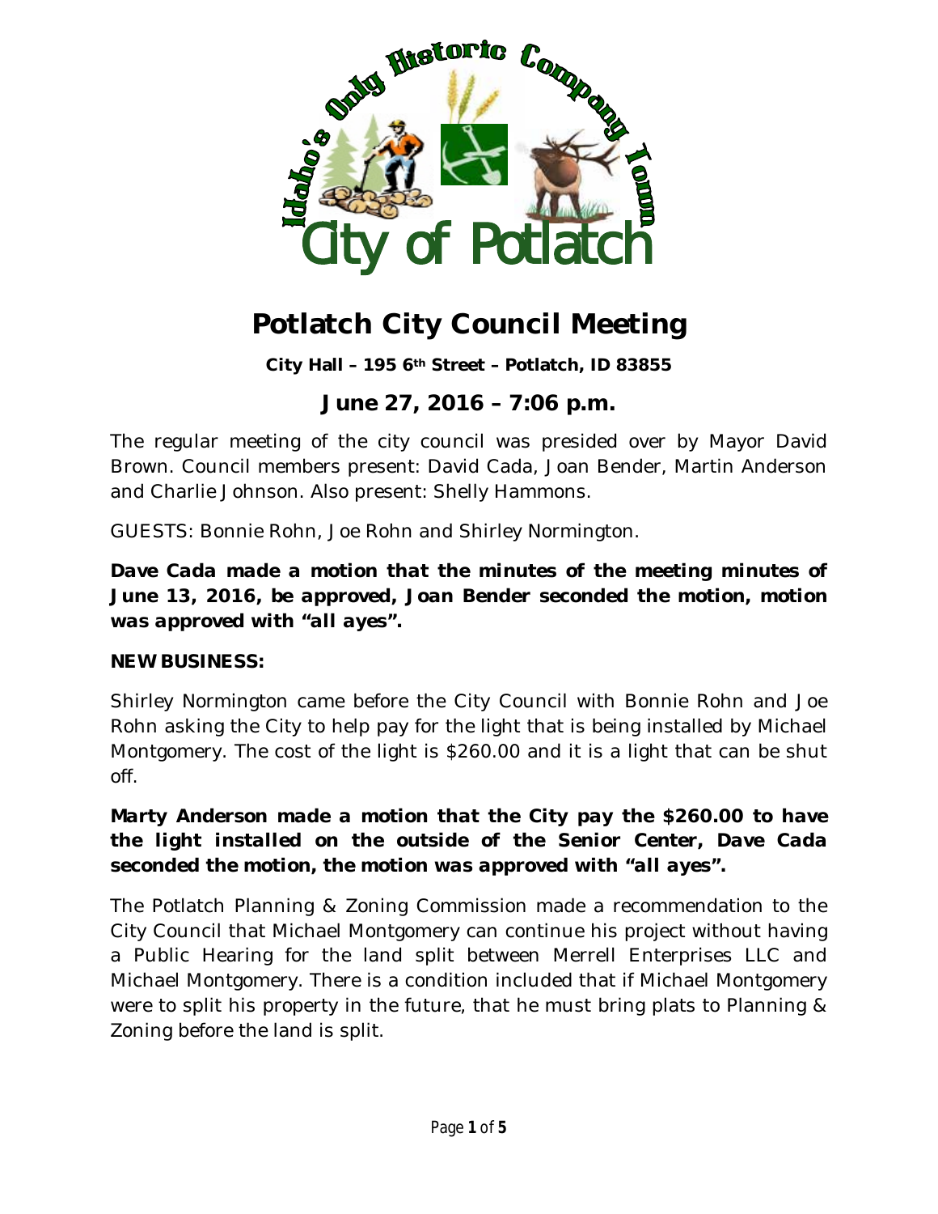# Potlatch City Council Meeting

**City Hall – 195 6th Street – Potlatch, ID 83855**

## June 27, 2016 – 7:06 p.m.

The regular meeting of the city council was presided over by Mayor David Brown. Council members present: David Cada, Joan Bender, Martin Anderson and Charlie Johnson. Also present: Shelly Hammons.

GUESTS: Bonnie Rohn, Joe Rohn and Shirley Normington.

***Dave Cada made a motion that the minutes of the meeting minutes of June 13, 2016, be approved, Joan Bender seconded the motion, motion was approved with "all ayes".***

**NEW BUSINESS:**

Shirley Normington came before the City Council with Bonnie Rohn and Joe Rohn asking the City to help pay for the light that is being installed by Michael Montgomery. The cost of the light is $260.00 and it is a light that can be shut off.

***Marty Anderson made a motion that the City pay the $260.00 to have the light installed on the outside of the Senior Center, Dave Cada seconded the motion, the motion was approved with "all ayes".***

The Potlatch Planning & Zoning Commission made a recommendation to the City Council that Michael Montgomery can continue his project without having a Public Hearing for the land split between Merrell Enterprises LLC and Michael Montgomery. There is a condition included that if Michael Montgomery were to split his property in the future, that he must bring plats to Planning & Zoning before the land is split.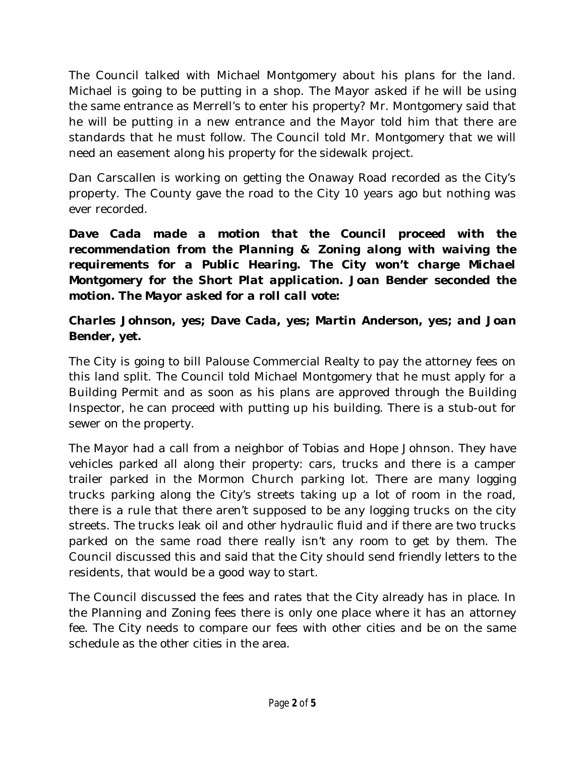The Council talked with Michael Montgomery about his plans for the land. Michael is going to be putting in a shop. The Mayor asked if he will be using the same entrance as Merrell's to enter his property? Mr. Montgomery said that he will be putting in a new entrance and the Mayor told him that there are standards that he must follow. The Council told Mr. Montgomery that we will need an easement along his property for the sidewalk project.

Dan Carscallen is working on getting the Onaway Road recorded as the City's property. The County gave the road to the City 10 years ago but nothing was ever recorded.

***Dave Cada made a motion that the Council proceed with the recommendation from the Planning & Zoning along with waiving the requirements for a Public Hearing. The City won't charge Michael Montgomery for the Short Plat application. Joan Bender seconded the motion. The Mayor asked for a roll call vote:***

***Charles Johnson, yes; Dave Cada, yes; Martin Anderson, yes; and Joan Bender, yet.***

The City is going to bill Palouse Commercial Realty to pay the attorney fees on this land split. The Council told Michael Montgomery that he must apply for a Building Permit and as soon as his plans are approved through the Building Inspector, he can proceed with putting up his building. There is a stub-out for sewer on the property.

The Mayor had a call from a neighbor of Tobias and Hope Johnson. They have vehicles parked all along their property: cars, trucks and there is a camper trailer parked in the Mormon Church parking lot. There are many logging trucks parking along the City's streets taking up a lot of room in the road, there is a rule that there aren't supposed to be any logging trucks on the city streets. The trucks leak oil and other hydraulic fluid and if there are two trucks parked on the same road there really isn't any room to get by them. The Council discussed this and said that the City should send friendly letters to the residents, that would be a good way to start.

The Council discussed the fees and rates that the City already has in place. In the Planning and Zoning fees there is only one place where it has an attorney fee. The City needs to compare our fees with other cities and be on the same schedule as the other cities in the area.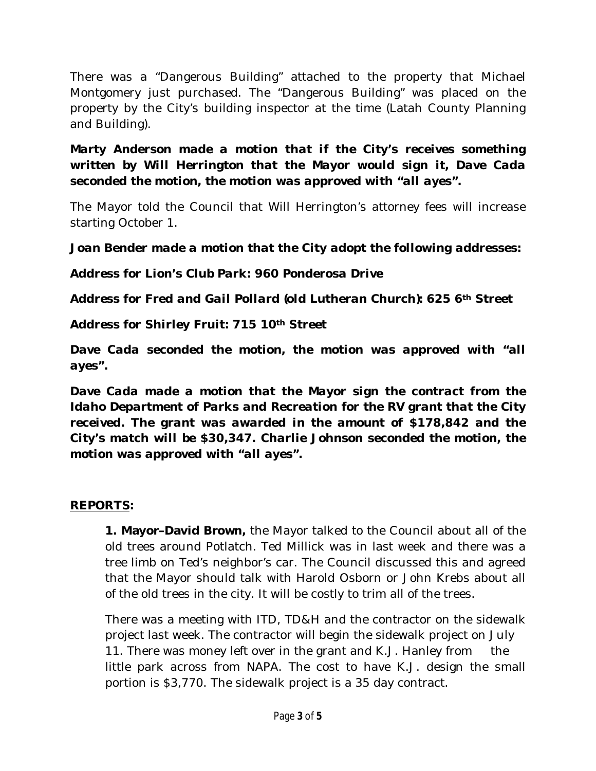There was a "Dangerous Building" attached to the property that Michael Montgomery just purchased. The "Dangerous Building" was placed on the property by the City's building inspector at the time (Latah County Planning and Building).

**Marty Anderson made a motion that if the City's receives something written by Will Herrington that the Mayor would sign it, Dave Cada seconded the motion, the motion was approved with "all ayes".**

The Mayor told the Council that Will Herrington's attorney fees will increase starting October 1.

**Joan Bender made a motion that the City adopt the following addresses:**

**Address for Lion's Club Park: 960 Ponderosa Drive**

**Address for Fred and Gail Pollard (old Lutheran Church): 625 6th Street**

**Address for Shirley Fruit: 715 10th Street**

**Dave Cada seconded the motion, the motion was approved with "all ayes".**

**Dave Cada made a motion that the Mayor sign the contract from the Idaho Department of Parks and Recreation for the RV grant that the City received. The grant was awarded in the amount of $178,842 and the City's match will be $30,347. Charlie Johnson seconded the motion, the motion was approved with "all ayes".**

## **REPORTS:**

**1. Mayor–David Brown,** the Mayor talked to the Council about all of the old trees around Potlatch. Ted Millick was in last week and there was a tree limb on Ted's neighbor's car. The Council discussed this and agreed that the Mayor should talk with Harold Osborn or John Krebs about all of the old trees in the city. It will be costly to trim all of the trees.

There was a meeting with ITD, TD&H and the contractor on the sidewalk project last week. The contractor will begin the sidewalk project on July 11. There was money left over in the grant and K.J. Hanley from the little park across from NAPA. The cost to have K.J. design the small portion is $3,770. The sidewalk project is a 35 day contract.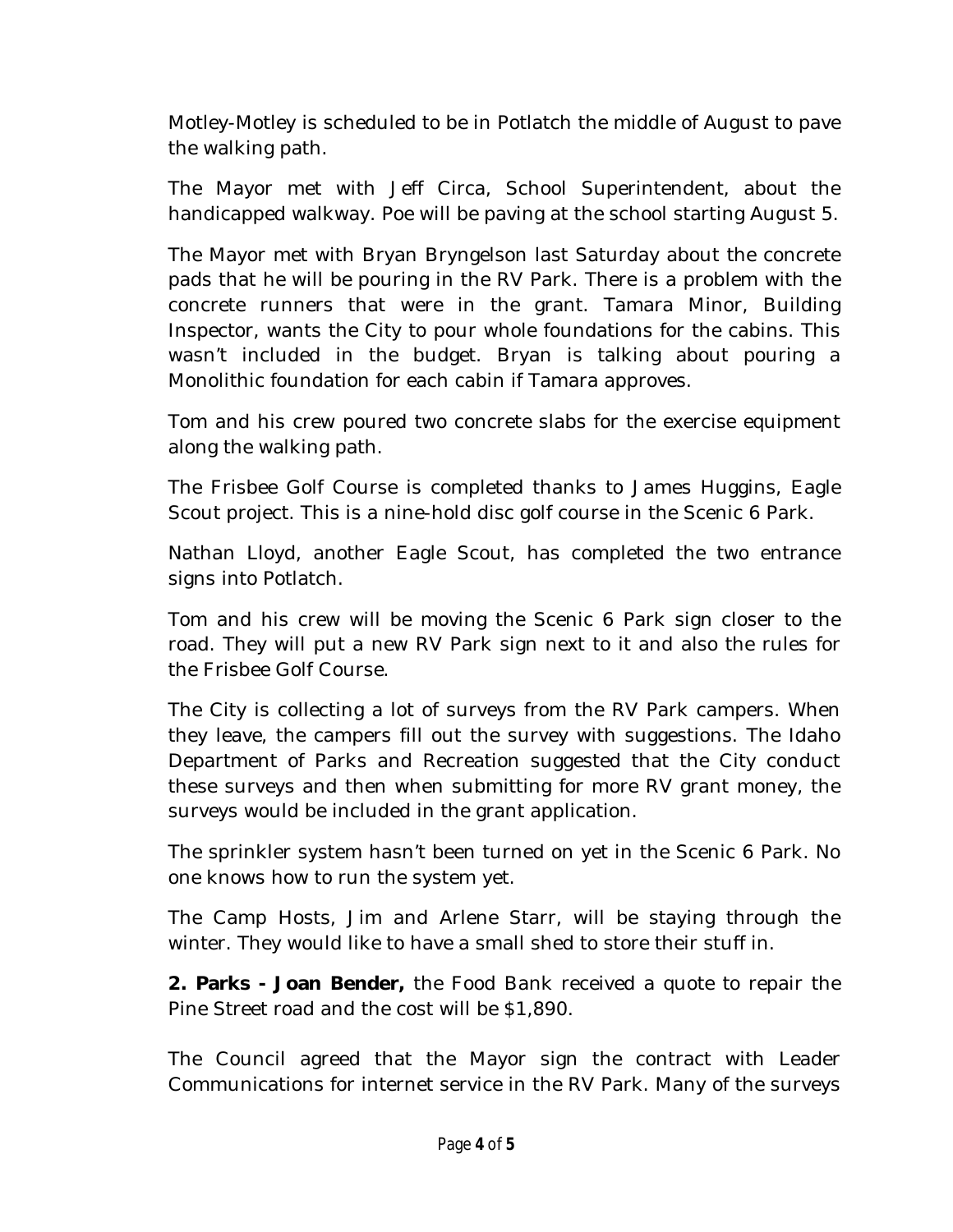Motley-Motley is scheduled to be in Potlatch the middle of August to pave the walking path.

The Mayor met with Jeff Circa, School Superintendent, about the handicapped walkway. Poe will be paving at the school starting August 5.

The Mayor met with Bryan Bryngelson last Saturday about the concrete pads that he will be pouring in the RV Park. There is a problem with the concrete runners that were in the grant. Tamara Minor, Building Inspector, wants the City to pour whole foundations for the cabins. This wasn't included in the budget. Bryan is talking about pouring a Monolithic foundation for each cabin if Tamara approves.

Tom and his crew poured two concrete slabs for the exercise equipment along the walking path.

The Frisbee Golf Course is completed thanks to James Huggins, Eagle Scout project. This is a nine-hold disc golf course in the Scenic 6 Park.

Nathan Lloyd, another Eagle Scout, has completed the two entrance signs into Potlatch.

Tom and his crew will be moving the Scenic 6 Park sign closer to the road. They will put a new RV Park sign next to it and also the rules for the Frisbee Golf Course.

The City is collecting a lot of surveys from the RV Park campers. When they leave, the campers fill out the survey with suggestions. The Idaho Department of Parks and Recreation suggested that the City conduct these surveys and then when submitting for more RV grant money, the surveys would be included in the grant application.

The sprinkler system hasn't been turned on yet in the Scenic 6 Park. No one knows how to run the system yet.

The Camp Hosts, Jim and Arlene Starr, will be staying through the winter. They would like to have a small shed to store their stuff in.

**2. Parks - Joan Bender,** the Food Bank received a quote to repair the Pine Street road and the cost will be $1,890.

The Council agreed that the Mayor sign the contract with Leader Communications for internet service in the RV Park. Many of the surveys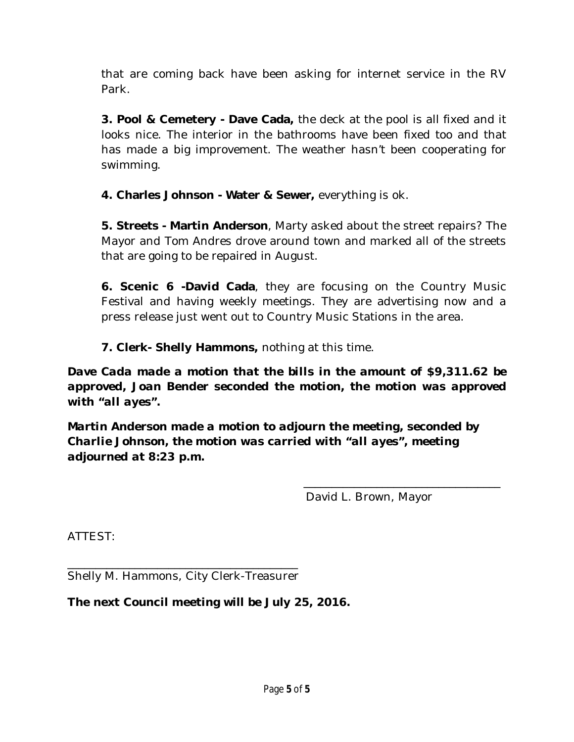that are coming back have been asking for internet service in the RV Park.

**3. Pool & Cemetery - Dave Cada,** the deck at the pool is all fixed and it looks nice. The interior in the bathrooms have been fixed too and that has made a big improvement. The weather hasn't been cooperating for swimming.

**4. Charles Johnson - Water & Sewer,** everything is ok.

**5. Streets - Martin Anderson**, Marty asked about the street repairs? The Mayor and Tom Andres drove around town and marked all of the streets that are going to be repaired in August.

**6. Scenic 6 -David Cada**, they are focusing on the Country Music Festival and having weekly meetings. They are advertising now and a press release just went out to Country Music Stations in the area.

**7. Clerk- Shelly Hammons,** nothing at this time.

***Dave Cada made a motion that the bills in the amount of $9,311.62 be approved, Joan Bender seconded the motion, the motion was approved with "all ayes".***

***Martin Anderson made a motion to adjourn the meeting, seconded by Charlie Johnson, the motion was carried with "all ayes", meeting adjourned at 8:23 p.m.***

\_\_\_\_\_\_\_\_\_\_\_\_\_\_\_\_\_\_\_\_\_\_\_\_\_\_\_\_\_\_\_\_\_\_
David L. Brown, Mayor

ATTEST:

\_\_\_\_\_\_\_\_\_\_\_\_\_\_\_\_\_\_\_\_\_\_\_\_\_\_\_\_\_\_\_\_\_\_\_\_\_\_
Shelly M. Hammons, City Clerk-Treasurer

**The next Council meeting will be July 25, 2016.**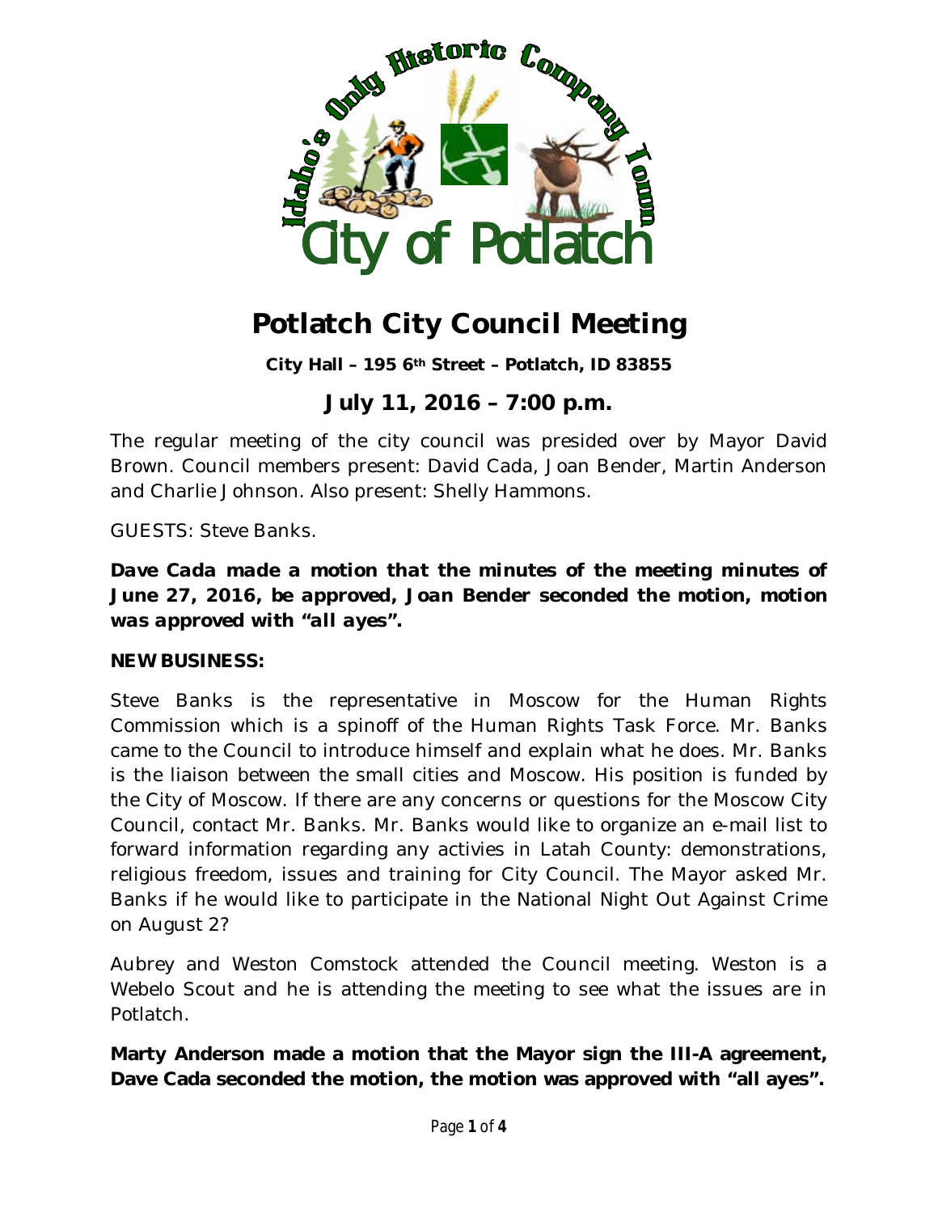# Potlatch City Council Meeting

**City Hall – 195 6th Street – Potlatch, ID 83855**

## July 11, 2016 – 7:00 p.m.

The regular meeting of the city council was presided over by Mayor David Brown. Council members present: David Cada, Joan Bender, Martin Anderson and Charlie Johnson. Also present: Shelly Hammons.

GUESTS: Steve Banks.

***Dave Cada made a motion that the minutes of the meeting minutes of June 27, 2016, be approved, Joan Bender seconded the motion, motion was approved with "all ayes".***

**NEW BUSINESS:**

Steve Banks is the representative in Moscow for the Human Rights Commission which is a spinoff of the Human Rights Task Force. Mr. Banks came to the Council to introduce himself and explain what he does. Mr. Banks is the liaison between the small cities and Moscow. His position is funded by the City of Moscow. If there are any concerns or questions for the Moscow City Council, contact Mr. Banks. Mr. Banks would like to organize an e-mail list to forward information regarding any activies in Latah County: demonstrations, religious freedom, issues and training for City Council. The Mayor asked Mr. Banks if he would like to participate in the National Night Out Against Crime on August 2?

Aubrey and Weston Comstock attended the Council meeting. Weston is a Webelo Scout and he is attending the meeting to see what the issues are in Potlatch.

**Marty Anderson made a motion that the Mayor sign the III-A agreement, Dave Cada seconded the motion, the motion was approved with "all ayes".**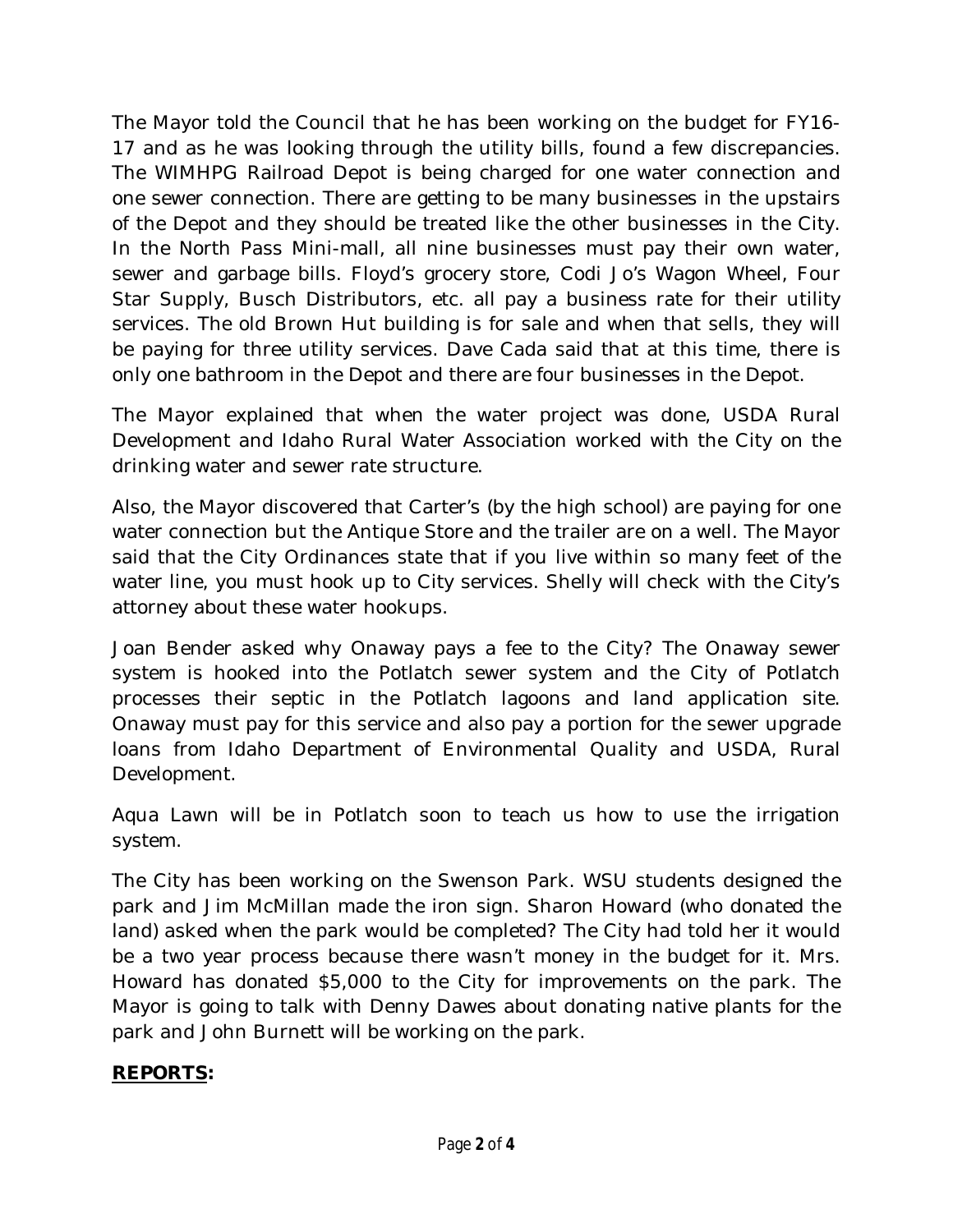The Mayor told the Council that he has been working on the budget for FY16-17 and as he was looking through the utility bills, found a few discrepancies. The WIMHPG Railroad Depot is being charged for one water connection and one sewer connection. There are getting to be many businesses in the upstairs of the Depot and they should be treated like the other businesses in the City. In the North Pass Mini-mall, all nine businesses must pay their own water, sewer and garbage bills. Floyd's grocery store, Codi Jo's Wagon Wheel, Four Star Supply, Busch Distributors, etc. all pay a business rate for their utility services. The old Brown Hut building is for sale and when that sells, they will be paying for three utility services. Dave Cada said that at this time, there is only one bathroom in the Depot and there are four businesses in the Depot.

The Mayor explained that when the water project was done, USDA Rural Development and Idaho Rural Water Association worked with the City on the drinking water and sewer rate structure.

Also, the Mayor discovered that Carter's (by the high school) are paying for one water connection but the Antique Store and the trailer are on a well. The Mayor said that the City Ordinances state that if you live within so many feet of the water line, you must hook up to City services. Shelly will check with the City's attorney about these water hookups.

Joan Bender asked why Onaway pays a fee to the City? The Onaway sewer system is hooked into the Potlatch sewer system and the City of Potlatch processes their septic in the Potlatch lagoons and land application site. Onaway must pay for this service and also pay a portion for the sewer upgrade loans from Idaho Department of Environmental Quality and USDA, Rural Development.

Aqua Lawn will be in Potlatch soon to teach us how to use the irrigation system.

The City has been working on the Swenson Park. WSU students designed the park and Jim McMillan made the iron sign. Sharon Howard (who donated the land) asked when the park would be completed? The City had told her it would be a two year process because there wasn't money in the budget for it. Mrs. Howard has donated $5,000 to the City for improvements on the park. The Mayor is going to talk with Denny Dawes about donating native plants for the park and John Burnett will be working on the park.

**REPORTS:**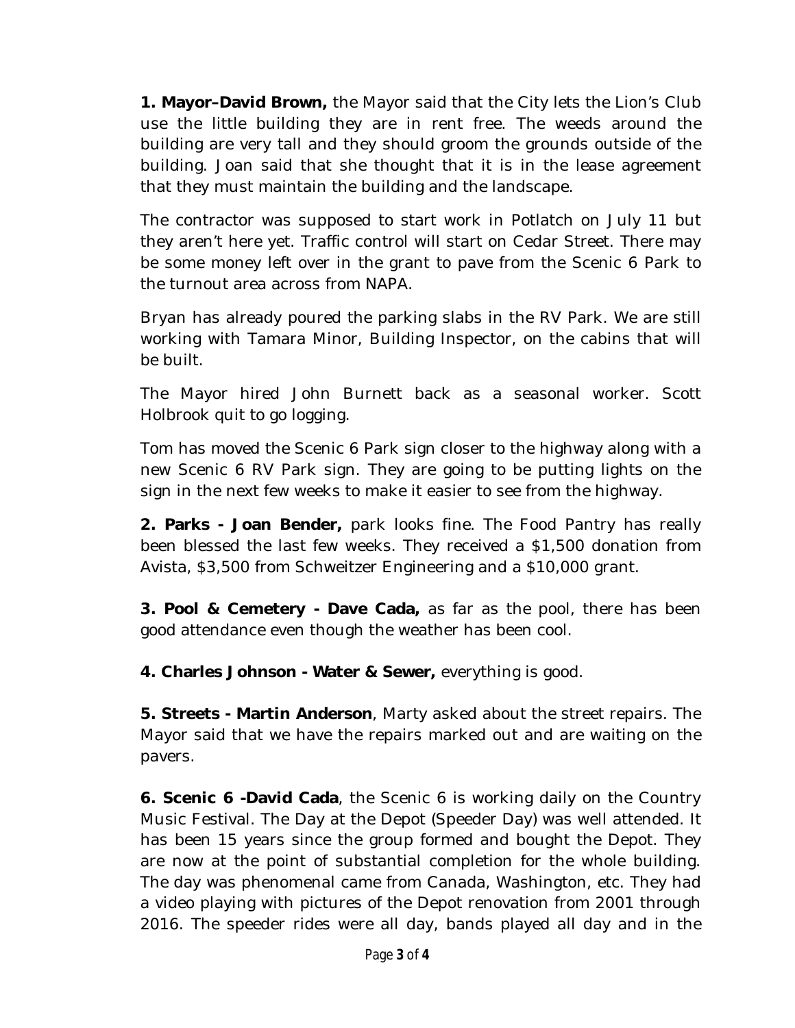**1. Mayor–David Brown,** the Mayor said that the City lets the Lion's Club use the little building they are in rent free. The weeds around the building are very tall and they should groom the grounds outside of the building. Joan said that she thought that it is in the lease agreement that they must maintain the building and the landscape.

The contractor was supposed to start work in Potlatch on July 11 but they aren't here yet. Traffic control will start on Cedar Street. There may be some money left over in the grant to pave from the Scenic 6 Park to the turnout area across from NAPA.

Bryan has already poured the parking slabs in the RV Park. We are still working with Tamara Minor, Building Inspector, on the cabins that will be built.

The Mayor hired John Burnett back as a seasonal worker. Scott Holbrook quit to go logging.

Tom has moved the Scenic 6 Park sign closer to the highway along with a new Scenic 6 RV Park sign. They are going to be putting lights on the sign in the next few weeks to make it easier to see from the highway.

**2. Parks - Joan Bender,** park looks fine. The Food Pantry has really been blessed the last few weeks. They received a $1,500 donation from Avista, $3,500 from Schweitzer Engineering and a $10,000 grant.

**3. Pool & Cemetery - Dave Cada,** as far as the pool, there has been good attendance even though the weather has been cool.

**4. Charles Johnson - Water & Sewer,** everything is good.

**5. Streets - Martin Anderson**, Marty asked about the street repairs. The Mayor said that we have the repairs marked out and are waiting on the pavers.

**6. Scenic 6 -David Cada**, the Scenic 6 is working daily on the Country Music Festival. The Day at the Depot (Speeder Day) was well attended. It has been 15 years since the group formed and bought the Depot. They are now at the point of substantial completion for the whole building. The day was phenomenal came from Canada, Washington, etc. They had a video playing with pictures of the Depot renovation from 2001 through 2016. The speeder rides were all day, bands played all day and in the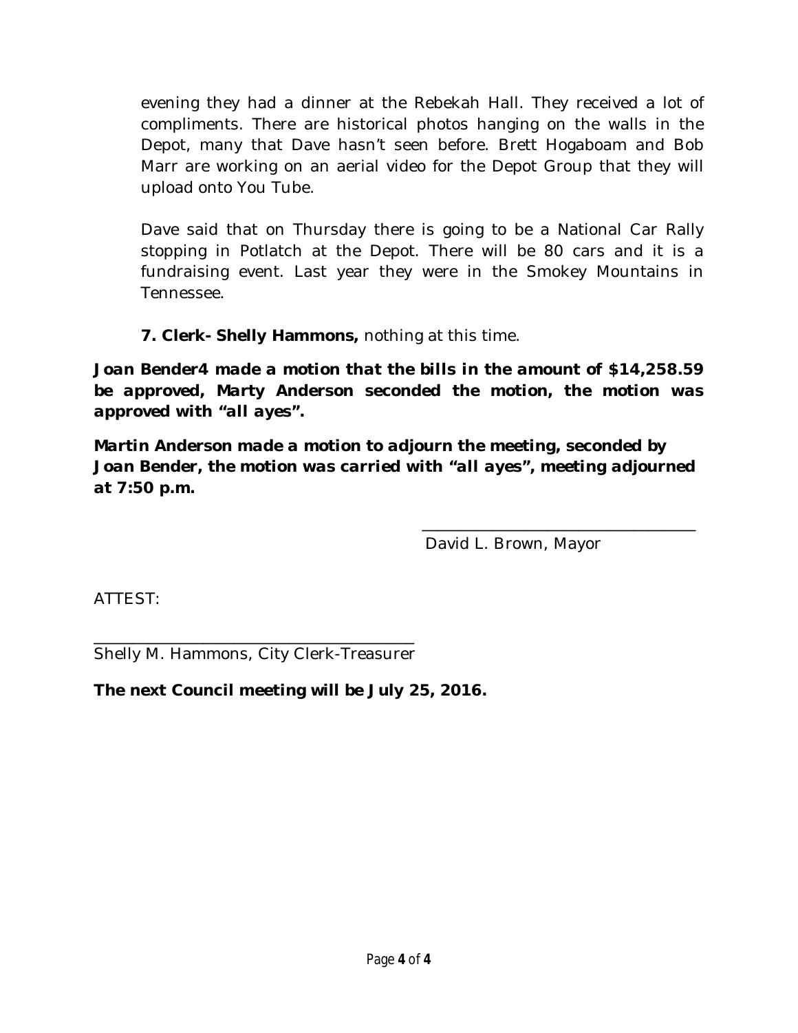evening they had a dinner at the Rebekah Hall. They received a lot of compliments. There are historical photos hanging on the walls in the Depot, many that Dave hasn't seen before. Brett Hogaboam and Bob Marr are working on an aerial video for the Depot Group that they will upload onto You Tube.

Dave said that on Thursday there is going to be a National Car Rally stopping in Potlatch at the Depot. There will be 80 cars and it is a fundraising event. Last year they were in the Smokey Mountains in Tennessee.

**7. Clerk- Shelly Hammons,** nothing at this time.

***Joan Bender4 made a motion that the bills in the amount of $14,258.59 be approved, Marty Anderson seconded the motion, the motion was approved with "all ayes".***

***Martin Anderson made a motion to adjourn the meeting, seconded by Joan Bender, the motion was carried with "all ayes", meeting adjourned at 7:50 p.m.***

\_\_\_\_\_\_\_\_\_\_\_\_\_\_\_\_\_\_\_\_\_\_\_\_\_\_\_\_\_\_\_\_\_\_
David L. Brown, Mayor

ATTEST:

\_\_\_\_\_\_\_\_\_\_\_\_\_\_\_\_\_\_\_\_\_\_\_\_\_\_\_\_\_\_\_\_\_\_\_\_\_\_\_\_
Shelly M. Hammons, City Clerk-Treasurer

**The next Council meeting will be July 25, 2016.**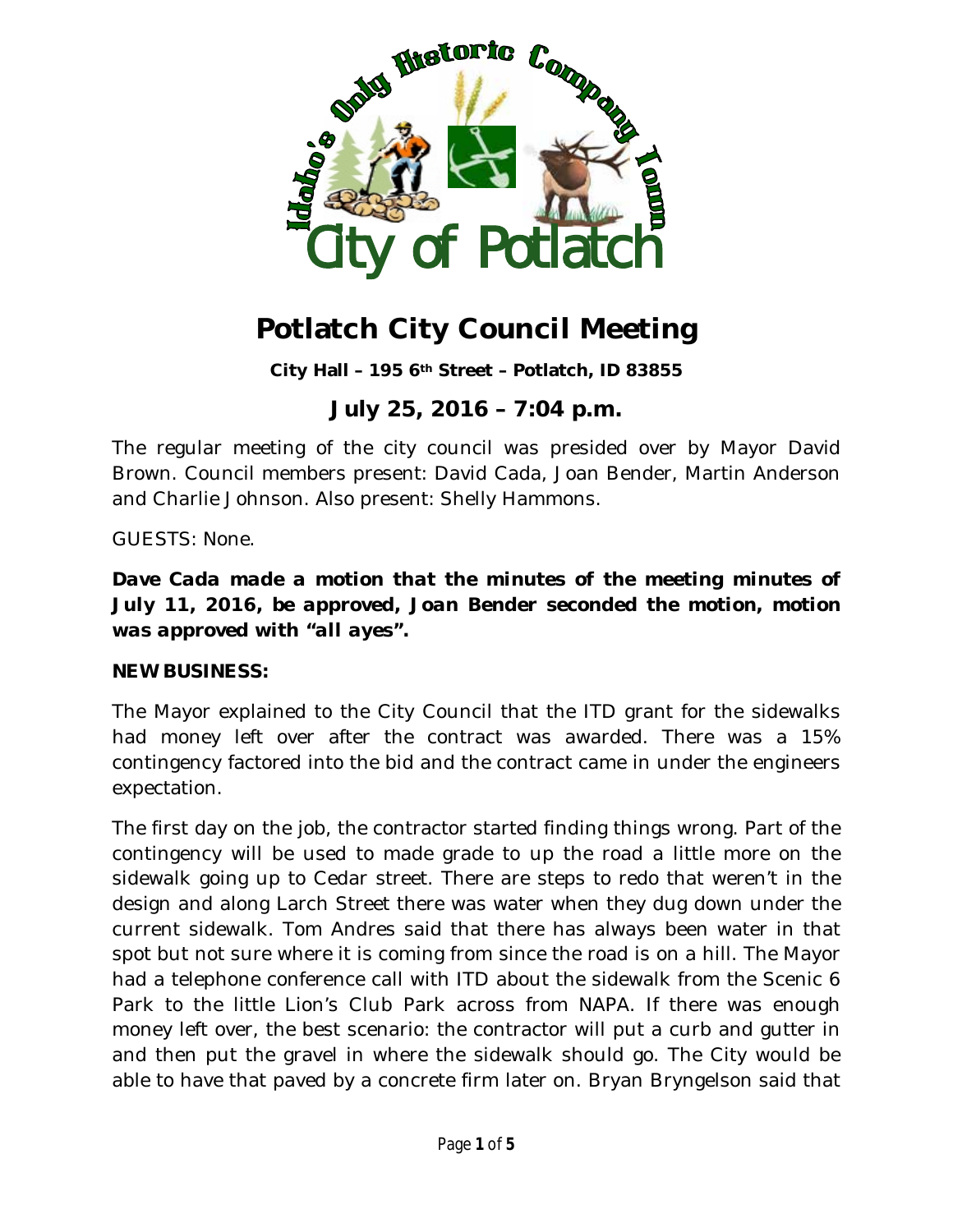# Potlatch City Council Meeting

**City Hall – 195 6th Street – Potlatch, ID 83855**

## July 25, 2016 – 7:04 p.m.

The regular meeting of the city council was presided over by Mayor David Brown. Council members present: David Cada, Joan Bender, Martin Anderson and Charlie Johnson. Also present: Shelly Hammons.

GUESTS: None.

***Dave Cada made a motion that the minutes of the meeting minutes of July 11, 2016, be approved, Joan Bender seconded the motion, motion was approved with "all ayes".***

**NEW BUSINESS:**

The Mayor explained to the City Council that the ITD grant for the sidewalks had money left over after the contract was awarded. There was a 15% contingency factored into the bid and the contract came in under the engineers expectation.

The first day on the job, the contractor started finding things wrong. Part of the contingency will be used to made grade to up the road a little more on the sidewalk going up to Cedar street. There are steps to redo that weren't in the design and along Larch Street there was water when they dug down under the current sidewalk. Tom Andres said that there has always been water in that spot but not sure where it is coming from since the road is on a hill. The Mayor had a telephone conference call with ITD about the sidewalk from the Scenic 6 Park to the little Lion's Club Park across from NAPA. If there was enough money left over, the best scenario: the contractor will put a curb and gutter in and then put the gravel in where the sidewalk should go. The City would be able to have that paved by a concrete firm later on. Bryan Bryngelson said that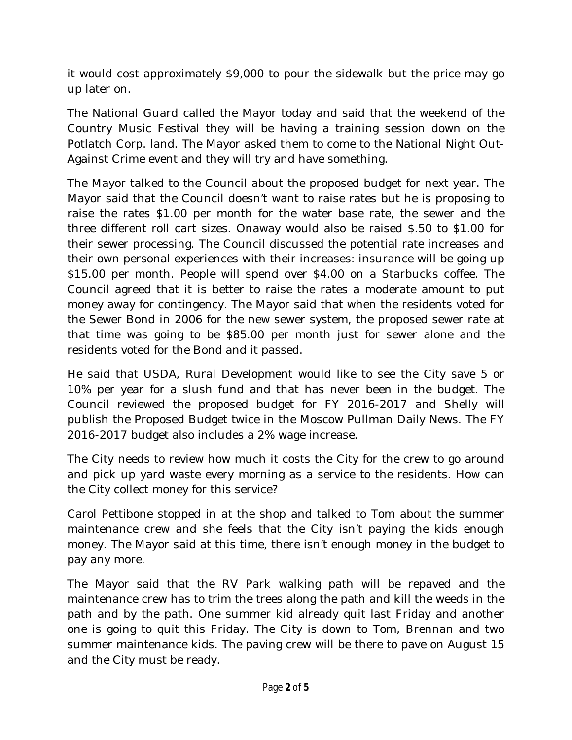it would cost approximately $9,000 to pour the sidewalk but the price may go up later on.

The National Guard called the Mayor today and said that the weekend of the Country Music Festival they will be having a training session down on the Potlatch Corp. land. The Mayor asked them to come to the National Night Out-Against Crime event and they will try and have something.

The Mayor talked to the Council about the proposed budget for next year. The Mayor said that the Council doesn't want to raise rates but he is proposing to raise the rates $1.00 per month for the water base rate, the sewer and the three different roll cart sizes. Onaway would also be raised $.50 to $1.00 for their sewer processing. The Council discussed the potential rate increases and their own personal experiences with their increases: insurance will be going up $15.00 per month. People will spend over $4.00 on a Starbucks coffee. The Council agreed that it is better to raise the rates a moderate amount to put money away for contingency. The Mayor said that when the residents voted for the Sewer Bond in 2006 for the new sewer system, the proposed sewer rate at that time was going to be $85.00 per month just for sewer alone and the residents voted for the Bond and it passed.

He said that USDA, Rural Development would like to see the City save 5 or 10% per year for a slush fund and that has never been in the budget. The Council reviewed the proposed budget for FY 2016-2017 and Shelly will publish the Proposed Budget twice in the Moscow Pullman Daily News. The FY 2016-2017 budget also includes a 2% wage increase.

The City needs to review how much it costs the City for the crew to go around and pick up yard waste every morning as a service to the residents. How can the City collect money for this service?

Carol Pettibone stopped in at the shop and talked to Tom about the summer maintenance crew and she feels that the City isn't paying the kids enough money. The Mayor said at this time, there isn't enough money in the budget to pay any more.

The Mayor said that the RV Park walking path will be repaved and the maintenance crew has to trim the trees along the path and kill the weeds in the path and by the path. One summer kid already quit last Friday and another one is going to quit this Friday. The City is down to Tom, Brennan and two summer maintenance kids. The paving crew will be there to pave on August 15 and the City must be ready.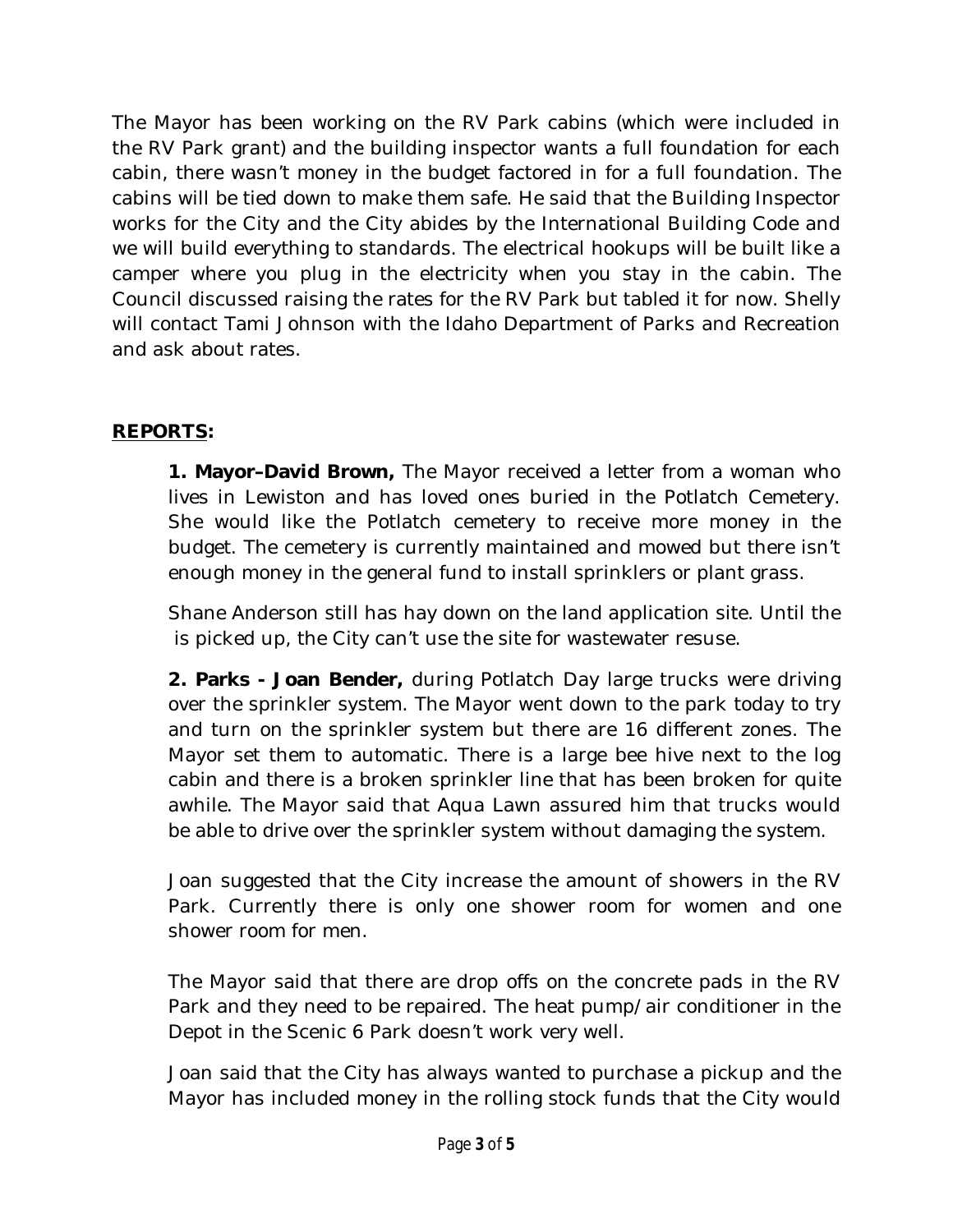The Mayor has been working on the RV Park cabins (which were included in the RV Park grant) and the building inspector wants a full foundation for each cabin, there wasn't money in the budget factored in for a full foundation. The cabins will be tied down to make them safe. He said that the Building Inspector works for the City and the City abides by the International Building Code and we will build everything to standards. The electrical hookups will be built like a camper where you plug in the electricity when you stay in the cabin. The Council discussed raising the rates for the RV Park but tabled it for now. Shelly will contact Tami Johnson with the Idaho Department of Parks and Recreation and ask about rates.

**<u>REPORTS</u>:**

**1. Mayor–David Brown,** The Mayor received a letter from a woman who lives in Lewiston and has loved ones buried in the Potlatch Cemetery. She would like the Potlatch cemetery to receive more money in the budget. The cemetery is currently maintained and mowed but there isn't enough money in the general fund to install sprinklers or plant grass.

Shane Anderson still has hay down on the land application site. Until the is picked up, the City can't use the site for wastewater resuse.

**2. Parks - Joan Bender,** during Potlatch Day large trucks were driving over the sprinkler system. The Mayor went down to the park today to try and turn on the sprinkler system but there are 16 different zones. The Mayor set them to automatic. There is a large bee hive next to the log cabin and there is a broken sprinkler line that has been broken for quite awhile. The Mayor said that Aqua Lawn assured him that trucks would be able to drive over the sprinkler system without damaging the system.

Joan suggested that the City increase the amount of showers in the RV Park. Currently there is only one shower room for women and one shower room for men.

The Mayor said that there are drop offs on the concrete pads in the RV Park and they need to be repaired. The heat pump/air conditioner in the Depot in the Scenic 6 Park doesn't work very well.

Joan said that the City has always wanted to purchase a pickup and the Mayor has included money in the rolling stock funds that the City would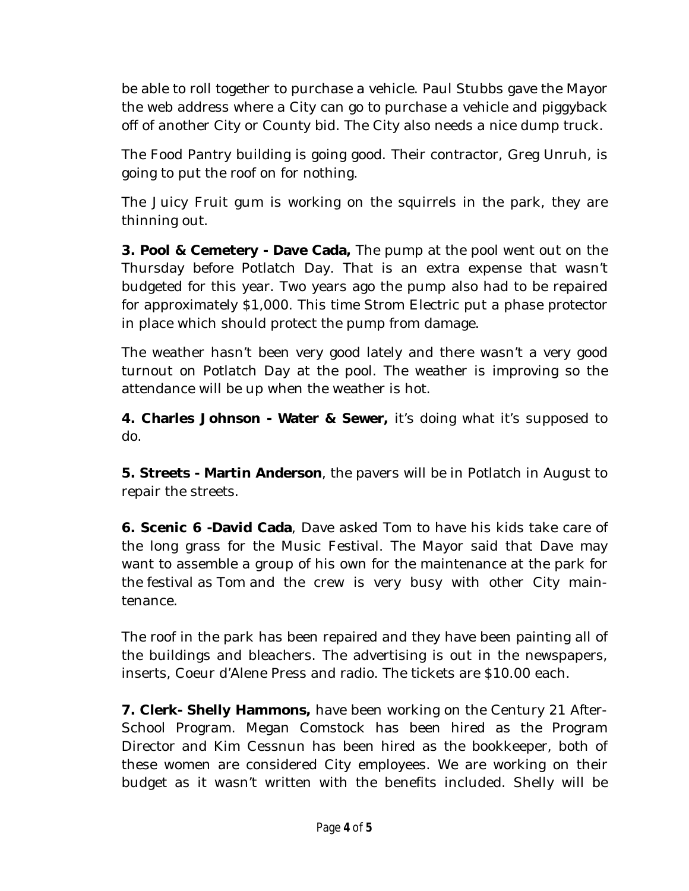be able to roll together to purchase a vehicle. Paul Stubbs gave the Mayor the web address where a City can go to purchase a vehicle and piggyback off of another City or County bid. The City also needs a nice dump truck.

The Food Pantry building is going good. Their contractor, Greg Unruh, is going to put the roof on for nothing.

The Juicy Fruit gum is working on the squirrels in the park, they are thinning out.

**3. Pool & Cemetery - Dave Cada,** The pump at the pool went out on the Thursday before Potlatch Day. That is an extra expense that wasn't budgeted for this year. Two years ago the pump also had to be repaired for approximately $1,000. This time Strom Electric put a phase protector in place which should protect the pump from damage.

The weather hasn't been very good lately and there wasn't a very good turnout on Potlatch Day at the pool. The weather is improving so the attendance will be up when the weather is hot.

**4. Charles Johnson - Water & Sewer,** it's doing what it's supposed to do.

**5. Streets - Martin Anderson**, the pavers will be in Potlatch in August to repair the streets.

**6. Scenic 6 -David Cada**, Dave asked Tom to have his kids take care of the long grass for the Music Festival. The Mayor said that Dave may want to assemble a group of his own for the maintenance at the park for the festival as Tom and the crew is very busy with other City maintenance.

The roof in the park has been repaired and they have been painting all of the buildings and bleachers. The advertising is out in the newspapers, inserts, Coeur d'Alene Press and radio. The tickets are $10.00 each.

**7. Clerk- Shelly Hammons,** have been working on the Century 21 After-School Program. Megan Comstock has been hired as the Program Director and Kim Cessnun has been hired as the bookkeeper, both of these women are considered City employees. We are working on their budget as it wasn't written with the benefits included. Shelly will be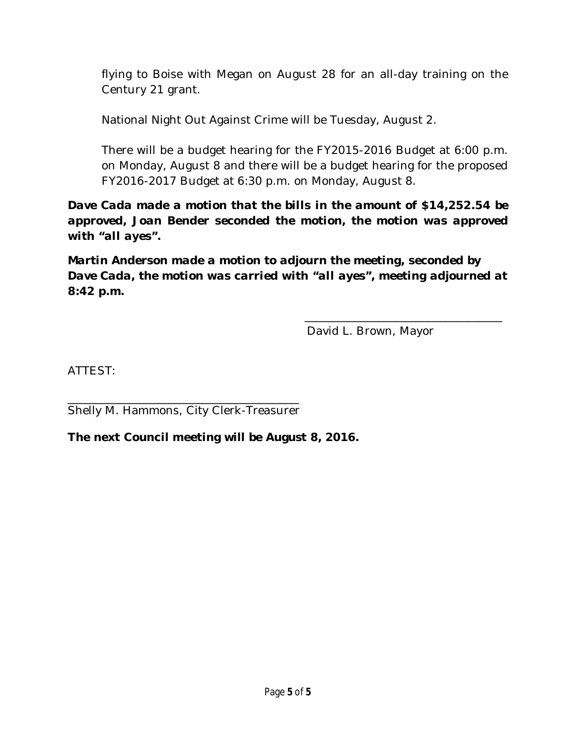flying to Boise with Megan on August 28 for an all-day training on the Century 21 grant.

National Night Out Against Crime will be Tuesday, August 2.

There will be a budget hearing for the FY2015-2016 Budget at 6:00 p.m. on Monday, August 8 and there will be a budget hearing for the proposed FY2016-2017 Budget at 6:30 p.m. on Monday, August 8.

**Dave Cada made a motion that the bills in the amount of $14,252.54 be approved, Joan Bender seconded the motion, the motion was approved with "all ayes".**

**Martin Anderson made a motion to adjourn the meeting, seconded by Dave Cada, the motion was carried with "all ayes", meeting adjourned at 8:42 p.m.**

\_\_\_\_\_\_\_\_\_\_\_\_\_\_\_\_\_\_\_\_\_\_\_\_\_\_\_\_\_\_\_\_\_\_
David L. Brown, Mayor

ATTEST:

\_\_\_\_\_\_\_\_\_\_\_\_\_\_\_\_\_\_\_\_\_\_\_\_\_\_\_\_\_\_\_\_\_\_\_\_\_\_\_
Shelly M. Hammons, City Clerk-Treasurer

**The next Council meeting will be August 8, 2016.**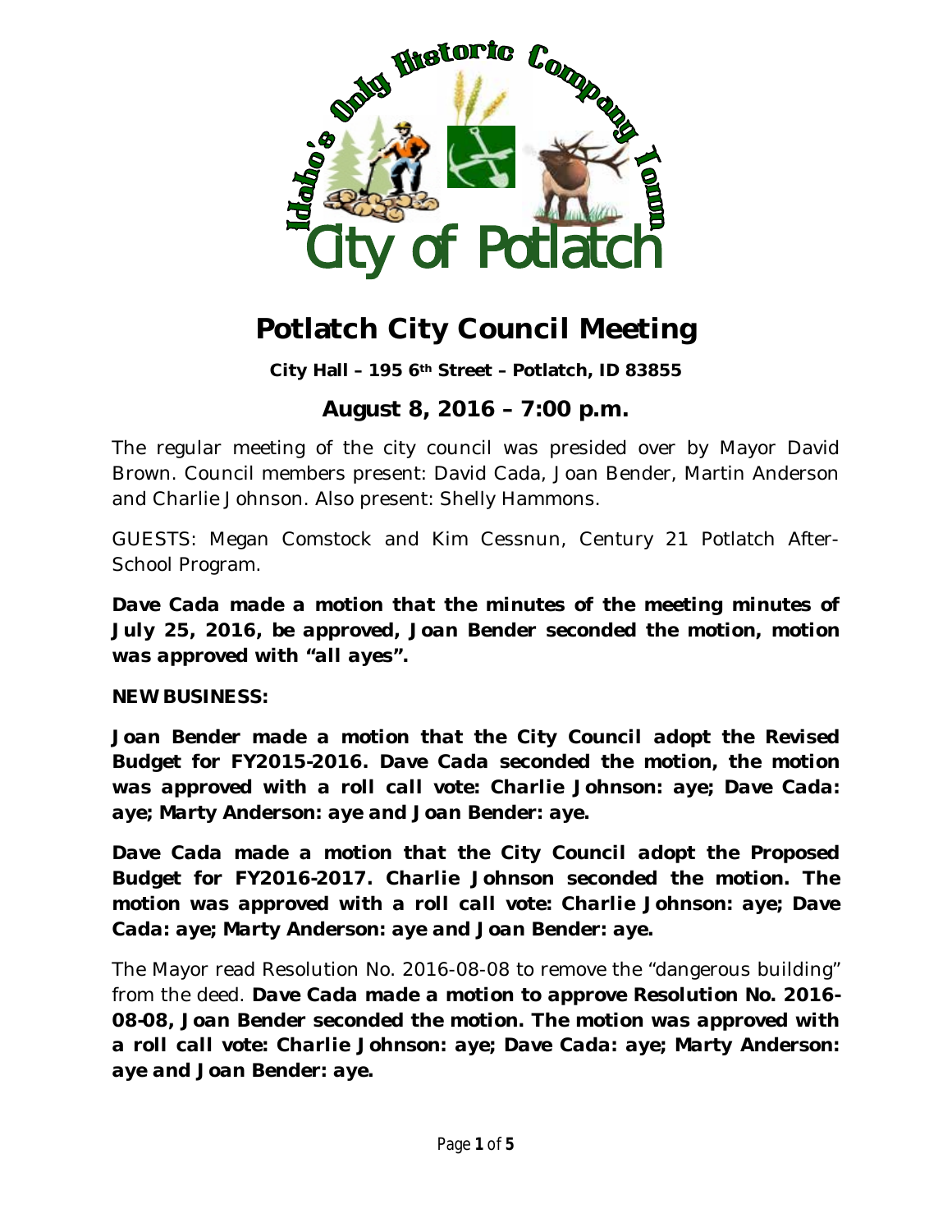# Potlatch City Council Meeting

**City Hall – 195 6th Street – Potlatch, ID 83855**

## August 8, 2016 – 7:00 p.m.

The regular meeting of the city council was presided over by Mayor David Brown. Council members present: David Cada, Joan Bender, Martin Anderson and Charlie Johnson. Also present: Shelly Hammons.

GUESTS: Megan Comstock and Kim Cessnun, Century 21 Potlatch After-School Program.

**Dave Cada made a motion that the minutes of the meeting minutes of July 25, 2016, be approved, Joan Bender seconded the motion, motion was approved with "all ayes".**

**NEW BUSINESS:**

**Joan Bender made a motion that the City Council adopt the Revised Budget for FY2015-2016. Dave Cada seconded the motion, the motion was approved with a roll call vote: Charlie Johnson: aye; Dave Cada: aye; Marty Anderson: aye and Joan Bender: aye.**

**Dave Cada made a motion that the City Council adopt the Proposed Budget for FY2016-2017. Charlie Johnson seconded the motion. The motion was approved with a roll call vote: Charlie Johnson: aye; Dave Cada: aye; Marty Anderson: aye and Joan Bender: aye.**

The Mayor read Resolution No. 2016-08-08 to remove the "dangerous building" from the deed. **Dave Cada made a motion to approve Resolution No. 2016-08-08, Joan Bender seconded the motion. The motion was approved with a roll call vote: Charlie Johnson: aye; Dave Cada: aye; Marty Anderson: aye and Joan Bender: aye.**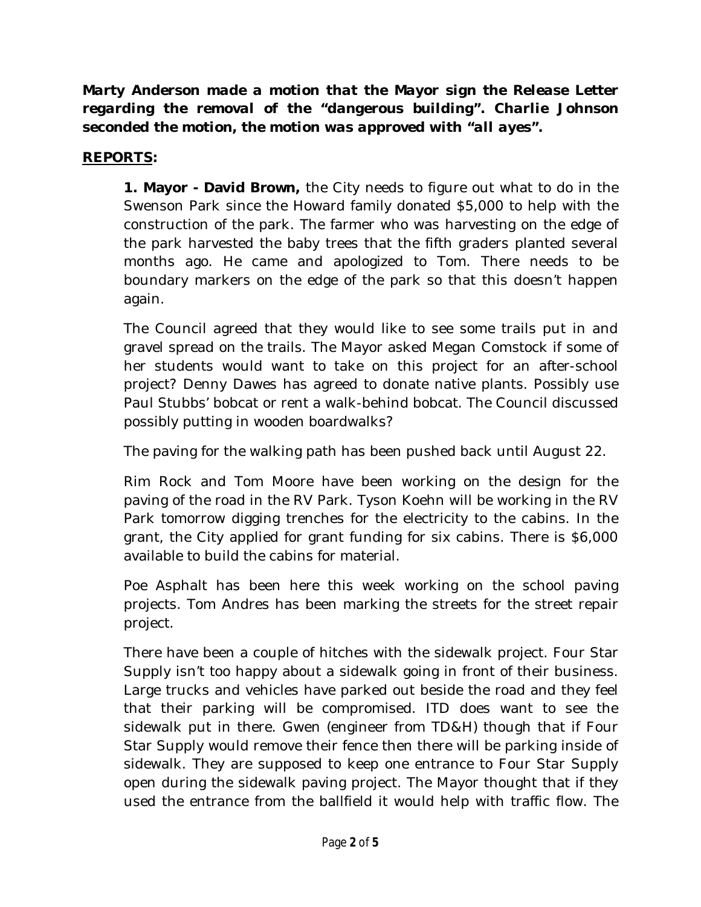***Marty Anderson made a motion that the Mayor sign the Release Letter regarding the removal of the "dangerous building". Charlie Johnson seconded the motion, the motion was approved with "all ayes".***

**REPORTS:**

**1. Mayor - David Brown,** the City needs to figure out what to do in the Swenson Park since the Howard family donated $5,000 to help with the construction of the park. The farmer who was harvesting on the edge of the park harvested the baby trees that the fifth graders planted several months ago. He came and apologized to Tom. There needs to be boundary markers on the edge of the park so that this doesn't happen again.

The Council agreed that they would like to see some trails put in and gravel spread on the trails. The Mayor asked Megan Comstock if some of her students would want to take on this project for an after-school project? Denny Dawes has agreed to donate native plants. Possibly use Paul Stubbs' bobcat or rent a walk-behind bobcat. The Council discussed possibly putting in wooden boardwalks?

The paving for the walking path has been pushed back until August 22.

Rim Rock and Tom Moore have been working on the design for the paving of the road in the RV Park. Tyson Koehn will be working in the RV Park tomorrow digging trenches for the electricity to the cabins. In the grant, the City applied for grant funding for six cabins. There is $6,000 available to build the cabins for material.

Poe Asphalt has been here this week working on the school paving projects. Tom Andres has been marking the streets for the street repair project.

There have been a couple of hitches with the sidewalk project. Four Star Supply isn't too happy about a sidewalk going in front of their business. Large trucks and vehicles have parked out beside the road and they feel that their parking will be compromised. ITD does want to see the sidewalk put in there. Gwen (engineer from TD&H) though that if Four Star Supply would remove their fence then there will be parking inside of sidewalk. They are supposed to keep one entrance to Four Star Supply open during the sidewalk paving project. The Mayor thought that if they used the entrance from the ballfield it would help with traffic flow. The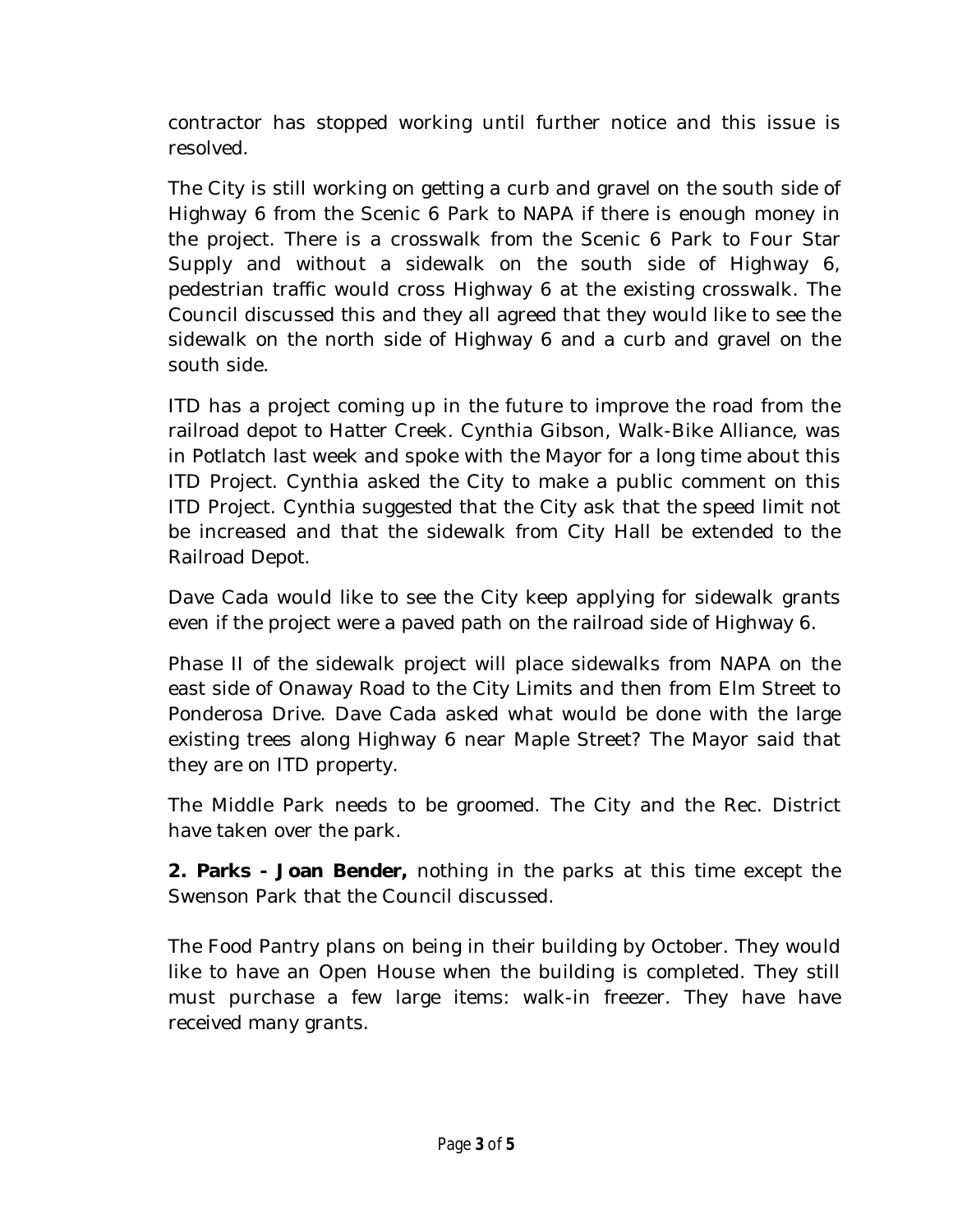contractor has stopped working until further notice and this issue is resolved.

The City is still working on getting a curb and gravel on the south side of Highway 6 from the Scenic 6 Park to NAPA if there is enough money in the project. There is a crosswalk from the Scenic 6 Park to Four Star Supply and without a sidewalk on the south side of Highway 6, pedestrian traffic would cross Highway 6 at the existing crosswalk. The Council discussed this and they all agreed that they would like to see the sidewalk on the north side of Highway 6 and a curb and gravel on the south side.

ITD has a project coming up in the future to improve the road from the railroad depot to Hatter Creek. Cynthia Gibson, Walk-Bike Alliance, was in Potlatch last week and spoke with the Mayor for a long time about this ITD Project. Cynthia asked the City to make a public comment on this ITD Project. Cynthia suggested that the City ask that the speed limit not be increased and that the sidewalk from City Hall be extended to the Railroad Depot.

Dave Cada would like to see the City keep applying for sidewalk grants even if the project were a paved path on the railroad side of Highway 6.

Phase II of the sidewalk project will place sidewalks from NAPA on the east side of Onaway Road to the City Limits and then from Elm Street to Ponderosa Drive. Dave Cada asked what would be done with the large existing trees along Highway 6 near Maple Street? The Mayor said that they are on ITD property.

The Middle Park needs to be groomed. The City and the Rec. District have taken over the park.

**2. Parks - Joan Bender,** nothing in the parks at this time except the Swenson Park that the Council discussed.

The Food Pantry plans on being in their building by October. They would like to have an Open House when the building is completed. They still must purchase a few large items: walk-in freezer. They have have received many grants.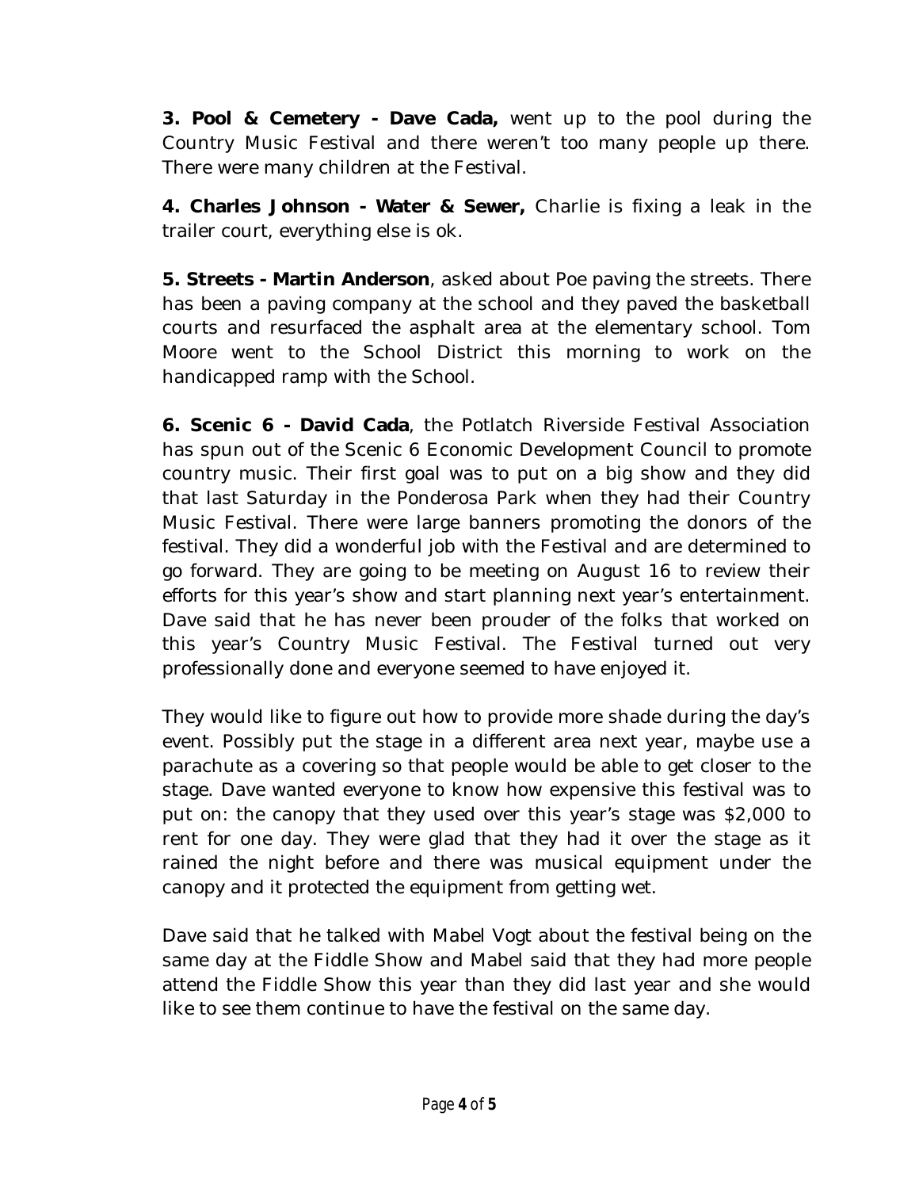**3. Pool & Cemetery - Dave Cada,** went up to the pool during the Country Music Festival and there weren't too many people up there. There were many children at the Festival.

**4. Charles Johnson - Water & Sewer,** Charlie is fixing a leak in the trailer court, everything else is ok.

**5. Streets - Martin Anderson**, asked about Poe paving the streets. There has been a paving company at the school and they paved the basketball courts and resurfaced the asphalt area at the elementary school. Tom Moore went to the School District this morning to work on the handicapped ramp with the School.

**6. Scenic 6 - David Cada**, the Potlatch Riverside Festival Association has spun out of the Scenic 6 Economic Development Council to promote country music. Their first goal was to put on a big show and they did that last Saturday in the Ponderosa Park when they had their Country Music Festival. There were large banners promoting the donors of the festival. They did a wonderful job with the Festival and are determined to go forward. They are going to be meeting on August 16 to review their efforts for this year's show and start planning next year's entertainment. Dave said that he has never been prouder of the folks that worked on this year's Country Music Festival. The Festival turned out very professionally done and everyone seemed to have enjoyed it.

They would like to figure out how to provide more shade during the day's event. Possibly put the stage in a different area next year, maybe use a parachute as a covering so that people would be able to get closer to the stage. Dave wanted everyone to know how expensive this festival was to put on: the canopy that they used over this year's stage was $2,000 to rent for one day. They were glad that they had it over the stage as it rained the night before and there was musical equipment under the canopy and it protected the equipment from getting wet.

Dave said that he talked with Mabel Vogt about the festival being on the same day at the Fiddle Show and Mabel said that they had more people attend the Fiddle Show this year than they did last year and she would like to see them continue to have the festival on the same day.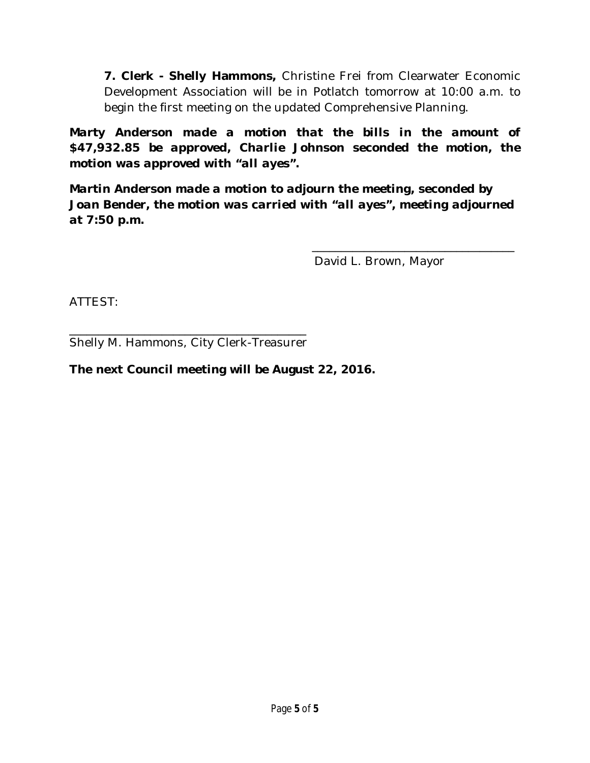**7. Clerk - Shelly Hammons,** Christine Frei from Clearwater Economic Development Association will be in Potlatch tomorrow at 10:00 a.m. to begin the first meeting on the updated Comprehensive Planning.

**Marty Anderson made a motion that the bills in the amount of $47,932.85 be approved, Charlie Johnson seconded the motion, the motion was approved with "all ayes".**

**Martin Anderson made a motion to adjourn the meeting, seconded by Joan Bender, the motion was carried with "all ayes", meeting adjourned at 7:50 p.m.**

\_\_\_\_\_\_\_\_\_\_\_\_\_\_\_\_\_\_\_\_\_\_\_\_\_\_\_\_\_\_\_\_\_\_\_
David L. Brown, Mayor

ATTEST:

\_\_\_\_\_\_\_\_\_\_\_\_\_\_\_\_\_\_\_\_\_\_\_\_\_\_\_\_\_\_\_\_\_\_\_\_\_\_\_\_\_
Shelly M. Hammons, City Clerk-Treasurer

**The next Council meeting will be August 22, 2016.**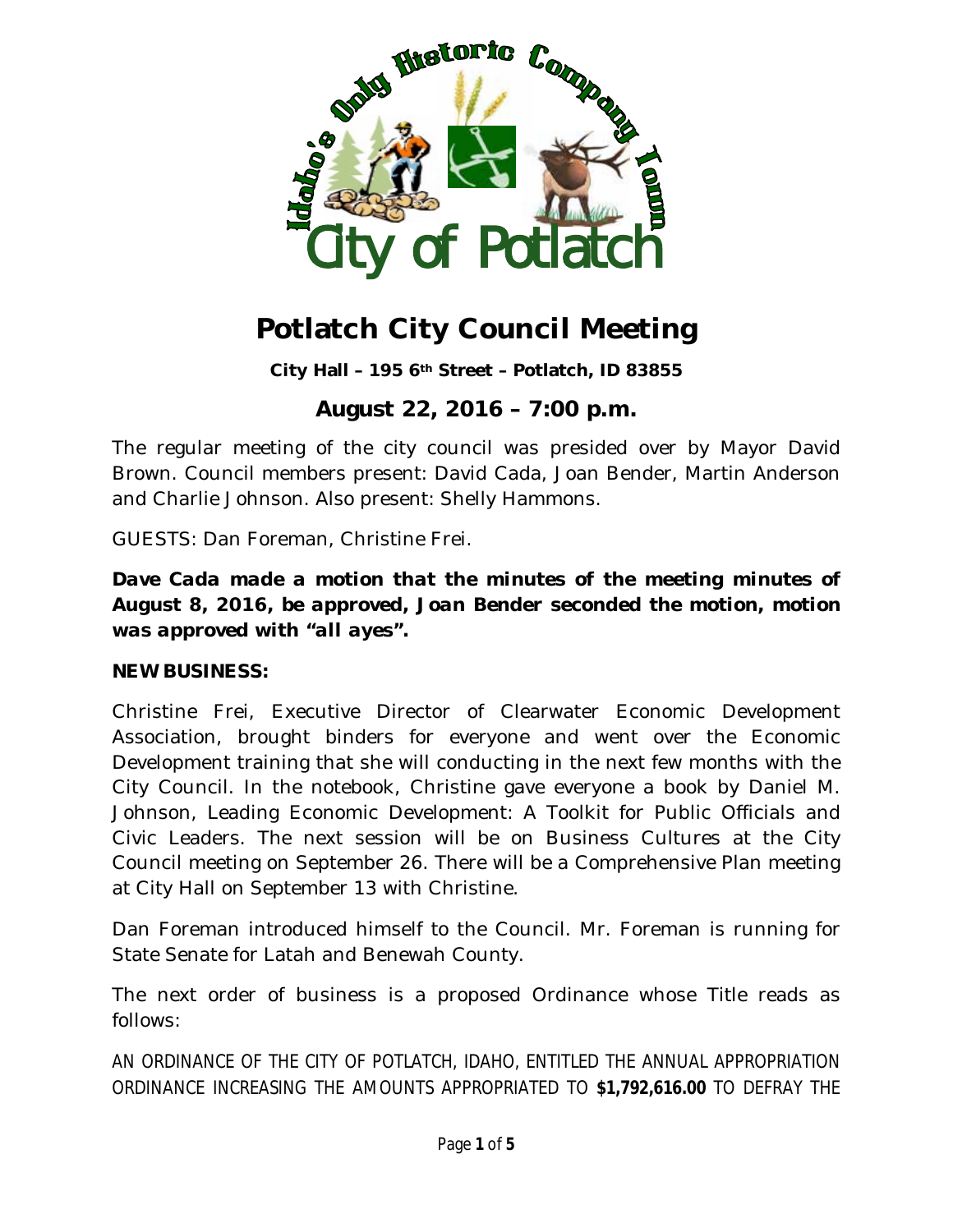# Potlatch City Council Meeting

**City Hall – 195 6th Street – Potlatch, ID 83855**

## August 22, 2016 – 7:00 p.m.

The regular meeting of the city council was presided over by Mayor David Brown. Council members present: David Cada, Joan Bender, Martin Anderson and Charlie Johnson. Also present: Shelly Hammons.

GUESTS: Dan Foreman, Christine Frei.

***Dave Cada made a motion that the minutes of the meeting minutes of August 8, 2016, be approved, Joan Bender seconded the motion, motion was approved with "all ayes".***

**NEW BUSINESS:**

Christine Frei, Executive Director of Clearwater Economic Development Association, brought binders for everyone and went over the Economic Development training that she will conducting in the next few months with the City Council. In the notebook, Christine gave everyone a book by Daniel M. Johnson, Leading Economic Development: A Toolkit for Public Officials and Civic Leaders. The next session will be on Business Cultures at the City Council meeting on September 26. There will be a Comprehensive Plan meeting at City Hall on September 13 with Christine.

Dan Foreman introduced himself to the Council. Mr. Foreman is running for State Senate for Latah and Benewah County.

The next order of business is a proposed Ordinance whose Title reads as follows:

AN ORDINANCE OF THE CITY OF POTLATCH, IDAHO, ENTITLED THE ANNUAL APPROPRIATION ORDINANCE INCREASING THE AMOUNTS APPROPRIATED TO **$1,792,616.00** TO DEFRAY THE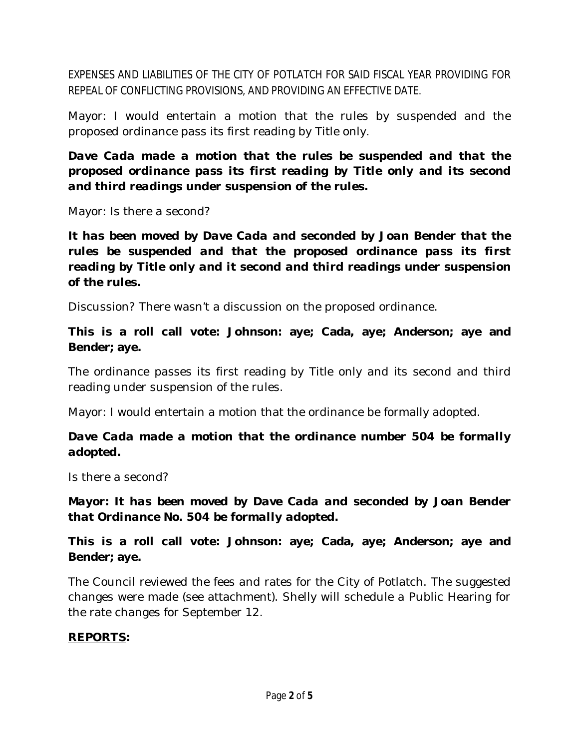EXPENSES AND LIABILITIES OF THE CITY OF POTLATCH FOR SAID FISCAL YEAR PROVIDING FOR REPEAL OF CONFLICTING PROVISIONS, AND PROVIDING AN EFFECTIVE DATE.

Mayor: I would entertain a motion that the rules by suspended and the proposed ordinance pass its first reading by Title only.

***Dave Cada made a motion that the rules be suspended and that the proposed ordinance pass its first reading by Title only and its second and third readings under suspension of the rules.***

Mayor: Is there a second?

***It has been moved by Dave Cada and seconded by Joan Bender that the rules be suspended and that the proposed ordinance pass its first reading by Title only and it second and third readings under suspension of the rules.***

Discussion? There wasn't a discussion on the proposed ordinance.

**This is a roll call vote: Johnson: aye; Cada, aye; Anderson; aye and Bender; aye.**

The ordinance passes its first reading by Title only and its second and third reading under suspension of the rules.

Mayor: I would entertain a motion that the ordinance be formally adopted.

***Dave Cada made a motion that the ordinance number 504 be formally adopted.***

Is there a second?

***Mayor: It has been moved by Dave Cada and seconded by Joan Bender that Ordinance No. 504 be formally adopted.***

**This is a roll call vote: Johnson: aye; Cada, aye; Anderson; aye and Bender; aye.**

The Council reviewed the fees and rates for the City of Potlatch. The suggested changes were made (see attachment). Shelly will schedule a Public Hearing for the rate changes for September 12.

**<u>REPORTS</u>:**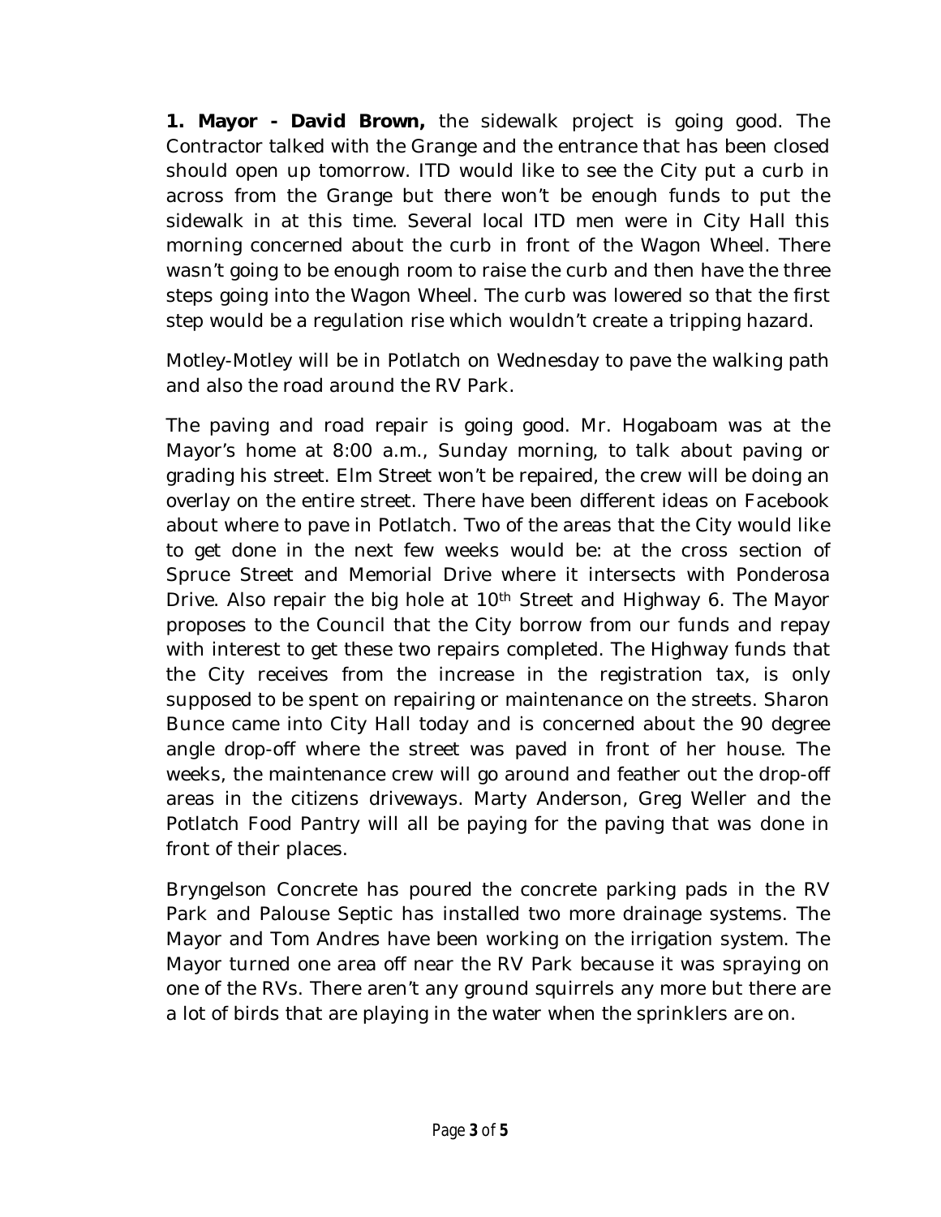**1. Mayor - David Brown,** the sidewalk project is going good. The Contractor talked with the Grange and the entrance that has been closed should open up tomorrow. ITD would like to see the City put a curb in across from the Grange but there won't be enough funds to put the sidewalk in at this time. Several local ITD men were in City Hall this morning concerned about the curb in front of the Wagon Wheel. There wasn't going to be enough room to raise the curb and then have the three steps going into the Wagon Wheel. The curb was lowered so that the first step would be a regulation rise which wouldn't create a tripping hazard.

Motley-Motley will be in Potlatch on Wednesday to pave the walking path and also the road around the RV Park.

The paving and road repair is going good. Mr. Hogaboam was at the Mayor's home at 8:00 a.m., Sunday morning, to talk about paving or grading his street. Elm Street won't be repaired, the crew will be doing an overlay on the entire street. There have been different ideas on Facebook about where to pave in Potlatch. Two of the areas that the City would like to get done in the next few weeks would be: at the cross section of Spruce Street and Memorial Drive where it intersects with Ponderosa Drive. Also repair the big hole at 10th Street and Highway 6. The Mayor proposes to the Council that the City borrow from our funds and repay with interest to get these two repairs completed. The Highway funds that the City receives from the increase in the registration tax, is only supposed to be spent on repairing or maintenance on the streets. Sharon Bunce came into City Hall today and is concerned about the 90 degree angle drop-off where the street was paved in front of her house. The weeks, the maintenance crew will go around and feather out the drop-off areas in the citizens driveways. Marty Anderson, Greg Weller and the Potlatch Food Pantry will all be paying for the paving that was done in front of their places.

Bryngelson Concrete has poured the concrete parking pads in the RV Park and Palouse Septic has installed two more drainage systems. The Mayor and Tom Andres have been working on the irrigation system. The Mayor turned one area off near the RV Park because it was spraying on one of the RVs. There aren't any ground squirrels any more but there are a lot of birds that are playing in the water when the sprinklers are on.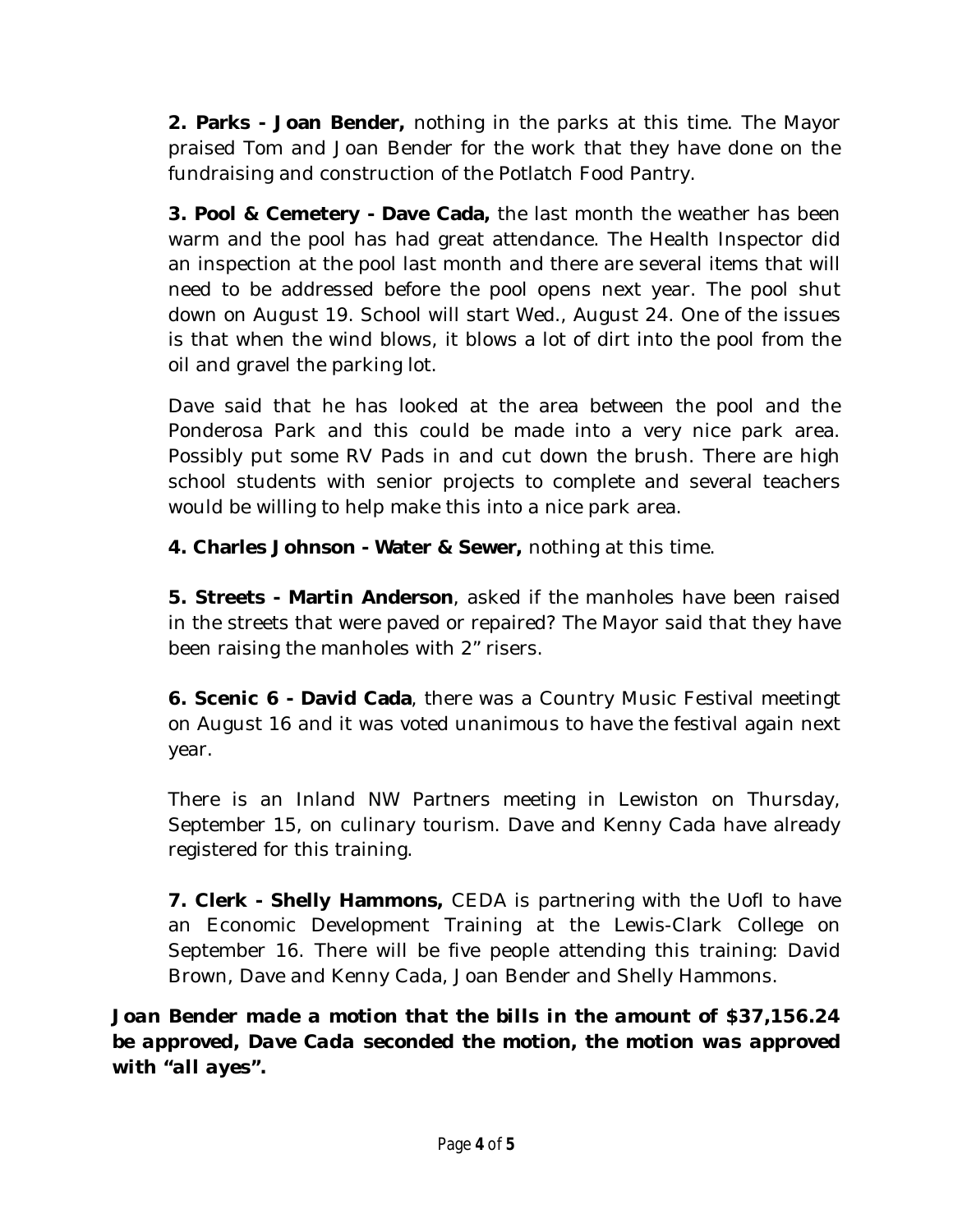**2. Parks - Joan Bender,** nothing in the parks at this time. The Mayor praised Tom and Joan Bender for the work that they have done on the fundraising and construction of the Potlatch Food Pantry.

**3. Pool & Cemetery - Dave Cada,** the last month the weather has been warm and the pool has had great attendance. The Health Inspector did an inspection at the pool last month and there are several items that will need to be addressed before the pool opens next year. The pool shut down on August 19. School will start Wed., August 24. One of the issues is that when the wind blows, it blows a lot of dirt into the pool from the oil and gravel the parking lot.

Dave said that he has looked at the area between the pool and the Ponderosa Park and this could be made into a very nice park area. Possibly put some RV Pads in and cut down the brush. There are high school students with senior projects to complete and several teachers would be willing to help make this into a nice park area.

**4. Charles Johnson - Water & Sewer,** nothing at this time.

**5. Streets - Martin Anderson**, asked if the manholes have been raised in the streets that were paved or repaired? The Mayor said that they have been raising the manholes with 2" risers.

**6. Scenic 6 - David Cada**, there was a Country Music Festival meetingt on August 16 and it was voted unanimous to have the festival again next year.

There is an Inland NW Partners meeting in Lewiston on Thursday, September 15, on culinary tourism. Dave and Kenny Cada have already registered for this training.

**7. Clerk - Shelly Hammons,** CEDA is partnering with the UofI to have an Economic Development Training at the Lewis-Clark College on September 16. There will be five people attending this training: David Brown, Dave and Kenny Cada, Joan Bender and Shelly Hammons.

***Joan Bender made a motion that the bills in the amount of $37,156.24 be approved, Dave Cada seconded the motion, the motion was approved with "all ayes".***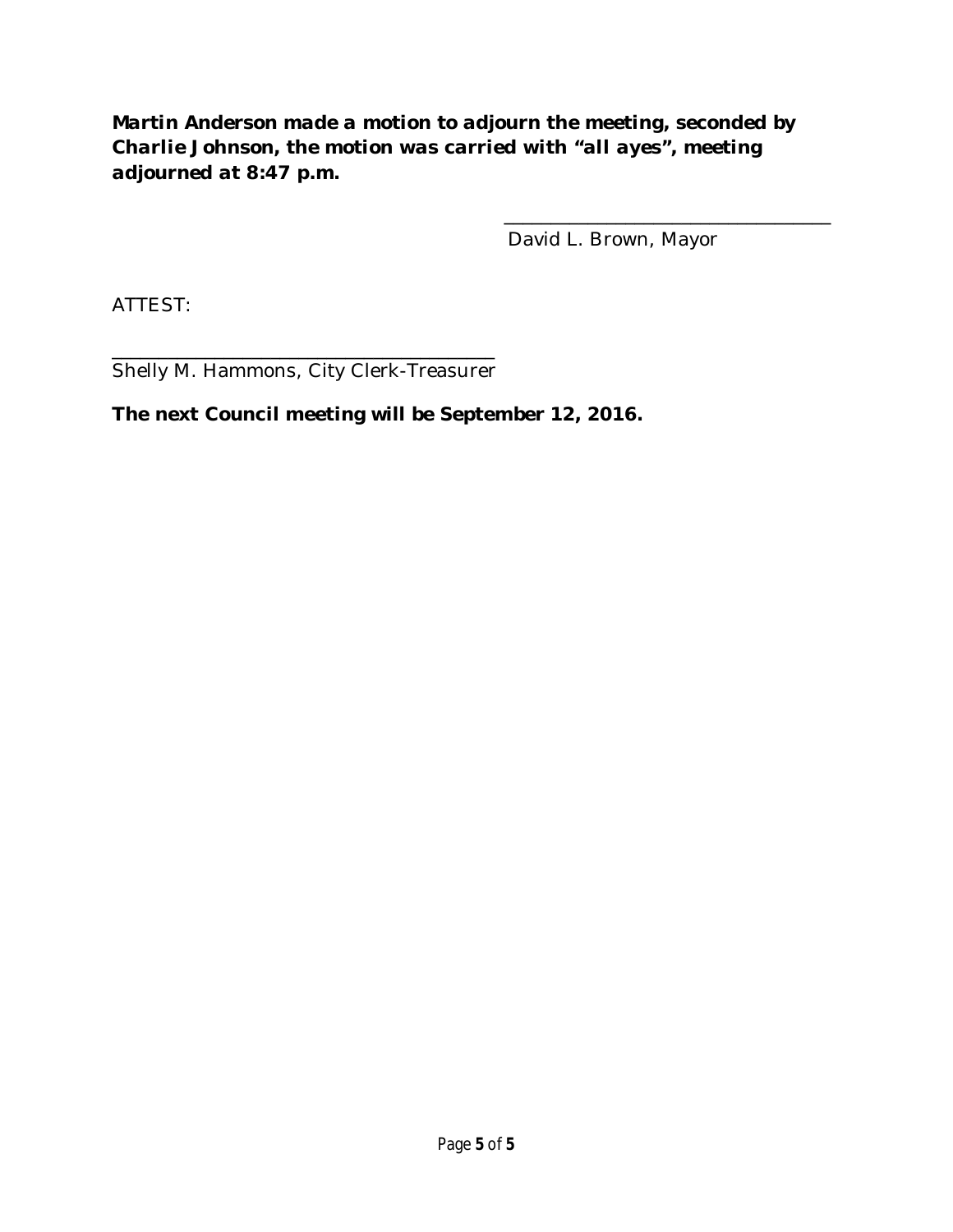***Martin Anderson made a motion to adjourn the meeting, seconded by Charlie Johnson, the motion was carried with "all ayes", meeting adjourned at 8:47 p.m.***

\_\_\_\_\_\_\_\_\_\_\_\_\_\_\_\_\_\_\_\_\_\_\_\_\_\_\_\_\_\_\_\_\_\_\_\_

David L. Brown, Mayor

ATTEST:

\_\_\_\_\_\_\_\_\_\_\_\_\_\_\_\_\_\_\_\_\_\_\_\_\_\_\_\_\_\_\_\_\_\_\_\_\_\_\_\_\_\_

Shelly M. Hammons, City Clerk-Treasurer

**The next Council meeting will be September 12, 2016.**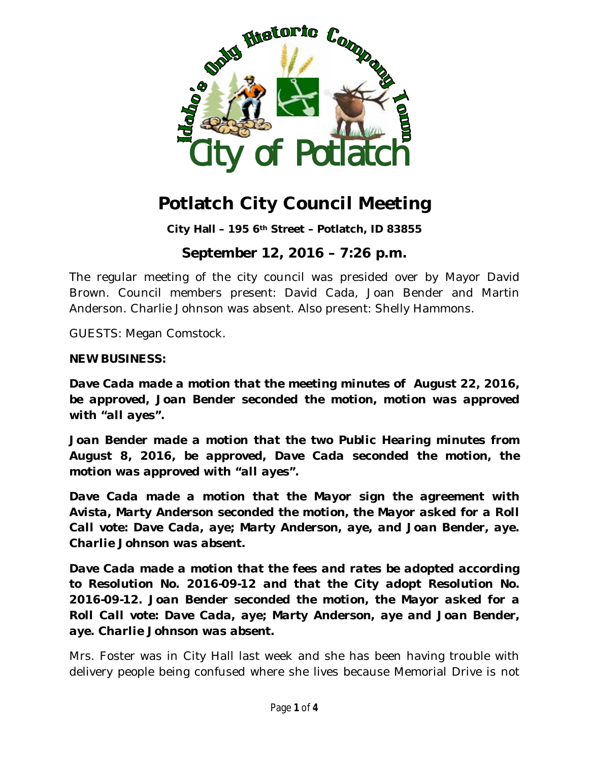# Potlatch City Council Meeting

**City Hall – 195 6th Street – Potlatch, ID 83855**

## September 12, 2016 – 7:26 p.m.

The regular meeting of the city council was presided over by Mayor David Brown. Council members present: David Cada, Joan Bender and Martin Anderson. Charlie Johnson was absent. Also present: Shelly Hammons.

GUESTS: Megan Comstock.

**NEW BUSINESS:**

***Dave Cada made a motion that the meeting minutes of August 22, 2016, be approved, Joan Bender seconded the motion, motion was approved with "all ayes".***

***Joan Bender made a motion that the two Public Hearing minutes from August 8, 2016, be approved, Dave Cada seconded the motion, the motion was approved with "all ayes".***

***Dave Cada made a motion that the Mayor sign the agreement with Avista, Marty Anderson seconded the motion, the Mayor asked for a Roll Call vote: Dave Cada, aye; Marty Anderson, aye, and Joan Bender, aye. Charlie Johnson was absent.***

***Dave Cada made a motion that the fees and rates be adopted according to Resolution No. 2016-09-12 and that the City adopt Resolution No. 2016-09-12. Joan Bender seconded the motion, the Mayor asked for a Roll Call vote: Dave Cada, aye; Marty Anderson, aye and Joan Bender, aye. Charlie Johnson was absent.***

Mrs. Foster was in City Hall last week and she has been having trouble with delivery people being confused where she lives because Memorial Drive is not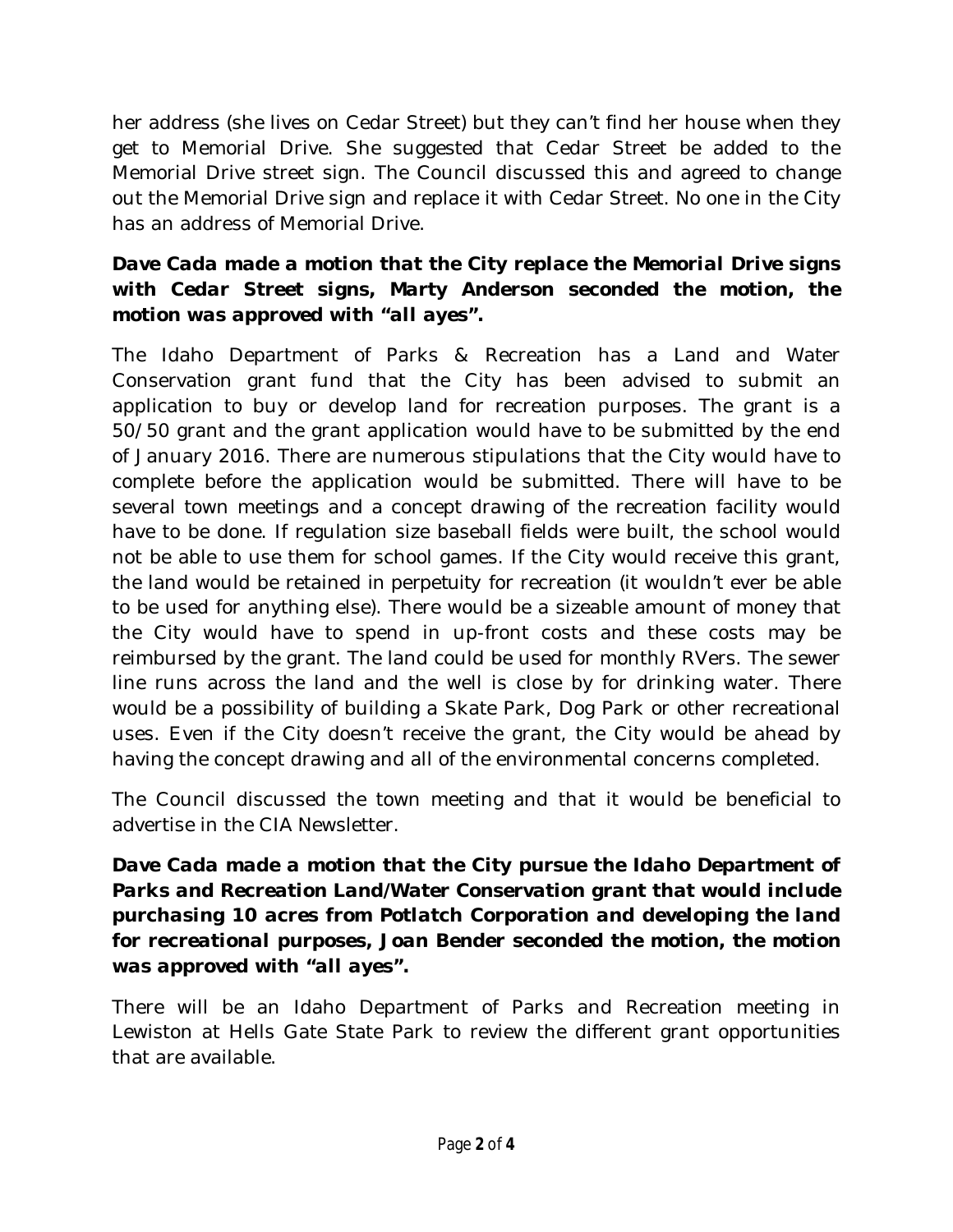her address (she lives on Cedar Street) but they can't find her house when they get to Memorial Drive. She suggested that Cedar Street be added to the Memorial Drive street sign. The Council discussed this and agreed to change out the Memorial Drive sign and replace it with Cedar Street. No one in the City has an address of Memorial Drive.

***Dave Cada made a motion that the City replace the Memorial Drive signs with Cedar Street signs, Marty Anderson seconded the motion, the motion was approved with "all ayes".***

The Idaho Department of Parks & Recreation has a Land and Water Conservation grant fund that the City has been advised to submit an application to buy or develop land for recreation purposes. The grant is a 50/50 grant and the grant application would have to be submitted by the end of January 2016. There are numerous stipulations that the City would have to complete before the application would be submitted. There will have to be several town meetings and a concept drawing of the recreation facility would have to be done. If regulation size baseball fields were built, the school would not be able to use them for school games. If the City would receive this grant, the land would be retained in perpetuity for recreation (it wouldn't ever be able to be used for anything else). There would be a sizeable amount of money that the City would have to spend in up-front costs and these costs may be reimbursed by the grant. The land could be used for monthly RVers. The sewer line runs across the land and the well is close by for drinking water. There would be a possibility of building a Skate Park, Dog Park or other recreational uses. Even if the City doesn't receive the grant, the City would be ahead by having the concept drawing and all of the environmental concerns completed.

The Council discussed the town meeting and that it would be beneficial to advertise in the CIA Newsletter.

***Dave Cada made a motion that the City pursue the Idaho Department of Parks and Recreation Land/Water Conservation grant that would include purchasing 10 acres from Potlatch Corporation and developing the land for recreational purposes, Joan Bender seconded the motion, the motion was approved with "all ayes".***

There will be an Idaho Department of Parks and Recreation meeting in Lewiston at Hells Gate State Park to review the different grant opportunities that are available.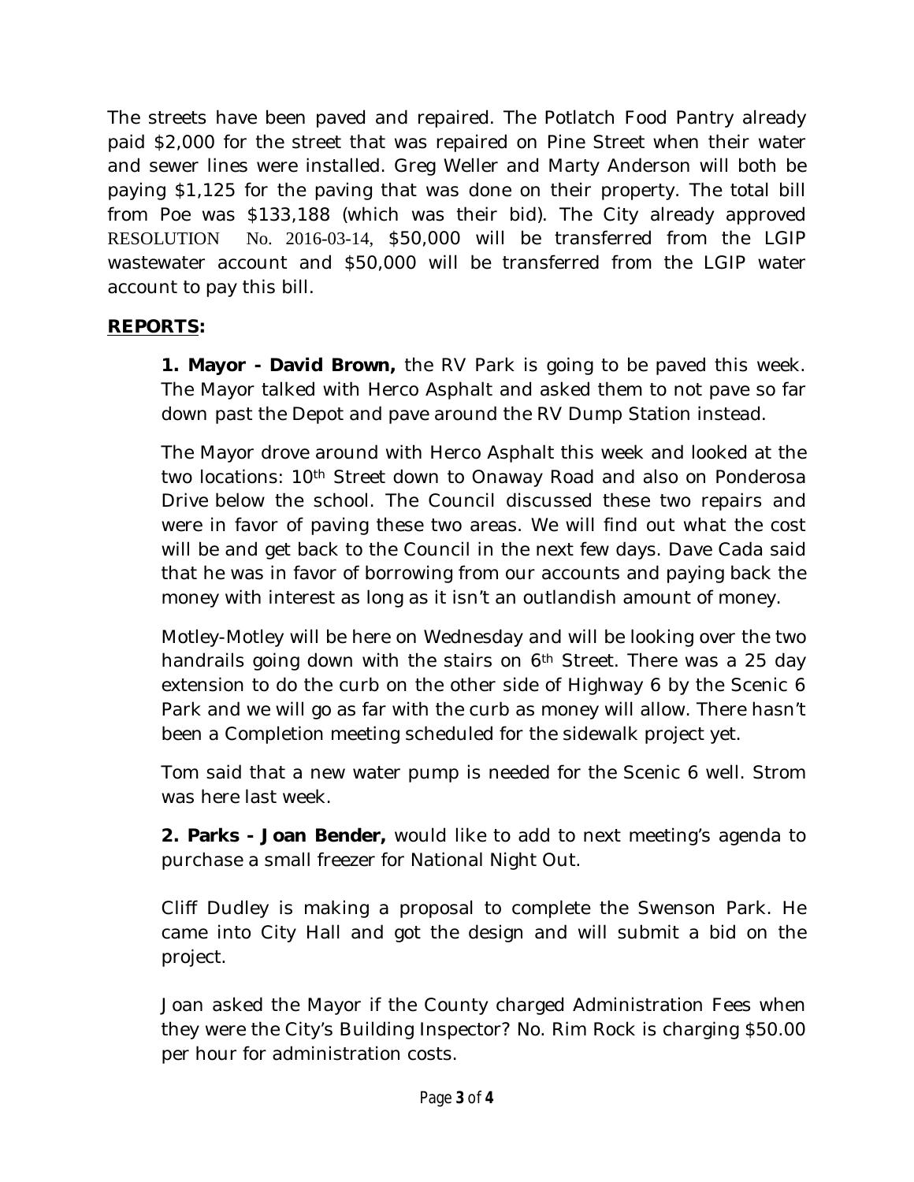The streets have been paved and repaired. The Potlatch Food Pantry already paid $2,000 for the street that was repaired on Pine Street when their water and sewer lines were installed. Greg Weller and Marty Anderson will both be paying $1,125 for the paving that was done on their property. The total bill from Poe was $133,188 (which was their bid). The City already approved RESOLUTION No. 2016-03-14, $50,000 will be transferred from the LGIP wastewater account and $50,000 will be transferred from the LGIP water account to pay this bill.

**REPORTS:**

**1. Mayor - David Brown,** the RV Park is going to be paved this week. The Mayor talked with Herco Asphalt and asked them to not pave so far down past the Depot and pave around the RV Dump Station instead.

The Mayor drove around with Herco Asphalt this week and looked at the two locations: 10th Street down to Onaway Road and also on Ponderosa Drive below the school. The Council discussed these two repairs and were in favor of paving these two areas. We will find out what the cost will be and get back to the Council in the next few days. Dave Cada said that he was in favor of borrowing from our accounts and paying back the money with interest as long as it isn't an outlandish amount of money.

Motley-Motley will be here on Wednesday and will be looking over the two handrails going down with the stairs on 6th Street. There was a 25 day extension to do the curb on the other side of Highway 6 by the Scenic 6 Park and we will go as far with the curb as money will allow. There hasn't been a Completion meeting scheduled for the sidewalk project yet.

Tom said that a new water pump is needed for the Scenic 6 well. Strom was here last week.

**2. Parks - Joan Bender,** would like to add to next meeting's agenda to purchase a small freezer for National Night Out.

Cliff Dudley is making a proposal to complete the Swenson Park. He came into City Hall and got the design and will submit a bid on the project.

Joan asked the Mayor if the County charged Administration Fees when they were the City's Building Inspector? No. Rim Rock is charging $50.00 per hour for administration costs.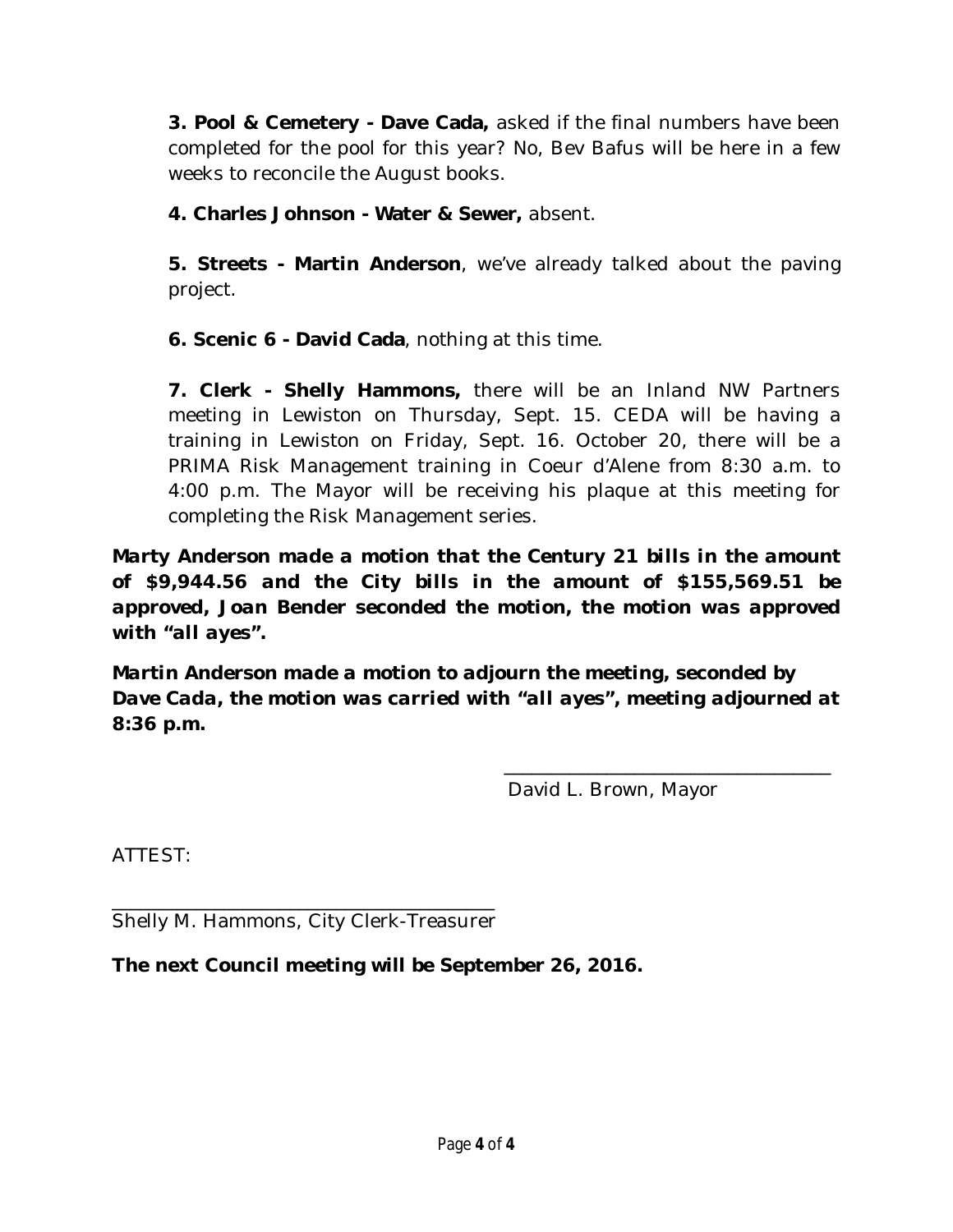**3. Pool & Cemetery - Dave Cada,** asked if the final numbers have been completed for the pool for this year? No, Bev Bafus will be here in a few weeks to reconcile the August books.

**4. Charles Johnson - Water & Sewer,** absent.

**5. Streets - Martin Anderson**, we've already talked about the paving project.

**6. Scenic 6 - David Cada**, nothing at this time.

**7. Clerk - Shelly Hammons,** there will be an Inland NW Partners meeting in Lewiston on Thursday, Sept. 15. CEDA will be having a training in Lewiston on Friday, Sept. 16. October 20, there will be a PRIMA Risk Management training in Coeur d'Alene from 8:30 a.m. to 4:00 p.m. The Mayor will be receiving his plaque at this meeting for completing the Risk Management series.

***Marty Anderson made a motion that the Century 21 bills in the amount of $9,944.56 and the City bills in the amount of $155,569.51 be approved, Joan Bender seconded the motion, the motion was approved with "all ayes".***

***Martin Anderson made a motion to adjourn the meeting, seconded by Dave Cada, the motion was carried with "all ayes", meeting adjourned at 8:36 p.m.***

\_\_\_\_\_\_\_\_\_\_\_\_\_\_\_\_\_\_\_\_\_\_\_\_\_\_\_\_\_\_\_\_
David L. Brown, Mayor

ATTEST:

\_\_\_\_\_\_\_\_\_\_\_\_\_\_\_\_\_\_\_\_\_\_\_\_\_\_\_\_\_\_\_\_
Shelly M. Hammons, City Clerk-Treasurer

**The next Council meeting will be September 26, 2016.**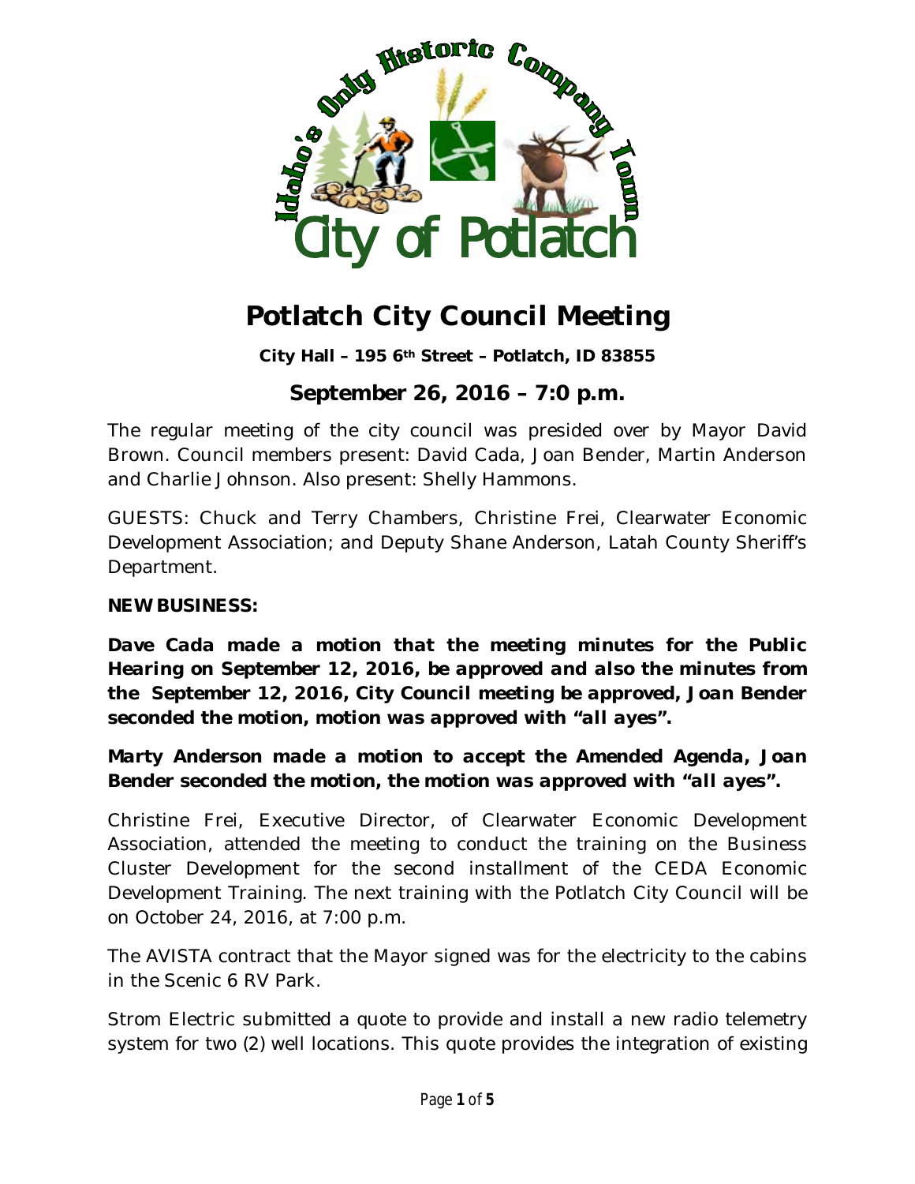# Potlatch City Council Meeting

**City Hall – 195 6th Street – Potlatch, ID 83855**

## September 26, 2016 – 7:0 p.m.

The regular meeting of the city council was presided over by Mayor David Brown. Council members present: David Cada, Joan Bender, Martin Anderson and Charlie Johnson. Also present: Shelly Hammons.

GUESTS: Chuck and Terry Chambers, Christine Frei, Clearwater Economic Development Association; and Deputy Shane Anderson, Latah County Sheriff's Department.

**NEW BUSINESS:**

***Dave Cada made a motion that the meeting minutes for the Public Hearing on September 12, 2016, be approved and also the minutes from the September 12, 2016, City Council meeting be approved, Joan Bender seconded the motion, motion was approved with "all ayes".***

***Marty Anderson made a motion to accept the Amended Agenda, Joan Bender seconded the motion, the motion was approved with "all ayes".***

Christine Frei, Executive Director, of Clearwater Economic Development Association, attended the meeting to conduct the training on the Business Cluster Development for the second installment of the CEDA Economic Development Training. The next training with the Potlatch City Council will be on October 24, 2016, at 7:00 p.m.

The AVISTA contract that the Mayor signed was for the electricity to the cabins in the Scenic 6 RV Park.

Strom Electric submitted a quote to provide and install a new radio telemetry system for two (2) well locations. This quote provides the integration of existing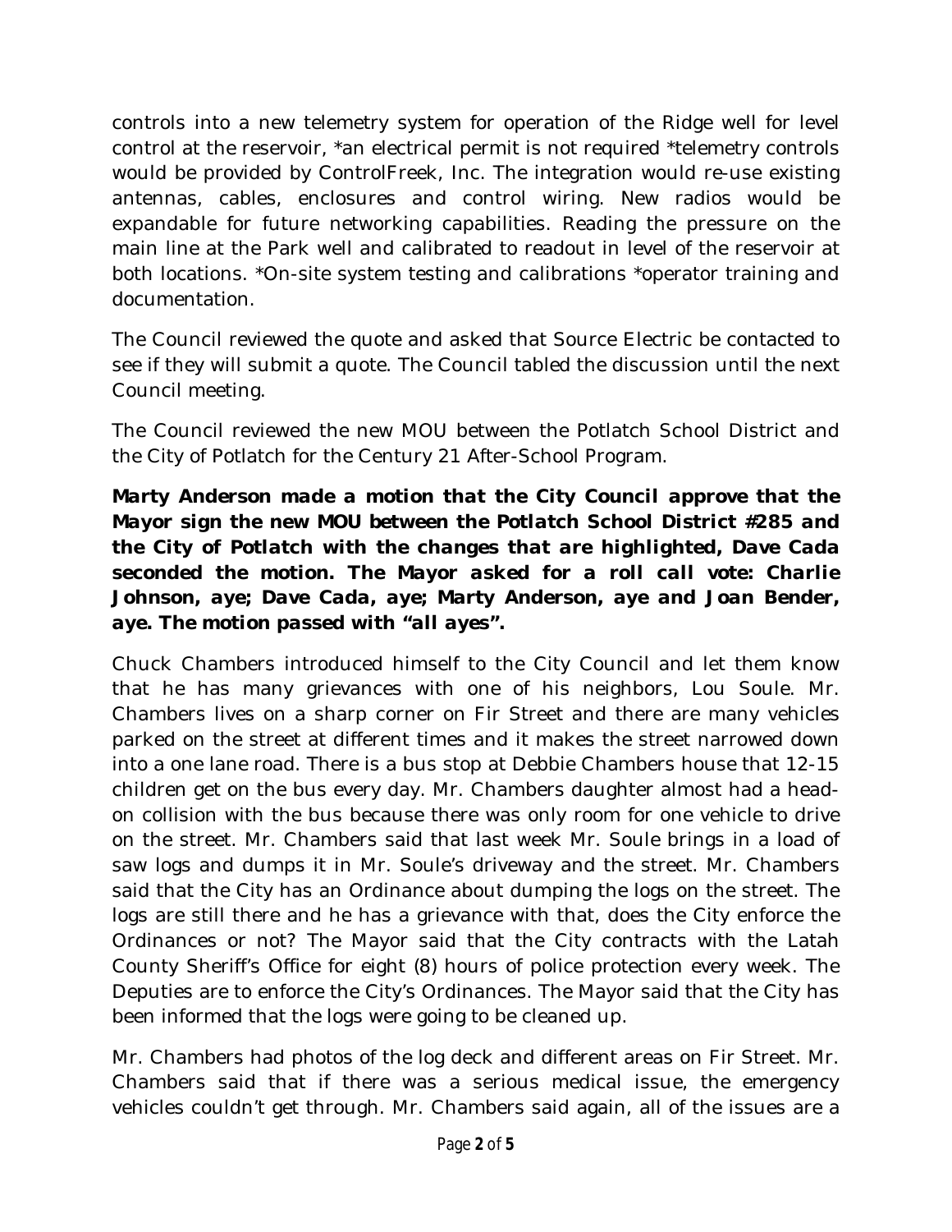controls into a new telemetry system for operation of the Ridge well for level control at the reservoir, *an electrical permit is not required *telemetry controls would be provided by ControlFreek, Inc. The integration would re-use existing antennas, cables, enclosures and control wiring. New radios would be expandable for future networking capabilities. Reading the pressure on the main line at the Park well and calibrated to readout in level of the reservoir at both locations. *On-site system testing and calibrations *operator training and documentation.

The Council reviewed the quote and asked that Source Electric be contacted to see if they will submit a quote. The Council tabled the discussion until the next Council meeting.

The Council reviewed the new MOU between the Potlatch School District and the City of Potlatch for the Century 21 After-School Program.

***Marty Anderson made a motion that the City Council approve that the Mayor sign the new MOU between the Potlatch School District #285 and the City of Potlatch with the changes that are highlighted, Dave Cada seconded the motion. The Mayor asked for a roll call vote: Charlie Johnson, aye; Dave Cada, aye; Marty Anderson, aye and Joan Bender, aye. The motion passed with "all ayes".***

Chuck Chambers introduced himself to the City Council and let them know that he has many grievances with one of his neighbors, Lou Soule. Mr. Chambers lives on a sharp corner on Fir Street and there are many vehicles parked on the street at different times and it makes the street narrowed down into a one lane road. There is a bus stop at Debbie Chambers house that 12-15 children get on the bus every day. Mr. Chambers daughter almost had a head-on collision with the bus because there was only room for one vehicle to drive on the street. Mr. Chambers said that last week Mr. Soule brings in a load of saw logs and dumps it in Mr. Soule's driveway and the street. Mr. Chambers said that the City has an Ordinance about dumping the logs on the street. The logs are still there and he has a grievance with that, does the City enforce the Ordinances or not? The Mayor said that the City contracts with the Latah County Sheriff's Office for eight (8) hours of police protection every week. The Deputies are to enforce the City's Ordinances. The Mayor said that the City has been informed that the logs were going to be cleaned up.

Mr. Chambers had photos of the log deck and different areas on Fir Street. Mr. Chambers said that if there was a serious medical issue, the emergency vehicles couldn't get through. Mr. Chambers said again, all of the issues are a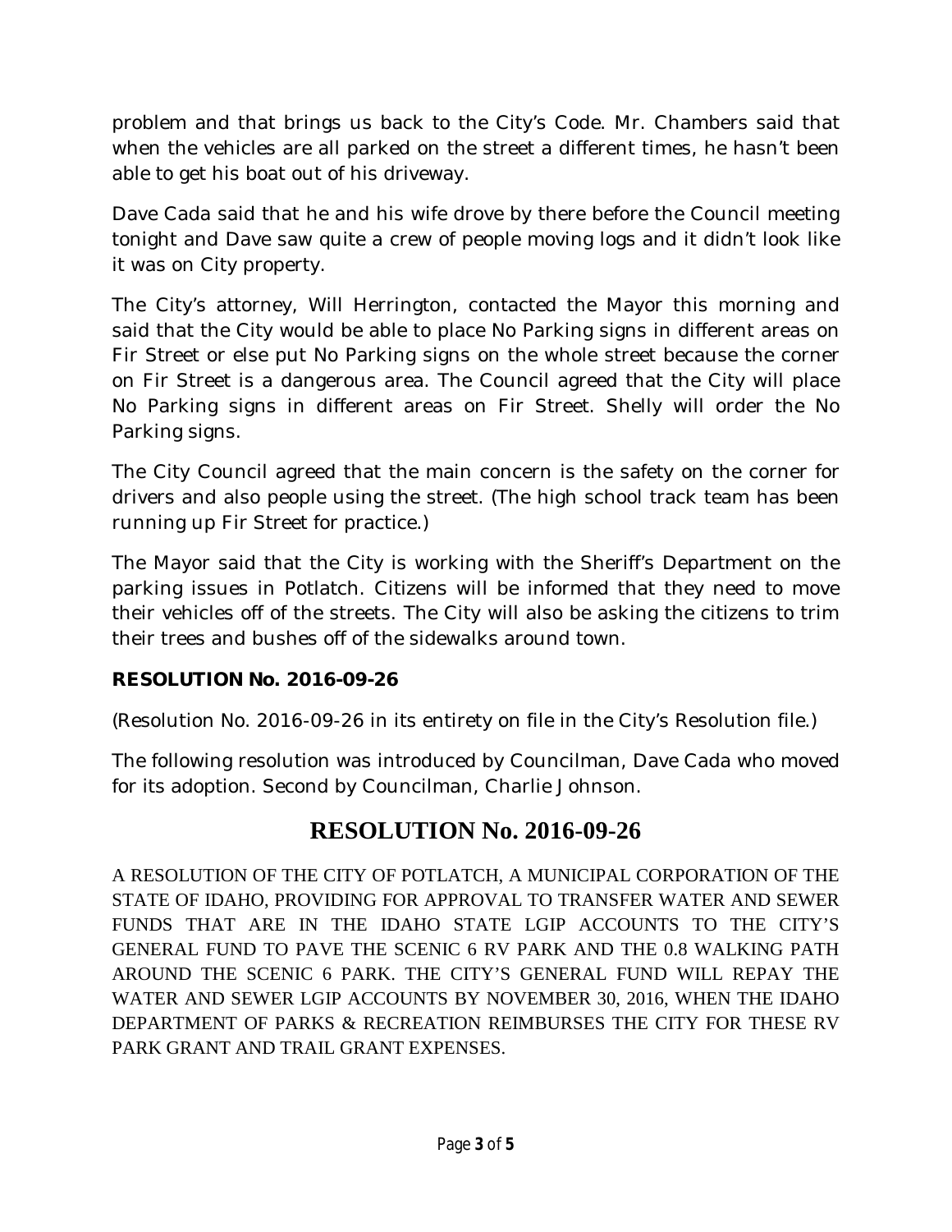problem and that brings us back to the City's Code. Mr. Chambers said that when the vehicles are all parked on the street a different times, he hasn't been able to get his boat out of his driveway.

Dave Cada said that he and his wife drove by there before the Council meeting tonight and Dave saw quite a crew of people moving logs and it didn't look like it was on City property.

The City's attorney, Will Herrington, contacted the Mayor this morning and said that the City would be able to place No Parking signs in different areas on Fir Street or else put No Parking signs on the whole street because the corner on Fir Street is a dangerous area. The Council agreed that the City will place No Parking signs in different areas on Fir Street. Shelly will order the No Parking signs.

The City Council agreed that the main concern is the safety on the corner for drivers and also people using the street. (The high school track team has been running up Fir Street for practice.)

The Mayor said that the City is working with the Sheriff's Department on the parking issues in Potlatch. Citizens will be informed that they need to move their vehicles off of the streets. The City will also be asking the citizens to trim their trees and bushes off of the sidewalks around town.

**RESOLUTION No. 2016-09-26**

(Resolution No. 2016-09-26 in its entirety on file in the City's Resolution file.)

The following resolution was introduced by Councilman, Dave Cada who moved for its adoption. Second by Councilman, Charlie Johnson.

## RESOLUTION No. 2016-09-26

A RESOLUTION OF THE CITY OF POTLATCH, A MUNICIPAL CORPORATION OF THE STATE OF IDAHO, PROVIDING FOR APPROVAL TO TRANSFER WATER AND SEWER FUNDS THAT ARE IN THE IDAHO STATE LGIP ACCOUNTS TO THE CITY'S GENERAL FUND TO PAVE THE SCENIC 6 RV PARK AND THE 0.8 WALKING PATH AROUND THE SCENIC 6 PARK. THE CITY'S GENERAL FUND WILL REPAY THE WATER AND SEWER LGIP ACCOUNTS BY NOVEMBER 30, 2016, WHEN THE IDAHO DEPARTMENT OF PARKS & RECREATION REIMBURSES THE CITY FOR THESE RV PARK GRANT AND TRAIL GRANT EXPENSES.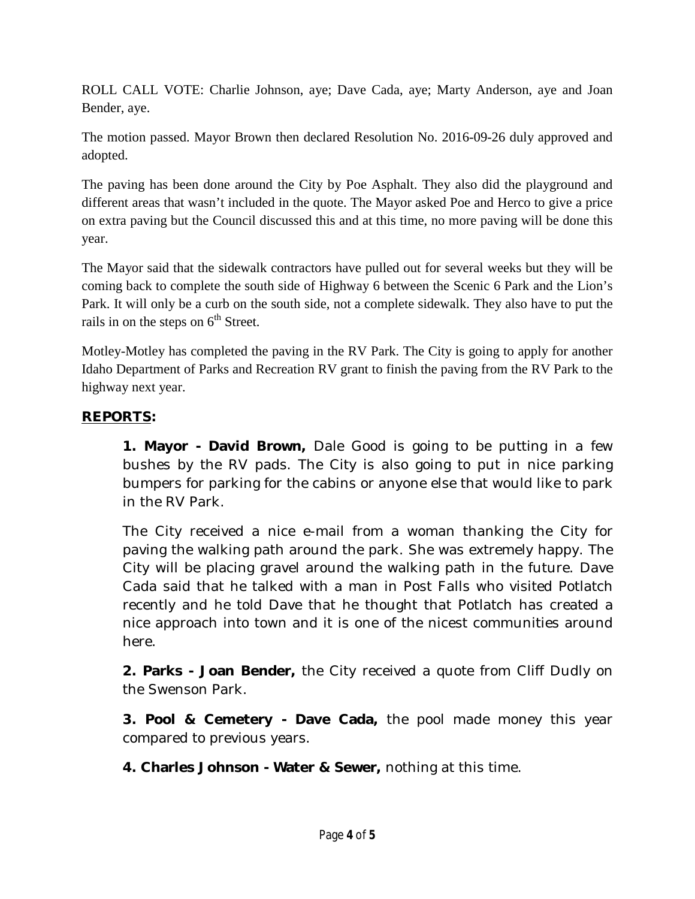ROLL CALL VOTE: Charlie Johnson, aye; Dave Cada, aye; Marty Anderson, aye and Joan Bender, aye.

The motion passed. Mayor Brown then declared Resolution No. 2016-09-26 duly approved and adopted.

The paving has been done around the City by Poe Asphalt. They also did the playground and different areas that wasn't included in the quote. The Mayor asked Poe and Herco to give a price on extra paving but the Council discussed this and at this time, no more paving will be done this year.

The Mayor said that the sidewalk contractors have pulled out for several weeks but they will be coming back to complete the south side of Highway 6 between the Scenic 6 Park and the Lion's Park. It will only be a curb on the south side, not a complete sidewalk. They also have to put the rails in on the steps on 6th Street.

Motley-Motley has completed the paving in the RV Park. The City is going to apply for another Idaho Department of Parks and Recreation RV grant to finish the paving from the RV Park to the highway next year.

## **REPORTS:**

**1. Mayor - David Brown,** Dale Good is going to be putting in a few bushes by the RV pads. The City is also going to put in nice parking bumpers for parking for the cabins or anyone else that would like to park in the RV Park.

The City received a nice e-mail from a woman thanking the City for paving the walking path around the park. She was extremely happy. The City will be placing gravel around the walking path in the future. Dave Cada said that he talked with a man in Post Falls who visited Potlatch recently and he told Dave that he thought that Potlatch has created a nice approach into town and it is one of the nicest communities around here.

**2. Parks - Joan Bender,** the City received a quote from Cliff Dudly on the Swenson Park.

**3. Pool & Cemetery - Dave Cada,** the pool made money this year compared to previous years.

**4. Charles Johnson - Water & Sewer,** nothing at this time.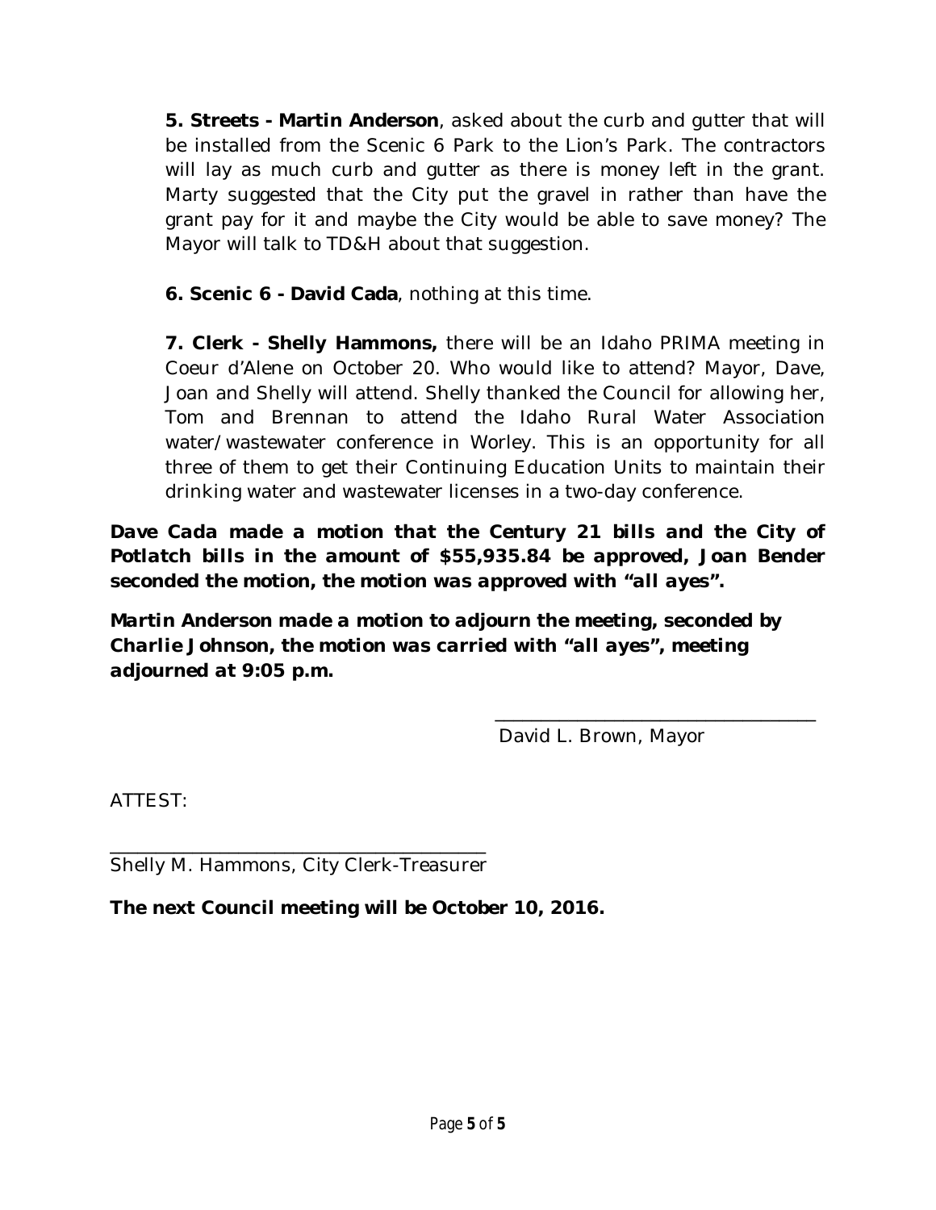**5. Streets - Martin Anderson**, asked about the curb and gutter that will be installed from the Scenic 6 Park to the Lion's Park. The contractors will lay as much curb and gutter as there is money left in the grant. Marty suggested that the City put the gravel in rather than have the grant pay for it and maybe the City would be able to save money? The Mayor will talk to TD&H about that suggestion.

**6. Scenic 6 - David Cada**, nothing at this time.

**7. Clerk - Shelly Hammons,** there will be an Idaho PRIMA meeting in Coeur d'Alene on October 20. Who would like to attend? Mayor, Dave, Joan and Shelly will attend. Shelly thanked the Council for allowing her, Tom and Brennan to attend the Idaho Rural Water Association water/wastewater conference in Worley. This is an opportunity for all three of them to get their Continuing Education Units to maintain their drinking water and wastewater licenses in a two-day conference.

***Dave Cada made a motion that the Century 21 bills and the City of Potlatch bills in the amount of $55,935.84 be approved, Joan Bender seconded the motion, the motion was approved with "all ayes".***

***Martin Anderson made a motion to adjourn the meeting, seconded by Charlie Johnson, the motion was carried with "all ayes", meeting adjourned at 9:05 p.m.***

\_\_\_\_\_\_\_\_\_\_\_\_\_\_\_\_\_\_\_\_\_\_\_\_\_\_\_\_\_\_\_\_
David L. Brown, Mayor

ATTEST:

\_\_\_\_\_\_\_\_\_\_\_\_\_\_\_\_\_\_\_\_\_\_\_\_\_\_\_\_\_\_\_\_
Shelly M. Hammons, City Clerk-Treasurer

**The next Council meeting will be October 10, 2016.**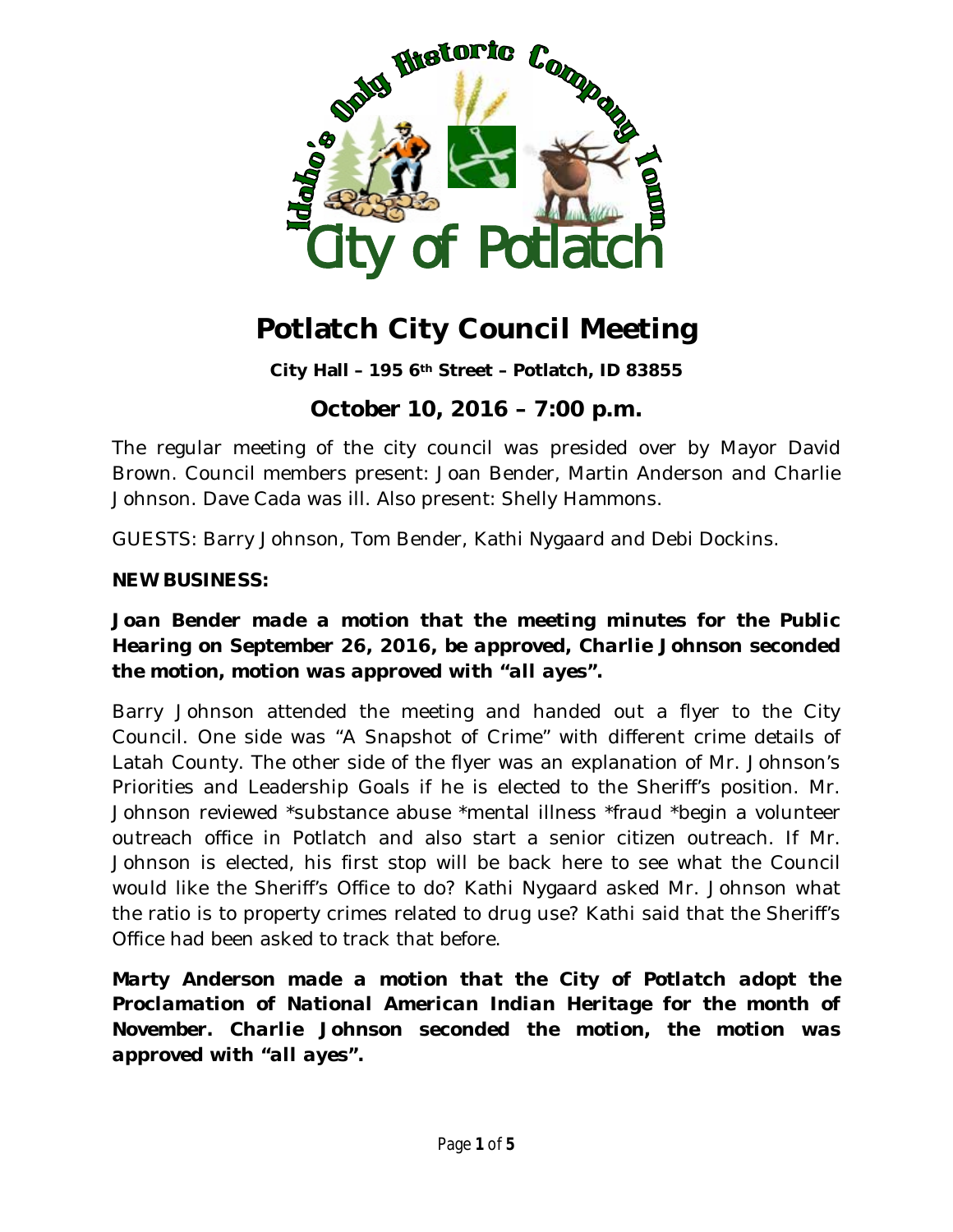# Potlatch City Council Meeting

**City Hall – 195 6th Street – Potlatch, ID 83855**

## October 10, 2016 – 7:00 p.m.

The regular meeting of the city council was presided over by Mayor David Brown. Council members present: Joan Bender, Martin Anderson and Charlie Johnson. Dave Cada was ill. Also present: Shelly Hammons.

GUESTS: Barry Johnson, Tom Bender, Kathi Nygaard and Debi Dockins.

**NEW BUSINESS:**

***Joan Bender made a motion that the meeting minutes for the Public Hearing on September 26, 2016, be approved, Charlie Johnson seconded the motion, motion was approved with "all ayes".***

Barry Johnson attended the meeting and handed out a flyer to the City Council. One side was "A Snapshot of Crime" with different crime details of Latah County. The other side of the flyer was an explanation of Mr. Johnson's Priorities and Leadership Goals if he is elected to the Sheriff's position. Mr. Johnson reviewed *substance abuse *mental illness *fraud *begin a volunteer outreach office in Potlatch and also start a senior citizen outreach. If Mr. Johnson is elected, his first stop will be back here to see what the Council would like the Sheriff's Office to do? Kathi Nygaard asked Mr. Johnson what the ratio is to property crimes related to drug use? Kathi said that the Sheriff's Office had been asked to track that before.

***Marty Anderson made a motion that the City of Potlatch adopt the Proclamation of National American Indian Heritage for the month of November. Charlie Johnson seconded the motion, the motion was approved with "all ayes".***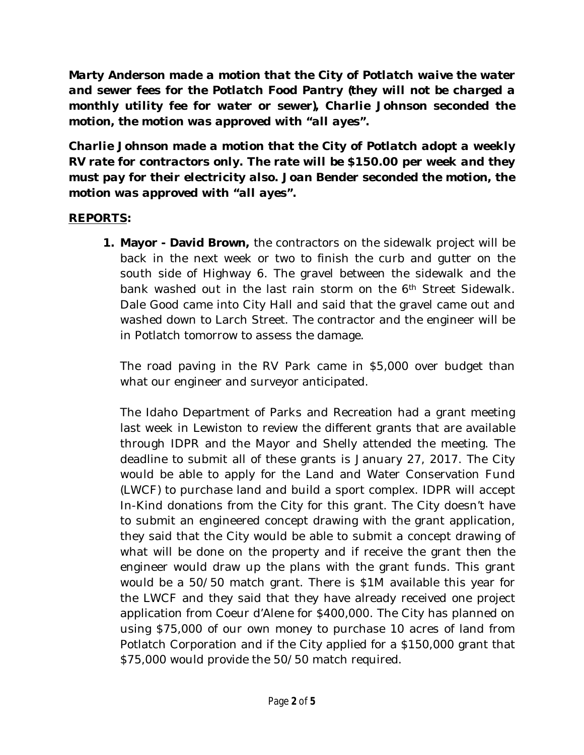***Marty Anderson made a motion that the City of Potlatch waive the water and sewer fees for the Potlatch Food Pantry (they will not be charged a monthly utility fee for water or sewer), Charlie Johnson seconded the motion, the motion was approved with "all ayes".***

***Charlie Johnson made a motion that the City of Potlatch adopt a weekly RV rate for contractors only. The rate will be $150.00 per week and they must pay for their electricity also. Joan Bender seconded the motion, the motion was approved with "all ayes".***

**REPORTS:**

1. **Mayor - David Brown,** the contractors on the sidewalk project will be back in the next week or two to finish the curb and gutter on the south side of Highway 6. The gravel between the sidewalk and the bank washed out in the last rain storm on the 6th Street Sidewalk. Dale Good came into City Hall and said that the gravel came out and washed down to Larch Street. The contractor and the engineer will be in Potlatch tomorrow to assess the damage.

   The road paving in the RV Park came in $5,000 over budget than what our engineer and surveyor anticipated.

   The Idaho Department of Parks and Recreation had a grant meeting last week in Lewiston to review the different grants that are available through IDPR and the Mayor and Shelly attended the meeting. The deadline to submit all of these grants is January 27, 2017. The City would be able to apply for the Land and Water Conservation Fund (LWCF) to purchase land and build a sport complex. IDPR will accept In-Kind donations from the City for this grant. The City doesn't have to submit an engineered concept drawing with the grant application, they said that the City would be able to submit a concept drawing of what will be done on the property and if receive the grant then the engineer would draw up the plans with the grant funds. This grant would be a 50/50 match grant. There is $1M available this year for the LWCF and they said that they have already received one project application from Coeur d'Alene for $400,000. The City has planned on using $75,000 of our own money to purchase 10 acres of land from Potlatch Corporation and if the City applied for a $150,000 grant that $75,000 would provide the 50/50 match required.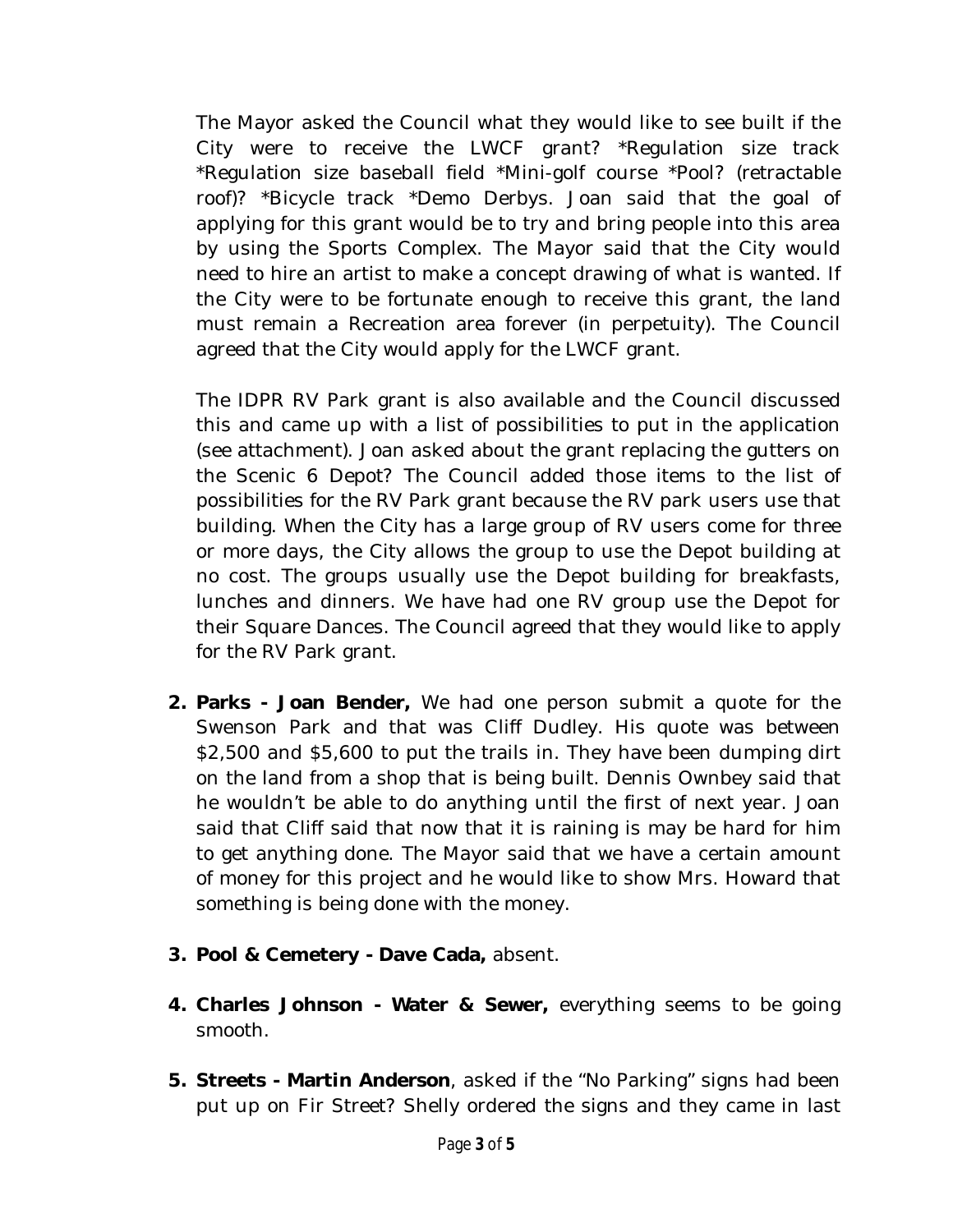The Mayor asked the Council what they would like to see built if the City were to receive the LWCF grant? *Regulation size track *Regulation size baseball field *Mini-golf course *Pool? (retractable roof)? *Bicycle track *Demo Derbys. Joan said that the goal of applying for this grant would be to try and bring people into this area by using the Sports Complex. The Mayor said that the City would need to hire an artist to make a concept drawing of what is wanted. If the City were to be fortunate enough to receive this grant, the land must remain a Recreation area forever (in perpetuity). The Council agreed that the City would apply for the LWCF grant.

The IDPR RV Park grant is also available and the Council discussed this and came up with a list of possibilities to put in the application (see attachment). Joan asked about the grant replacing the gutters on the Scenic 6 Depot? The Council added those items to the list of possibilities for the RV Park grant because the RV park users use that building. When the City has a large group of RV users come for three or more days, the City allows the group to use the Depot building at no cost. The groups usually use the Depot building for breakfasts, lunches and dinners. We have had one RV group use the Depot for their Square Dances. The Council agreed that they would like to apply for the RV Park grant.

2. **Parks - Joan Bender,** We had one person submit a quote for the Swenson Park and that was Cliff Dudley. His quote was between $2,500 and $5,600 to put the trails in. They have been dumping dirt on the land from a shop that is being built. Dennis Ownbey said that he wouldn't be able to do anything until the first of next year. Joan said that Cliff said that now that it is raining is may be hard for him to get anything done. The Mayor said that we have a certain amount of money for this project and he would like to show Mrs. Howard that something is being done with the money.

3. **Pool & Cemetery - Dave Cada,** absent.

4. **Charles Johnson - Water & Sewer,** everything seems to be going smooth.

5. **Streets - Martin Anderson**, asked if the "No Parking" signs had been put up on Fir Street? Shelly ordered the signs and they came in last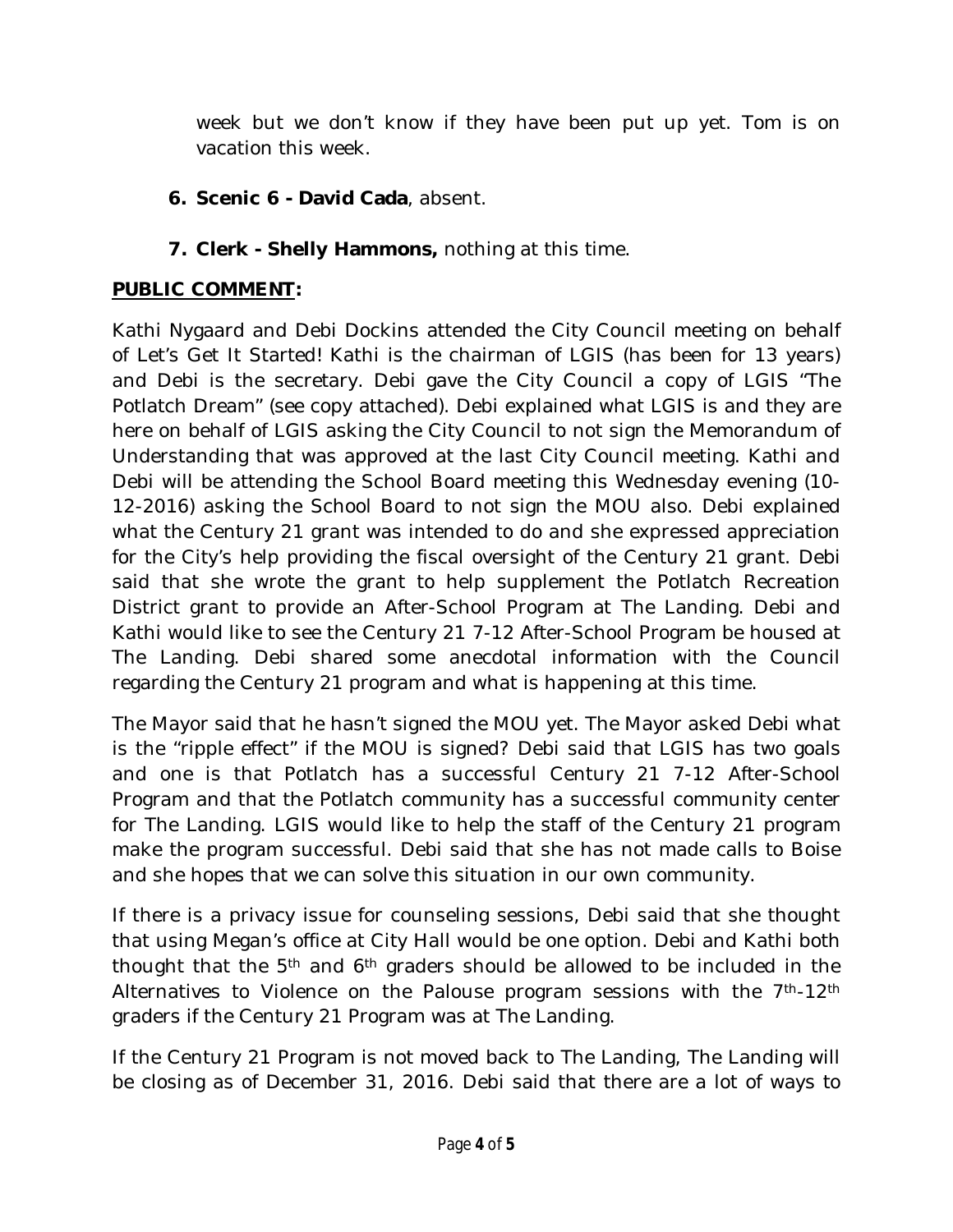week but we don't know if they have been put up yet. Tom is on vacation this week.

6. **Scenic 6 - David Cada**, absent.

7. **Clerk - Shelly Hammons,** nothing at this time.

**PUBLIC COMMENT:**

Kathi Nygaard and Debi Dockins attended the City Council meeting on behalf of Let's Get It Started! Kathi is the chairman of LGIS (has been for 13 years) and Debi is the secretary. Debi gave the City Council a copy of LGIS "The Potlatch Dream" (see copy attached). Debi explained what LGIS is and they are here on behalf of LGIS asking the City Council to not sign the Memorandum of Understanding that was approved at the last City Council meeting. Kathi and Debi will be attending the School Board meeting this Wednesday evening (10-12-2016) asking the School Board to not sign the MOU also. Debi explained what the Century 21 grant was intended to do and she expressed appreciation for the City's help providing the fiscal oversight of the Century 21 grant. Debi said that she wrote the grant to help supplement the Potlatch Recreation District grant to provide an After-School Program at The Landing. Debi and Kathi would like to see the Century 21 7-12 After-School Program be housed at The Landing. Debi shared some anecdotal information with the Council regarding the Century 21 program and what is happening at this time.

The Mayor said that he hasn't signed the MOU yet. The Mayor asked Debi what is the "ripple effect" if the MOU is signed? Debi said that LGIS has two goals and one is that Potlatch has a successful Century 21 7-12 After-School Program and that the Potlatch community has a successful community center for The Landing. LGIS would like to help the staff of the Century 21 program make the program successful. Debi said that she has not made calls to Boise and she hopes that we can solve this situation in our own community.

If there is a privacy issue for counseling sessions, Debi said that she thought that using Megan's office at City Hall would be one option. Debi and Kathi both thought that the 5th and 6th graders should be allowed to be included in the Alternatives to Violence on the Palouse program sessions with the 7th-12th graders if the Century 21 Program was at The Landing.

If the Century 21 Program is not moved back to The Landing, The Landing will be closing as of December 31, 2016. Debi said that there are a lot of ways to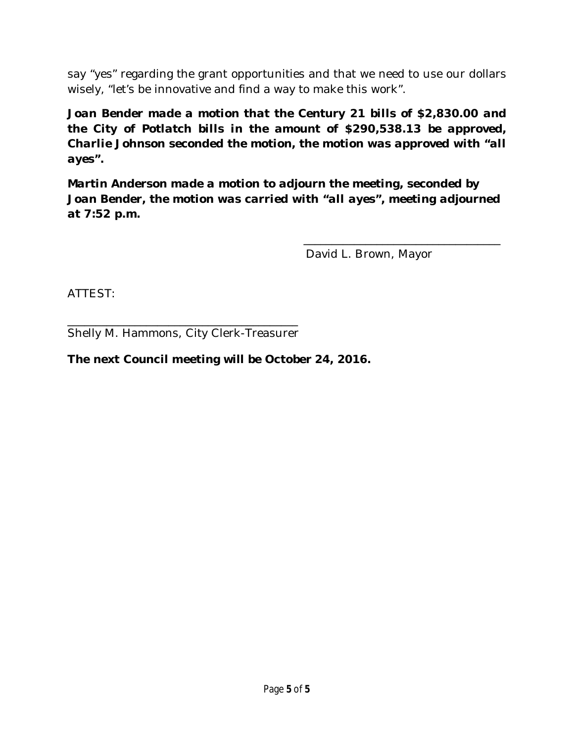say "yes" regarding the grant opportunities and that we need to use our dollars wisely, "let's be innovative and find a way to make this work".

**Joan Bender made a motion that the Century 21 bills of $2,830.00 and the City of Potlatch bills in the amount of $290,538.13 be approved, Charlie Johnson seconded the motion, the motion was approved with "all ayes".**

**Martin Anderson made a motion to adjourn the meeting, seconded by Joan Bender, the motion was carried with "all ayes", meeting adjourned at 7:52 p.m.**

\_\_\_\_\_\_\_\_\_\_\_\_\_\_\_\_\_\_\_\_\_\_\_\_\_\_\_\_\_\_\_\_\_\_\_
David L. Brown, Mayor

ATTEST:

\_\_\_\_\_\_\_\_\_\_\_\_\_\_\_\_\_\_\_\_\_\_\_\_\_\_\_\_\_\_\_\_\_\_\_\_\_\_\_\_\_
Shelly M. Hammons, City Clerk-Treasurer

**The next Council meeting will be October 24, 2016.**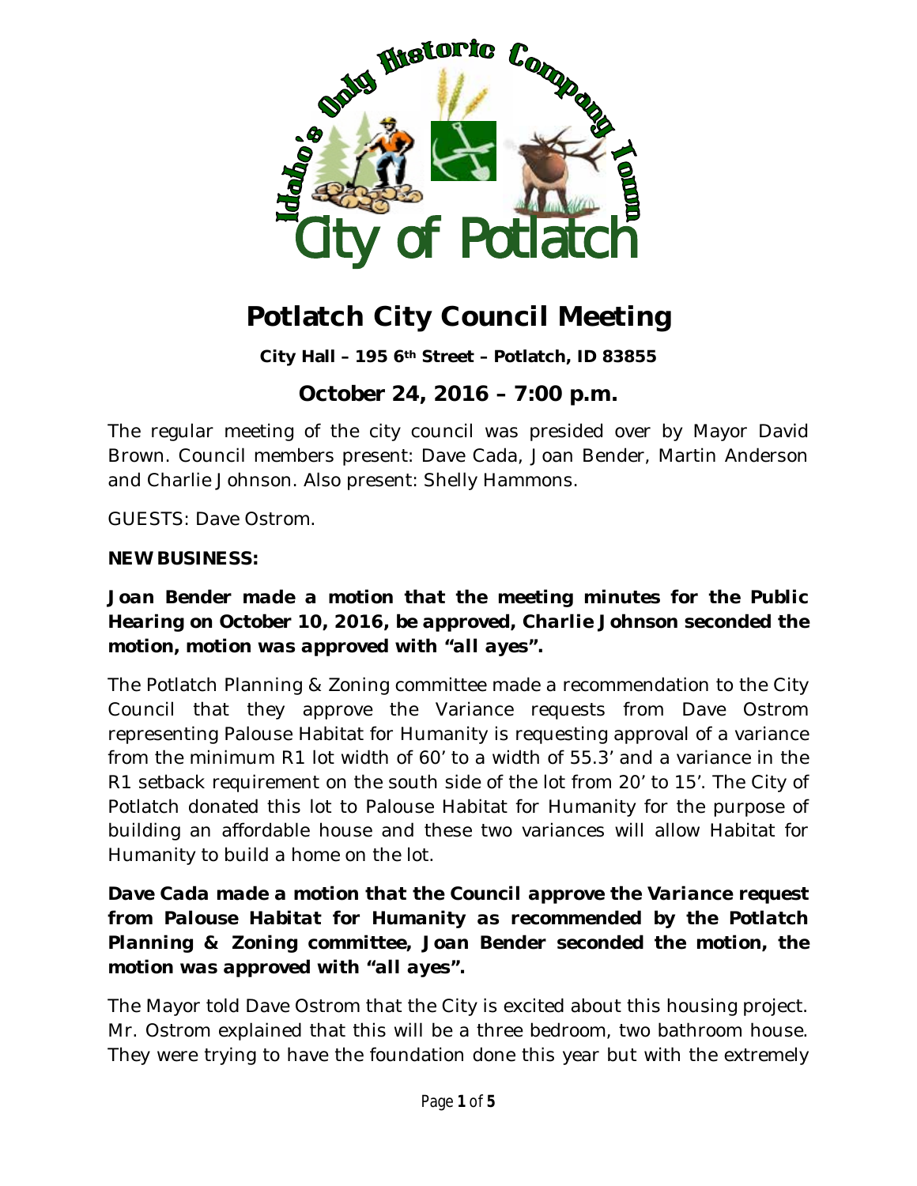# Potlatch City Council Meeting

**City Hall – 195 6th Street – Potlatch, ID 83855**

## October 24, 2016 – 7:00 p.m.

The regular meeting of the city council was presided over by Mayor David Brown. Council members present: Dave Cada, Joan Bender, Martin Anderson and Charlie Johnson. Also present: Shelly Hammons.

GUESTS: Dave Ostrom.

**NEW BUSINESS:**

***Joan Bender made a motion that the meeting minutes for the Public Hearing on October 10, 2016, be approved, Charlie Johnson seconded the motion, motion was approved with "all ayes".***

The Potlatch Planning & Zoning committee made a recommendation to the City Council that they approve the Variance requests from Dave Ostrom representing Palouse Habitat for Humanity is requesting approval of a variance from the minimum R1 lot width of 60' to a width of 55.3' and a variance in the R1 setback requirement on the south side of the lot from 20' to 15'. The City of Potlatch donated this lot to Palouse Habitat for Humanity for the purpose of building an affordable house and these two variances will allow Habitat for Humanity to build a home on the lot.

***Dave Cada made a motion that the Council approve the Variance request from Palouse Habitat for Humanity as recommended by the Potlatch Planning & Zoning committee, Joan Bender seconded the motion, the motion was approved with "all ayes".***

The Mayor told Dave Ostrom that the City is excited about this housing project. Mr. Ostrom explained that this will be a three bedroom, two bathroom house. They were trying to have the foundation done this year but with the extremely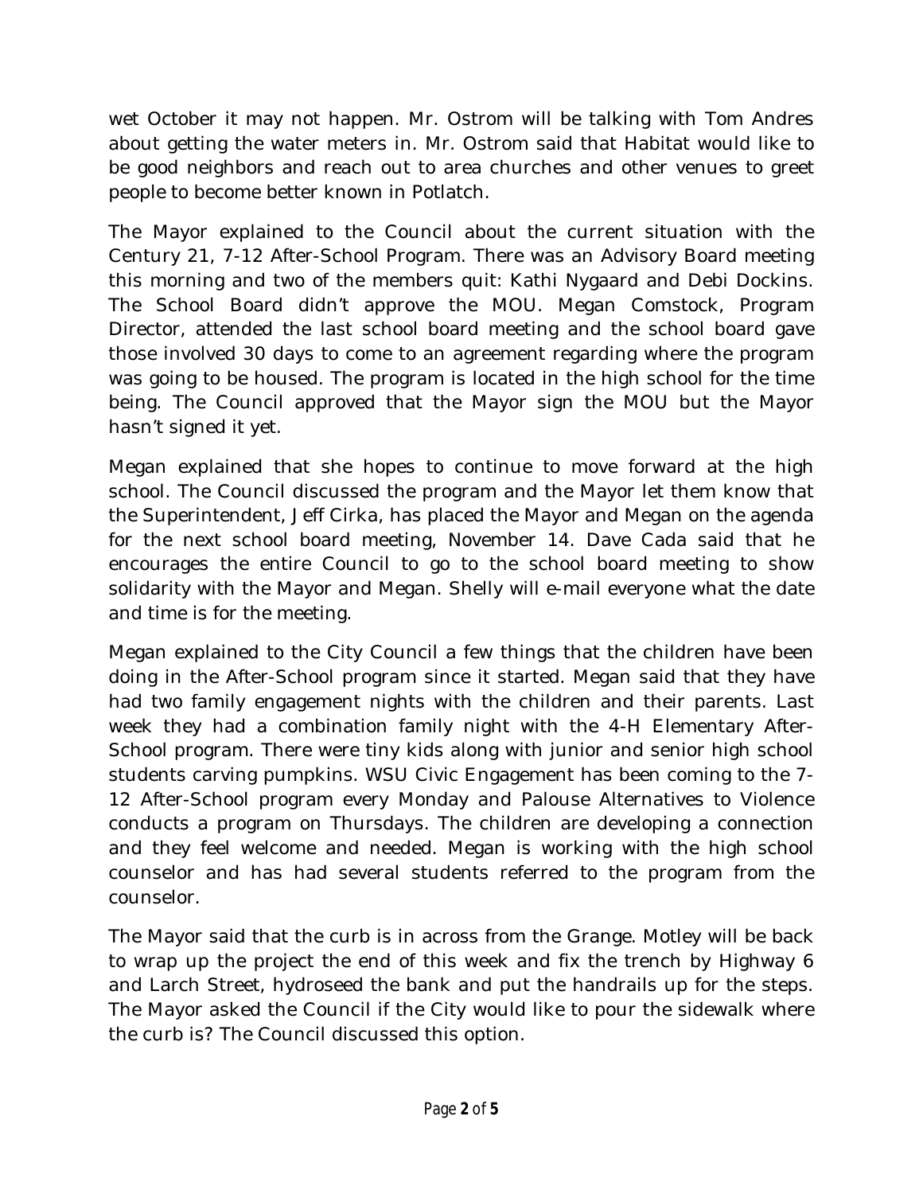wet October it may not happen. Mr. Ostrom will be talking with Tom Andres about getting the water meters in. Mr. Ostrom said that Habitat would like to be good neighbors and reach out to area churches and other venues to greet people to become better known in Potlatch.

The Mayor explained to the Council about the current situation with the Century 21, 7-12 After-School Program. There was an Advisory Board meeting this morning and two of the members quit: Kathi Nygaard and Debi Dockins. The School Board didn't approve the MOU. Megan Comstock, Program Director, attended the last school board meeting and the school board gave those involved 30 days to come to an agreement regarding where the program was going to be housed. The program is located in the high school for the time being. The Council approved that the Mayor sign the MOU but the Mayor hasn't signed it yet.

Megan explained that she hopes to continue to move forward at the high school. The Council discussed the program and the Mayor let them know that the Superintendent, Jeff Cirka, has placed the Mayor and Megan on the agenda for the next school board meeting, November 14. Dave Cada said that he encourages the entire Council to go to the school board meeting to show solidarity with the Mayor and Megan. Shelly will e-mail everyone what the date and time is for the meeting.

Megan explained to the City Council a few things that the children have been doing in the After-School program since it started. Megan said that they have had two family engagement nights with the children and their parents. Last week they had a combination family night with the 4-H Elementary After-School program. There were tiny kids along with junior and senior high school students carving pumpkins. WSU Civic Engagement has been coming to the 7-12 After-School program every Monday and Palouse Alternatives to Violence conducts a program on Thursdays. The children are developing a connection and they feel welcome and needed. Megan is working with the high school counselor and has had several students referred to the program from the counselor.

The Mayor said that the curb is in across from the Grange. Motley will be back to wrap up the project the end of this week and fix the trench by Highway 6 and Larch Street, hydroseed the bank and put the handrails up for the steps. The Mayor asked the Council if the City would like to pour the sidewalk where the curb is? The Council discussed this option.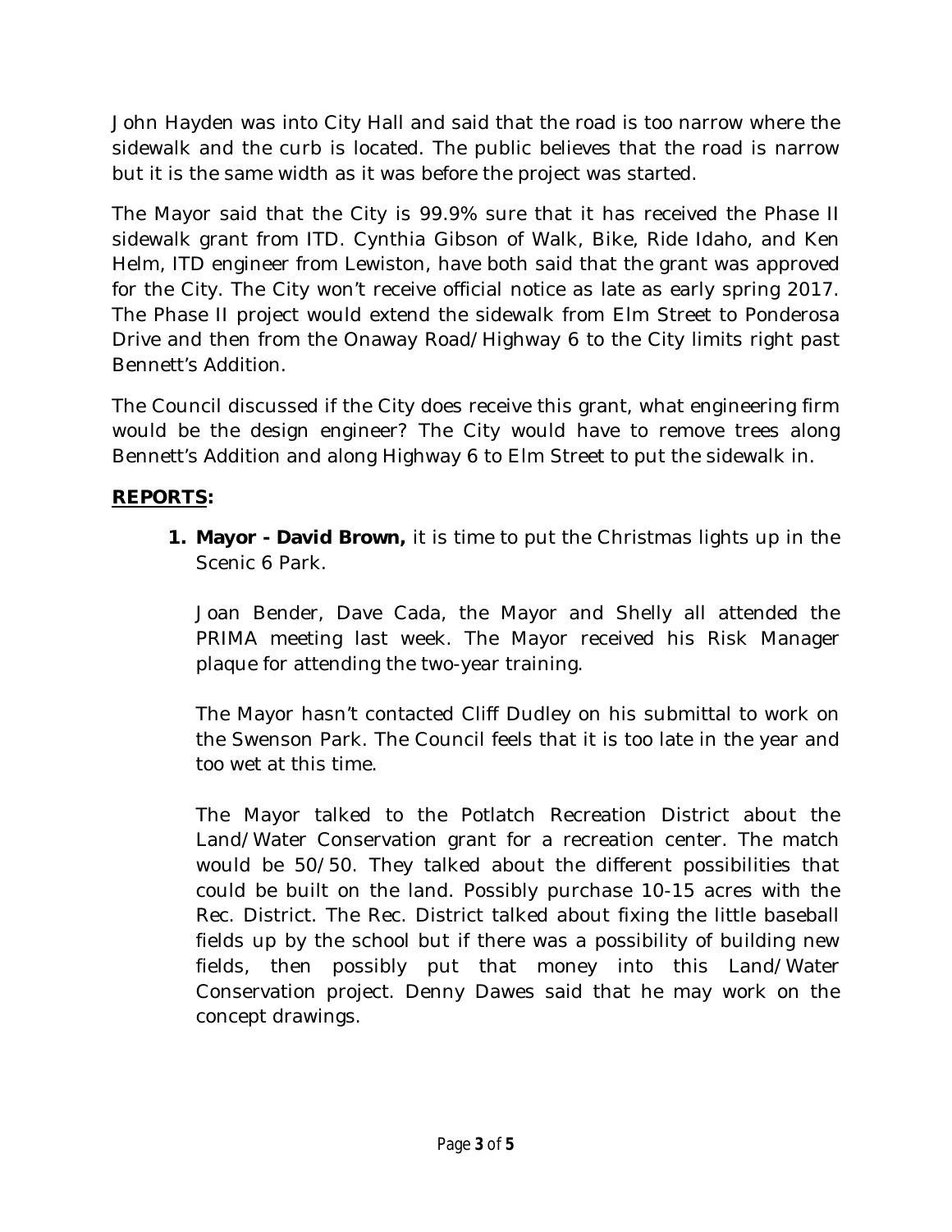John Hayden was into City Hall and said that the road is too narrow where the sidewalk and the curb is located. The public believes that the road is narrow but it is the same width as it was before the project was started.

The Mayor said that the City is 99.9% sure that it has received the Phase II sidewalk grant from ITD. Cynthia Gibson of Walk, Bike, Ride Idaho, and Ken Helm, ITD engineer from Lewiston, have both said that the grant was approved for the City. The City won't receive official notice as late as early spring 2017. The Phase II project would extend the sidewalk from Elm Street to Ponderosa Drive and then from the Onaway Road/Highway 6 to the City limits right past Bennett's Addition.

The Council discussed if the City does receive this grant, what engineering firm would be the design engineer? The City would have to remove trees along Bennett's Addition and along Highway 6 to Elm Street to put the sidewalk in.

**REPORTS:**

1. **Mayor - David Brown,** it is time to put the Christmas lights up in the Scenic 6 Park.

   Joan Bender, Dave Cada, the Mayor and Shelly all attended the PRIMA meeting last week. The Mayor received his Risk Manager plaque for attending the two-year training.

   The Mayor hasn't contacted Cliff Dudley on his submittal to work on the Swenson Park. The Council feels that it is too late in the year and too wet at this time.

   The Mayor talked to the Potlatch Recreation District about the Land/Water Conservation grant for a recreation center. The match would be 50/50. They talked about the different possibilities that could be built on the land. Possibly purchase 10-15 acres with the Rec. District. The Rec. District talked about fixing the little baseball fields up by the school but if there was a possibility of building new fields, then possibly put that money into this Land/Water Conservation project. Denny Dawes said that he may work on the concept drawings.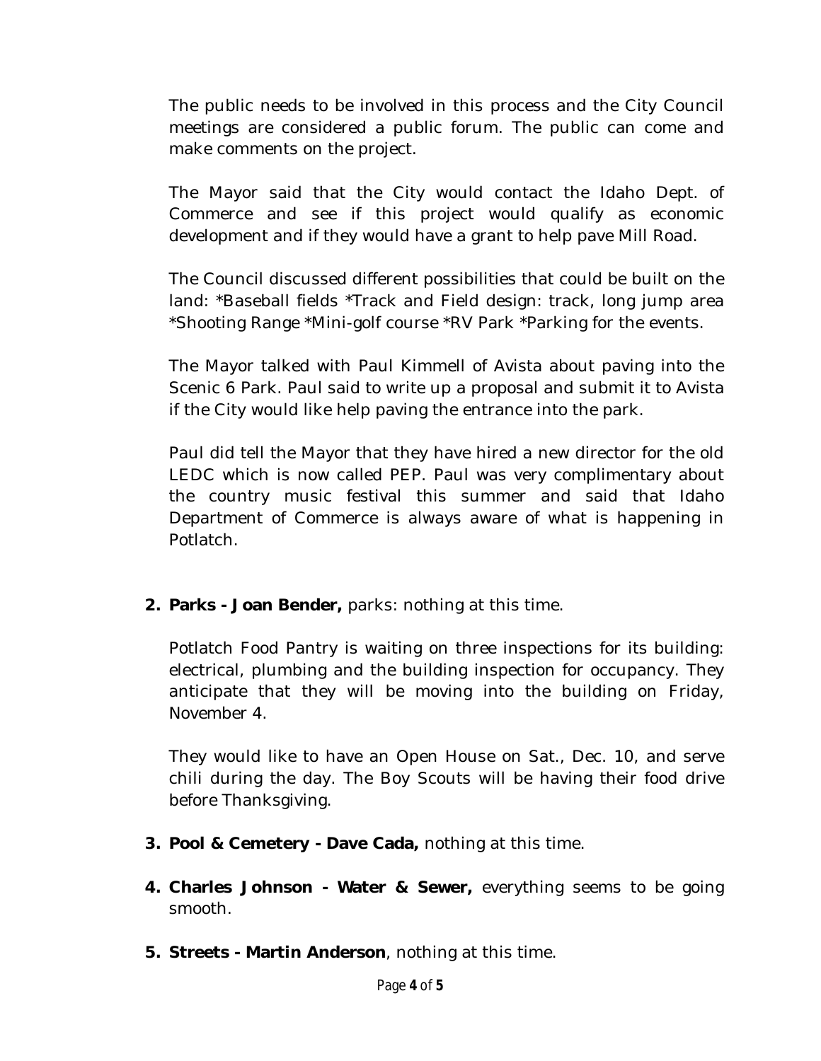The public needs to be involved in this process and the City Council meetings are considered a public forum. The public can come and make comments on the project.

The Mayor said that the City would contact the Idaho Dept. of Commerce and see if this project would qualify as economic development and if they would have a grant to help pave Mill Road.

The Council discussed different possibilities that could be built on the land: *Baseball fields *Track and Field design: track, long jump area *Shooting Range *Mini-golf course *RV Park *Parking for the events.

The Mayor talked with Paul Kimmell of Avista about paving into the Scenic 6 Park. Paul said to write up a proposal and submit it to Avista if the City would like help paving the entrance into the park.

Paul did tell the Mayor that they have hired a new director for the old LEDC which is now called PEP. Paul was very complimentary about the country music festival this summer and said that Idaho Department of Commerce is always aware of what is happening in Potlatch.

2. **Parks - Joan Bender,** parks: nothing at this time.

   Potlatch Food Pantry is waiting on three inspections for its building: electrical, plumbing and the building inspection for occupancy. They anticipate that they will be moving into the building on Friday, November 4.

   They would like to have an Open House on Sat., Dec. 10, and serve chili during the day. The Boy Scouts will be having their food drive before Thanksgiving.

3. **Pool & Cemetery - Dave Cada,** nothing at this time.

4. **Charles Johnson - Water & Sewer,** everything seems to be going smooth.

5. **Streets - Martin Anderson**, nothing at this time.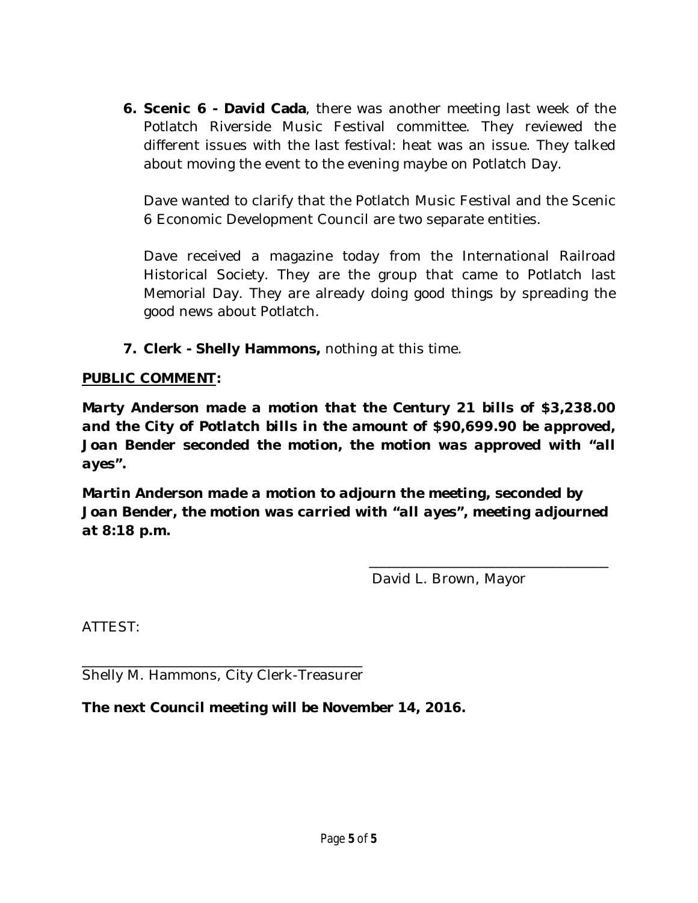6. **Scenic 6 - David Cada**, there was another meeting last week of the Potlatch Riverside Music Festival committee. They reviewed the different issues with the last festival: heat was an issue. They talked about moving the event to the evening maybe on Potlatch Day.

   Dave wanted to clarify that the Potlatch Music Festival and the Scenic 6 Economic Development Council are two separate entities.

   Dave received a magazine today from the International Railroad Historical Society. They are the group that came to Potlatch last Memorial Day. They are already doing good things by spreading the good news about Potlatch.

7. **Clerk - Shelly Hammons,** nothing at this time.

**PUBLIC COMMENT:**

***Marty Anderson made a motion that the Century 21 bills of $3,238.00 and the City of Potlatch bills in the amount of $90,699.90 be approved, Joan Bender seconded the motion, the motion was approved with "all ayes".***

***Martin Anderson made a motion to adjourn the meeting, seconded by Joan Bender, the motion was carried with "all ayes", meeting adjourned at 8:18 p.m.***

\_\_\_\_\_\_\_\_\_\_\_\_\_\_\_\_\_\_\_\_\_\_\_\_\_\_\_\_\_\_\_\_

David L. Brown, Mayor

ATTEST:

\_\_\_\_\_\_\_\_\_\_\_\_\_\_\_\_\_\_\_\_\_\_\_\_\_\_\_\_\_\_\_\_

Shelly M. Hammons, City Clerk-Treasurer

**The next Council meeting will be November 14, 2016.**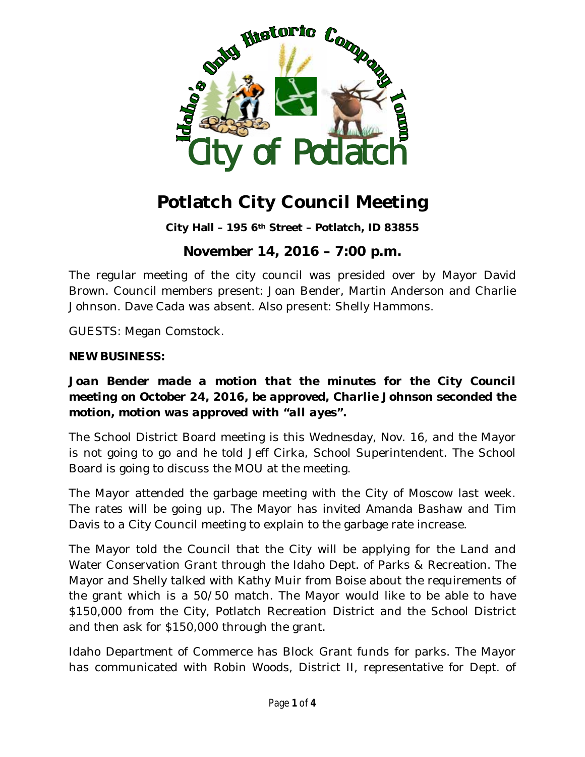# Potlatch City Council Meeting

**City Hall – 195 6th Street – Potlatch, ID 83855**

## November 14, 2016 – 7:00 p.m.

The regular meeting of the city council was presided over by Mayor David Brown. Council members present: Joan Bender, Martin Anderson and Charlie Johnson. Dave Cada was absent. Also present: Shelly Hammons.

GUESTS: Megan Comstock.

**NEW BUSINESS:**

***Joan Bender made a motion that the minutes for the City Council meeting on October 24, 2016, be approved, Charlie Johnson seconded the motion, motion was approved with "all ayes".***

The School District Board meeting is this Wednesday, Nov. 16, and the Mayor is not going to go and he told Jeff Cirka, School Superintendent. The School Board is going to discuss the MOU at the meeting.

The Mayor attended the garbage meeting with the City of Moscow last week. The rates will be going up. The Mayor has invited Amanda Bashaw and Tim Davis to a City Council meeting to explain to the garbage rate increase.

The Mayor told the Council that the City will be applying for the Land and Water Conservation Grant through the Idaho Dept. of Parks & Recreation. The Mayor and Shelly talked with Kathy Muir from Boise about the requirements of the grant which is a 50/50 match. The Mayor would like to be able to have $150,000 from the City, Potlatch Recreation District and the School District and then ask for $150,000 through the grant.

Idaho Department of Commerce has Block Grant funds for parks. The Mayor has communicated with Robin Woods, District II, representative for Dept. of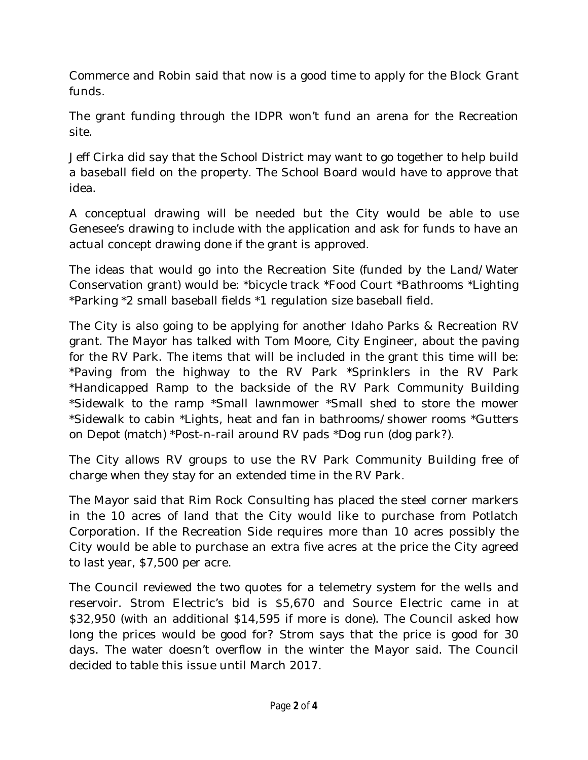Commerce and Robin said that now is a good time to apply for the Block Grant funds.

The grant funding through the IDPR won't fund an arena for the Recreation site.

Jeff Cirka did say that the School District may want to go together to help build a baseball field on the property. The School Board would have to approve that idea.

A conceptual drawing will be needed but the City would be able to use Genesee's drawing to include with the application and ask for funds to have an actual concept drawing done if the grant is approved.

The ideas that would go into the Recreation Site (funded by the Land/Water Conservation grant) would be: *bicycle track *Food Court *Bathrooms *Lighting *Parking *2 small baseball fields *1 regulation size baseball field.

The City is also going to be applying for another Idaho Parks & Recreation RV grant. The Mayor has talked with Tom Moore, City Engineer, about the paving for the RV Park. The items that will be included in the grant this time will be: *Paving from the highway to the RV Park *Sprinklers in the RV Park *Handicapped Ramp to the backside of the RV Park Community Building *Sidewalk to the ramp *Small lawnmower *Small shed to store the mower *Sidewalk to cabin *Lights, heat and fan in bathrooms/shower rooms *Gutters on Depot (match) *Post-n-rail around RV pads *Dog run (dog park?).

The City allows RV groups to use the RV Park Community Building free of charge when they stay for an extended time in the RV Park.

The Mayor said that Rim Rock Consulting has placed the steel corner markers in the 10 acres of land that the City would like to purchase from Potlatch Corporation. If the Recreation Side requires more than 10 acres possibly the City would be able to purchase an extra five acres at the price the City agreed to last year, $7,500 per acre.

The Council reviewed the two quotes for a telemetry system for the wells and reservoir. Strom Electric's bid is $5,670 and Source Electric came in at $32,950 (with an additional $14,595 if more is done). The Council asked how long the prices would be good for? Strom says that the price is good for 30 days. The water doesn't overflow in the winter the Mayor said. The Council decided to table this issue until March 2017.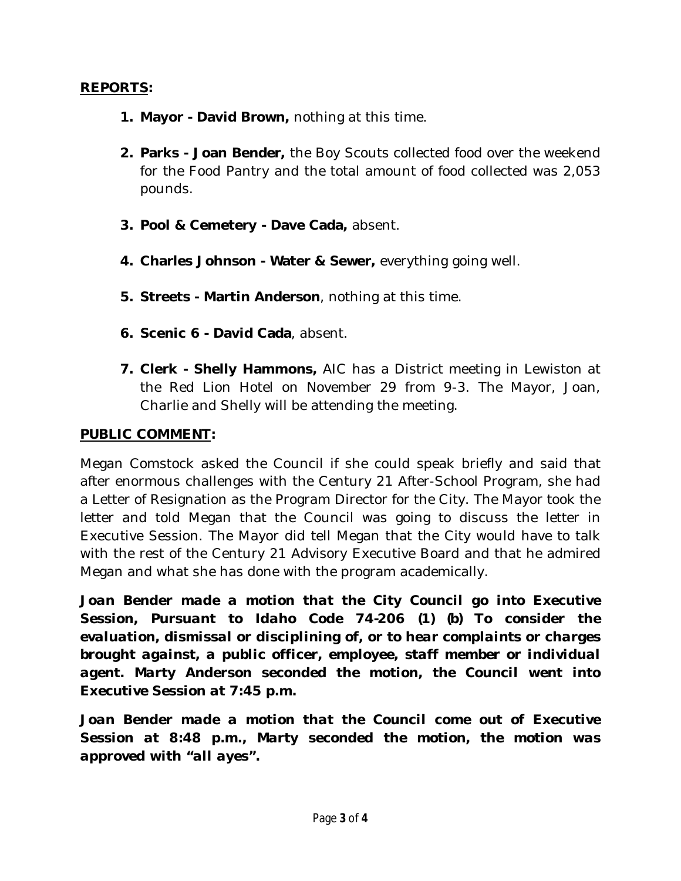**REPORTS:**

1. **Mayor - David Brown,** nothing at this time.

2. **Parks - Joan Bender,** the Boy Scouts collected food over the weekend for the Food Pantry and the total amount of food collected was 2,053 pounds.

3. **Pool & Cemetery - Dave Cada,** absent.

4. **Charles Johnson - Water & Sewer,** everything going well.

5. **Streets - Martin Anderson**, nothing at this time.

6. **Scenic 6 - David Cada**, absent.

7. **Clerk - Shelly Hammons,** AIC has a District meeting in Lewiston at the Red Lion Hotel on November 29 from 9-3. The Mayor, Joan, Charlie and Shelly will be attending the meeting.

**PUBLIC COMMENT:**

Megan Comstock asked the Council if she could speak briefly and said that after enormous challenges with the Century 21 After-School Program, she had a Letter of Resignation as the Program Director for the City. The Mayor took the letter and told Megan that the Council was going to discuss the letter in Executive Session. The Mayor did tell Megan that the City would have to talk with the rest of the Century 21 Advisory Executive Board and that he admired Megan and what she has done with the program academically.

***Joan Bender made a motion that the City Council go into Executive Session, Pursuant to Idaho Code 74-206 (1) (b) To consider the evaluation, dismissal or disciplining of, or to hear complaints or charges brought against, a public officer, employee, staff member or individual agent. Marty Anderson seconded the motion, the Council went into Executive Session at 7:45 p.m.***

***Joan Bender made a motion that the Council come out of Executive Session at 8:48 p.m., Marty seconded the motion, the motion was approved with "all ayes".***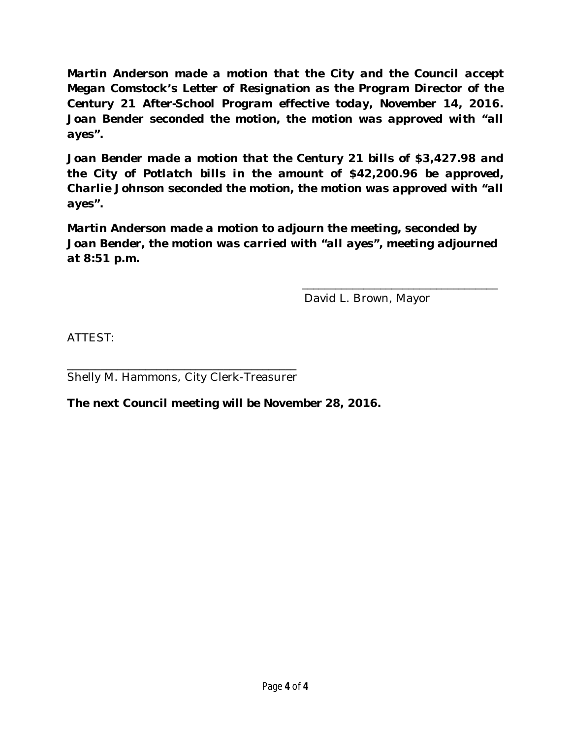**Martin Anderson made a motion that the City and the Council accept Megan Comstock's Letter of Resignation as the Program Director of the Century 21 After-School Program effective today, November 14, 2016. Joan Bender seconded the motion, the motion was approved with "all ayes".**

**Joan Bender made a motion that the Century 21 bills of $3,427.98 and the City of Potlatch bills in the amount of $42,200.96 be approved, Charlie Johnson seconded the motion, the motion was approved with "all ayes".**

**Martin Anderson made a motion to adjourn the meeting, seconded by Joan Bender, the motion was carried with "all ayes", meeting adjourned at 8:51 p.m.**

\_\_\_\_\_\_\_\_\_\_\_\_\_\_\_\_\_\_\_\_\_\_\_\_\_\_\_\_\_\_\_\_\_\_

David L. Brown, Mayor

ATTEST:

\_\_\_\_\_\_\_\_\_\_\_\_\_\_\_\_\_\_\_\_\_\_\_\_\_\_\_\_\_\_\_\_\_\_\_\_\_\_

Shelly M. Hammons, City Clerk-Treasurer

**The next Council meeting will be November 28, 2016.**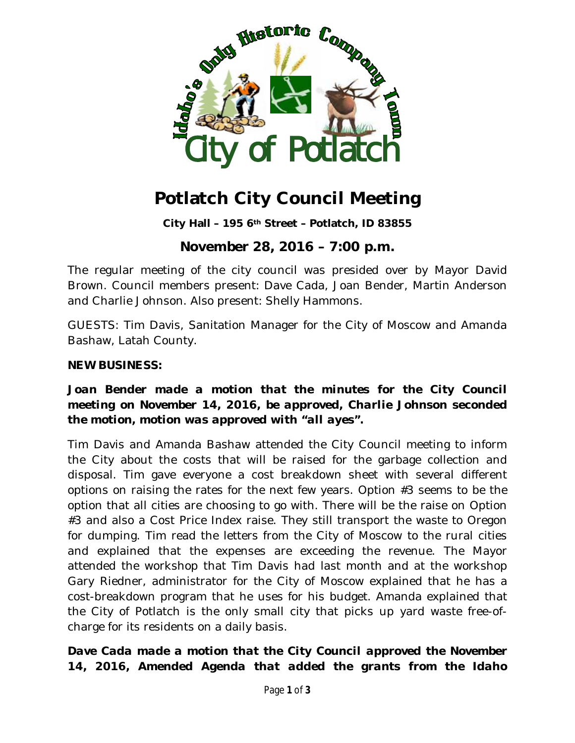# Potlatch City Council Meeting

**City Hall – 195 6th Street – Potlatch, ID 83855**

## November 28, 2016 – 7:00 p.m.

The regular meeting of the city council was presided over by Mayor David Brown. Council members present: Dave Cada, Joan Bender, Martin Anderson and Charlie Johnson. Also present: Shelly Hammons.

GUESTS: Tim Davis, Sanitation Manager for the City of Moscow and Amanda Bashaw, Latah County.

**NEW BUSINESS:**

***Joan Bender made a motion that the minutes for the City Council meeting on November 14, 2016, be approved, Charlie Johnson seconded the motion, motion was approved with "all ayes".***

Tim Davis and Amanda Bashaw attended the City Council meeting to inform the City about the costs that will be raised for the garbage collection and disposal. Tim gave everyone a cost breakdown sheet with several different options on raising the rates for the next few years. Option #3 seems to be the option that all cities are choosing to go with. There will be the raise on Option #3 and also a Cost Price Index raise. They still transport the waste to Oregon for dumping. Tim read the letters from the City of Moscow to the rural cities and explained that the expenses are exceeding the revenue. The Mayor attended the workshop that Tim Davis had last month and at the workshop Gary Riedner, administrator for the City of Moscow explained that he has a cost-breakdown program that he uses for his budget. Amanda explained that the City of Potlatch is the only small city that picks up yard waste free-of-charge for its residents on a daily basis.

***Dave Cada made a motion that the City Council approved the November 14, 2016, Amended Agenda that added the grants from the Idaho***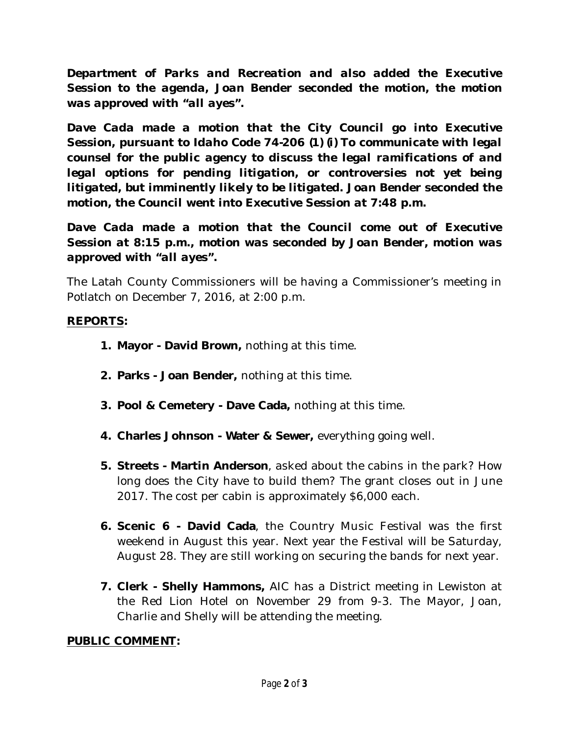**Department of Parks and Recreation and also added the Executive Session to the agenda, Joan Bender seconded the motion, the motion was approved with "all ayes".**

**Dave Cada made a motion that the City Council go into Executive Session, pursuant to Idaho Code 74-206 (1) (i) *To communicate with legal counsel for the public agency to discuss the legal ramifications of and legal options for pending litigation, or controversies not yet being litigated, but imminently likely to be litigated.* Joan Bender seconded the motion, the Council went into Executive Session at 7:48 p.m.**

**Dave Cada made a motion that the Council come out of Executive Session at 8:15 p.m., motion was seconded by Joan Bender, motion was approved with "all ayes".**

The Latah County Commissioners will be having a Commissioner's meeting in Potlatch on December 7, 2016, at 2:00 p.m.

**REPORTS:**

1. **Mayor - David Brown,** nothing at this time.
2. **Parks - Joan Bender,** nothing at this time.
3. **Pool & Cemetery - Dave Cada,** nothing at this time.
4. **Charles Johnson - Water & Sewer,** everything going well.
5. **Streets - Martin Anderson**, asked about the cabins in the park? How long does the City have to build them? The grant closes out in June 2017. The cost per cabin is approximately $6,000 each.
6. **Scenic 6 - David Cada**, the Country Music Festival was the first weekend in August this year. Next year the Festival will be Saturday, August 28. They are still working on securing the bands for next year.
7. **Clerk - Shelly Hammons,** AIC has a District meeting in Lewiston at the Red Lion Hotel on November 29 from 9-3. The Mayor, Joan, Charlie and Shelly will be attending the meeting.

**PUBLIC COMMENT:**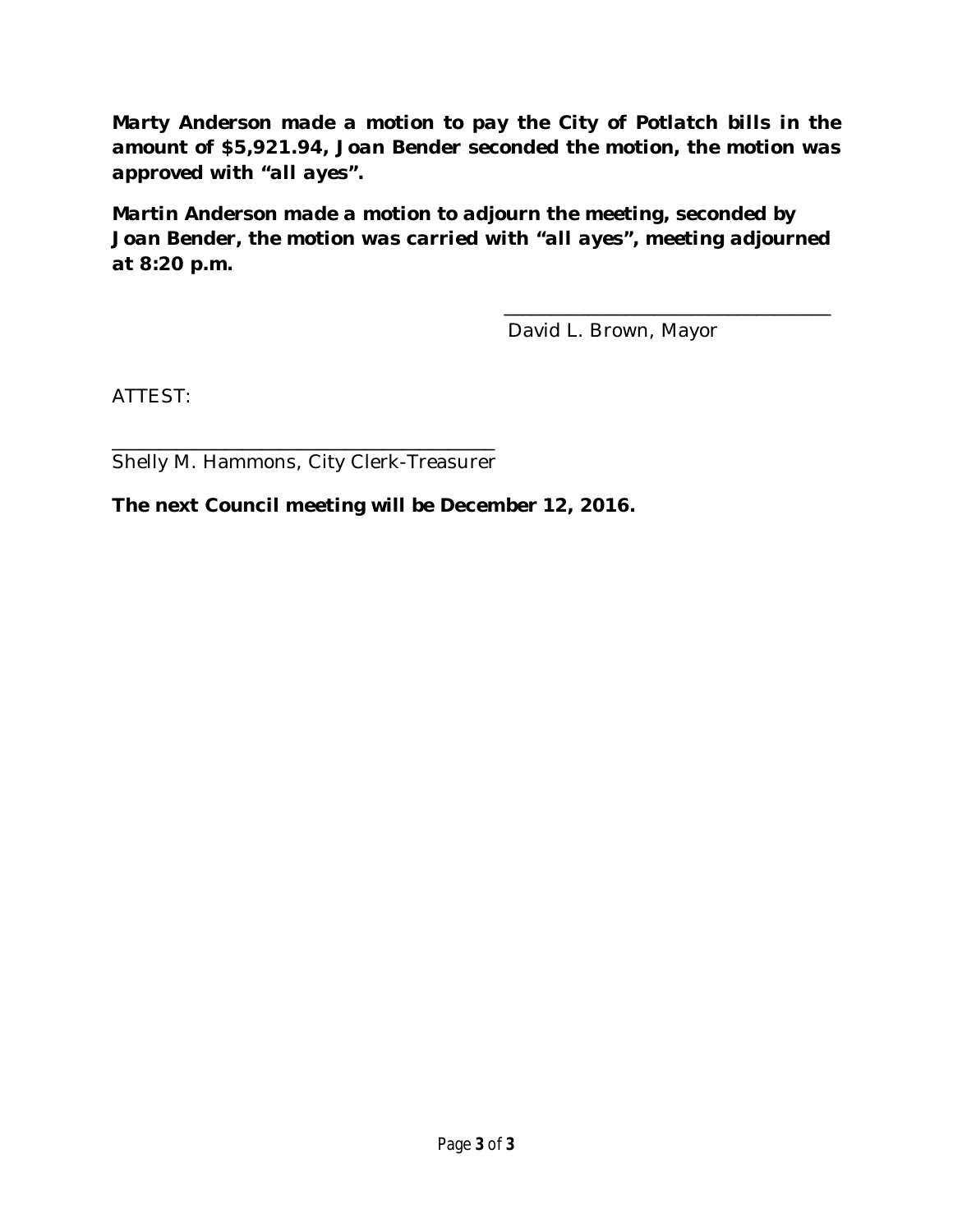**Marty Anderson made a motion to pay the City of Potlatch bills in the amount of $5,921.94, Joan Bender seconded the motion, the motion was approved with "all ayes".**

**Martin Anderson made a motion to adjourn the meeting, seconded by Joan Bender, the motion was carried with "all ayes", meeting adjourned at 8:20 p.m.**

\_\_\_\_\_\_\_\_\_\_\_\_\_\_\_\_\_\_\_\_\_\_\_\_\_\_\_\_\_\_\_\_\_\_

David L. Brown, Mayor

ATTEST:

\_\_\_\_\_\_\_\_\_\_\_\_\_\_\_\_\_\_\_\_\_\_\_\_\_\_\_\_\_\_\_\_\_\_\_\_\_\_\_\_

Shelly M. Hammons, City Clerk-Treasurer

**The next Council meeting will be December 12, 2016.**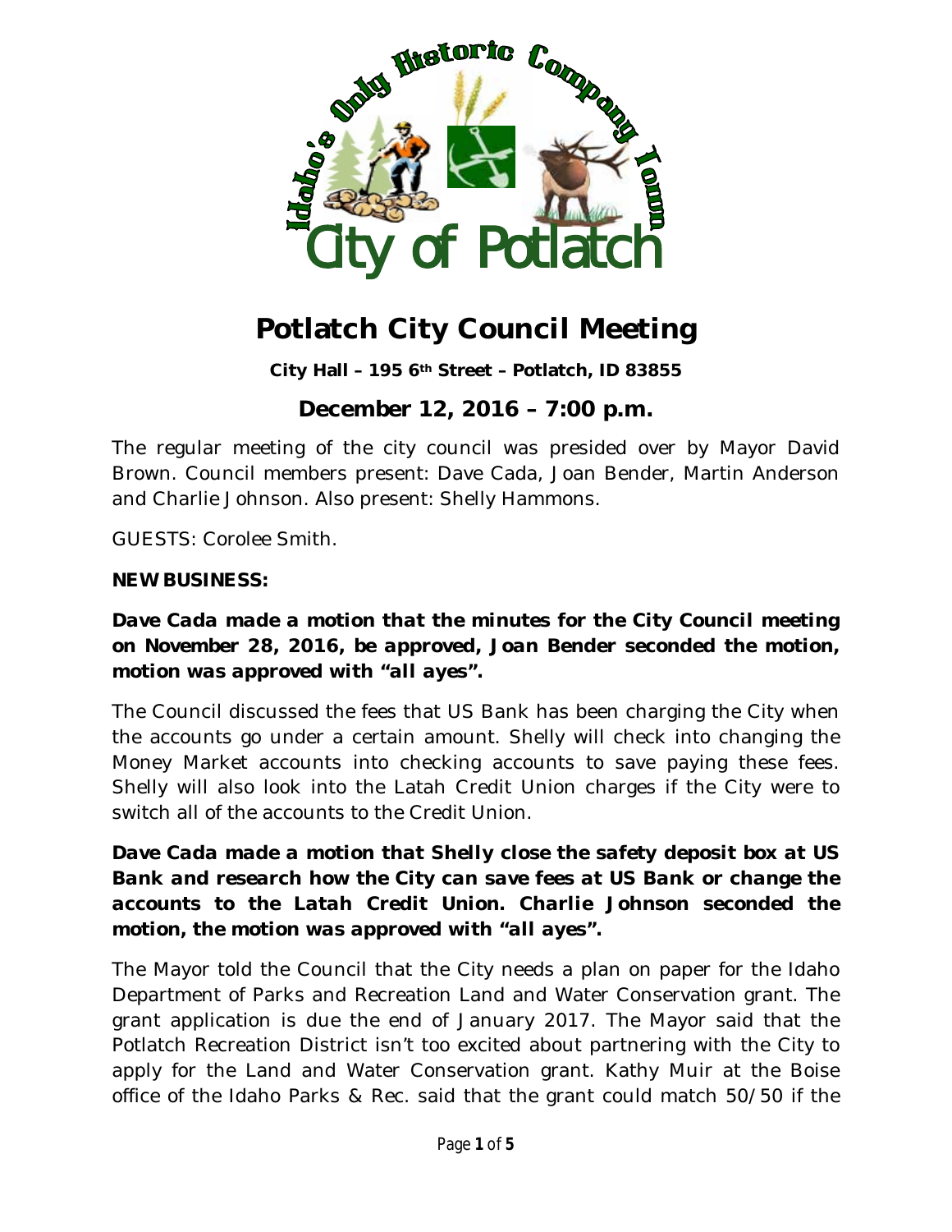# Potlatch City Council Meeting

**City Hall – 195 6th Street – Potlatch, ID 83855**

## December 12, 2016 – 7:00 p.m.

The regular meeting of the city council was presided over by Mayor David Brown. Council members present: Dave Cada, Joan Bender, Martin Anderson and Charlie Johnson. Also present: Shelly Hammons.

GUESTS: Corolee Smith.

**NEW BUSINESS:**

***Dave Cada made a motion that the minutes for the City Council meeting on November 28, 2016, be approved, Joan Bender seconded the motion, motion was approved with "all ayes".***

The Council discussed the fees that US Bank has been charging the City when the accounts go under a certain amount. Shelly will check into changing the Money Market accounts into checking accounts to save paying these fees. Shelly will also look into the Latah Credit Union charges if the City were to switch all of the accounts to the Credit Union.

***Dave Cada made a motion that Shelly close the safety deposit box at US Bank and research how the City can save fees at US Bank or change the accounts to the Latah Credit Union. Charlie Johnson seconded the motion, the motion was approved with "all ayes".***

The Mayor told the Council that the City needs a plan on paper for the Idaho Department of Parks and Recreation Land and Water Conservation grant. The grant application is due the end of January 2017. The Mayor said that the Potlatch Recreation District isn't too excited about partnering with the City to apply for the Land and Water Conservation grant. Kathy Muir at the Boise office of the Idaho Parks & Rec. said that the grant could match 50/50 if the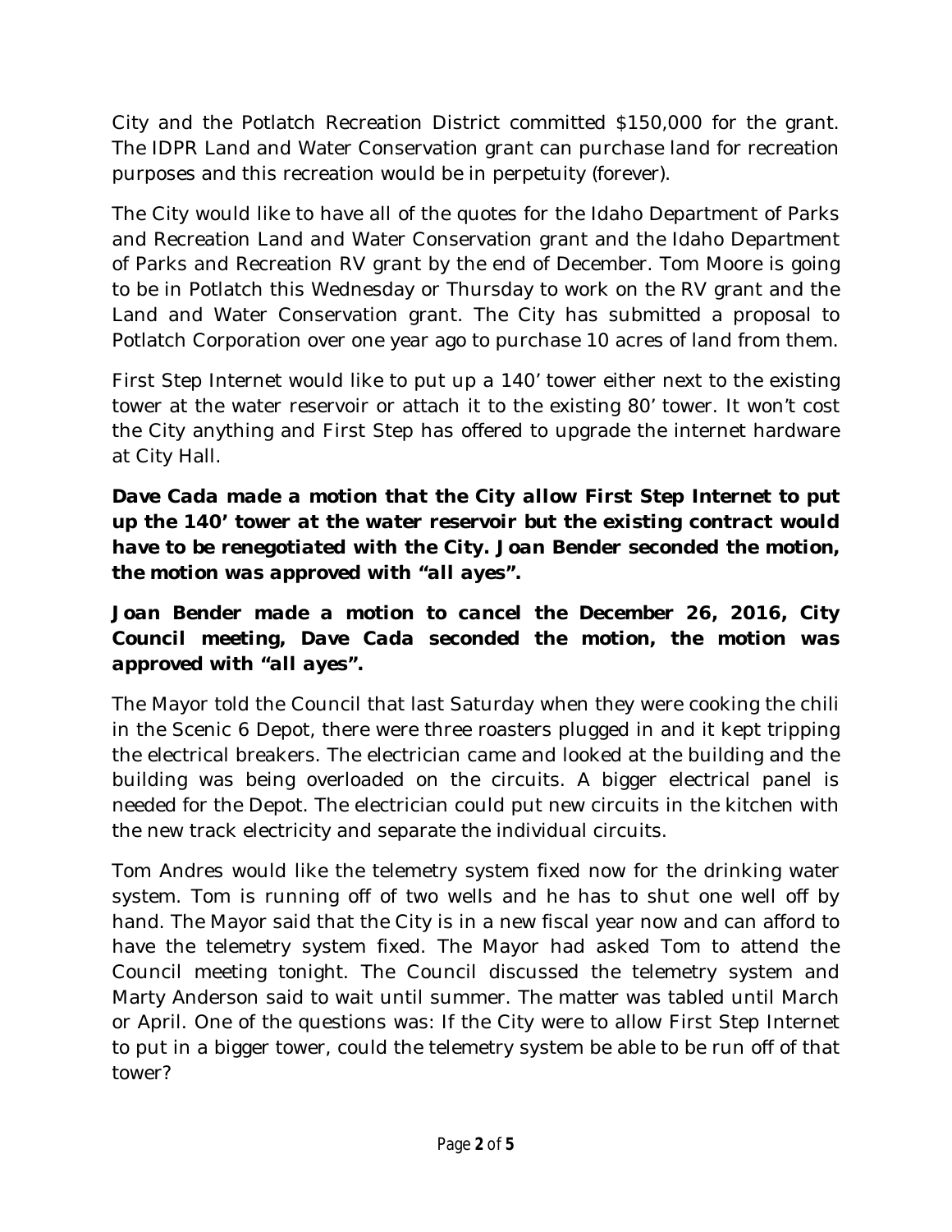City and the Potlatch Recreation District committed $150,000 for the grant. The IDPR Land and Water Conservation grant can purchase land for recreation purposes and this recreation would be in perpetuity (forever).

The City would like to have all of the quotes for the Idaho Department of Parks and Recreation Land and Water Conservation grant and the Idaho Department of Parks and Recreation RV grant by the end of December. Tom Moore is going to be in Potlatch this Wednesday or Thursday to work on the RV grant and the Land and Water Conservation grant. The City has submitted a proposal to Potlatch Corporation over one year ago to purchase 10 acres of land from them.

First Step Internet would like to put up a 140' tower either next to the existing tower at the water reservoir or attach it to the existing 80' tower. It won't cost the City anything and First Step has offered to upgrade the internet hardware at City Hall.

***Dave Cada made a motion that the City allow First Step Internet to put up the 140' tower at the water reservoir but the existing contract would have to be renegotiated with the City. Joan Bender seconded the motion, the motion was approved with "all ayes".***

***Joan Bender made a motion to cancel the December 26, 2016, City Council meeting, Dave Cada seconded the motion, the motion was approved with "all ayes".***

The Mayor told the Council that last Saturday when they were cooking the chili in the Scenic 6 Depot, there were three roasters plugged in and it kept tripping the electrical breakers. The electrician came and looked at the building and the building was being overloaded on the circuits. A bigger electrical panel is needed for the Depot. The electrician could put new circuits in the kitchen with the new track electricity and separate the individual circuits.

Tom Andres would like the telemetry system fixed now for the drinking water system. Tom is running off of two wells and he has to shut one well off by hand. The Mayor said that the City is in a new fiscal year now and can afford to have the telemetry system fixed. The Mayor had asked Tom to attend the Council meeting tonight. The Council discussed the telemetry system and Marty Anderson said to wait until summer. The matter was tabled until March or April. One of the questions was: If the City were to allow First Step Internet to put in a bigger tower, could the telemetry system be able to be run off of that tower?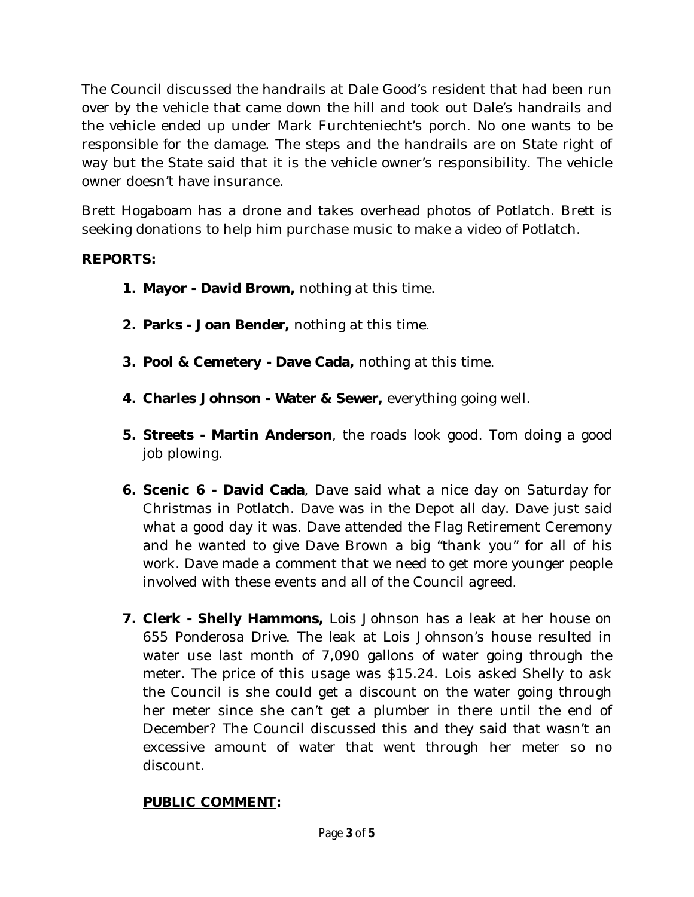The Council discussed the handrails at Dale Good's resident that had been run over by the vehicle that came down the hill and took out Dale's handrails and the vehicle ended up under Mark Furchteniecht's porch. No one wants to be responsible for the damage. The steps and the handrails are on State right of way but the State said that it is the vehicle owner's responsibility. The vehicle owner doesn't have insurance.

Brett Hogaboam has a drone and takes overhead photos of Potlatch. Brett is seeking donations to help him purchase music to make a video of Potlatch.

**REPORTS:**

1. **Mayor - David Brown,** nothing at this time.

2. **Parks - Joan Bender,** nothing at this time.

3. **Pool & Cemetery - Dave Cada,** nothing at this time.

4. **Charles Johnson - Water & Sewer,** everything going well.

5. **Streets - Martin Anderson**, the roads look good. Tom doing a good job plowing.

6. **Scenic 6 - David Cada**, Dave said what a nice day on Saturday for Christmas in Potlatch. Dave was in the Depot all day. Dave just said what a good day it was. Dave attended the Flag Retirement Ceremony and he wanted to give Dave Brown a big "thank you" for all of his work. Dave made a comment that we need to get more younger people involved with these events and all of the Council agreed.

7. **Clerk - Shelly Hammons,** Lois Johnson has a leak at her house on 655 Ponderosa Drive. The leak at Lois Johnson's house resulted in water use last month of 7,090 gallons of water going through the meter. The price of this usage was $15.24. Lois asked Shelly to ask the Council is she could get a discount on the water going through her meter since she can't get a plumber in there until the end of December? The Council discussed this and they said that wasn't an excessive amount of water that went through her meter so no discount.

**PUBLIC COMMENT:**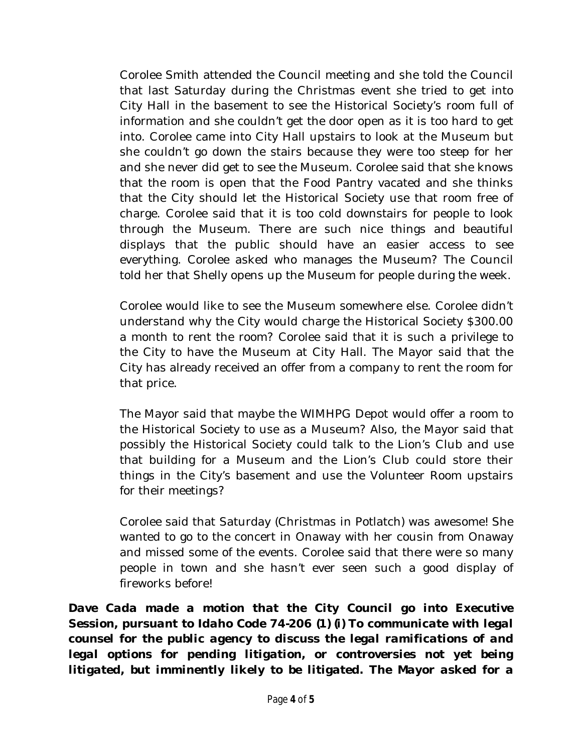Corolee Smith attended the Council meeting and she told the Council that last Saturday during the Christmas event she tried to get into City Hall in the basement to see the Historical Society's room full of information and she couldn't get the door open as it is too hard to get into. Corolee came into City Hall upstairs to look at the Museum but she couldn't go down the stairs because they were too steep for her and she never did get to see the Museum. Corolee said that she knows that the room is open that the Food Pantry vacated and she thinks that the City should let the Historical Society use that room free of charge. Corolee said that it is too cold downstairs for people to look through the Museum. There are such nice things and beautiful displays that the public should have an easier access to see everything. Corolee asked who manages the Museum? The Council told her that Shelly opens up the Museum for people during the week.

Corolee would like to see the Museum somewhere else. Corolee didn't understand why the City would charge the Historical Society $300.00 a month to rent the room? Corolee said that it is such a privilege to the City to have the Museum at City Hall. The Mayor said that the City has already received an offer from a company to rent the room for that price.

The Mayor said that maybe the WIMHPG Depot would offer a room to the Historical Society to use as a Museum? Also, the Mayor said that possibly the Historical Society could talk to the Lion's Club and use that building for a Museum and the Lion's Club could store their things in the City's basement and use the Volunteer Room upstairs for their meetings?

Corolee said that Saturday (Christmas in Potlatch) was awesome! She wanted to go to the concert in Onaway with her cousin from Onaway and missed some of the events. Corolee said that there were so many people in town and she hasn't ever seen such a good display of fireworks before!

***Dave Cada made a motion that the City Council go into Executive Session, pursuant to Idaho Code 74-206 (1) (i) To communicate with legal counsel for the public agency to discuss the legal ramifications of and legal options for pending litigation, or controversies not yet being litigated, but imminently likely to be litigated. The Mayor asked for a***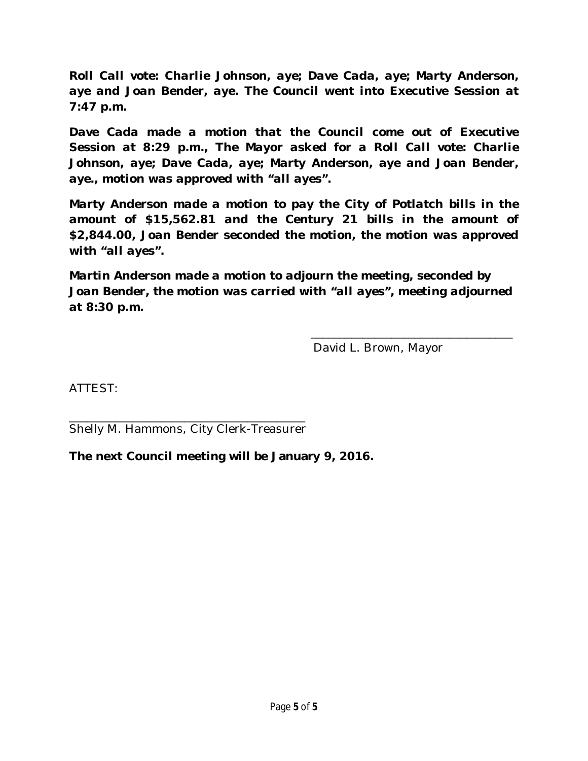**Roll Call vote: Charlie Johnson, aye; Dave Cada, aye; Marty Anderson, aye and Joan Bender, aye. The Council went into Executive Session at 7:47 p.m.**

**Dave Cada made a motion that the Council come out of Executive Session at 8:29 p.m., The Mayor asked for a Roll Call vote: Charlie Johnson, aye; Dave Cada, aye; Marty Anderson, aye and Joan Bender, aye., motion was approved with "all ayes".**

**Marty Anderson made a motion to pay the City of Potlatch bills in the amount of $15,562.81 and the Century 21 bills in the amount of $2,844.00, Joan Bender seconded the motion, the motion was approved with "all ayes".**

**Martin Anderson made a motion to adjourn the meeting, seconded by Joan Bender, the motion was carried with "all ayes", meeting adjourned at 8:30 p.m.**

\_\_\_\_\_\_\_\_\_\_\_\_\_\_\_\_\_\_\_\_\_\_\_\_\_\_\_\_\_\_\_\_
David L. Brown, Mayor

ATTEST:

\_\_\_\_\_\_\_\_\_\_\_\_\_\_\_\_\_\_\_\_\_\_\_\_\_\_\_\_\_\_\_\_\_\_\_\_
Shelly M. Hammons, City Clerk-Treasurer

**The next Council meeting will be January 9, 2016.**